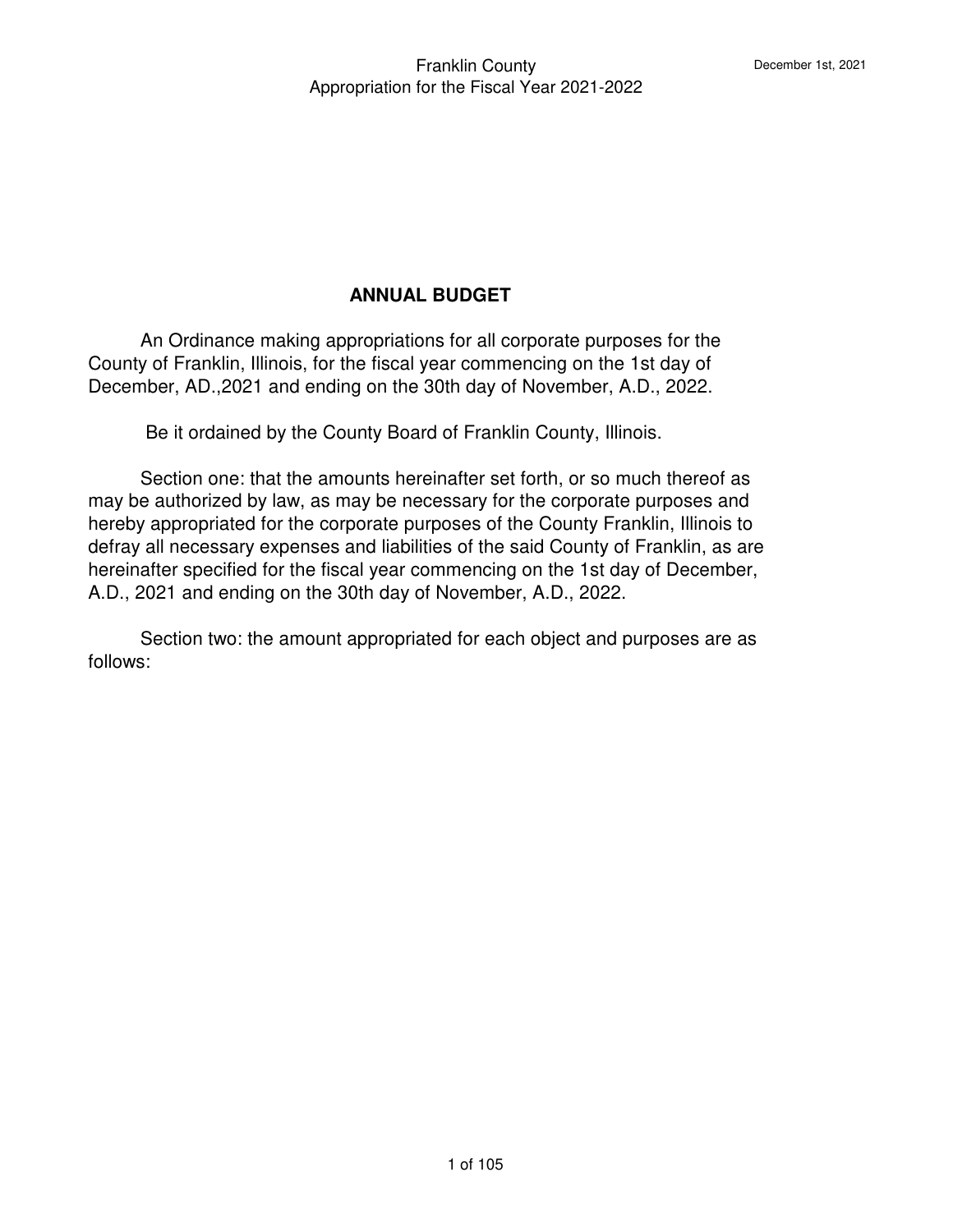## ANNUAL BUDGET

An Ordinance making appropriations for all corporate purposes for the County of Franklin, Illinois, for the fiscal year commencing on the 1st day of December, AD.,2021 and ending on the 30th day of November, A.D., 2022.

Be it ordained by the County Board of Franklin County, Illinois.

Section one: that the amounts hereinafter set forth, or so much thereof as may be authorized by law, as may be necessary for the corporate purposes and hereby appropriated for the corporate purposes of the County Franklin, Illinois to defray all necessary expenses and liabilities of the said County of Franklin, as are hereinafter specified for the fiscal year commencing on the 1st day of December, A.D., 2021 and ending on the 30th day of November, A.D., 2022.

Section two: the amount appropriated for each object and purposes are as follows: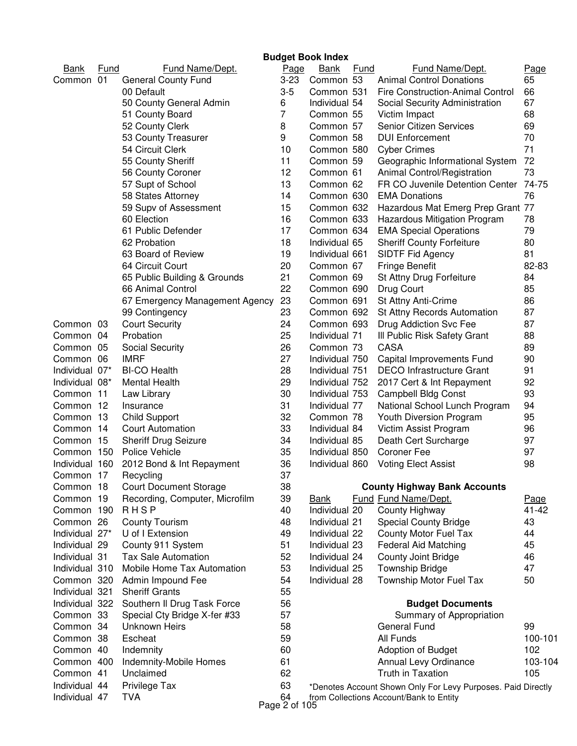# Budget Book Index

| Bank | Fund | Fund Name/Dept. | Page |
|---|---|---|---|
| Common | 01 | General County Fund | 3-23 |
| | | 00 Default | 3-5 |
| | | 50 County General Admin | 6 |
| | | 51 County Board | 7 |
| | | 52 County Clerk | 8 |
| | | 53 County Treasurer | 9 |
| | | 54 Circuit Clerk | 10 |
| | | 55 County Sheriff | 11 |
| | | 56 County Coroner | 12 |
| | | 57 Supt of School | 13 |
| | | 58 States Attorney | 14 |
| | | 59 Supv of Assessment | 15 |
| | | 60 Election | 16 |
| | | 61 Public Defender | 17 |
| | | 62 Probation | 18 |
| | | 63 Board of Review | 19 |
| | | 64 Circuit Court | 20 |
| | | 65 Public Building & Grounds | 21 |
| | | 66 Animal Control | 22 |
| | | 67 Emergency Management Agency | 23 |
| | | 99 Contingency | 23 |
| Common | 03 | Court Security | 24 |
| Common | 04 | Probation | 25 |
| Common | 05 | Social Security | 26 |
| Common | 06 | IMRF | 27 |
| Individual | 07* | BI-CO Health | 28 |
| Individual | 08* | Mental Health | 29 |
| Common | 11 | Law Library | 30 |
| Common | 12 | Insurance | 31 |
| Common | 13 | Child Support | 32 |
| Common | 14 | Court Automation | 33 |
| Common | 15 | Sheriff Drug Seizure | 34 |
| Common | 150 | Police Vehicle | 35 |
| Individual | 160 | 2012 Bond & Int Repayment | 36 |
| Common | 17 | Recycling | 37 |
| Common | 18 | Court Document Storage | 38 |
| Common | 19 | Recording, Computer, Microfilm | 39 |
| Common | 190 | R H S P | 40 |
| Common | 26 | County Tourism | 48 |
| Individual | 27* | U of I Extension | 49 |
| Individual | 29 | County 911 System | 51 |
| Individual | 31 | Tax Sale Automation | 52 |
| Individual | 310 | Mobile Home Tax Automation | 53 |
| Common | 320 | Admin Impound Fee | 54 |
| Individual | 321 | Sheriff Grants | 55 |
| Individual | 322 | Southern Il Drug Task Force | 56 |
| Common | 33 | Special Cty Bridge X-fer #33 | 57 |
| Common | 34 | Unknown Heirs | 58 |
| Common | 38 | Escheat | 59 |
| Common | 40 | Indemnity | 60 |
| Common | 400 | Indemnity-Mobile Homes | 61 |
| Common | 41 | Unclaimed | 62 |
| Individual | 44 | Privilege Tax | 63 |
| Individual | 47 | TVA | 64 |
| Common | 53 | Animal Control Donations | 65 |
| Common | 531 | Fire Construction-Animal Control | 66 |
| Individual | 54 | Social Security Administration | 67 |
| Common | 55 | Victim Impact | 68 |
| Common | 57 | Senior Citizen Services | 69 |
| Common | 58 | DUI Enforcement | 70 |
| Common | 580 | Cyber Crimes | 71 |
| Common | 59 | Geographic Informational System | 72 |
| Common | 61 | Animal Control/Registration | 73 |
| Common | 62 | FR CO Juvenile Detention Center | 74-75 |
| Common | 630 | EMA Donations | 76 |
| Common | 632 | Hazardous Mat Emerg Prep Grant | 77 |
| Common | 633 | Hazardous Mitigation Program | 78 |
| Common | 634 | EMA Special Operations | 79 |
| Individual | 65 | Sheriff County Forfeiture | 80 |
| Individual | 661 | SIDTF Fid Agency | 81 |
| Common | 67 | Fringe Benefit | 82-83 |
| Common | 69 | St Attny Drug Forfeiture | 84 |
| Common | 690 | Drug Court | 85 |
| Common | 691 | St Attny Anti-Crime | 86 |
| Common | 692 | St Attny Records Automation | 87 |
| Common | 693 | Drug Addiction Svc Fee | 87 |
| Individual | 71 | Ill Public Risk Safety Grant | 88 |
| Common | 73 | CASA | 89 |
| Individual | 750 | Capital Improvements Fund | 90 |
| Individual | 751 | DECO Infrastructure Grant | 91 |
| Individual | 752 | 2017 Cert & Int Repayment | 92 |
| Individual | 753 | Campbell Bldg Const | 93 |
| Individual | 77 | National School Lunch Program | 94 |
| Common | 78 | Youth Diversion Program | 95 |
| Individual | 84 | Victim Assist Program | 96 |
| Individual | 85 | Death Cert Surcharge | 97 |
| Individual | 850 | Coroner Fee | 97 |
| Individual | 860 | Voting Elect Assist | 98 |

## County Highway Bank Accounts

| Bank | Fund | Fund Name/Dept. | Page |
|---|---|---|---|
| Individual | 20 | County Highway | 41-42 |
| Individual | 21 | Special County Bridge | 43 |
| Individual | 22 | County Motor Fuel Tax | 44 |
| Individual | 23 | Federal Aid Matching | 45 |
| Individual | 24 | County Joint Bridge | 46 |
| Individual | 25 | Township Bridge | 47 |
| Individual | 28 | Township Motor Fuel Tax | 50 |

## Budget Documents

| Document | Page |
|---|---|
| Summary of Appropriation | |
| General Fund | 99 |
| All Funds | 100-101 |
| Adoption of Budget | 102 |
| Annual Levy Ordinance | 103-104 |
| Truth in Taxation | 105 |

*Denotes Account Shown Only For Levy Purposes. Paid Directly from Collections Account/Bank to Entity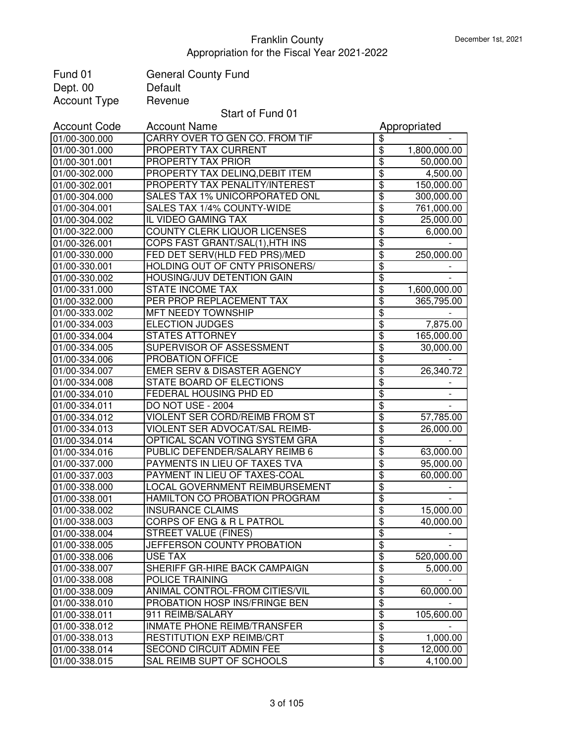Franklin County
Appropriation for the Fiscal Year 2021-2022

December 1st, 2021

| | |
|---|---|
| Fund 01 | General County Fund |
| Dept. 00 | Default |
| Account Type | Revenue |

Start of Fund 01

| Account Code | Account Name | Appropriated |
|---|---|---|
| 01/00-300.000 | CARRY OVER TO GEN CO. FROM TIF | $ - |
| 01/00-301.000 | PROPERTY TAX CURRENT | $ 1,800,000.00 |
| 01/00-301.001 | PROPERTY TAX PRIOR | $ 50,000.00 |
| 01/00-302.000 | PROPERTY TAX DELINQ,DEBIT ITEM | $ 4,500.00 |
| 01/00-302.001 | PROPERTY TAX PENALITY/INTEREST | $ 150,000.00 |
| 01/00-304.000 | SALES TAX 1% UNICORPORATED ONL | $ 300,000.00 |
| 01/00-304.001 | SALES TAX 1/4% COUNTY-WIDE | $ 761,000.00 |
| 01/00-304.002 | IL VIDEO GAMING TAX | $ 25,000.00 |
| 01/00-322.000 | COUNTY CLERK LIQUOR LICENSES | $ 6,000.00 |
| 01/00-326.001 | COPS FAST GRANT/SAL(1),HTH INS | $ - |
| 01/00-330.000 | FED DET SERV(HLD FED PRS)/MED | $ 250,000.00 |
| 01/00-330.001 | HOLDING OUT OF CNTY PRISONERS/ | $ - |
| 01/00-330.002 | HOUSING/JUV DETENTION GAIN | $ - |
| 01/00-331.000 | STATE INCOME TAX | $ 1,600,000.00 |
| 01/00-332.000 | PER PROP REPLACEMENT TAX | $ 365,795.00 |
| 01/00-333.002 | MFT NEEDY TOWNSHIP | $ - |
| 01/00-334.003 | ELECTION JUDGES | $ 7,875.00 |
| 01/00-334.004 | STATES ATTORNEY | $ 165,000.00 |
| 01/00-334.005 | SUPERVISOR OF ASSESSMENT | $ 30,000.00 |
| 01/00-334.006 | PROBATION OFFICE | $ - |
| 01/00-334.007 | EMER SERV & DISASTER AGENCY | $ 26,340.72 |
| 01/00-334.008 | STATE BOARD OF ELECTIONS | $ - |
| 01/00-334.010 | FEDERAL HOUSING PHD ED | $ - |
| 01/00-334.011 | DO NOT USE - 2004 | $ - |
| 01/00-334.012 | VIOLENT SER CORD/REIMB FROM ST | $ 57,785.00 |
| 01/00-334.013 | VIOLENT SER ADVOCAT/SAL REIMB- | $ 26,000.00 |
| 01/00-334.014 | OPTICAL SCAN VOTING SYSTEM GRA | $ - |
| 01/00-334.016 | PUBLIC DEFENDER/SALARY REIMB 6 | $ 63,000.00 |
| 01/00-337.000 | PAYMENTS IN LIEU OF TAXES TVA | $ 95,000.00 |
| 01/00-337.003 | PAYMENT IN LIEU OF TAXES-COAL | $ 60,000.00 |
| 01/00-338.000 | LOCAL GOVERNMENT REIMBURSEMENT | $ - |
| 01/00-338.001 | HAMILTON CO PROBATION PROGRAM | $ - |
| 01/00-338.002 | INSURANCE CLAIMS | $ 15,000.00 |
| 01/00-338.003 | CORPS OF ENG & R L PATROL | $ 40,000.00 |
| 01/00-338.004 | STREET VALUE (FINES) | $ - |
| 01/00-338.005 | JEFFERSON COUNTY PROBATION | $ - |
| 01/00-338.006 | USE TAX | $ 520,000.00 |
| 01/00-338.007 | SHERIFF GR-HIRE BACK CAMPAIGN | $ 5,000.00 |
| 01/00-338.008 | POLICE TRAINING | $ - |
| 01/00-338.009 | ANIMAL CONTROL-FROM CITIES/VIL | $ 60,000.00 |
| 01/00-338.010 | PROBATION HOSP INS/FRINGE BEN | $ - |
| 01/00-338.011 | 911 REIMB/SALARY | $ 105,600.00 |
| 01/00-338.012 | INMATE PHONE REIMB/TRANSFER | $ - |
| 01/00-338.013 | RESTITUTION EXP REIMB/CRT | $ 1,000.00 |
| 01/00-338.014 | SECOND CIRCUIT ADMIN FEE | $ 12,000.00 |
| 01/00-338.015 | SAL REIMB SUPT OF SCHOOLS | $ 4,100.00 |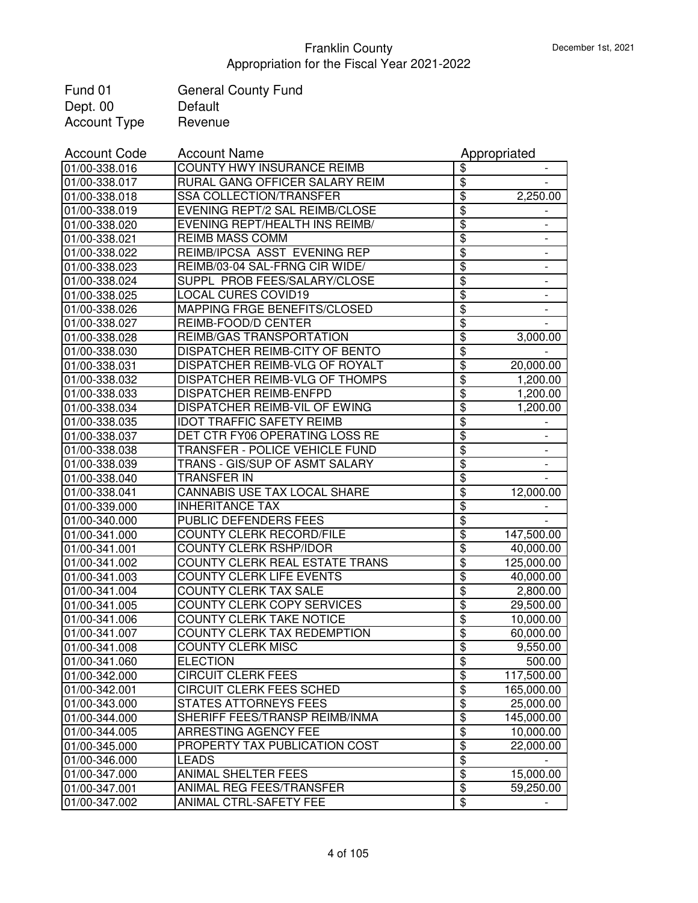# Franklin County
## Appropriation for the Fiscal Year 2021-2022

December 1st, 2021

| | |
|---|---|
| Fund 01 | General County Fund |
| Dept. 00 | Default |
| Account Type | Revenue |

| Account Code | Account Name | Appropriated |
|---|---|---|
| 01/00-338.016 | COUNTY HWY INSURANCE REIMB | $ - |
| 01/00-338.017 | RURAL GANG OFFICER SALARY REIM | $ - |
| 01/00-338.018 | SSA COLLECTION/TRANSFER | $ 2,250.00 |
| 01/00-338.019 | EVENING REPT/2 SAL REIMB/CLOSE | $ - |
| 01/00-338.020 | EVENING REPT/HEALTH INS REIMB/ | $ - |
| 01/00-338.021 | REIMB MASS COMM | $ - |
| 01/00-338.022 | REIMB/IPCSA ASST EVENING REP | $ - |
| 01/00-338.023 | REIMB/03-04 SAL-FRNG CIR WIDE/ | $ - |
| 01/00-338.024 | SUPPL PROB FEES/SALARY/CLOSE | $ - |
| 01/00-338.025 | LOCAL CURES COVID19 | $ - |
| 01/00-338.026 | MAPPING FRGE BENEFITS/CLOSED | $ - |
| 01/00-338.027 | REIMB-FOOD/D CENTER | $ - |
| 01/00-338.028 | REIMB/GAS TRANSPORTATION | $ 3,000.00 |
| 01/00-338.030 | DISPATCHER REIMB-CITY OF BENTO | $ - |
| 01/00-338.031 | DISPATCHER REIMB-VLG OF ROYALT | $ 20,000.00 |
| 01/00-338.032 | DISPATCHER REIMB-VLG OF THOMPS | $ 1,200.00 |
| 01/00-338.033 | DISPATCHER REIMB-ENFPD | $ 1,200.00 |
| 01/00-338.034 | DISPATCHER REIMB-VIL OF EWING | $ 1,200.00 |
| 01/00-338.035 | IDOT TRAFFIC SAFETY REIMB | $ - |
| 01/00-338.037 | DET CTR FY06 OPERATING LOSS RE | $ - |
| 01/00-338.038 | TRANSFER - POLICE VEHICLE FUND | $ - |
| 01/00-338.039 | TRANS - GIS/SUP OF ASMT SALARY | $ - |
| 01/00-338.040 | TRANSFER IN | $ - |
| 01/00-338.041 | CANNABIS USE TAX LOCAL SHARE | $ 12,000.00 |
| 01/00-339.000 | INHERITANCE TAX | $ - |
| 01/00-340.000 | PUBLIC DEFENDERS FEES | $ - |
| 01/00-341.000 | COUNTY CLERK RECORD/FILE | $ 147,500.00 |
| 01/00-341.001 | COUNTY CLERK RSHP/IDOR | $ 40,000.00 |
| 01/00-341.002 | COUNTY CLERK REAL ESTATE TRANS | $ 125,000.00 |
| 01/00-341.003 | COUNTY CLERK LIFE EVENTS | $ 40,000.00 |
| 01/00-341.004 | COUNTY CLERK TAX SALE | $ 2,800.00 |
| 01/00-341.005 | COUNTY CLERK COPY SERVICES | $ 29,500.00 |
| 01/00-341.006 | COUNTY CLERK TAKE NOTICE | $ 10,000.00 |
| 01/00-341.007 | COUNTY CLERK TAX REDEMPTION | $ 60,000.00 |
| 01/00-341.008 | COUNTY CLERK MISC | $ 9,550.00 |
| 01/00-341.060 | ELECTION | $ 500.00 |
| 01/00-342.000 | CIRCUIT CLERK FEES | $ 117,500.00 |
| 01/00-342.001 | CIRCUIT CLERK FEES SCHED | $ 165,000.00 |
| 01/00-343.000 | STATES ATTORNEYS FEES | $ 25,000.00 |
| 01/00-344.000 | SHERIFF FEES/TRANSP REIMB/INMA | $ 145,000.00 |
| 01/00-344.005 | ARRESTING AGENCY FEE | $ 10,000.00 |
| 01/00-345.000 | PROPERTY TAX PUBLICATION COST | $ 22,000.00 |
| 01/00-346.000 | LEADS | $ - |
| 01/00-347.000 | ANIMAL SHELTER FEES | $ 15,000.00 |
| 01/00-347.001 | ANIMAL REG FEES/TRANSFER | $ 59,250.00 |
| 01/00-347.002 | ANIMAL CTRL-SAFETY FEE | $ - |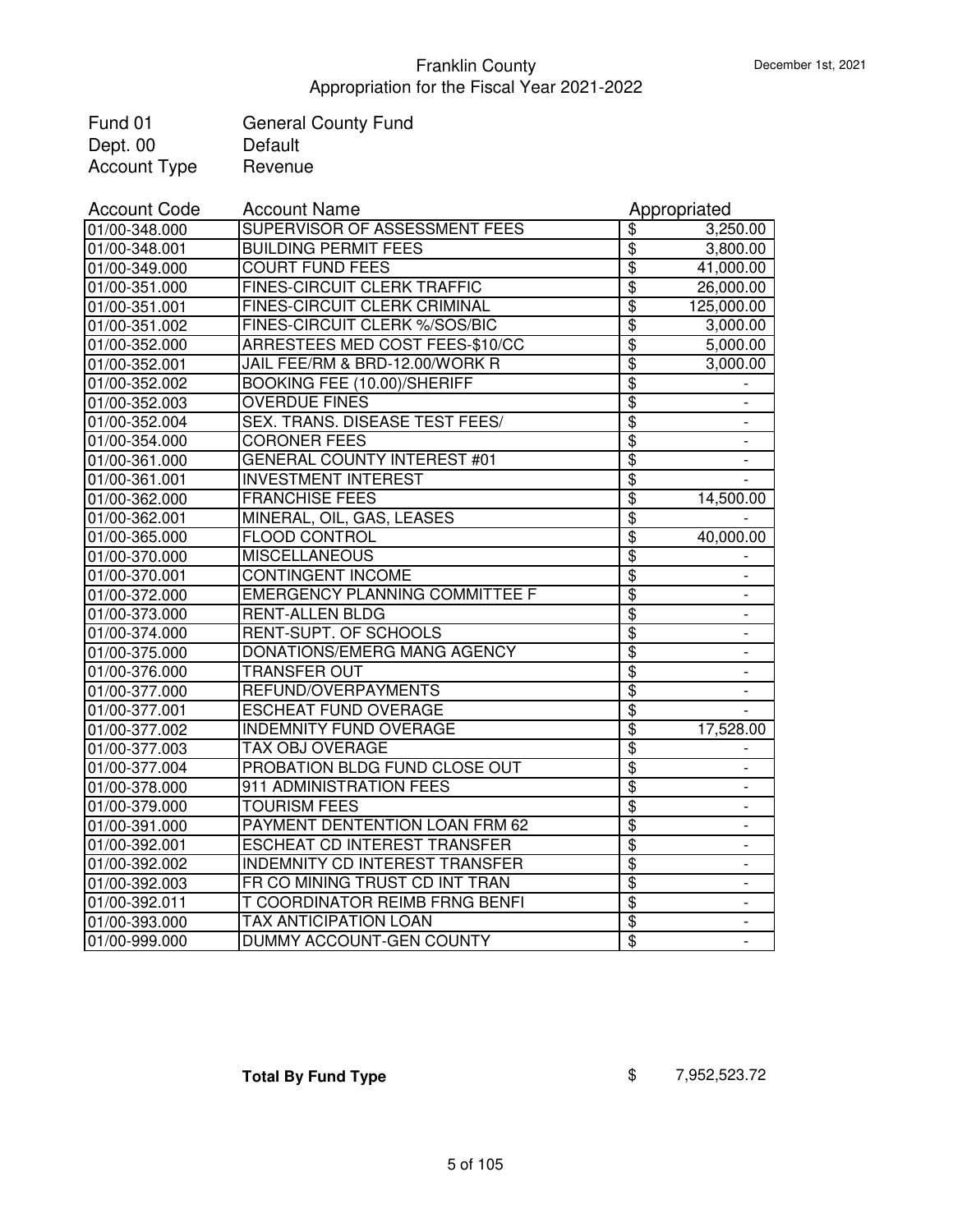# Franklin County
## Appropriation for the Fiscal Year 2021-2022

December 1st, 2021

| | |
|---|---|
| Fund 01 | General County Fund |
| Dept. 00 | Default |
| Account Type | Revenue |

| Account Code | Account Name | Appropriated |
|---|---|---|
| 01/00-348.000 | SUPERVISOR OF ASSESSMENT FEES | $ 3,250.00 |
| 01/00-348.001 | BUILDING PERMIT FEES | $ 3,800.00 |
| 01/00-349.000 | COURT FUND FEES | $ 41,000.00 |
| 01/00-351.000 | FINES-CIRCUIT CLERK TRAFFIC | $ 26,000.00 |
| 01/00-351.001 | FINES-CIRCUIT CLERK CRIMINAL | $ 125,000.00 |
| 01/00-351.002 | FINES-CIRCUIT CLERK %/SOS/BIC | $ 3,000.00 |
| 01/00-352.000 | ARRESTEES MED COST FEES-$10/CC | $ 5,000.00 |
| 01/00-352.001 | JAIL FEE/RM & BRD-12.00/WORK R | $ 3,000.00 |
| 01/00-352.002 | BOOKING FEE (10.00)/SHERIFF | $ - |
| 01/00-352.003 | OVERDUE FINES | $ - |
| 01/00-352.004 | SEX. TRANS. DISEASE TEST FEES/ | $ - |
| 01/00-354.000 | CORONER FEES | $ - |
| 01/00-361.000 | GENERAL COUNTY INTEREST #01 | $ - |
| 01/00-361.001 | INVESTMENT INTEREST | $ - |
| 01/00-362.000 | FRANCHISE FEES | $ 14,500.00 |
| 01/00-362.001 | MINERAL, OIL, GAS, LEASES | $ - |
| 01/00-365.000 | FLOOD CONTROL | $ 40,000.00 |
| 01/00-370.000 | MISCELLANEOUS | $ - |
| 01/00-370.001 | CONTINGENT INCOME | $ - |
| 01/00-372.000 | EMERGENCY PLANNING COMMITTEE F | $ - |
| 01/00-373.000 | RENT-ALLEN BLDG | $ - |
| 01/00-374.000 | RENT-SUPT. OF SCHOOLS | $ - |
| 01/00-375.000 | DONATIONS/EMERG MANG AGENCY | $ - |
| 01/00-376.000 | TRANSFER OUT | $ - |
| 01/00-377.000 | REFUND/OVERPAYMENTS | $ - |
| 01/00-377.001 | ESCHEAT FUND OVERAGE | $ - |
| 01/00-377.002 | INDEMNITY FUND OVERAGE | $ 17,528.00 |
| 01/00-377.003 | TAX OBJ OVERAGE | $ - |
| 01/00-377.004 | PROBATION BLDG FUND CLOSE OUT | $ - |
| 01/00-378.000 | 911 ADMINISTRATION FEES | $ - |
| 01/00-379.000 | TOURISM FEES | $ - |
| 01/00-391.000 | PAYMENT DENTENTION LOAN FRM 62 | $ - |
| 01/00-392.001 | ESCHEAT CD INTEREST TRANSFER | $ - |
| 01/00-392.002 | INDEMNITY CD INTEREST TRANSFER | $ - |
| 01/00-392.003 | FR CO MINING TRUST CD INT TRAN | $ - |
| 01/00-392.011 | T COORDINATOR REIMB FRNG BENFI | $ - |
| 01/00-393.000 | TAX ANTICIPATION LOAN | $ - |
| 01/00-999.000 | DUMMY ACCOUNT-GEN COUNTY | $ - |

**Total By Fund Type** $ 7,952,523.72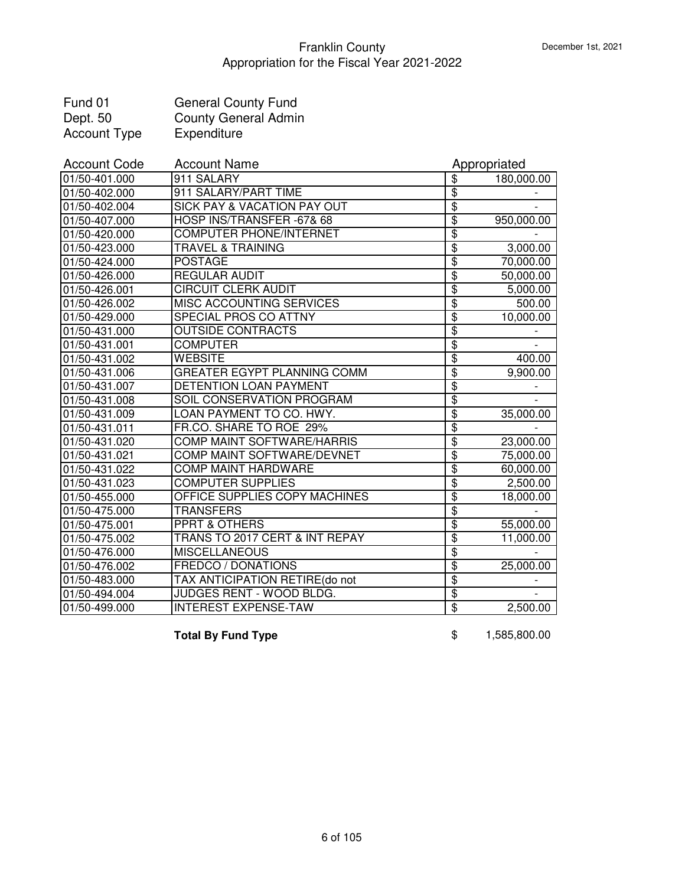# Franklin County
## Appropriation for the Fiscal Year 2021-2022

December 1st, 2021

Fund 01 — General County Fund
Dept. 50 — County General Admin
Account Type — Expenditure

| Account Code | Account Name | Appropriated |
|---|---|---|
| 01/50-401.000 | 911 SALARY | $ 180,000.00 |
| 01/50-402.000 | 911 SALARY/PART TIME | $ - |
| 01/50-402.004 | SICK PAY & VACATION PAY OUT | $ - |
| 01/50-407.000 | HOSP INS/TRANSFER -67& 68 | $ 950,000.00 |
| 01/50-420.000 | COMPUTER PHONE/INTERNET | $ - |
| 01/50-423.000 | TRAVEL & TRAINING | $ 3,000.00 |
| 01/50-424.000 | POSTAGE | $ 70,000.00 |
| 01/50-426.000 | REGULAR AUDIT | $ 50,000.00 |
| 01/50-426.001 | CIRCUIT CLERK AUDIT | $ 5,000.00 |
| 01/50-426.002 | MISC ACCOUNTING SERVICES | $ 500.00 |
| 01/50-429.000 | SPECIAL PROS CO ATTNY | $ 10,000.00 |
| 01/50-431.000 | OUTSIDE CONTRACTS | $ - |
| 01/50-431.001 | COMPUTER | $ - |
| 01/50-431.002 | WEBSITE | $ 400.00 |
| 01/50-431.006 | GREATER EGYPT PLANNING COMM | $ 9,900.00 |
| 01/50-431.007 | DETENTION LOAN PAYMENT | $ - |
| 01/50-431.008 | SOIL CONSERVATION PROGRAM | $ - |
| 01/50-431.009 | LOAN PAYMENT TO CO. HWY. | $ 35,000.00 |
| 01/50-431.011 | FR.CO. SHARE TO ROE 29% | $ - |
| 01/50-431.020 | COMP MAINT SOFTWARE/HARRIS | $ 23,000.00 |
| 01/50-431.021 | COMP MAINT SOFTWARE/DEVNET | $ 75,000.00 |
| 01/50-431.022 | COMP MAINT HARDWARE | $ 60,000.00 |
| 01/50-431.023 | COMPUTER SUPPLIES | $ 2,500.00 |
| 01/50-455.000 | OFFICE SUPPLIES COPY MACHINES | $ 18,000.00 |
| 01/50-475.000 | TRANSFERS | $ - |
| 01/50-475.001 | PPRT & OTHERS | $ 55,000.00 |
| 01/50-475.002 | TRANS TO 2017 CERT & INT REPAY | $ 11,000.00 |
| 01/50-476.000 | MISCELLANEOUS | $ - |
| 01/50-476.002 | FREDCO / DONATIONS | $ 25,000.00 |
| 01/50-483.000 | TAX ANTICIPATION RETIRE(do not | $ - |
| 01/50-494.004 | JUDGES RENT - WOOD BLDG. | $ - |
| 01/50-499.000 | INTEREST EXPENSE-TAW | $ 2,500.00 |
| | **Total By Fund Type** | $ 1,585,800.00 |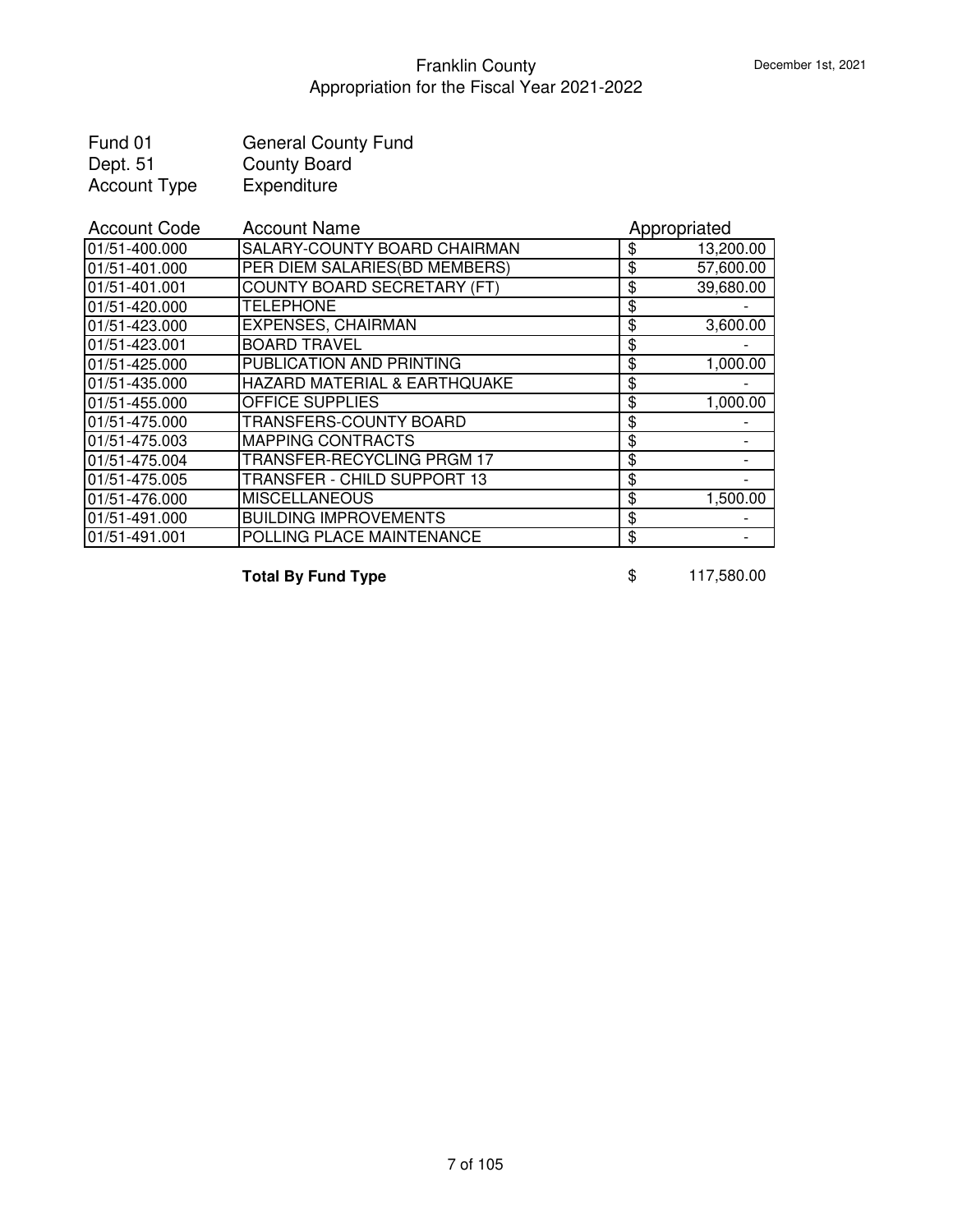# Franklin County
## Appropriation for the Fiscal Year 2021-2022

December 1st, 2021

| | |
|---|---|
| Fund 01 | General County Fund |
| Dept. 51 | County Board |
| Account Type | Expenditure |

| Account Code | Account Name | Appropriated |
|---|---|---|
| 01/51-400.000 | SALARY-COUNTY BOARD CHAIRMAN | $ 13,200.00 |
| 01/51-401.000 | PER DIEM SALARIES(BD MEMBERS) | $ 57,600.00 |
| 01/51-401.001 | COUNTY BOARD SECRETARY (FT) | $ 39,680.00 |
| 01/51-420.000 | TELEPHONE | $ - |
| 01/51-423.000 | EXPENSES, CHAIRMAN | $ 3,600.00 |
| 01/51-423.001 | BOARD TRAVEL | $ - |
| 01/51-425.000 | PUBLICATION AND PRINTING | $ 1,000.00 |
| 01/51-435.000 | HAZARD MATERIAL & EARTHQUAKE | $ - |
| 01/51-455.000 | OFFICE SUPPLIES | $ 1,000.00 |
| 01/51-475.000 | TRANSFERS-COUNTY BOARD | $ - |
| 01/51-475.003 | MAPPING CONTRACTS | $ - |
| 01/51-475.004 | TRANSFER-RECYCLING PRGM 17 | $ - |
| 01/51-475.005 | TRANSFER - CHILD SUPPORT 13 | $ - |
| 01/51-476.000 | MISCELLANEOUS | $ 1,500.00 |
| 01/51-491.000 | BUILDING IMPROVEMENTS | $ - |
| 01/51-491.001 | POLLING PLACE MAINTENANCE | $ - |
| | **Total By Fund Type** | $ 117,580.00 |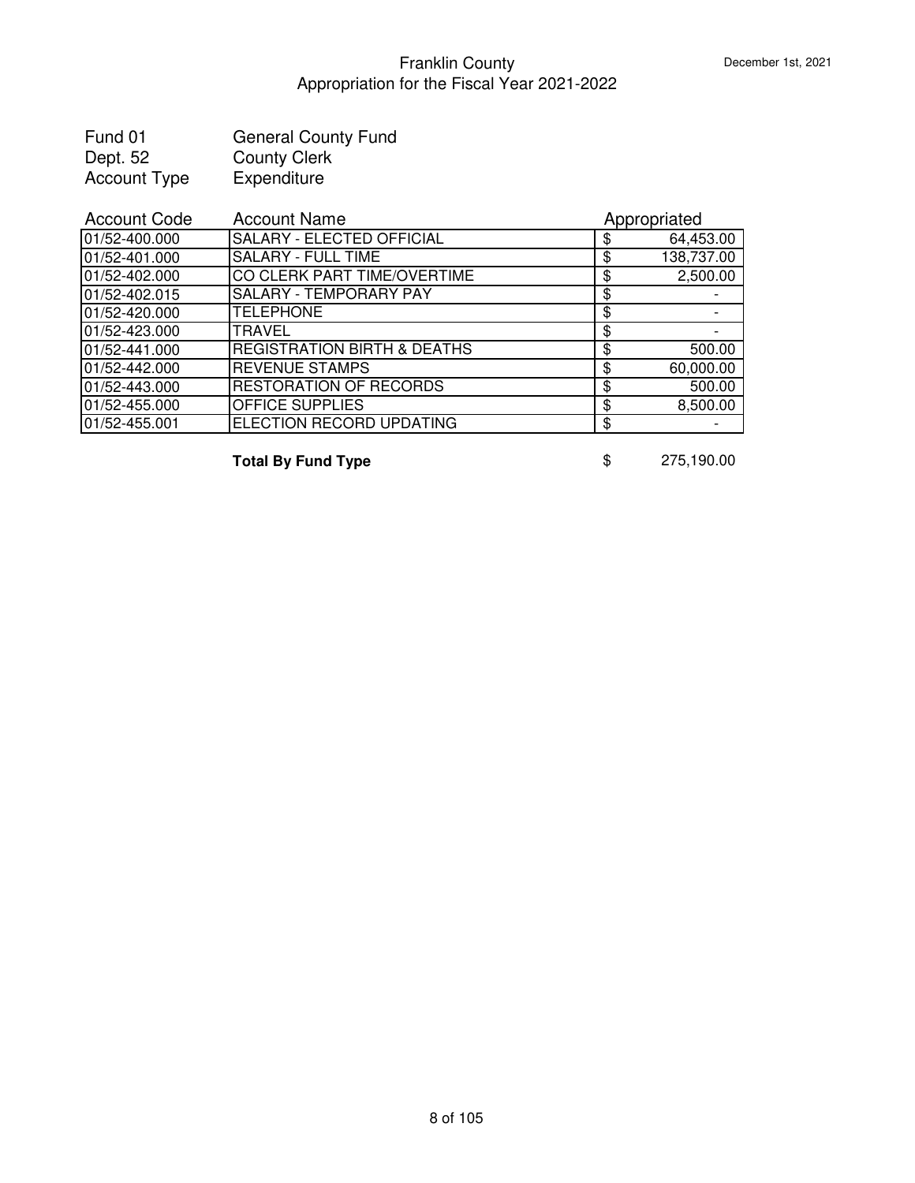# Franklin County
## Appropriation for the Fiscal Year 2021-2022

December 1st, 2021

| | |
|---|---|
| Fund 01 | General County Fund |
| Dept. 52 | County Clerk |
| Account Type | Expenditure |

| Account Code | Account Name | Appropriated |
|---|---|---|
| 01/52-400.000 | SALARY - ELECTED OFFICIAL | $ 64,453.00 |
| 01/52-401.000 | SALARY - FULL TIME | $ 138,737.00 |
| 01/52-402.000 | CO CLERK PART TIME/OVERTIME | $ 2,500.00 |
| 01/52-402.015 | SALARY - TEMPORARY PAY | $ - |
| 01/52-420.000 | TELEPHONE | $ - |
| 01/52-423.000 | TRAVEL | $ - |
| 01/52-441.000 | REGISTRATION BIRTH & DEATHS | $ 500.00 |
| 01/52-442.000 | REVENUE STAMPS | $ 60,000.00 |
| 01/52-443.000 | RESTORATION OF RECORDS | $ 500.00 |
| 01/52-455.000 | OFFICE SUPPLIES | $ 8,500.00 |
| 01/52-455.001 | ELECTION RECORD UPDATING | $ - |
| | **Total By Fund Type** | $ 275,190.00 |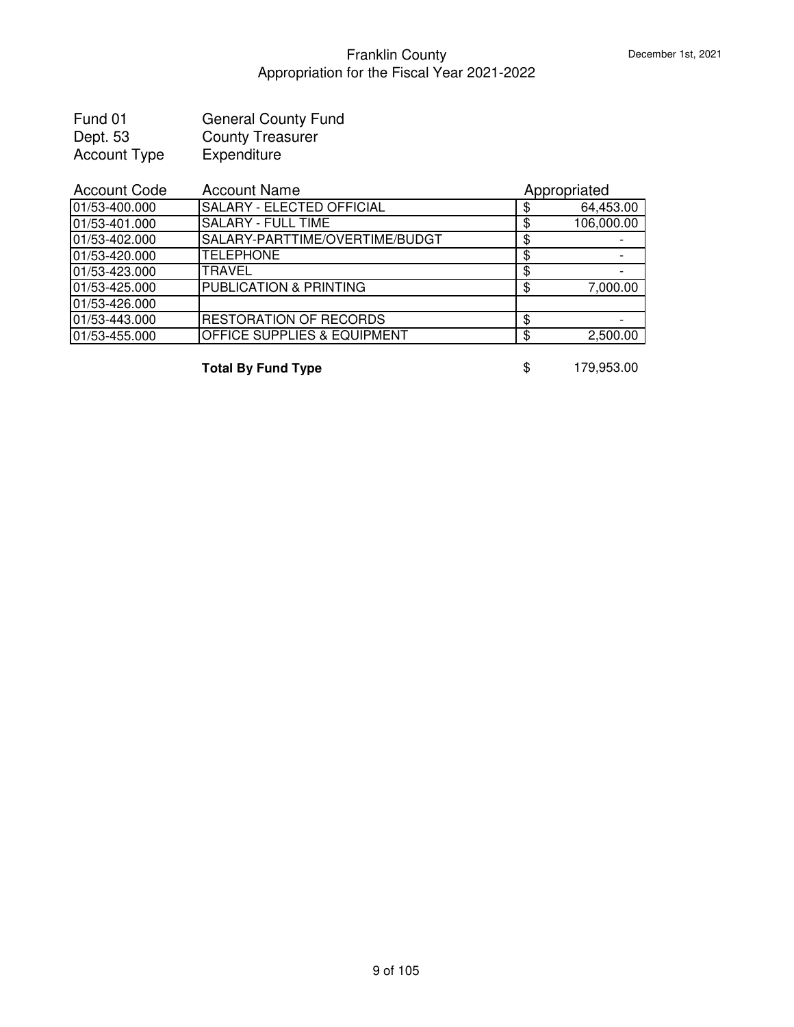# Franklin County

## Appropriation for the Fiscal Year 2021-2022

December 1st, 2021

| | |
|---|---|
| Fund 01 | General County Fund |
| Dept. 53 | County Treasurer |
| Account Type | Expenditure |

| Account Code | Account Name | Appropriated |
|---|---|---|
| 01/53-400.000 | SALARY - ELECTED OFFICIAL | $ 64,453.00 |
| 01/53-401.000 | SALARY - FULL TIME | $ 106,000.00 |
| 01/53-402.000 | SALARY-PARTTIME/OVERTIME/BUDGT | $ - |
| 01/53-420.000 | TELEPHONE | $ - |
| 01/53-423.000 | TRAVEL | $ - |
| 01/53-425.000 | PUBLICATION & PRINTING | $ 7,000.00 |
| 01/53-426.000 | | |
| 01/53-443.000 | RESTORATION OF RECORDS | $ - |
| 01/53-455.000 | OFFICE SUPPLIES & EQUIPMENT | $ 2,500.00 |
| | **Total By Fund Type** | $ 179,953.00 |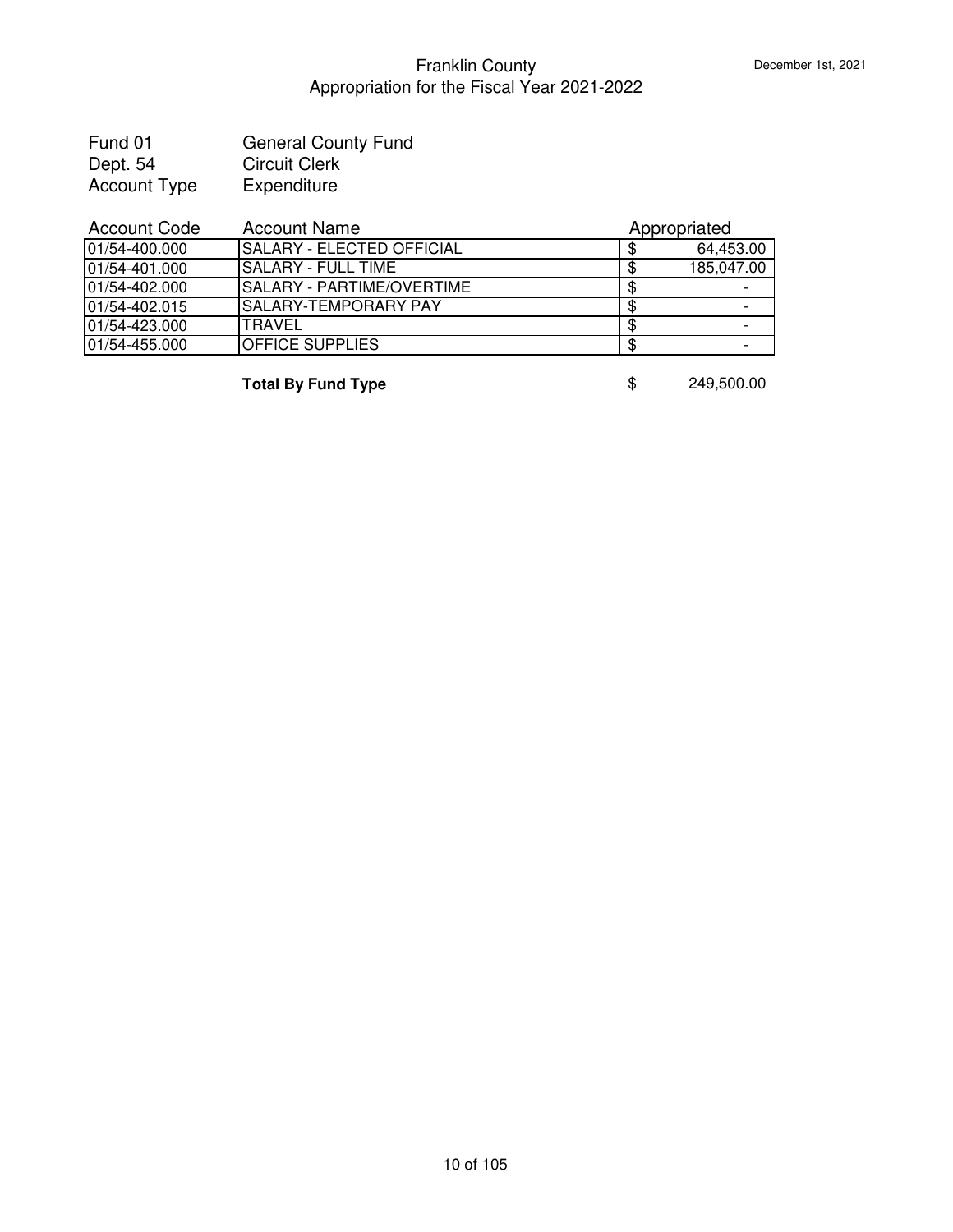# Franklin County
## Appropriation for the Fiscal Year 2021-2022

December 1st, 2021

| | |
|---|---|
| Fund 01 | General County Fund |
| Dept. 54 | Circuit Clerk |
| Account Type | Expenditure |

| Account Code | Account Name | Appropriated |
|---|---|---|
| 01/54-400.000 | SALARY - ELECTED OFFICIAL | $ 64,453.00 |
| 01/54-401.000 | SALARY - FULL TIME | $ 185,047.00 |
| 01/54-402.000 | SALARY - PARTIME/OVERTIME | $ - |
| 01/54-402.015 | SALARY-TEMPORARY PAY | $ - |
| 01/54-423.000 | TRAVEL | $ - |
| 01/54-455.000 | OFFICE SUPPLIES | $ - |
| | **Total By Fund Type** | $ 249,500.00 |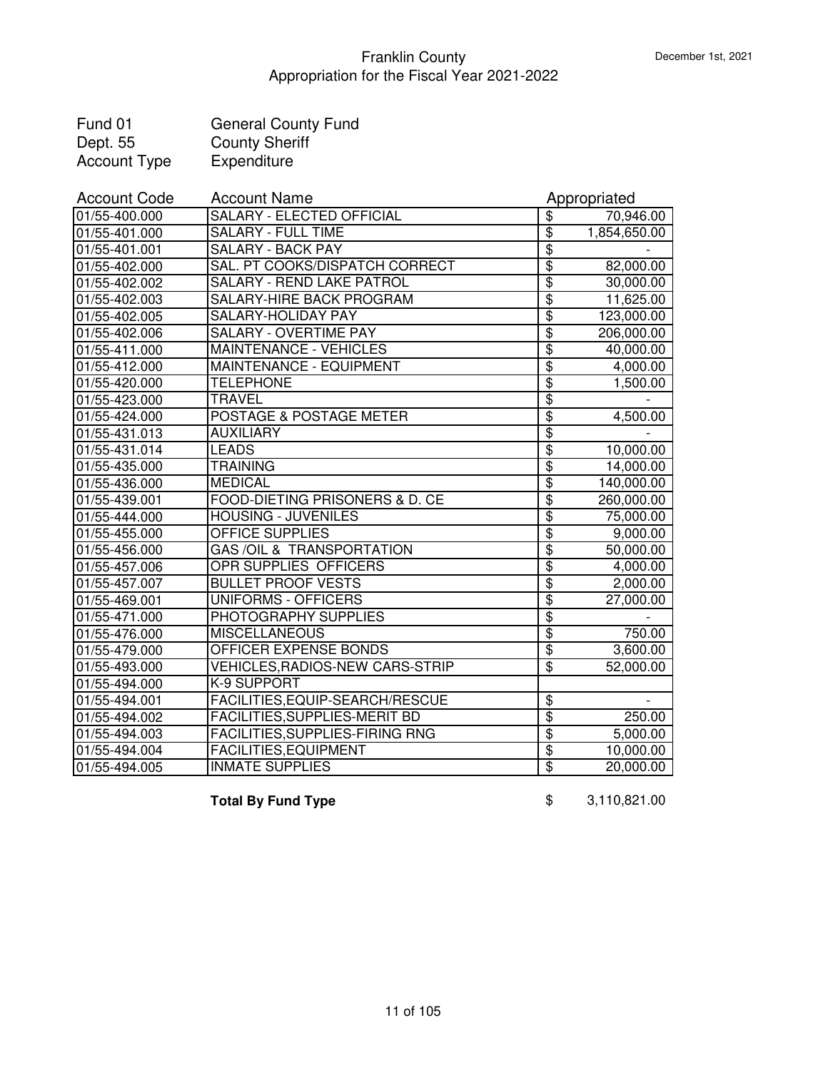# Franklin County
## Appropriation for the Fiscal Year 2021-2022

December 1st, 2021

| | |
|---|---|
| Fund 01 | General County Fund |
| Dept. 55 | County Sheriff |
| Account Type | Expenditure |

| Account Code | Account Name | Appropriated |
|---|---|---|
| 01/55-400.000 | SALARY - ELECTED OFFICIAL | $ 70,946.00 |
| 01/55-401.000 | SALARY - FULL TIME | $ 1,854,650.00 |
| 01/55-401.001 | SALARY - BACK PAY | $ - |
| 01/55-402.000 | SAL. PT COOKS/DISPATCH CORRECT | $ 82,000.00 |
| 01/55-402.002 | SALARY - REND LAKE PATROL | $ 30,000.00 |
| 01/55-402.003 | SALARY-HIRE BACK PROGRAM | $ 11,625.00 |
| 01/55-402.005 | SALARY-HOLIDAY PAY | $ 123,000.00 |
| 01/55-402.006 | SALARY - OVERTIME PAY | $ 206,000.00 |
| 01/55-411.000 | MAINTENANCE - VEHICLES | $ 40,000.00 |
| 01/55-412.000 | MAINTENANCE - EQUIPMENT | $ 4,000.00 |
| 01/55-420.000 | TELEPHONE | $ 1,500.00 |
| 01/55-423.000 | TRAVEL | $ - |
| 01/55-424.000 | POSTAGE & POSTAGE METER | $ 4,500.00 |
| 01/55-431.013 | AUXILIARY | $ - |
| 01/55-431.014 | LEADS | $ 10,000.00 |
| 01/55-435.000 | TRAINING | $ 14,000.00 |
| 01/55-436.000 | MEDICAL | $ 140,000.00 |
| 01/55-439.001 | FOOD-DIETING PRISONERS & D. CE | $ 260,000.00 |
| 01/55-444.000 | HOUSING - JUVENILES | $ 75,000.00 |
| 01/55-455.000 | OFFICE SUPPLIES | $ 9,000.00 |
| 01/55-456.000 | GAS /OIL & TRANSPORTATION | $ 50,000.00 |
| 01/55-457.006 | OPR SUPPLIES OFFICERS | $ 4,000.00 |
| 01/55-457.007 | BULLET PROOF VESTS | $ 2,000.00 |
| 01/55-469.001 | UNIFORMS - OFFICERS | $ 27,000.00 |
| 01/55-471.000 | PHOTOGRAPHY SUPPLIES | $ - |
| 01/55-476.000 | MISCELLANEOUS | $ 750.00 |
| 01/55-479.000 | OFFICER EXPENSE BONDS | $ 3,600.00 |
| 01/55-493.000 | VEHICLES,RADIOS-NEW CARS-STRIP | $ 52,000.00 |
| 01/55-494.000 | K-9 SUPPORT | |
| 01/55-494.001 | FACILITIES,EQUIP-SEARCH/RESCUE | $ - |
| 01/55-494.002 | FACILITIES,SUPPLIES-MERIT BD | $ 250.00 |
| 01/55-494.003 | FACILITIES,SUPPLIES-FIRING RNG | $ 5,000.00 |
| 01/55-494.004 | FACILITIES,EQUIPMENT | $ 10,000.00 |
| 01/55-494.005 | INMATE SUPPLIES | $ 20,000.00 |

**Total By Fund Type** $ 3,110,821.00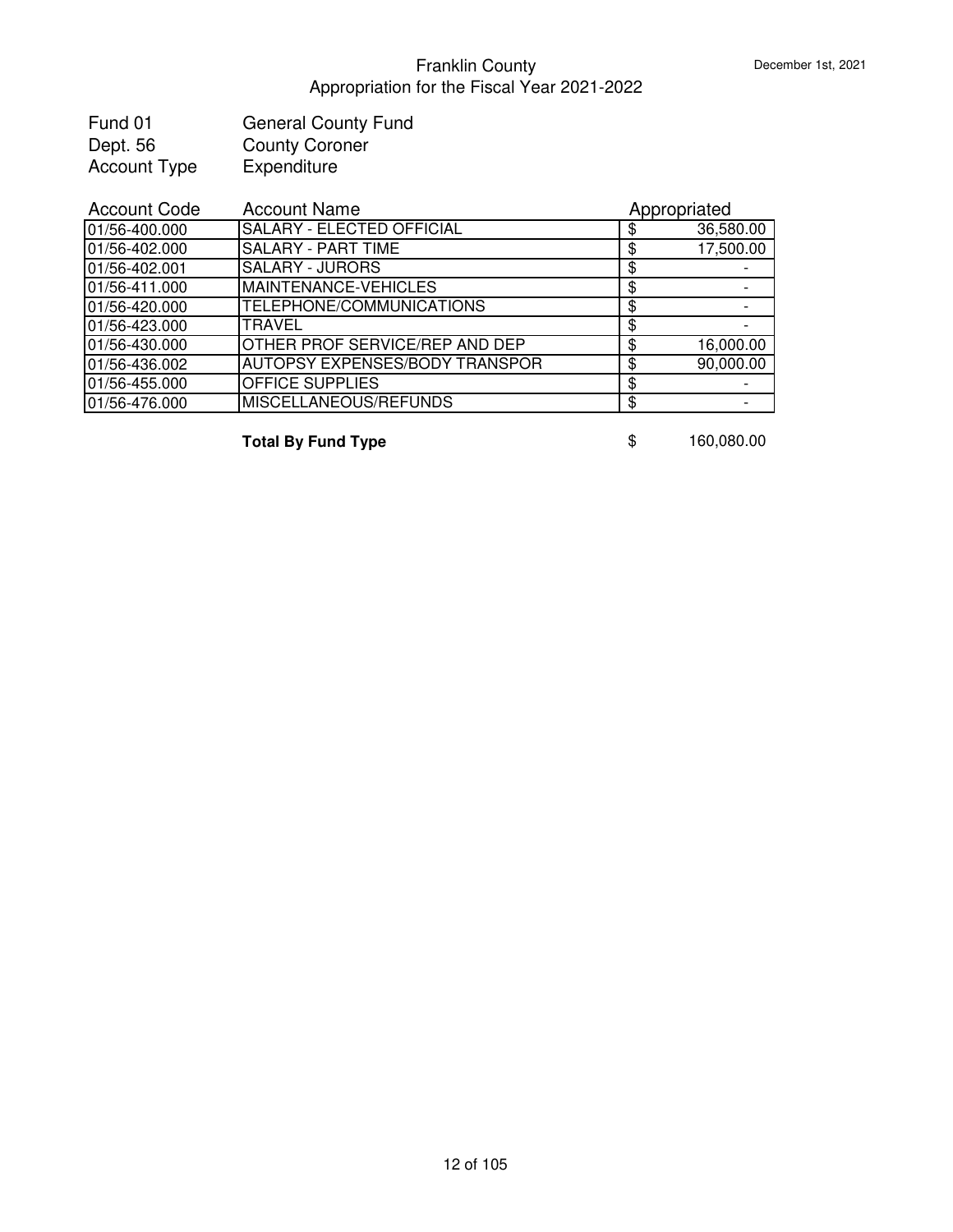# Franklin County
## Appropriation for the Fiscal Year 2021-2022

December 1st, 2021

| | |
|---|---|
| Fund 01 | General County Fund |
| Dept. 56 | County Coroner |
| Account Type | Expenditure |

| Account Code | Account Name | Appropriated |
|---|---|---|
| 01/56-400.000 | SALARY - ELECTED OFFICIAL | $ 36,580.00 |
| 01/56-402.000 | SALARY - PART TIME | $ 17,500.00 |
| 01/56-402.001 | SALARY - JURORS | $ - |
| 01/56-411.000 | MAINTENANCE-VEHICLES | $ - |
| 01/56-420.000 | TELEPHONE/COMMUNICATIONS | $ - |
| 01/56-423.000 | TRAVEL | $ - |
| 01/56-430.000 | OTHER PROF SERVICE/REP AND DEP | $ 16,000.00 |
| 01/56-436.002 | AUTOPSY EXPENSES/BODY TRANSPOR | $ 90,000.00 |
| 01/56-455.000 | OFFICE SUPPLIES | $ - |
| 01/56-476.000 | MISCELLANEOUS/REFUNDS | $ - |
| | **Total By Fund Type** | $ 160,080.00 |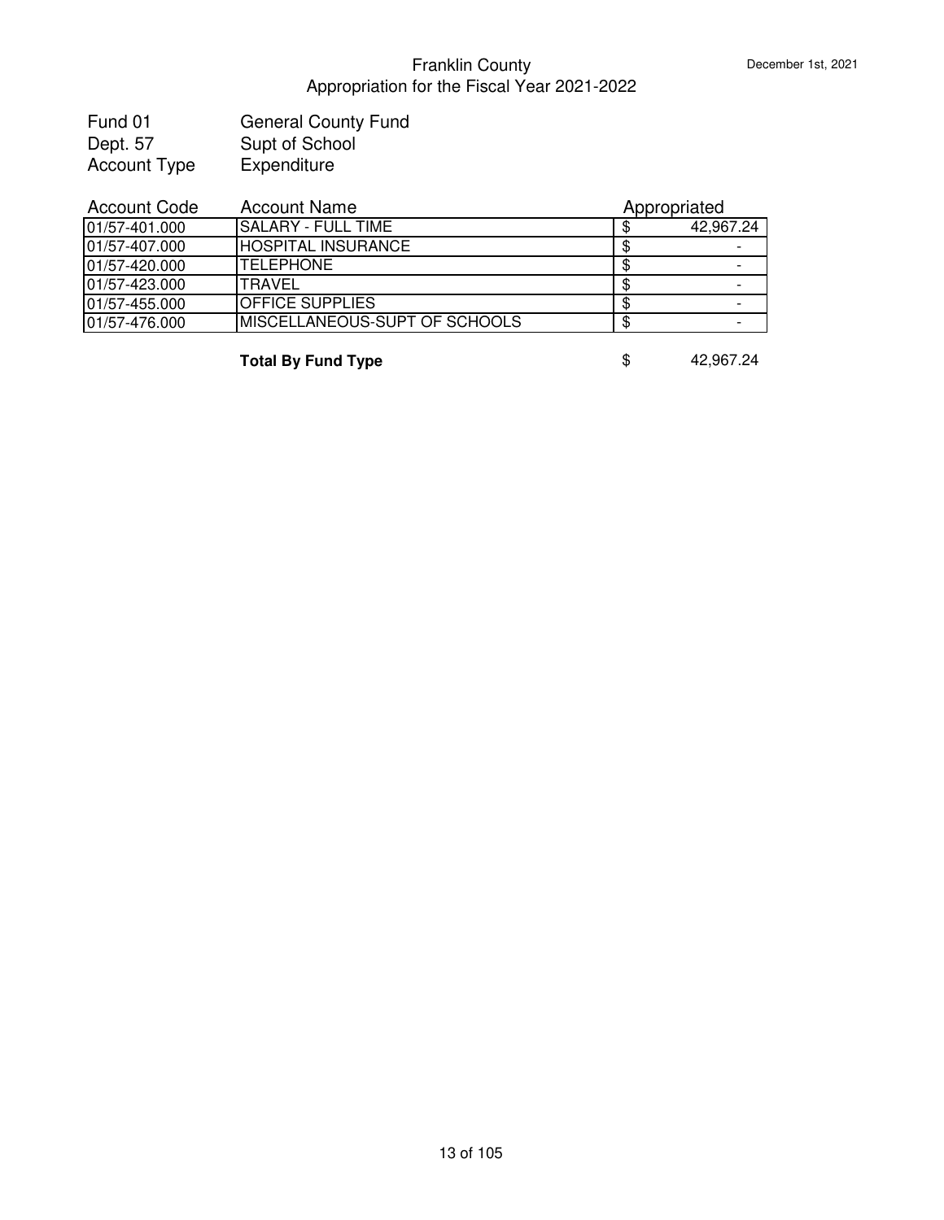# Franklin County
## Appropriation for the Fiscal Year 2021-2022

December 1st, 2021

Fund 01 General County Fund
Dept. 57 Supt of School
Account Type Expenditure

| Account Code | Account Name | Appropriated |
|---|---|---|
| 01/57-401.000 | SALARY - FULL TIME | $ 42,967.24 |
| 01/57-407.000 | HOSPITAL INSURANCE | $ - |
| 01/57-420.000 | TELEPHONE | $ - |
| 01/57-423.000 | TRAVEL | $ - |
| 01/57-455.000 | OFFICE SUPPLIES | $ - |
| 01/57-476.000 | MISCELLANEOUS-SUPT OF SCHOOLS | $ - |
| | **Total By Fund Type** | $ 42,967.24 |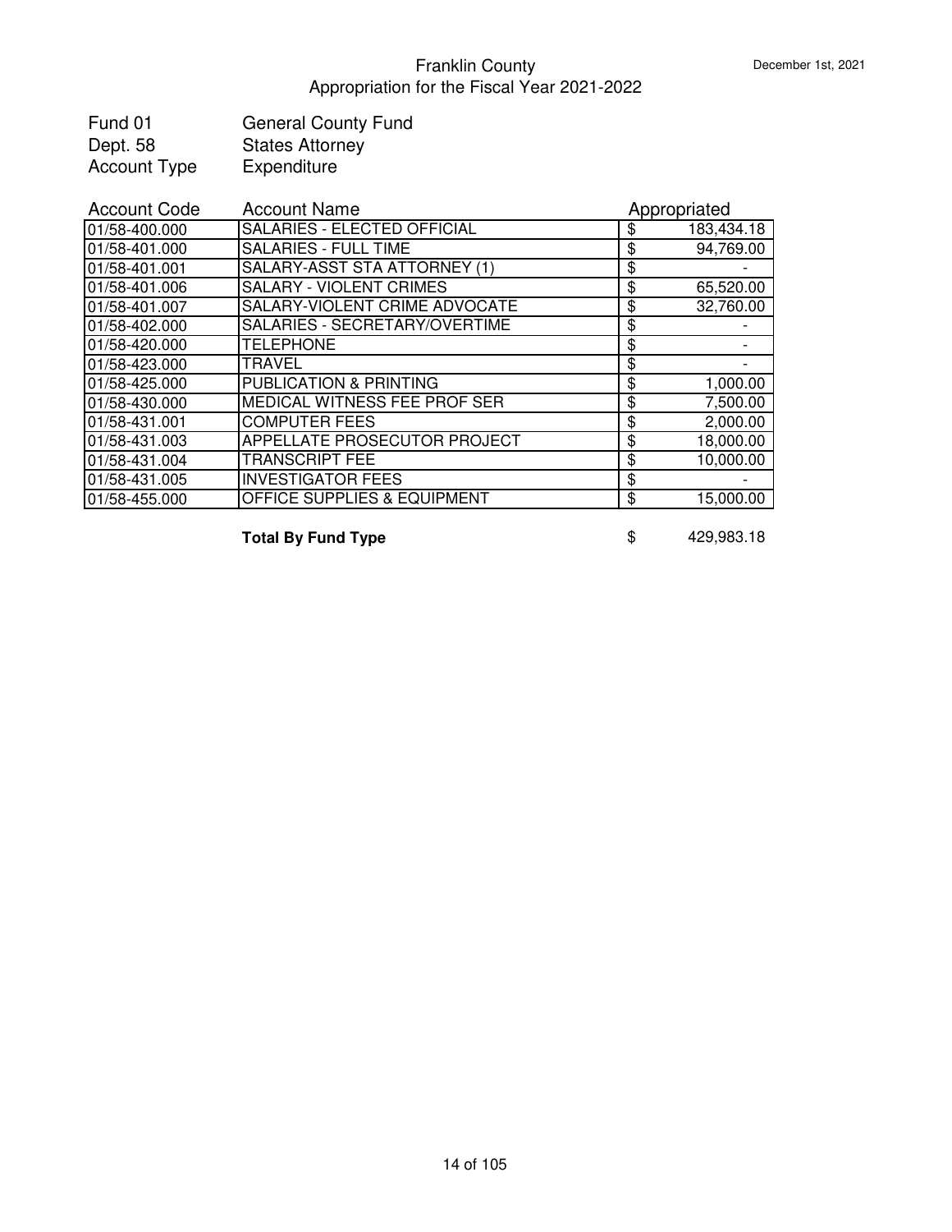# Franklin County
## Appropriation for the Fiscal Year 2021-2022

December 1st, 2021

Fund 01 General County Fund
Dept. 58 States Attorney
Account Type Expenditure

| Account Code | Account Name | Appropriated |
|---|---|---|
| 01/58-400.000 | SALARIES - ELECTED OFFICIAL | $ 183,434.18 |
| 01/58-401.000 | SALARIES - FULL TIME | $ 94,769.00 |
| 01/58-401.001 | SALARY-ASST STA ATTORNEY (1) | $ - |
| 01/58-401.006 | SALARY - VIOLENT CRIMES | $ 65,520.00 |
| 01/58-401.007 | SALARY-VIOLENT CRIME ADVOCATE | $ 32,760.00 |
| 01/58-402.000 | SALARIES - SECRETARY/OVERTIME | $ - |
| 01/58-420.000 | TELEPHONE | $ - |
| 01/58-423.000 | TRAVEL | $ - |
| 01/58-425.000 | PUBLICATION & PRINTING | $ 1,000.00 |
| 01/58-430.000 | MEDICAL WITNESS FEE PROF SER | $ 7,500.00 |
| 01/58-431.001 | COMPUTER FEES | $ 2,000.00 |
| 01/58-431.003 | APPELLATE PROSECUTOR PROJECT | $ 18,000.00 |
| 01/58-431.004 | TRANSCRIPT FEE | $ 10,000.00 |
| 01/58-431.005 | INVESTIGATOR FEES | $ - |
| 01/58-455.000 | OFFICE SUPPLIES & EQUIPMENT | $ 15,000.00 |
| | **Total By Fund Type** | $ 429,983.18 |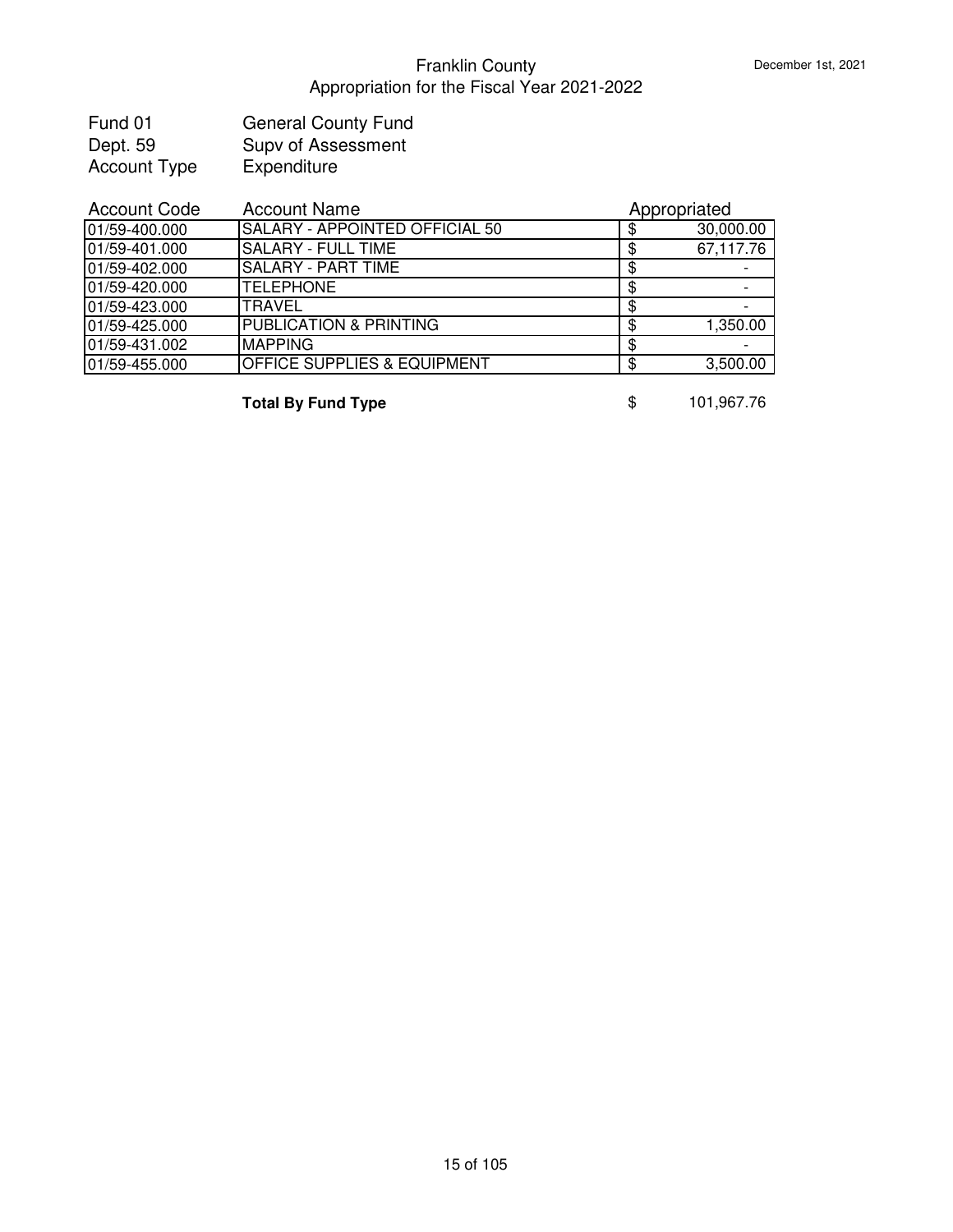# Franklin County

## Appropriation for the Fiscal Year 2021-2022

December 1st, 2021

| | |
|---|---|
| Fund 01 | General County Fund |
| Dept. 59 | Supv of Assessment |
| Account Type | Expenditure |

| Account Code | Account Name | Appropriated |
|---|---|---|
| 01/59-400.000 | SALARY - APPOINTED OFFICIAL 50 | $ 30,000.00 |
| 01/59-401.000 | SALARY - FULL TIME | $ 67,117.76 |
| 01/59-402.000 | SALARY - PART TIME | $ - |
| 01/59-420.000 | TELEPHONE | $ - |
| 01/59-423.000 | TRAVEL | $ - |
| 01/59-425.000 | PUBLICATION & PRINTING | $ 1,350.00 |
| 01/59-431.002 | MAPPING | $ - |
| 01/59-455.000 | OFFICE SUPPLIES & EQUIPMENT | $ 3,500.00 |
| | **Total By Fund Type** | $ 101,967.76 |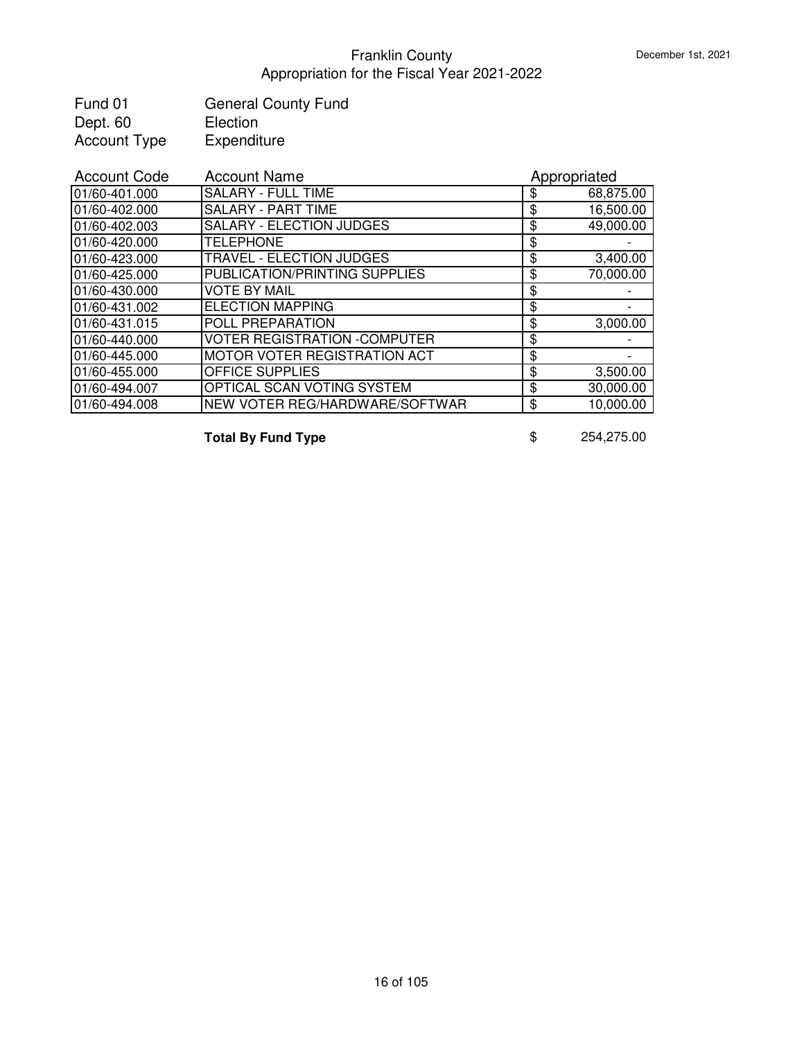# Franklin County
## Appropriation for the Fiscal Year 2021-2022

December 1st, 2021

| | |
|---|---|
| Fund 01 | General County Fund |
| Dept. 60 | Election |
| Account Type | Expenditure |

| Account Code | Account Name | Appropriated |
|---|---|---|
| 01/60-401.000 | SALARY - FULL TIME | $ 68,875.00 |
| 01/60-402.000 | SALARY - PART TIME | $ 16,500.00 |
| 01/60-402.003 | SALARY - ELECTION JUDGES | $ 49,000.00 |
| 01/60-420.000 | TELEPHONE | $ - |
| 01/60-423.000 | TRAVEL - ELECTION JUDGES | $ 3,400.00 |
| 01/60-425.000 | PUBLICATION/PRINTING SUPPLIES | $ 70,000.00 |
| 01/60-430.000 | VOTE BY MAIL | $ - |
| 01/60-431.002 | ELECTION MAPPING | $ - |
| 01/60-431.015 | POLL PREPARATION | $ 3,000.00 |
| 01/60-440.000 | VOTER REGISTRATION -COMPUTER | $ - |
| 01/60-445.000 | MOTOR VOTER REGISTRATION ACT | $ - |
| 01/60-455.000 | OFFICE SUPPLIES | $ 3,500.00 |
| 01/60-494.007 | OPTICAL SCAN VOTING SYSTEM | $ 30,000.00 |
| 01/60-494.008 | NEW VOTER REG/HARDWARE/SOFTWAR | $ 10,000.00 |
| | **Total By Fund Type** | $ 254,275.00 |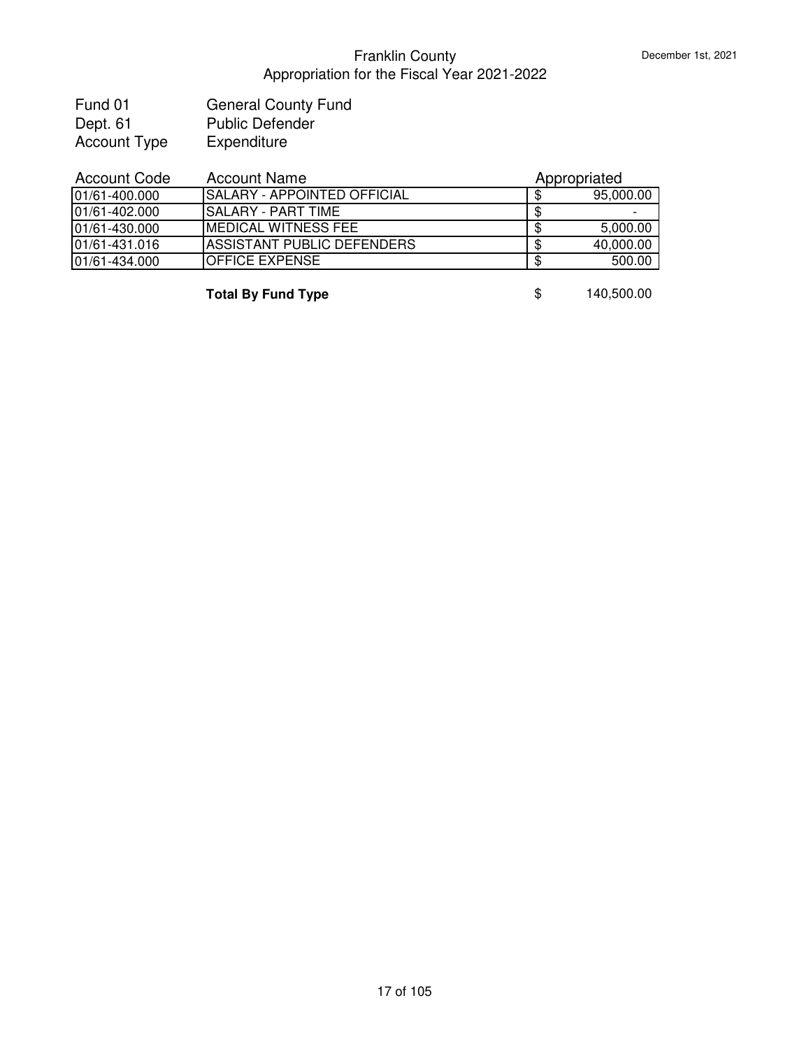# Franklin County

## Appropriation for the Fiscal Year 2021-2022

December 1st, 2021

| | |
|---|---|
| Fund 01 | General County Fund |
| Dept. 61 | Public Defender |
| Account Type | Expenditure |

| Account Code | Account Name | Appropriated |
|---|---|---|
| 01/61-400.000 | SALARY - APPOINTED OFFICIAL | $ 95,000.00 |
| 01/61-402.000 | SALARY - PART TIME | $ - |
| 01/61-430.000 | MEDICAL WITNESS FEE | $ 5,000.00 |
| 01/61-431.016 | ASSISTANT PUBLIC DEFENDERS | $ 40,000.00 |
| 01/61-434.000 | OFFICE EXPENSE | $ 500.00 |
| | **Total By Fund Type** | $ 140,500.00 |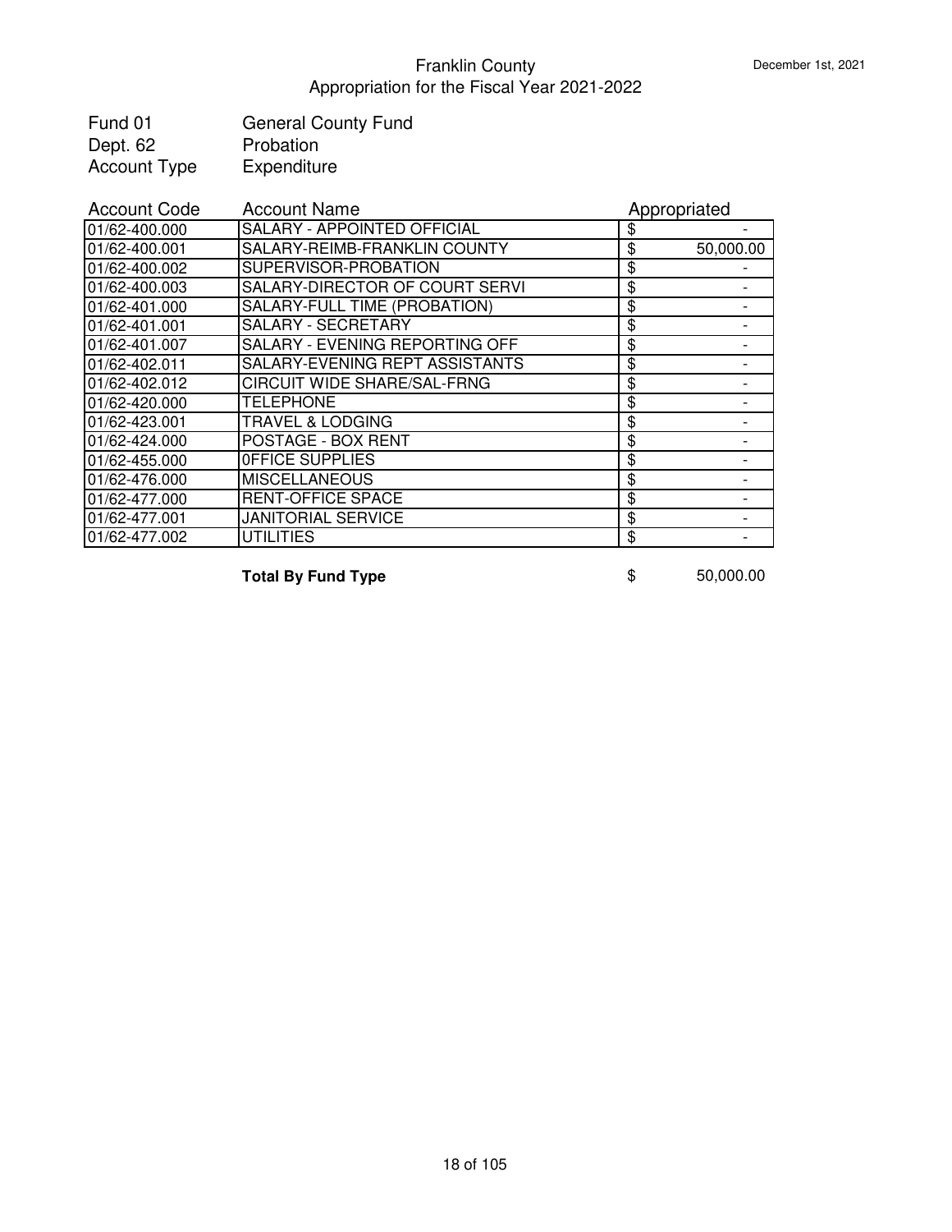# Franklin County

## Appropriation for the Fiscal Year 2021-2022

December 1st, 2021

| | |
|---|---|
| Fund 01 | General County Fund |
| Dept. 62 | Probation |
| Account Type | Expenditure |

| Account Code | Account Name | Appropriated |
|---|---|---|
| 01/62-400.000 | SALARY - APPOINTED OFFICIAL | $ - |
| 01/62-400.001 | SALARY-REIMB-FRANKLIN COUNTY | $ 50,000.00 |
| 01/62-400.002 | SUPERVISOR-PROBATION | $ - |
| 01/62-400.003 | SALARY-DIRECTOR OF COURT SERVI | $ - |
| 01/62-401.000 | SALARY-FULL TIME (PROBATION) | $ - |
| 01/62-401.001 | SALARY - SECRETARY | $ - |
| 01/62-401.007 | SALARY - EVENING REPORTING OFF | $ - |
| 01/62-402.011 | SALARY-EVENING REPT ASSISTANTS | $ - |
| 01/62-402.012 | CIRCUIT WIDE SHARE/SAL-FRNG | $ - |
| 01/62-420.000 | TELEPHONE | $ - |
| 01/62-423.001 | TRAVEL & LODGING | $ - |
| 01/62-424.000 | POSTAGE - BOX RENT | $ - |
| 01/62-455.000 | 0FFICE SUPPLIES | $ - |
| 01/62-476.000 | MISCELLANEOUS | $ - |
| 01/62-477.000 | RENT-OFFICE SPACE | $ - |
| 01/62-477.001 | JANITORIAL SERVICE | $ - |
| 01/62-477.002 | UTILITIES | $ - |

**Total By Fund Type** $ 50,000.00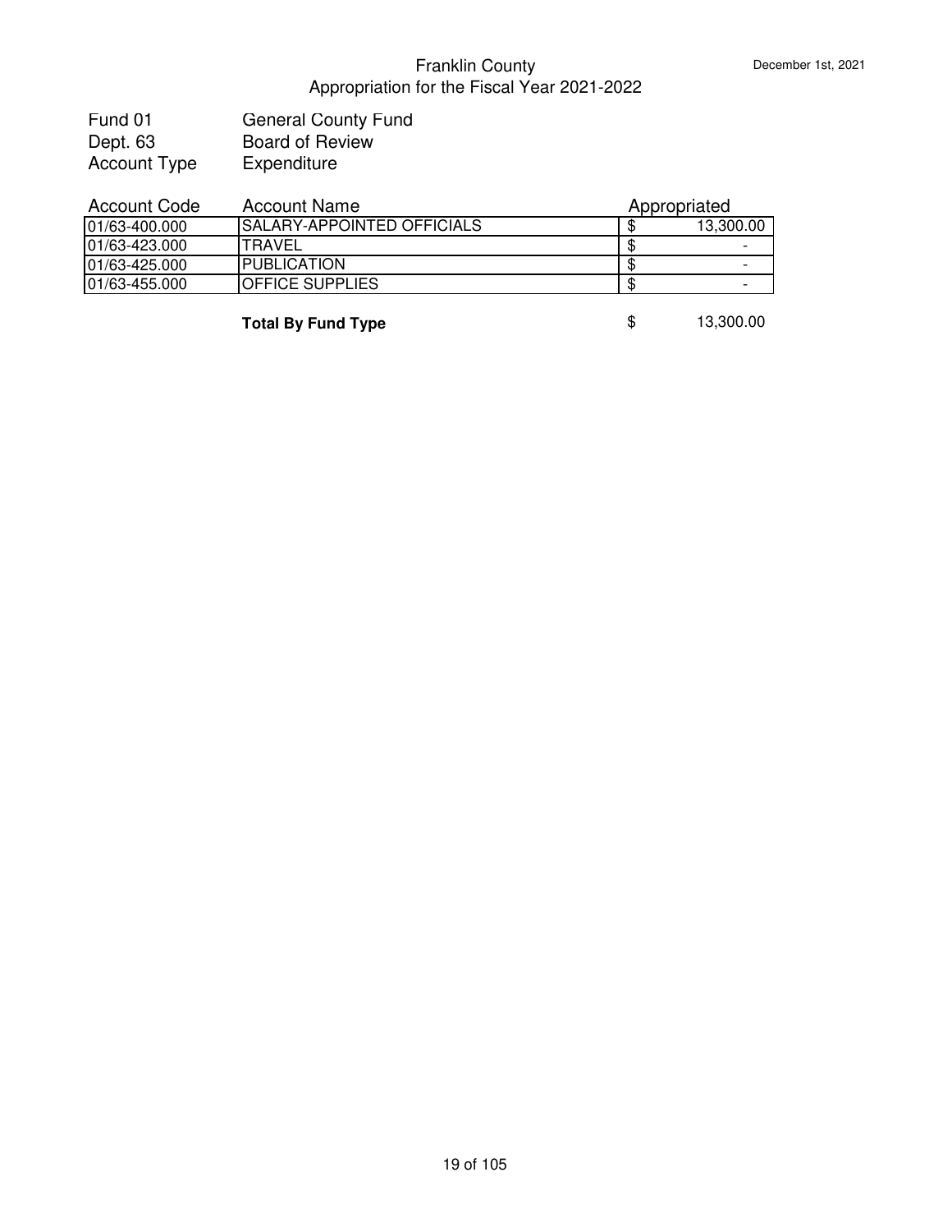# Franklin County
## Appropriation for the Fiscal Year 2021-2022

December 1st, 2021

| | |
|---|---|
| Fund 01 | General County Fund |
| Dept. 63 | Board of Review |
| Account Type | Expenditure |

| Account Code | Account Name | Appropriated |
|---|---|---|
| 01/63-400.000 | SALARY-APPOINTED OFFICIALS | $ 13,300.00 |
| 01/63-423.000 | TRAVEL | $ - |
| 01/63-425.000 | PUBLICATION | $ - |
| 01/63-455.000 | OFFICE SUPPLIES | $ - |
| | **Total By Fund Type** | $ 13,300.00 |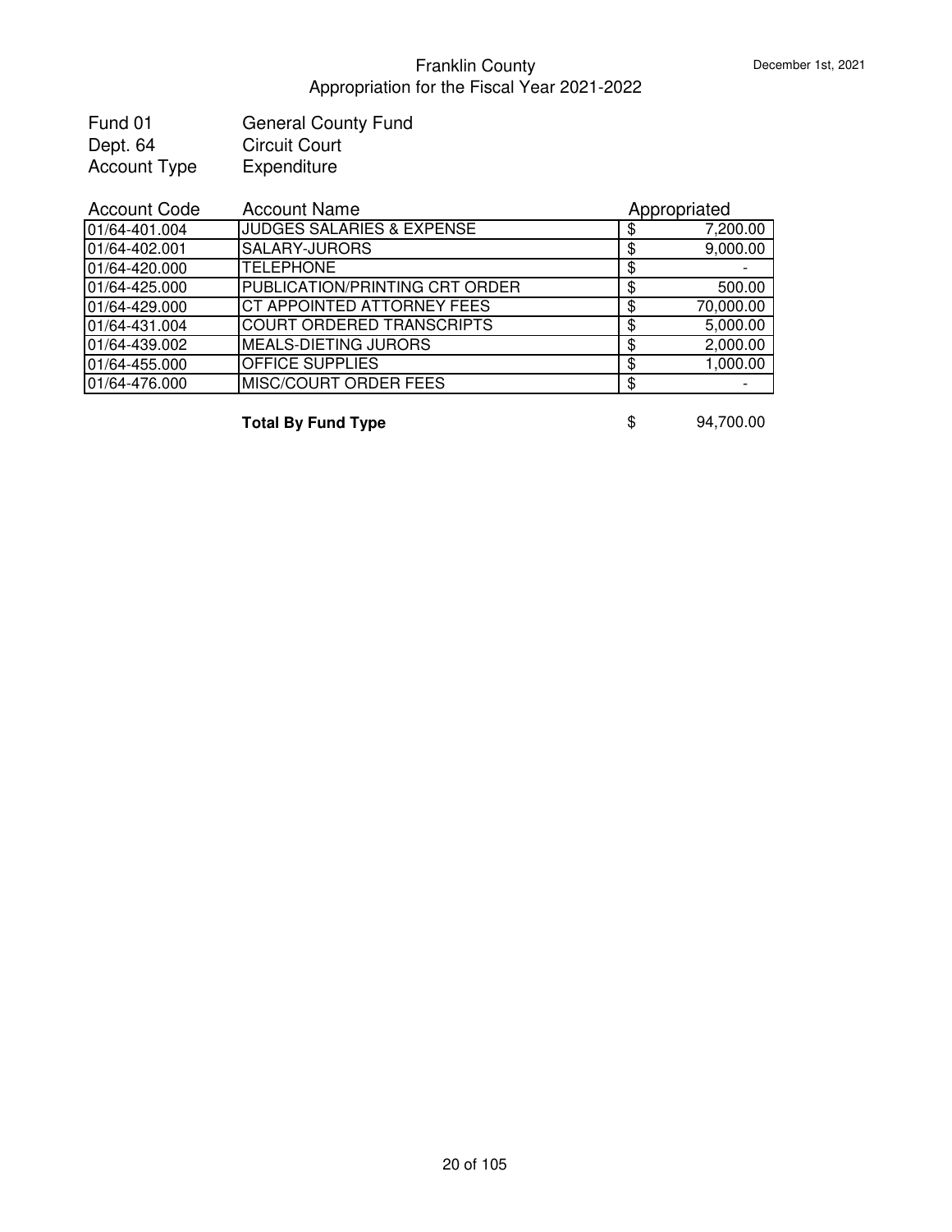# Franklin County
## Appropriation for the Fiscal Year 2021-2022

December 1st, 2021

Fund 01 — General County Fund
Dept. 64 — Circuit Court
Account Type — Expenditure

| Account Code | Account Name | Appropriated |
|---|---|---|
| 01/64-401.004 | JUDGES SALARIES & EXPENSE | $ 7,200.00 |
| 01/64-402.001 | SALARY-JURORS | $ 9,000.00 |
| 01/64-420.000 | TELEPHONE | $ - |
| 01/64-425.000 | PUBLICATION/PRINTING CRT ORDER | $ 500.00 |
| 01/64-429.000 | CT APPOINTED ATTORNEY FEES | $ 70,000.00 |
| 01/64-431.004 | COURT ORDERED TRANSCRIPTS | $ 5,000.00 |
| 01/64-439.002 | MEALS-DIETING JURORS | $ 2,000.00 |
| 01/64-455.000 | OFFICE SUPPLIES | $ 1,000.00 |
| 01/64-476.000 | MISC/COURT ORDER FEES | $ - |
| | **Total By Fund Type** | $ 94,700.00 |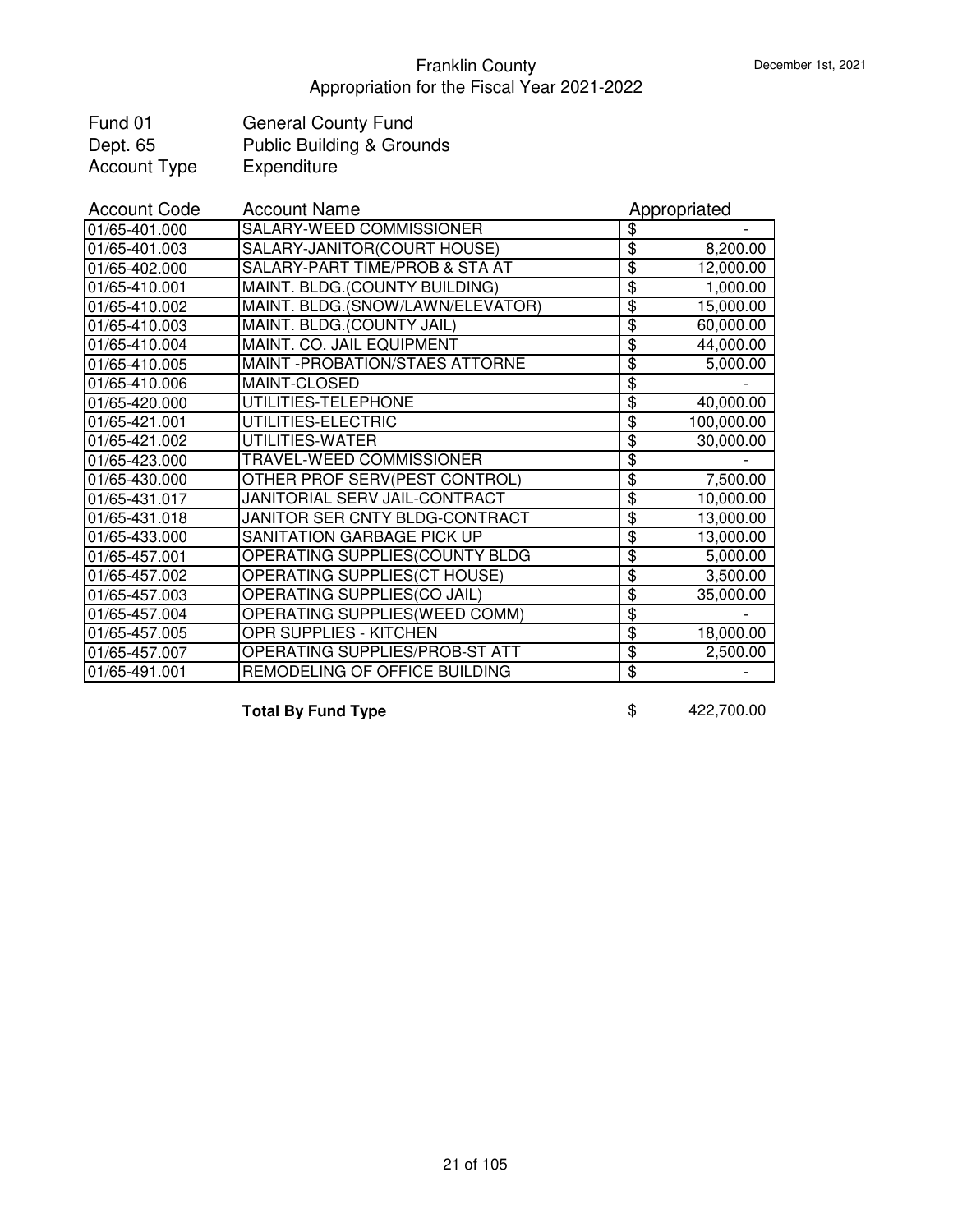# Franklin County
## Appropriation for the Fiscal Year 2021-2022

December 1st, 2021

| | |
|---|---|
| Fund 01 | General County Fund |
| Dept. 65 | Public Building & Grounds |
| Account Type | Expenditure |

| Account Code | Account Name | Appropriated |
|---|---|---|
| 01/65-401.000 | SALARY-WEED COMMISSIONER | $ - |
| 01/65-401.003 | SALARY-JANITOR(COURT HOUSE) | $ 8,200.00 |
| 01/65-402.000 | SALARY-PART TIME/PROB & STA AT | $ 12,000.00 |
| 01/65-410.001 | MAINT. BLDG.(COUNTY BUILDING) | $ 1,000.00 |
| 01/65-410.002 | MAINT. BLDG.(SNOW/LAWN/ELEVATOR) | $ 15,000.00 |
| 01/65-410.003 | MAINT. BLDG.(COUNTY JAIL) | $ 60,000.00 |
| 01/65-410.004 | MAINT. CO. JAIL EQUIPMENT | $ 44,000.00 |
| 01/65-410.005 | MAINT -PROBATION/STAES ATTORNE | $ 5,000.00 |
| 01/65-410.006 | MAINT-CLOSED | $ - |
| 01/65-420.000 | UTILITIES-TELEPHONE | $ 40,000.00 |
| 01/65-421.001 | UTILITIES-ELECTRIC | $ 100,000.00 |
| 01/65-421.002 | UTILITIES-WATER | $ 30,000.00 |
| 01/65-423.000 | TRAVEL-WEED COMMISSIONER | $ - |
| 01/65-430.000 | OTHER PROF SERV(PEST CONTROL) | $ 7,500.00 |
| 01/65-431.017 | JANITORIAL SERV JAIL-CONTRACT | $ 10,000.00 |
| 01/65-431.018 | JANITOR SER CNTY BLDG-CONTRACT | $ 13,000.00 |
| 01/65-433.000 | SANITATION GARBAGE PICK UP | $ 13,000.00 |
| 01/65-457.001 | OPERATING SUPPLIES(COUNTY BLDG | $ 5,000.00 |
| 01/65-457.002 | OPERATING SUPPLIES(CT HOUSE) | $ 3,500.00 |
| 01/65-457.003 | OPERATING SUPPLIES(CO JAIL) | $ 35,000.00 |
| 01/65-457.004 | OPERATING SUPPLIES(WEED COMM) | $ - |
| 01/65-457.005 | OPR SUPPLIES - KITCHEN | $ 18,000.00 |
| 01/65-457.007 | OPERATING SUPPLIES/PROB-ST ATT | $ 2,500.00 |
| 01/65-491.001 | REMODELING OF OFFICE BUILDING | $ - |
| | **Total By Fund Type** | $ 422,700.00 |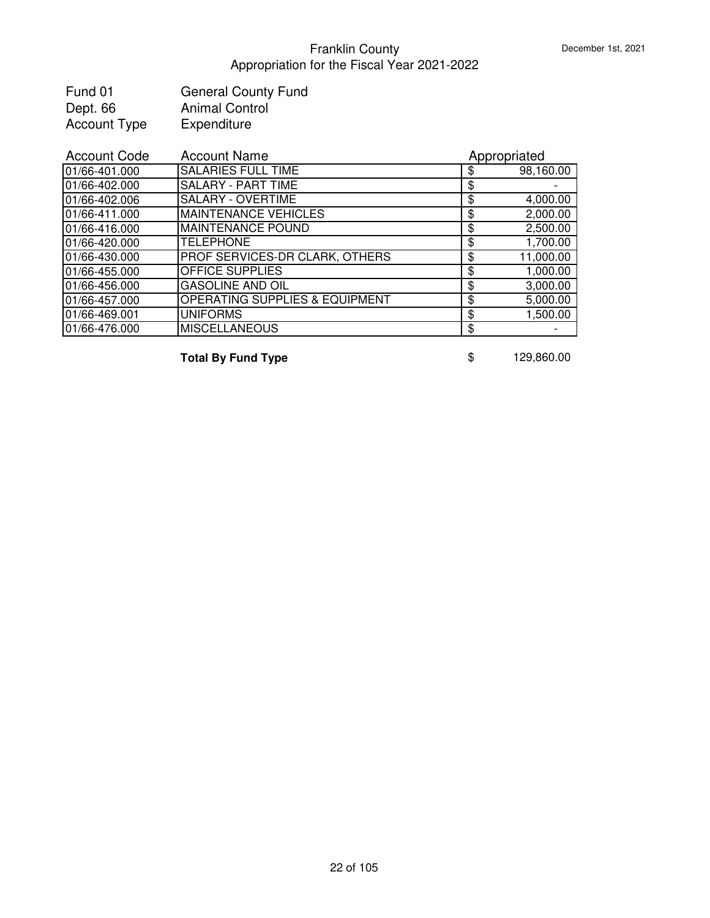# Franklin County

## Appropriation for the Fiscal Year 2021-2022

December 1st, 2021

| | |
|---|---|
| Fund 01 | General County Fund |
| Dept. 66 | Animal Control |
| Account Type | Expenditure |

| Account Code | Account Name | Appropriated |
|---|---|---|
| 01/66-401.000 | SALARIES FULL TIME | $ 98,160.00 |
| 01/66-402.000 | SALARY - PART TIME | $ - |
| 01/66-402.006 | SALARY - OVERTIME | $ 4,000.00 |
| 01/66-411.000 | MAINTENANCE VEHICLES | $ 2,000.00 |
| 01/66-416.000 | MAINTENANCE POUND | $ 2,500.00 |
| 01/66-420.000 | TELEPHONE | $ 1,700.00 |
| 01/66-430.000 | PROF SERVICES-DR CLARK, OTHERS | $ 11,000.00 |
| 01/66-455.000 | OFFICE SUPPLIES | $ 1,000.00 |
| 01/66-456.000 | GASOLINE AND OIL | $ 3,000.00 |
| 01/66-457.000 | OPERATING SUPPLIES & EQUIPMENT | $ 5,000.00 |
| 01/66-469.001 | UNIFORMS | $ 1,500.00 |
| 01/66-476.000 | MISCELLANEOUS | $ - |
| | **Total By Fund Type** | $ 129,860.00 |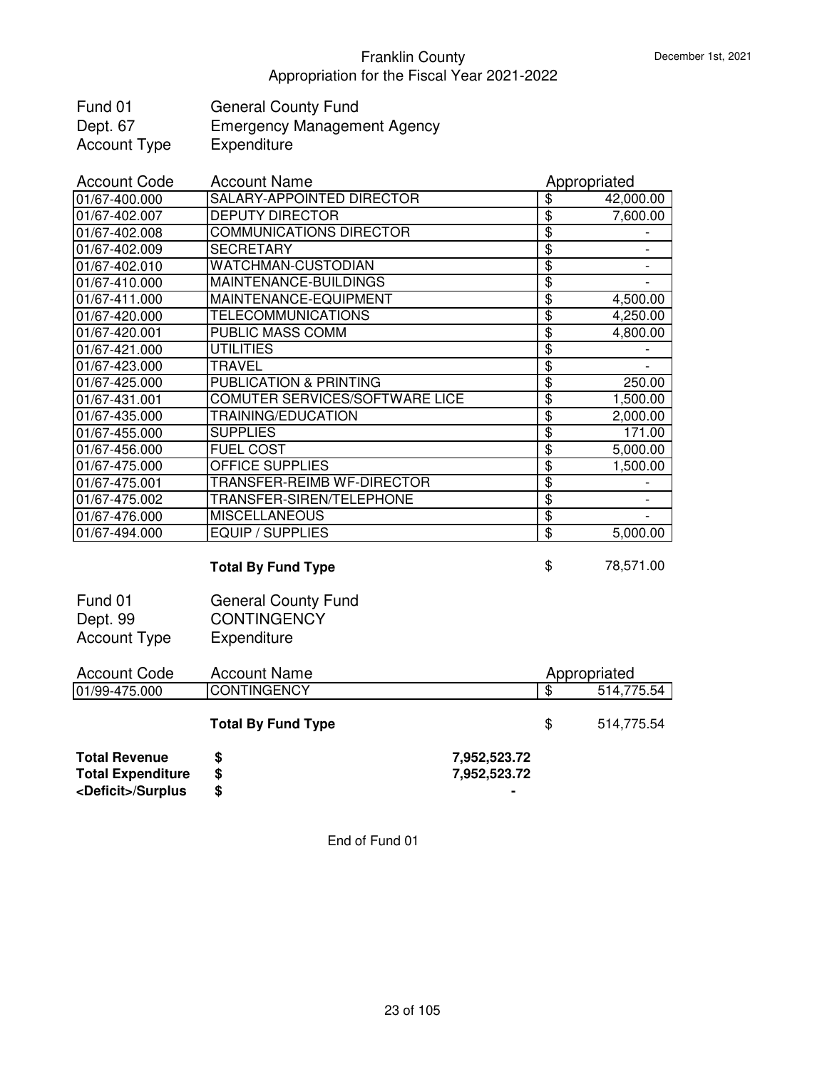Franklin County
Appropriation for the Fiscal Year 2021-2022

December 1st, 2021

| | |
|---|---|
| Fund 01 | General County Fund |
| Dept. 67 | Emergency Management Agency |
| Account Type | Expenditure |

| Account Code | Account Name | Appropriated |
|---|---|---|
| 01/67-400.000 | SALARY-APPOINTED DIRECTOR | $ 42,000.00 |
| 01/67-402.007 | DEPUTY DIRECTOR | $ 7,600.00 |
| 01/67-402.008 | COMMUNICATIONS DIRECTOR | $ - |
| 01/67-402.009 | SECRETARY | $ - |
| 01/67-402.010 | WATCHMAN-CUSTODIAN | $ - |
| 01/67-410.000 | MAINTENANCE-BUILDINGS | $ - |
| 01/67-411.000 | MAINTENANCE-EQUIPMENT | $ 4,500.00 |
| 01/67-420.000 | TELECOMMUNICATIONS | $ 4,250.00 |
| 01/67-420.001 | PUBLIC MASS COMM | $ 4,800.00 |
| 01/67-421.000 | UTILITIES | $ - |
| 01/67-423.000 | TRAVEL | $ - |
| 01/67-425.000 | PUBLICATION & PRINTING | $ 250.00 |
| 01/67-431.001 | COMUTER SERVICES/SOFTWARE LICE | $ 1,500.00 |
| 01/67-435.000 | TRAINING/EDUCATION | $ 2,000.00 |
| 01/67-455.000 | SUPPLIES | $ 171.00 |
| 01/67-456.000 | FUEL COST | $ 5,000.00 |
| 01/67-475.000 | OFFICE SUPPLIES | $ 1,500.00 |
| 01/67-475.001 | TRANSFER-REIMB WF-DIRECTOR | $ - |
| 01/67-475.002 | TRANSFER-SIREN/TELEPHONE | $ - |
| 01/67-476.000 | MISCELLANEOUS | $ - |
| 01/67-494.000 | EQUIP / SUPPLIES | $ 5,000.00 |
| | **Total By Fund Type** | $ 78,571.00 |

| | |
|---|---|
| Fund 01 | General County Fund |
| Dept. 99 | CONTINGENCY |
| Account Type | Expenditure |

| Account Code | Account Name | Appropriated |
|---|---|---|
| 01/99-475.000 | CONTINGENCY | $ 514,775.54 |
| | **Total By Fund Type** | $ 514,775.54 |

| | | |
|---|---|---|
| **Total Revenue** | **$** | **7,952,523.72** |
| **Total Expenditure** | **$** | **7,952,523.72** |
| **<Deficit>/Surplus** | **$** | **-** |

End of Fund 01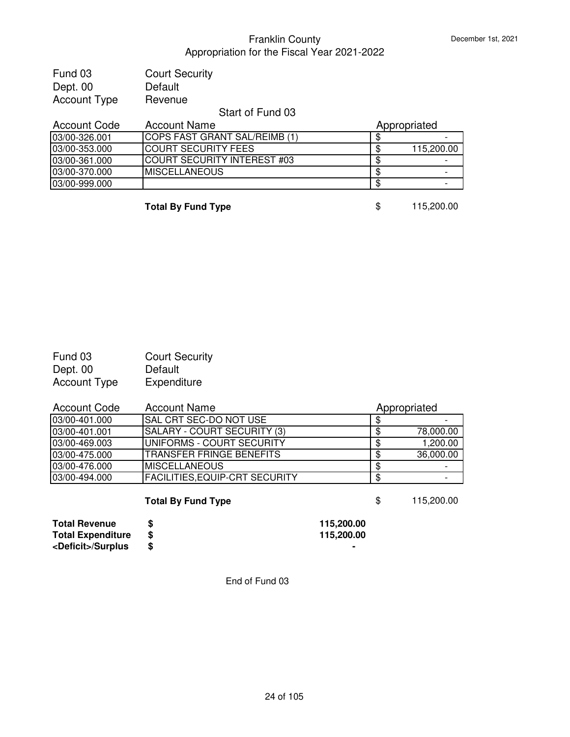# Franklin County
## Appropriation for the Fiscal Year 2021-2022

| | |
|---|---|
| Fund 03 | Court Security |
| Dept. 00 | Default |
| Account Type | Revenue |

Start of Fund 03

| Account Code | Account Name | Appropriated |
|---|---|---|
| 03/00-326.001 | COPS FAST GRANT SAL/REIMB (1) | $ - |
| 03/00-353.000 | COURT SECURITY FEES | $ 115,200.00 |
| 03/00-361.000 | COURT SECURITY INTEREST #03 | $ - |
| 03/00-370.000 | MISCELLANEOUS | $ - |
| 03/00-999.000 | | $ - |

**Total By Fund Type** $ 115,200.00

| | |
|---|---|
| Fund 03 | Court Security |
| Dept. 00 | Default |
| Account Type | Expenditure |

| Account Code | Account Name | Appropriated |
|---|---|---|
| 03/00-401.000 | SAL CRT SEC-DO NOT USE | $ - |
| 03/00-401.001 | SALARY - COURT SECURITY (3) | $ 78,000.00 |
| 03/00-469.003 | UNIFORMS - COURT SECURITY | $ 1,200.00 |
| 03/00-475.000 | TRANSFER FRINGE BENEFITS | $ 36,000.00 |
| 03/00-476.000 | MISCELLANEOUS | $ - |
| 03/00-494.000 | FACILITIES,EQUIP-CRT SECURITY | $ - |

**Total By Fund Type** $ 115,200.00

| | | |
|---|---|---|
| **Total Revenue** | **$** | **115,200.00** |
| **Total Expenditure** | **$** | **115,200.00** |
| **<Deficit>/Surplus** | **$** | **-** |

End of Fund 03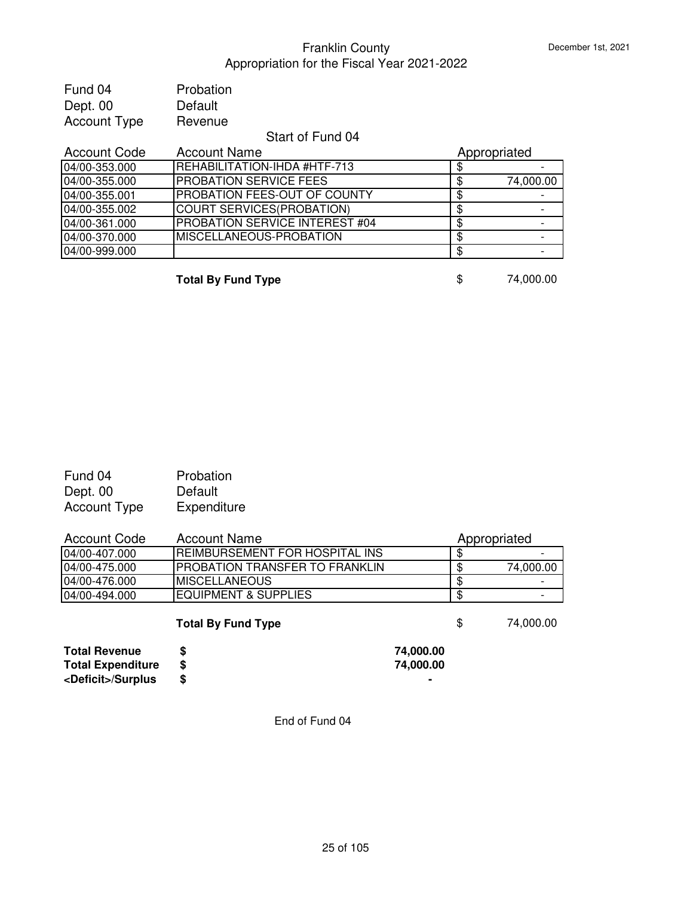# Franklin County
## Appropriation for the Fiscal Year 2021-2022

December 1st, 2021

Fund 04 Probation
Dept. 00 Default
Account Type Revenue

Start of Fund 04

| Account Code | Account Name | Appropriated |
|---|---|---|
| 04/00-353.000 | REHABILITATION-IHDA #HTF-713 | $ - |
| 04/00-355.000 | PROBATION SERVICE FEES | $ 74,000.00 |
| 04/00-355.001 | PROBATION FEES-OUT OF COUNTY | $ - |
| 04/00-355.002 | COURT SERVICES(PROBATION) | $ - |
| 04/00-361.000 | PROBATION SERVICE INTEREST #04 | $ - |
| 04/00-370.000 | MISCELLANEOUS-PROBATION | $ - |
| 04/00-999.000 | | $ - |

**Total By Fund Type** $ 74,000.00

Fund 04 Probation
Dept. 00 Default
Account Type Expenditure

| Account Code | Account Name | Appropriated |
|---|---|---|
| 04/00-407.000 | REIMBURSEMENT FOR HOSPITAL INS | $ - |
| 04/00-475.000 | PROBATION TRANSFER TO FRANKLIN | $ 74,000.00 |
| 04/00-476.000 | MISCELLANEOUS | $ - |
| 04/00-494.000 | EQUIPMENT & SUPPLIES | $ - |

**Total By Fund Type** $ 74,000.00

| | | |
|---|---|---|
| **Total Revenue** | **$** | **74,000.00** |
| **Total Expenditure** | **$** | **74,000.00** |
| **<Deficit>/Surplus** | **$** | **-** |

End of Fund 04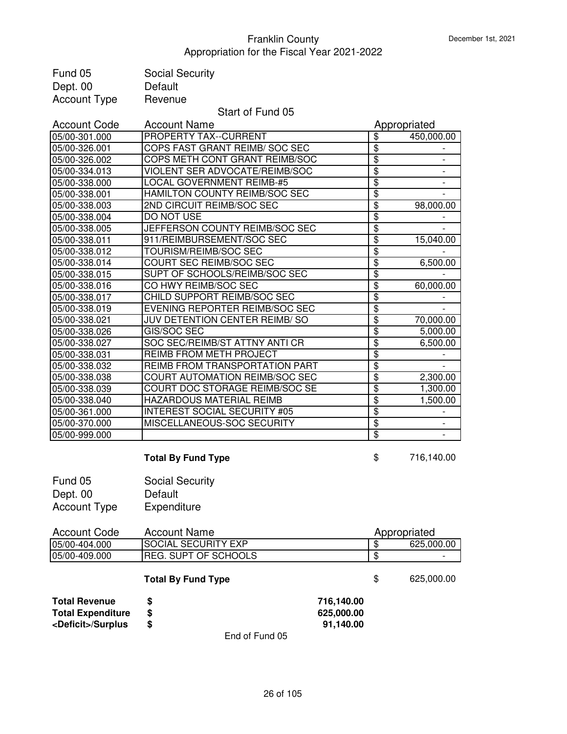Franklin County
Appropriation for the Fiscal Year 2021-2022

December 1st, 2021

Fund 05 Social Security
Dept. 00 Default
Account Type Revenue

Start of Fund 05

| Account Code | Account Name | Appropriated |
|---|---|---|
| 05/00-301.000 | PROPERTY TAX--CURRENT | $ 450,000.00 |
| 05/00-326.001 | COPS FAST GRANT REIMB/ SOC SEC | $ - |
| 05/00-326.002 | COPS METH CONT GRANT REIMB/SOC | $ - |
| 05/00-334.013 | VIOLENT SER ADVOCATE/REIMB/SOC | $ - |
| 05/00-338.000 | LOCAL GOVERNMENT REIMB-#5 | $ - |
| 05/00-338.001 | HAMILTON COUNTY REIMB/SOC SEC | $ - |
| 05/00-338.003 | 2ND CIRCUIT REIMB/SOC SEC | $ 98,000.00 |
| 05/00-338.004 | DO NOT USE | $ - |
| 05/00-338.005 | JEFFERSON COUNTY REIMB/SOC SEC | $ - |
| 05/00-338.011 | 911/REIMBURSEMENT/SOC SEC | $ 15,040.00 |
| 05/00-338.012 | TOURISM/REIMB/SOC SEC | $ - |
| 05/00-338.014 | COURT SEC REIMB/SOC SEC | $ 6,500.00 |
| 05/00-338.015 | SUPT OF SCHOOLS/REIMB/SOC SEC | $ - |
| 05/00-338.016 | CO HWY REIMB/SOC SEC | $ 60,000.00 |
| 05/00-338.017 | CHILD SUPPORT REIMB/SOC SEC | $ - |
| 05/00-338.019 | EVENING REPORTER REIMB/SOC SEC | $ - |
| 05/00-338.021 | JUV DETENTION CENTER REIMB/ SO | $ 70,000.00 |
| 05/00-338.026 | GIS/SOC SEC | $ 5,000.00 |
| 05/00-338.027 | SOC SEC/REIMB/ST ATTNY ANTI CR | $ 6,500.00 |
| 05/00-338.031 | REIMB FROM METH PROJECT | $ - |
| 05/00-338.032 | REIMB FROM TRANSPORTATION PART | $ - |
| 05/00-338.038 | COURT AUTOMATION REIMB/SOC SEC | $ 2,300.00 |
| 05/00-338.039 | COURT DOC STORAGE REIMB/SOC SE | $ 1,300.00 |
| 05/00-338.040 | HAZARDOUS MATERIAL REIMB | $ 1,500.00 |
| 05/00-361.000 | INTEREST SOCIAL SECURITY #05 | $ - |
| 05/00-370.000 | MISCELLANEOUS-SOC SECURITY | $ - |
| 05/00-999.000 | | $ - |

**Total By Fund Type** $ 716,140.00

Fund 05 Social Security
Dept. 00 Default
Account Type Expenditure

| Account Code | Account Name | Appropriated |
|---|---|---|
| 05/00-404.000 | SOCIAL SECURITY EXP | $ 625,000.00 |
| 05/00-409.000 | REG. SUPT OF SCHOOLS | $ - |

**Total By Fund Type** $ 625,000.00

| | | |
|---|---|---|
| **Total Revenue** | **$** | **716,140.00** |
| **Total Expenditure** | **$** | **625,000.00** |
| **<Deficit>/Surplus** | **$** | **91,140.00** |

End of Fund 05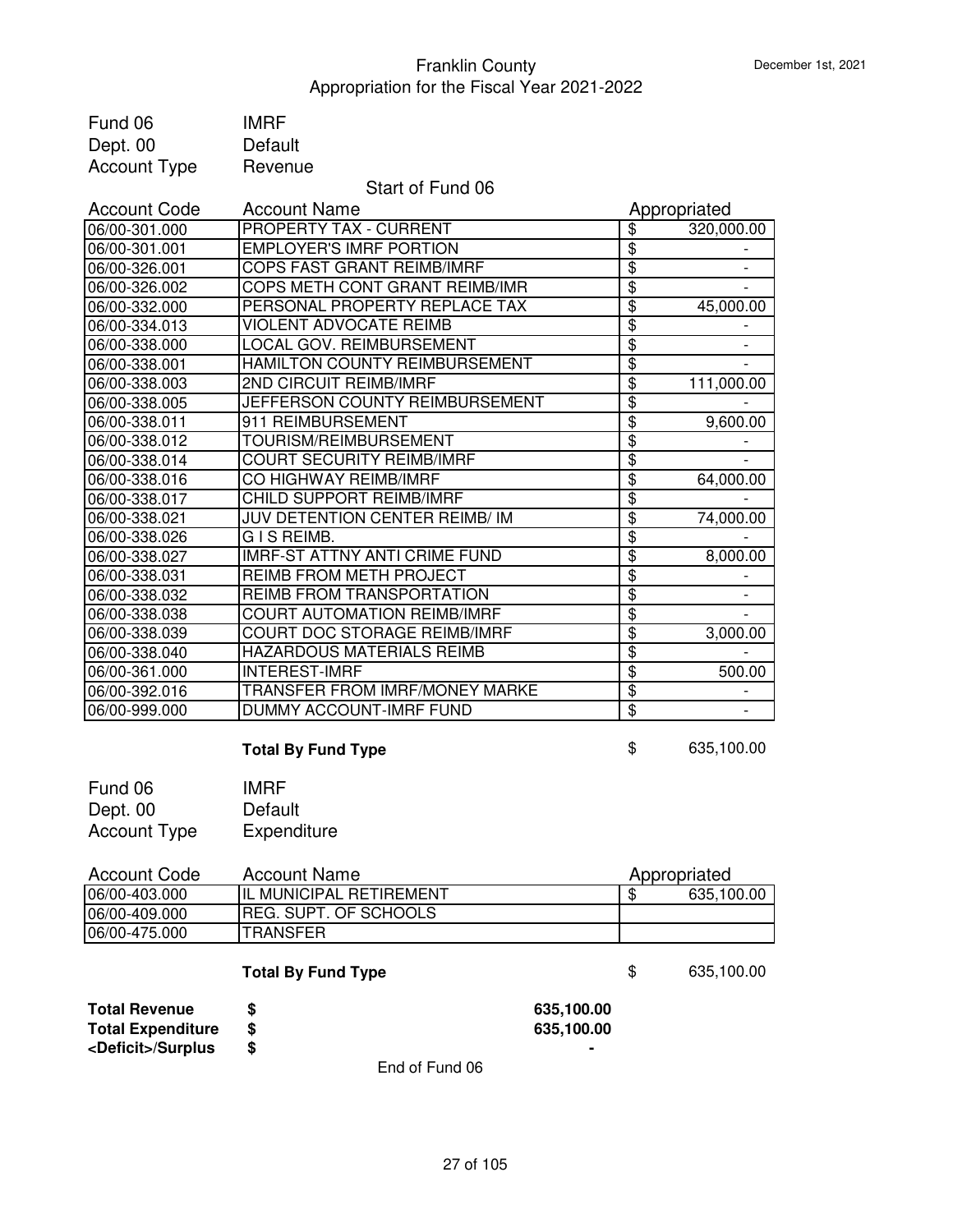# Franklin County
## Appropriation for the Fiscal Year 2021-2022

December 1st, 2021

Fund 06 IMRF
Dept. 00 Default
Account Type Revenue

Start of Fund 06

| Account Code | Account Name | Appropriated |
|---|---|---|
| 06/00-301.000 | PROPERTY TAX - CURRENT | $ 320,000.00 |
| 06/00-301.001 | EMPLOYER'S IMRF PORTION | $ - |
| 06/00-326.001 | COPS FAST GRANT REIMB/IMRF | $ - |
| 06/00-326.002 | COPS METH CONT GRANT REIMB/IMR | $ - |
| 06/00-332.000 | PERSONAL PROPERTY REPLACE TAX | $ 45,000.00 |
| 06/00-334.013 | VIOLENT ADVOCATE REIMB | $ - |
| 06/00-338.000 | LOCAL GOV. REIMBURSEMENT | $ - |
| 06/00-338.001 | HAMILTON COUNTY REIMBURSEMENT | $ - |
| 06/00-338.003 | 2ND CIRCUIT REIMB/IMRF | $ 111,000.00 |
| 06/00-338.005 | JEFFERSON COUNTY REIMBURSEMENT | $ - |
| 06/00-338.011 | 911 REIMBURSEMENT | $ 9,600.00 |
| 06/00-338.012 | TOURISM/REIMBURSEMENT | $ - |
| 06/00-338.014 | COURT SECURITY REIMB/IMRF | $ - |
| 06/00-338.016 | CO HIGHWAY REIMB/IMRF | $ 64,000.00 |
| 06/00-338.017 | CHILD SUPPORT REIMB/IMRF | $ - |
| 06/00-338.021 | JUV DETENTION CENTER REIMB/ IM | $ 74,000.00 |
| 06/00-338.026 | G I S REIMB. | $ - |
| 06/00-338.027 | IMRF-ST ATTNY ANTI CRIME FUND | $ 8,000.00 |
| 06/00-338.031 | REIMB FROM METH PROJECT | $ - |
| 06/00-338.032 | REIMB FROM TRANSPORTATION | $ - |
| 06/00-338.038 | COURT AUTOMATION REIMB/IMRF | $ - |
| 06/00-338.039 | COURT DOC STORAGE REIMB/IMRF | $ 3,000.00 |
| 06/00-338.040 | HAZARDOUS MATERIALS REIMB | $ - |
| 06/00-361.000 | INTEREST-IMRF | $ 500.00 |
| 06/00-392.016 | TRANSFER FROM IMRF/MONEY MARKE | $ - |
| 06/00-999.000 | DUMMY ACCOUNT-IMRF FUND | $ - |

**Total By Fund Type** $ 635,100.00

Fund 06 IMRF
Dept. 00 Default
Account Type Expenditure

| Account Code | Account Name | Appropriated |
|---|---|---|
| 06/00-403.000 | IL MUNICIPAL RETIREMENT | $ 635,100.00 |
| 06/00-409.000 | REG. SUPT. OF SCHOOLS | |
| 06/00-475.000 | TRANSFER | |

**Total By Fund Type** $ 635,100.00

| | | |
|---|---|---|
| **Total Revenue** | **$** | **635,100.00** |
| **Total Expenditure** | **$** | **635,100.00** |
| **<Deficit>/Surplus** | **$** | **-** |

End of Fund 06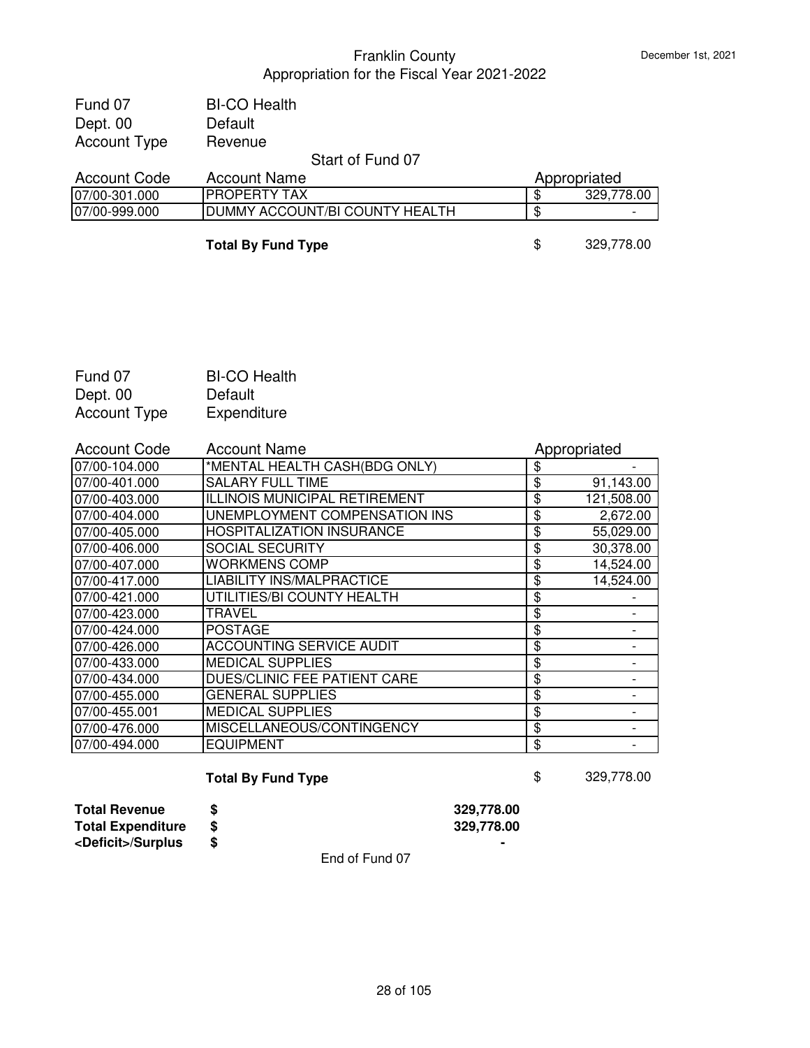# Franklin County
## Appropriation for the Fiscal Year 2021-2022

December 1st, 2021

| | |
|---|---|
| Fund 07 | BI-CO Health |
| Dept. 00 | Default |
| Account Type | Revenue |

Start of Fund 07

| Account Code | Account Name | Appropriated |
|---|---|---|
| 07/00-301.000 | PROPERTY TAX | $ 329,778.00 |
| 07/00-999.000 | DUMMY ACCOUNT/BI COUNTY HEALTH | $ - |
| | **Total By Fund Type** | $ 329,778.00 |

| | |
|---|---|
| Fund 07 | BI-CO Health |
| Dept. 00 | Default |
| Account Type | Expenditure |

| Account Code | Account Name | Appropriated |
|---|---|---|
| 07/00-104.000 | *MENTAL HEALTH CASH(BDG ONLY) | $ - |
| 07/00-401.000 | SALARY FULL TIME | $ 91,143.00 |
| 07/00-403.000 | ILLINOIS MUNICIPAL RETIREMENT | $ 121,508.00 |
| 07/00-404.000 | UNEMPLOYMENT COMPENSATION INS | $ 2,672.00 |
| 07/00-405.000 | HOSPITALIZATION INSURANCE | $ 55,029.00 |
| 07/00-406.000 | SOCIAL SECURITY | $ 30,378.00 |
| 07/00-407.000 | WORKMENS COMP | $ 14,524.00 |
| 07/00-417.000 | LIABILITY INS/MALPRACTICE | $ 14,524.00 |
| 07/00-421.000 | UTILITIES/BI COUNTY HEALTH | $ - |
| 07/00-423.000 | TRAVEL | $ - |
| 07/00-424.000 | POSTAGE | $ - |
| 07/00-426.000 | ACCOUNTING SERVICE AUDIT | $ - |
| 07/00-433.000 | MEDICAL SUPPLIES | $ - |
| 07/00-434.000 | DUES/CLINIC FEE PATIENT CARE | $ - |
| 07/00-455.000 | GENERAL SUPPLIES | $ - |
| 07/00-455.001 | MEDICAL SUPPLIES | $ - |
| 07/00-476.000 | MISCELLANEOUS/CONTINGENCY | $ - |
| 07/00-494.000 | EQUIPMENT | $ - |
| | **Total By Fund Type** | $ 329,778.00 |

| | | |
|---|---|---|
| **Total Revenue** | **$** | **329,778.00** |
| **Total Expenditure** | **$** | **329,778.00** |
| **<Deficit>/Surplus** | **$** | **-** |

End of Fund 07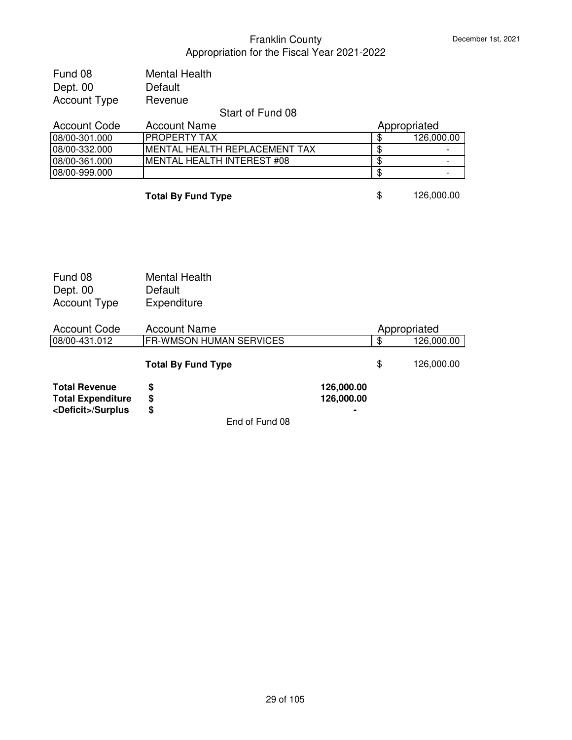# Franklin County
## Appropriation for the Fiscal Year 2021-2022

December 1st, 2021

Fund 08 — Mental Health
Dept. 00 — Default
Account Type — Revenue

Start of Fund 08

| Account Code | Account Name | Appropriated |
|---|---|---|
| 08/00-301.000 | PROPERTY TAX | $ 126,000.00 |
| 08/00-332.000 | MENTAL HEALTH REPLACEMENT TAX | $ - |
| 08/00-361.000 | MENTAL HEALTH INTEREST #08 | $ - |
| 08/00-999.000 | | $ - |

**Total By Fund Type** $ 126,000.00

Fund 08 — Mental Health
Dept. 00 — Default
Account Type — Expenditure

| Account Code | Account Name | Appropriated |
|---|---|---|
| 08/00-431.012 | FR-WMSON HUMAN SERVICES | $ 126,000.00 |

**Total By Fund Type** $ 126,000.00

| | | |
|---|---|---|
| **Total Revenue** | **$** | **126,000.00** |
| **Total Expenditure** | **$** | **126,000.00** |
| **<Deficit>/Surplus** | **$** | **-** |

End of Fund 08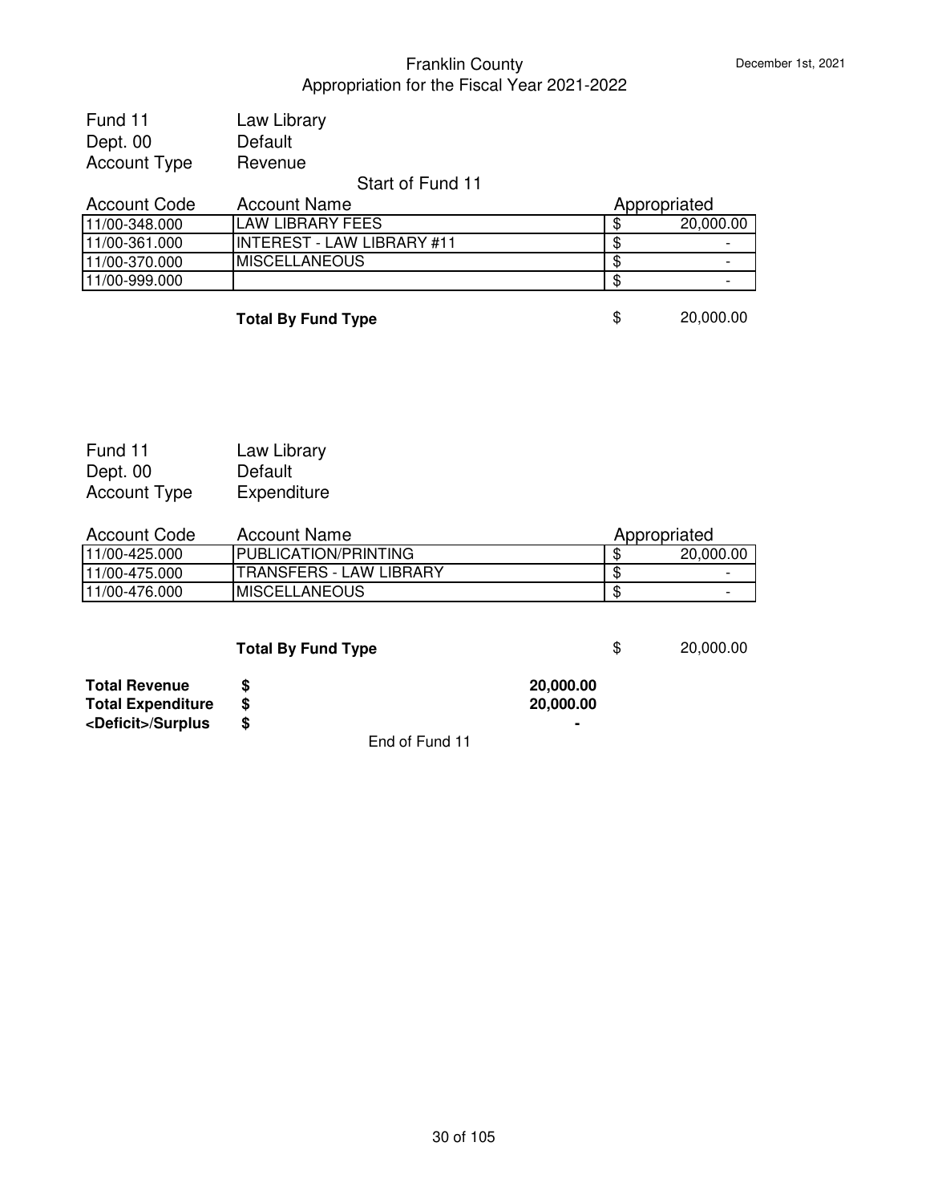# Franklin County
## Appropriation for the Fiscal Year 2021-2022

December 1st, 2021

| | |
|---|---|
| Fund 11 | Law Library |
| Dept. 00 | Default |
| Account Type | Revenue |

Start of Fund 11

| Account Code | Account Name | Appropriated |
|---|---|---|
| 11/00-348.000 | LAW LIBRARY FEES | $ 20,000.00 |
| 11/00-361.000 | INTEREST - LAW LIBRARY #11 | $ - |
| 11/00-370.000 | MISCELLANEOUS | $ - |
| 11/00-999.000 | | $ - |

**Total By Fund Type** $ 20,000.00

| | |
|---|---|
| Fund 11 | Law Library |
| Dept. 00 | Default |
| Account Type | Expenditure |

| Account Code | Account Name | Appropriated |
|---|---|---|
| 11/00-425.000 | PUBLICATION/PRINTING | $ 20,000.00 |
| 11/00-475.000 | TRANSFERS - LAW LIBRARY | $ - |
| 11/00-476.000 | MISCELLANEOUS | $ - |

**Total By Fund Type** $ 20,000.00

| | | |
|---|---|---|
| **Total Revenue** | **$** | **20,000.00** |
| **Total Expenditure** | **$** | **20,000.00** |
| **<Deficit>/Surplus** | **$** | **-** |

End of Fund 11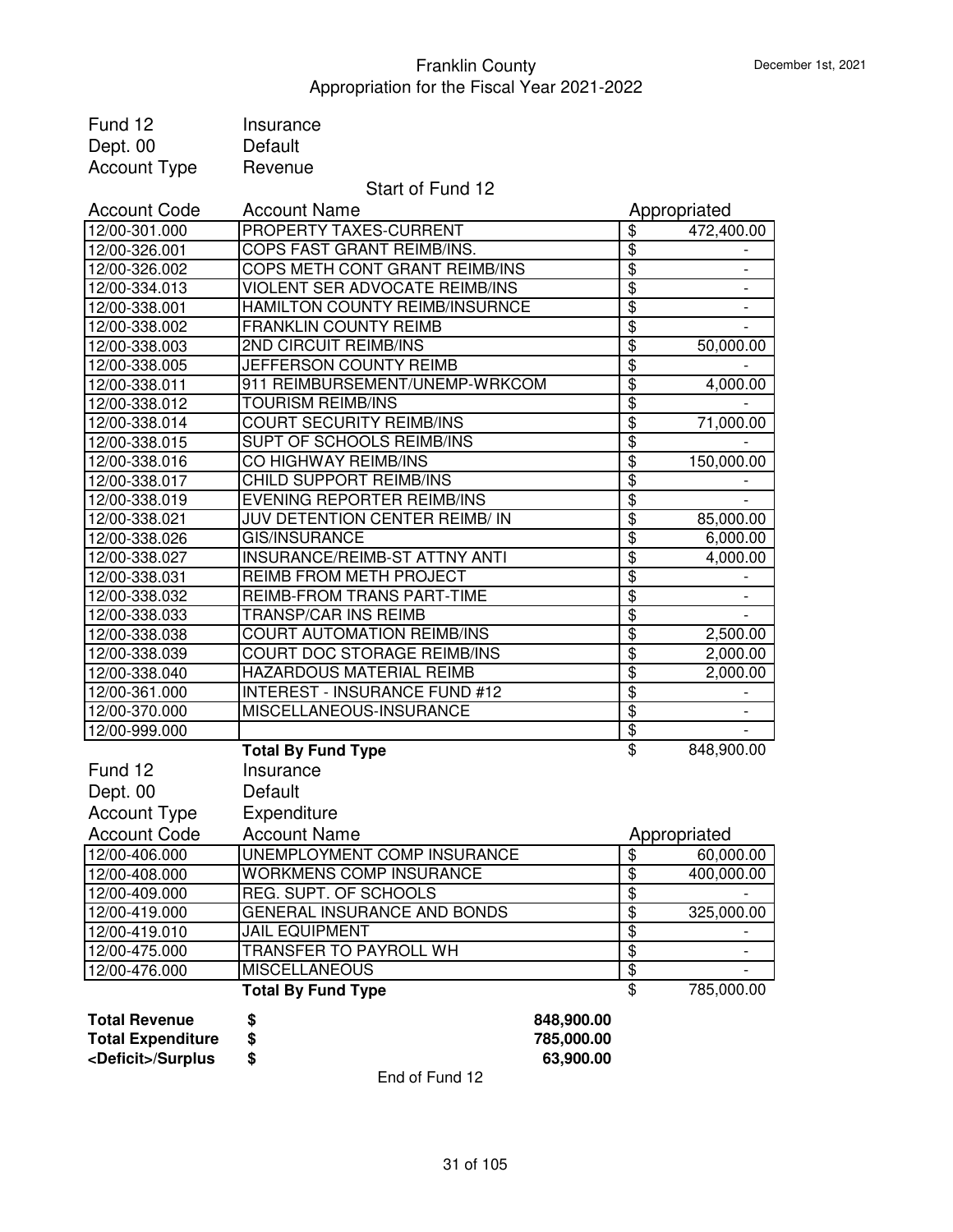# Franklin County
## Appropriation for the Fiscal Year 2021-2022

December 1st, 2021

Fund 12 Insurance
Dept. 00 Default
Account Type Revenue

Start of Fund 12

| Account Code | Account Name | Appropriated |
|---|---|---|
| 12/00-301.000 | PROPERTY TAXES-CURRENT | $ 472,400.00 |
| 12/00-326.001 | COPS FAST GRANT REIMB/INS. | $ - |
| 12/00-326.002 | COPS METH CONT GRANT REIMB/INS | $ - |
| 12/00-334.013 | VIOLENT SER ADVOCATE REIMB/INS | $ - |
| 12/00-338.001 | HAMILTON COUNTY REIMB/INSURNCE | $ - |
| 12/00-338.002 | FRANKLIN COUNTY REIMB | $ - |
| 12/00-338.003 | 2ND CIRCUIT REIMB/INS | $ 50,000.00 |
| 12/00-338.005 | JEFFERSON COUNTY REIMB | $ - |
| 12/00-338.011 | 911 REIMBURSEMENT/UNEMP-WRKCOM | $ 4,000.00 |
| 12/00-338.012 | TOURISM REIMB/INS | $ - |
| 12/00-338.014 | COURT SECURITY REIMB/INS | $ 71,000.00 |
| 12/00-338.015 | SUPT OF SCHOOLS REIMB/INS | $ - |
| 12/00-338.016 | CO HIGHWAY REIMB/INS | $ 150,000.00 |
| 12/00-338.017 | CHILD SUPPORT REIMB/INS | $ - |
| 12/00-338.019 | EVENING REPORTER REIMB/INS | $ - |
| 12/00-338.021 | JUV DETENTION CENTER REIMB/ IN | $ 85,000.00 |
| 12/00-338.026 | GIS/INSURANCE | $ 6,000.00 |
| 12/00-338.027 | INSURANCE/REIMB-ST ATTNY ANTI | $ 4,000.00 |
| 12/00-338.031 | REIMB FROM METH PROJECT | $ - |
| 12/00-338.032 | REIMB-FROM TRANS PART-TIME | $ - |
| 12/00-338.033 | TRANSP/CAR INS REIMB | $ - |
| 12/00-338.038 | COURT AUTOMATION REIMB/INS | $ 2,500.00 |
| 12/00-338.039 | COURT DOC STORAGE REIMB/INS | $ 2,000.00 |
| 12/00-338.040 | HAZARDOUS MATERIAL REIMB | $ 2,000.00 |
| 12/00-361.000 | INTEREST - INSURANCE FUND #12 | $ - |
| 12/00-370.000 | MISCELLANEOUS-INSURANCE | $ - |
| 12/00-999.000 | | $ - |
| | **Total By Fund Type** | $ 848,900.00 |

Fund 12 Insurance
Dept. 00 Default
Account Type Expenditure

| Account Code | Account Name | Appropriated |
|---|---|---|
| 12/00-406.000 | UNEMPLOYMENT COMP INSURANCE | $ 60,000.00 |
| 12/00-408.000 | WORKMENS COMP INSURANCE | $ 400,000.00 |
| 12/00-409.000 | REG. SUPT. OF SCHOOLS | $ - |
| 12/00-419.000 | GENERAL INSURANCE AND BONDS | $ 325,000.00 |
| 12/00-419.010 | JAIL EQUIPMENT | $ - |
| 12/00-475.000 | TRANSFER TO PAYROLL WH | $ - |
| 12/00-476.000 | MISCELLANEOUS | $ - |
| | **Total By Fund Type** | $ 785,000.00 |

| | | |
|---|---|---|
| **Total Revenue** | **$** | **848,900.00** |
| **Total Expenditure** | **$** | **785,000.00** |
| **<Deficit>/Surplus** | **$** | **63,900.00** |

End of Fund 12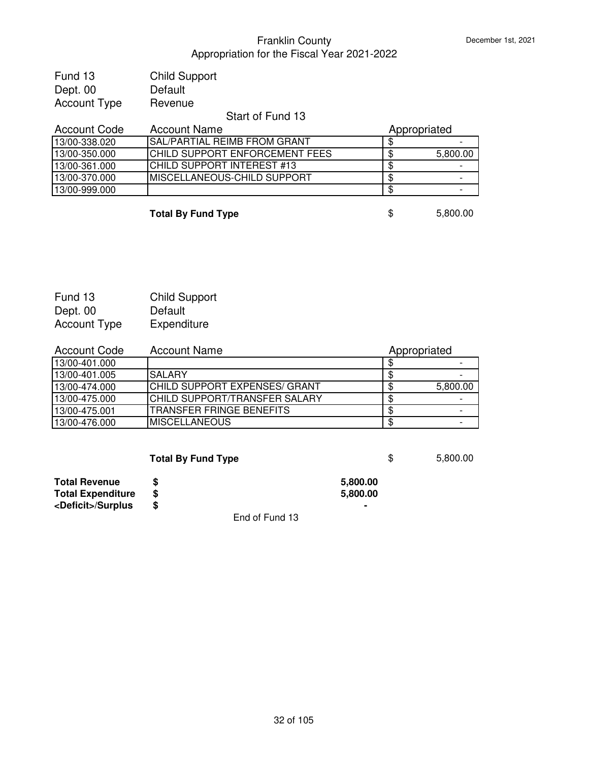Franklin County
Appropriation for the Fiscal Year 2021-2022

December 1st, 2021

Fund 13 Child Support
Dept. 00 Default
Account Type Revenue

Start of Fund 13

| Account Code | Account Name | Appropriated | |
|---|---|---|---|
| 13/00-338.020 | SAL/PARTIAL REIMB FROM GRANT | $ | - |
| 13/00-350.000 | CHILD SUPPORT ENFORCEMENT FEES | $ | 5,800.00 |
| 13/00-361.000 | CHILD SUPPORT INTEREST #13 | $ | - |
| 13/00-370.000 | MISCELLANEOUS-CHILD SUPPORT | $ | - |
| 13/00-999.000 | | $ | - |

**Total By Fund Type** $ 5,800.00

Fund 13 Child Support
Dept. 00 Default
Account Type Expenditure

| Account Code | Account Name | Appropriated | |
|---|---|---|---|
| 13/00-401.000 | | $ | - |
| 13/00-401.005 | SALARY | $ | - |
| 13/00-474.000 | CHILD SUPPORT EXPENSES/ GRANT | $ | 5,800.00 |
| 13/00-475.000 | CHILD SUPPORT/TRANSFER SALARY | $ | - |
| 13/00-475.001 | TRANSFER FRINGE BENEFITS | $ | - |
| 13/00-476.000 | MISCELLANEOUS | $ | - |

**Total By Fund Type** $ 5,800.00

| | | |
|---|---|---|
| **Total Revenue** | **$** | **5,800.00** |
| **Total Expenditure** | **$** | **5,800.00** |
| **<Deficit>/Surplus** | **$** | **-** |

End of Fund 13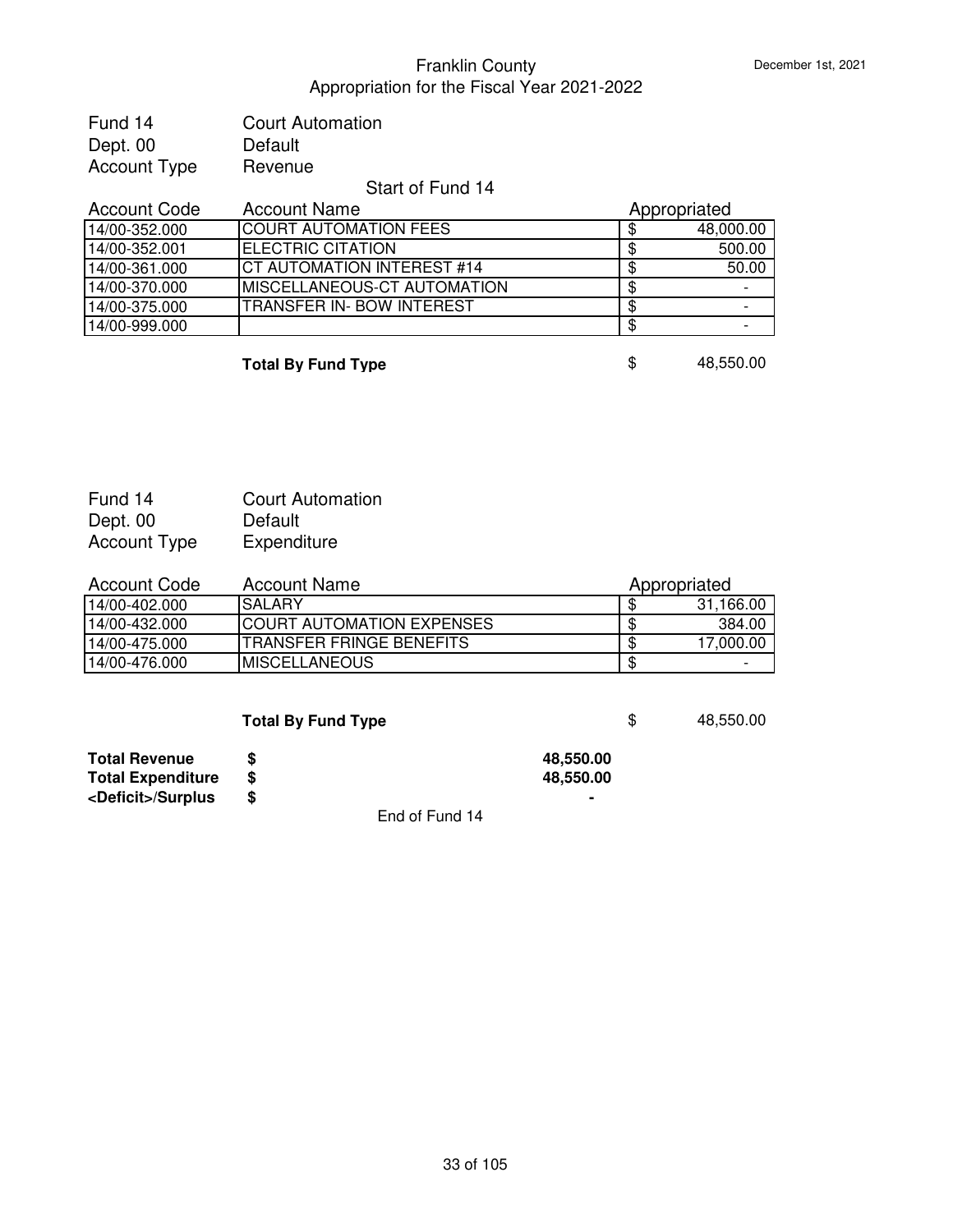# Franklin County
## Appropriation for the Fiscal Year 2021-2022

December 1st, 2021

Fund 14 Court Automation
Dept. 00 Default
Account Type Revenue

Start of Fund 14

| Account Code | Account Name | Appropriated | |
|---|---|---|---|
| 14/00-352.000 | COURT AUTOMATION FEES | $ | 48,000.00 |
| 14/00-352.001 | ELECTRIC CITATION | $ | 500.00 |
| 14/00-361.000 | CT AUTOMATION INTEREST #14 | $ | 50.00 |
| 14/00-370.000 | MISCELLANEOUS-CT AUTOMATION | $ | - |
| 14/00-375.000 | TRANSFER IN- BOW INTEREST | $ | - |
| 14/00-999.000 | | $ | - |
| | **Total By Fund Type** | $ | 48,550.00 |

Fund 14 Court Automation
Dept. 00 Default
Account Type Expenditure

| Account Code | Account Name | Appropriated | |
|---|---|---|---|
| 14/00-402.000 | SALARY | $ | 31,166.00 |
| 14/00-432.000 | COURT AUTOMATION EXPENSES | $ | 384.00 |
| 14/00-475.000 | TRANSFER FRINGE BENEFITS | $ | 17,000.00 |
| 14/00-476.000 | MISCELLANEOUS | $ | - |
| | **Total By Fund Type** | $ | 48,550.00 |

| | | |
|---|---|---|
| **Total Revenue** | **$** | **48,550.00** |
| **Total Expenditure** | **$** | **48,550.00** |
| **<Deficit>/Surplus** | **$** | **-** |

End of Fund 14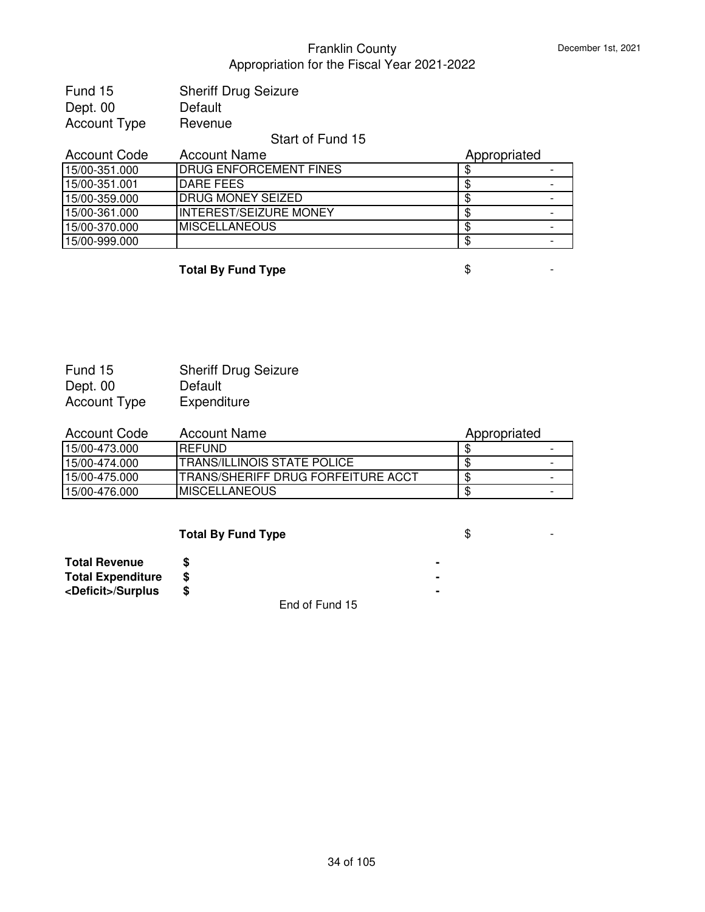Franklin County
Appropriation for the Fiscal Year 2021-2022

December 1st, 2021

Fund 15 Sheriff Drug Seizure
Dept. 00 Default
Account Type Revenue

Start of Fund 15

| Account Code | Account Name | Appropriated |
|---|---|---|
| 15/00-351.000 | DRUG ENFORCEMENT FINES | $ - |
| 15/00-351.001 | DARE FEES | $ - |
| 15/00-359.000 | DRUG MONEY SEIZED | $ - |
| 15/00-361.000 | INTEREST/SEIZURE MONEY | $ - |
| 15/00-370.000 | MISCELLANEOUS | $ - |
| 15/00-999.000 | | $ - |

**Total By Fund Type** $ -

Fund 15 Sheriff Drug Seizure
Dept. 00 Default
Account Type Expenditure

| Account Code | Account Name | Appropriated |
|---|---|---|
| 15/00-473.000 | REFUND | $ - |
| 15/00-474.000 | TRANS/ILLINOIS STATE POLICE | $ - |
| 15/00-475.000 | TRANS/SHERIFF DRUG FORFEITURE ACCT | $ - |
| 15/00-476.000 | MISCELLANEOUS | $ - |

**Total By Fund Type** $ -

| | | |
|---|---|---|
| **Total Revenue** | **$** | **-** |
| **Total Expenditure** | **$** | **-** |
| **<Deficit>/Surplus** | **$** | **-** |

End of Fund 15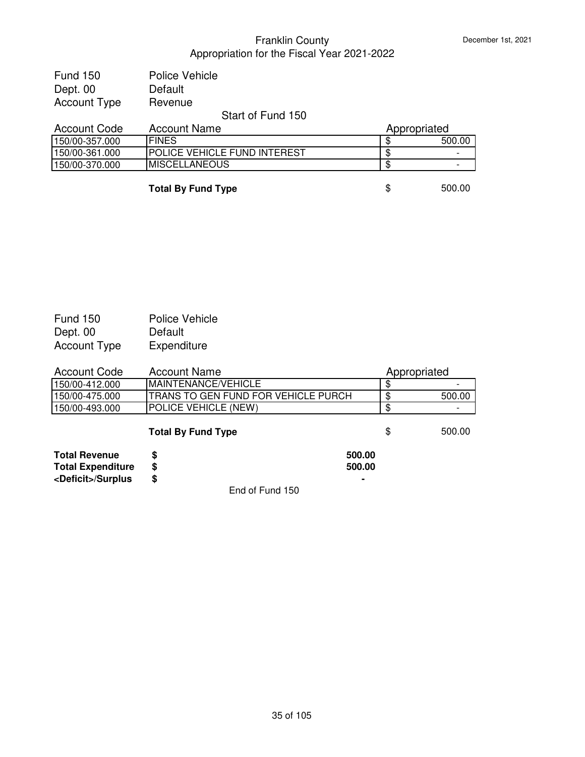# Franklin County
## Appropriation for the Fiscal Year 2021-2022

December 1st, 2021

Fund 150 — Police Vehicle
Dept. 00 — Default
Account Type — Revenue

Start of Fund 150

| Account Code | Account Name | Appropriated |
|---|---|---|
| 150/00-357.000 | FINES | $ 500.00 |
| 150/00-361.000 | POLICE VEHICLE FUND INTEREST | $ - |
| 150/00-370.000 | MISCELLANEOUS | $ - |
| | **Total By Fund Type** | $ 500.00 |

Fund 150 — Police Vehicle
Dept. 00 — Default
Account Type — Expenditure

| Account Code | Account Name | Appropriated |
|---|---|---|
| 150/00-412.000 | MAINTENANCE/VEHICLE | $ - |
| 150/00-475.000 | TRANS TO GEN FUND FOR VEHICLE PURCH | $ 500.00 |
| 150/00-493.000 | POLICE VEHICLE (NEW) | $ - |
| | **Total By Fund Type** | $ 500.00 |

| | | |
|---|---|---|
| **Total Revenue** | **$** | **500.00** |
| **Total Expenditure** | **$** | **500.00** |
| **<Deficit>/Surplus** | **$** | **-** |

End of Fund 150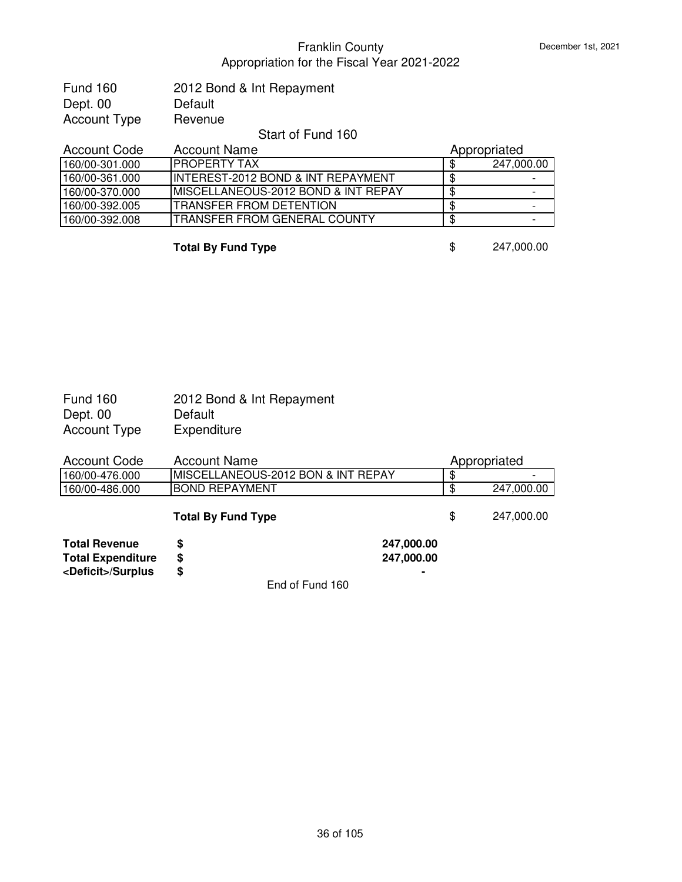# Franklin County

## Appropriation for the Fiscal Year 2021-2022

Fund 160 — 2012 Bond & Int Repayment
Dept. 00 — Default
Account Type — Revenue

Start of Fund 160

| Account Code | Account Name | Appropriated |
|---|---|---|
| 160/00-301.000 | PROPERTY TAX | $ 247,000.00 |
| 160/00-361.000 | INTEREST-2012 BOND & INT REPAYMENT | $ - |
| 160/00-370.000 | MISCELLANEOUS-2012 BOND & INT REPAY | $ - |
| 160/00-392.005 | TRANSFER FROM DETENTION | $ - |
| 160/00-392.008 | TRANSFER FROM GENERAL COUNTY | $ - |
| | **Total By Fund Type** | $ 247,000.00 |

Fund 160 — 2012 Bond & Int Repayment
Dept. 00 — Default
Account Type — Expenditure

| Account Code | Account Name | Appropriated |
|---|---|---|
| 160/00-476.000 | MISCELLANEOUS-2012 BON & INT REPAY | $ - |
| 160/00-486.000 | BOND REPAYMENT | $ 247,000.00 |
| | **Total By Fund Type** | $ 247,000.00 |

| | | |
|---|---|---|
| **Total Revenue** | **$** | **247,000.00** |
| **Total Expenditure** | **$** | **247,000.00** |
| **<Deficit>/Surplus** | **$** | **-** |

End of Fund 160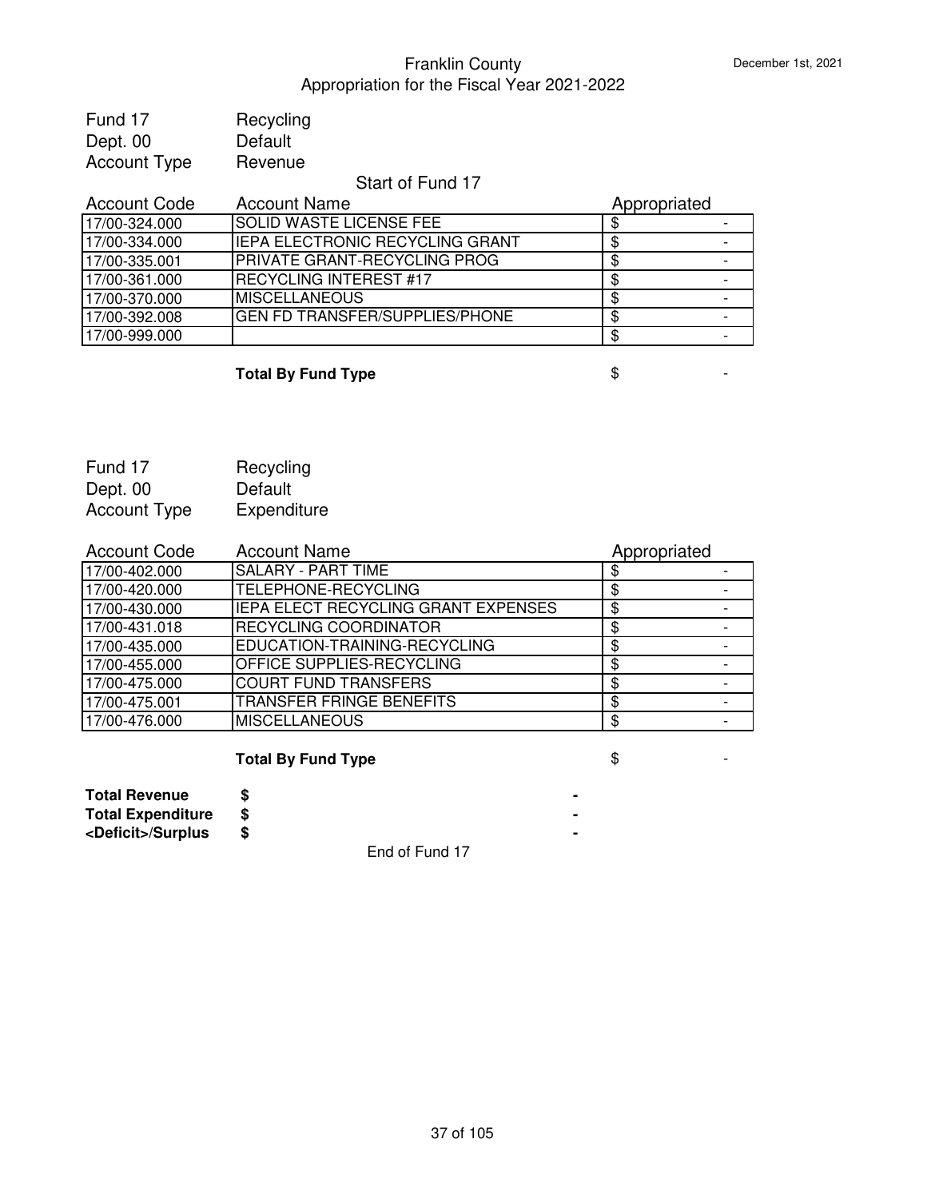Franklin County
Appropriation for the Fiscal Year 2021-2022

December 1st, 2021

Fund 17 Recycling
Dept. 00 Default
Account Type Revenue

Start of Fund 17

| Account Code | Account Name | Appropriated |
|---|---|---|
| 17/00-324.000 | SOLID WASTE LICENSE FEE | $ - |
| 17/00-334.000 | IEPA ELECTRONIC RECYCLING GRANT | $ - |
| 17/00-335.001 | PRIVATE GRANT-RECYCLING PROG | $ - |
| 17/00-361.000 | RECYCLING INTEREST #17 | $ - |
| 17/00-370.000 | MISCELLANEOUS | $ - |
| 17/00-392.008 | GEN FD TRANSFER/SUPPLIES/PHONE | $ - |
| 17/00-999.000 | | $ - |

**Total By Fund Type** $ -

Fund 17 Recycling
Dept. 00 Default
Account Type Expenditure

| Account Code | Account Name | Appropriated |
|---|---|---|
| 17/00-402.000 | SALARY - PART TIME | $ - |
| 17/00-420.000 | TELEPHONE-RECYCLING | $ - |
| 17/00-430.000 | IEPA ELECT RECYCLING GRANT EXPENSES | $ - |
| 17/00-431.018 | RECYCLING COORDINATOR | $ - |
| 17/00-435.000 | EDUCATION-TRAINING-RECYCLING | $ - |
| 17/00-455.000 | OFFICE SUPPLIES-RECYCLING | $ - |
| 17/00-475.000 | COURT FUND TRANSFERS | $ - |
| 17/00-475.001 | TRANSFER FRINGE BENEFITS | $ - |
| 17/00-476.000 | MISCELLANEOUS | $ - |

**Total By Fund Type** $ -

| | | |
|---|---|---|
| **Total Revenue** | **$** | **-** |
| **Total Expenditure** | **$** | **-** |
| **<Deficit>/Surplus** | **$** | **-** |

End of Fund 17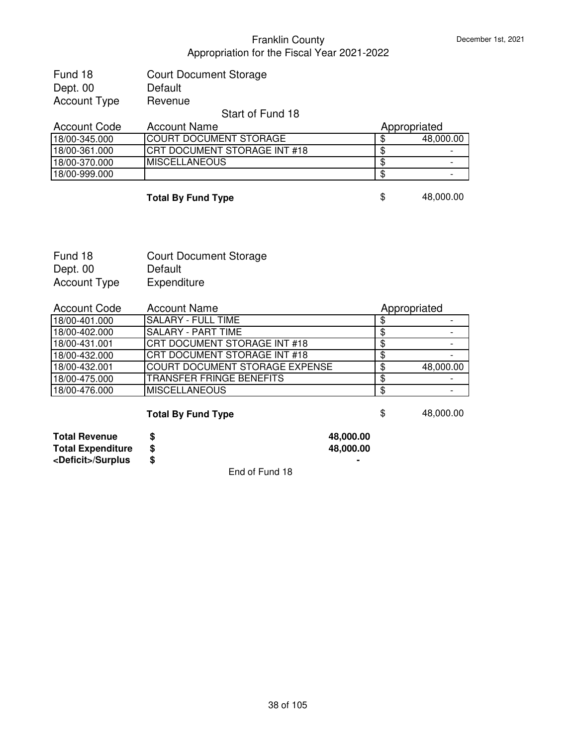# Franklin County
## Appropriation for the Fiscal Year 2021-2022

December 1st, 2021

Fund 18 — Court Document Storage
Dept. 00 — Default
Account Type — Revenue

Start of Fund 18

| Account Code | Account Name | Appropriated |
|---|---|---|
| 18/00-345.000 | COURT DOCUMENT STORAGE | $ 48,000.00 |
| 18/00-361.000 | CRT DOCUMENT STORAGE INT #18 | $ - |
| 18/00-370.000 | MISCELLANEOUS | $ - |
| 18/00-999.000 | | $ - |
| | **Total By Fund Type** | $ 48,000.00 |

Fund 18 — Court Document Storage
Dept. 00 — Default
Account Type — Expenditure

| Account Code | Account Name | Appropriated |
|---|---|---|
| 18/00-401.000 | SALARY - FULL TIME | $ - |
| 18/00-402.000 | SALARY - PART TIME | $ - |
| 18/00-431.001 | CRT DOCUMENT STORAGE INT #18 | $ - |
| 18/00-432.000 | CRT DOCUMENT STORAGE INT #18 | $ - |
| 18/00-432.001 | COURT DOCUMENT STORAGE EXPENSE | $ 48,000.00 |
| 18/00-475.000 | TRANSFER FRINGE BENEFITS | $ - |
| 18/00-476.000 | MISCELLANEOUS | $ - |
| | **Total By Fund Type** | $ 48,000.00 |

| | | |
|---|---|---|
| **Total Revenue** | **$** | **48,000.00** |
| **Total Expenditure** | **$** | **48,000.00** |
| **<Deficit>/Surplus** | **$** | **-** |

End of Fund 18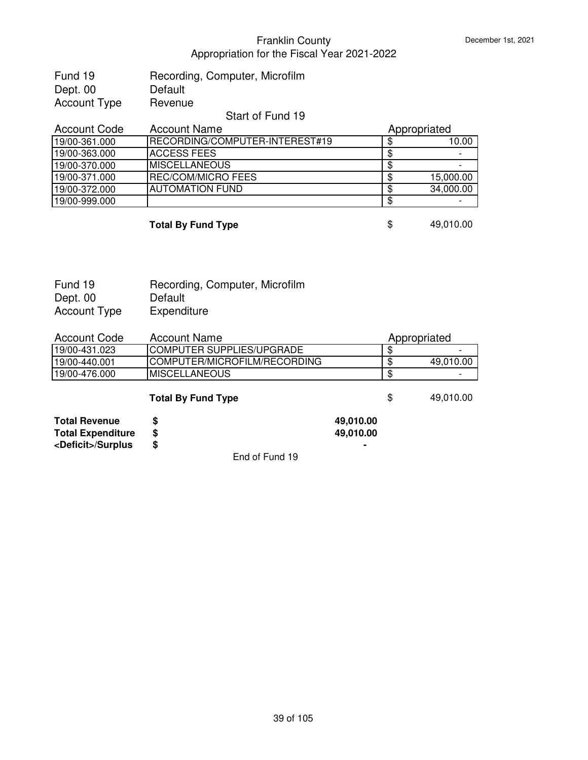Franklin County
Appropriation for the Fiscal Year 2021-2022

Fund 19 Recording, Computer, Microfilm
Dept. 00 Default
Account Type Revenue

Start of Fund 19

| Account Code | Account Name | Appropriated |
|---|---|---|
| 19/00-361.000 | RECORDING/COMPUTER-INTEREST#19 | $ 10.00 |
| 19/00-363.000 | ACCESS FEES | $ - |
| 19/00-370.000 | MISCELLANEOUS | $ - |
| 19/00-371.000 | REC/COM/MICRO FEES | $ 15,000.00 |
| 19/00-372.000 | AUTOMATION FUND | $ 34,000.00 |
| 19/00-999.000 | | $ - |
| | **Total By Fund Type** | $ 49,010.00 |

Fund 19 Recording, Computer, Microfilm
Dept. 00 Default
Account Type Expenditure

| Account Code | Account Name | Appropriated |
|---|---|---|
| 19/00-431.023 | COMPUTER SUPPLIES/UPGRADE | $ - |
| 19/00-440.001 | COMPUTER/MICROFILM/RECORDING | $ 49,010.00 |
| 19/00-476.000 | MISCELLANEOUS | $ - |
| | **Total By Fund Type** | $ 49,010.00 |

| | | |
|---|---|---|
| **Total Revenue** | **$** | **49,010.00** |
| **Total Expenditure** | **$** | **49,010.00** |
| **<Deficit>/Surplus** | **$** | **-** |

End of Fund 19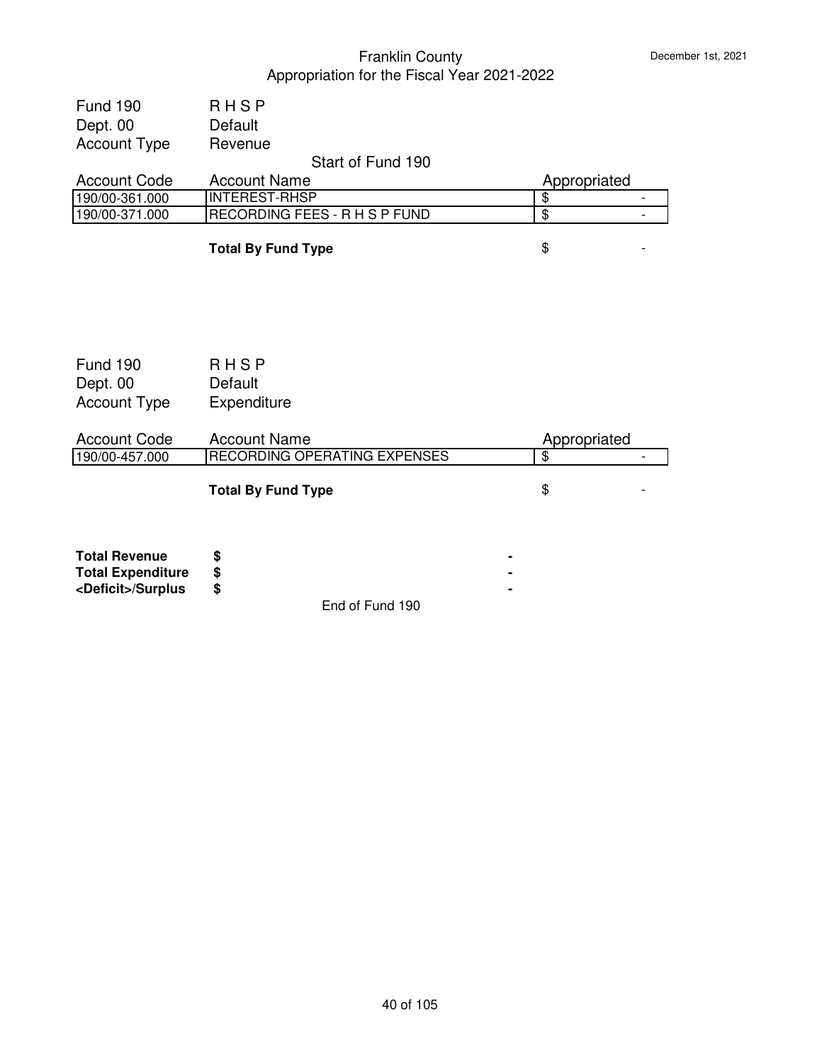Franklin County
Appropriation for the Fiscal Year 2021-2022

December 1st, 2021

Fund 190 R H S P
Dept. 00 Default
Account Type Revenue

Start of Fund 190

| Account Code | Account Name | Appropriated |
|---|---|---|
| 190/00-361.000 | INTEREST-RHSP | $ - |
| 190/00-371.000 | RECORDING FEES - R H S P FUND | $ - |

**Total By Fund Type** $ -

Fund 190 R H S P
Dept. 00 Default
Account Type Expenditure

| Account Code | Account Name | Appropriated |
|---|---|---|
| 190/00-457.000 | RECORDING OPERATING EXPENSES | $ - |

**Total By Fund Type** $ -

| | | |
|---|---|---|
| **Total Revenue** | **$** | **-** |
| **Total Expenditure** | **$** | **-** |
| **<Deficit>/Surplus** | **$** | **-** |

End of Fund 190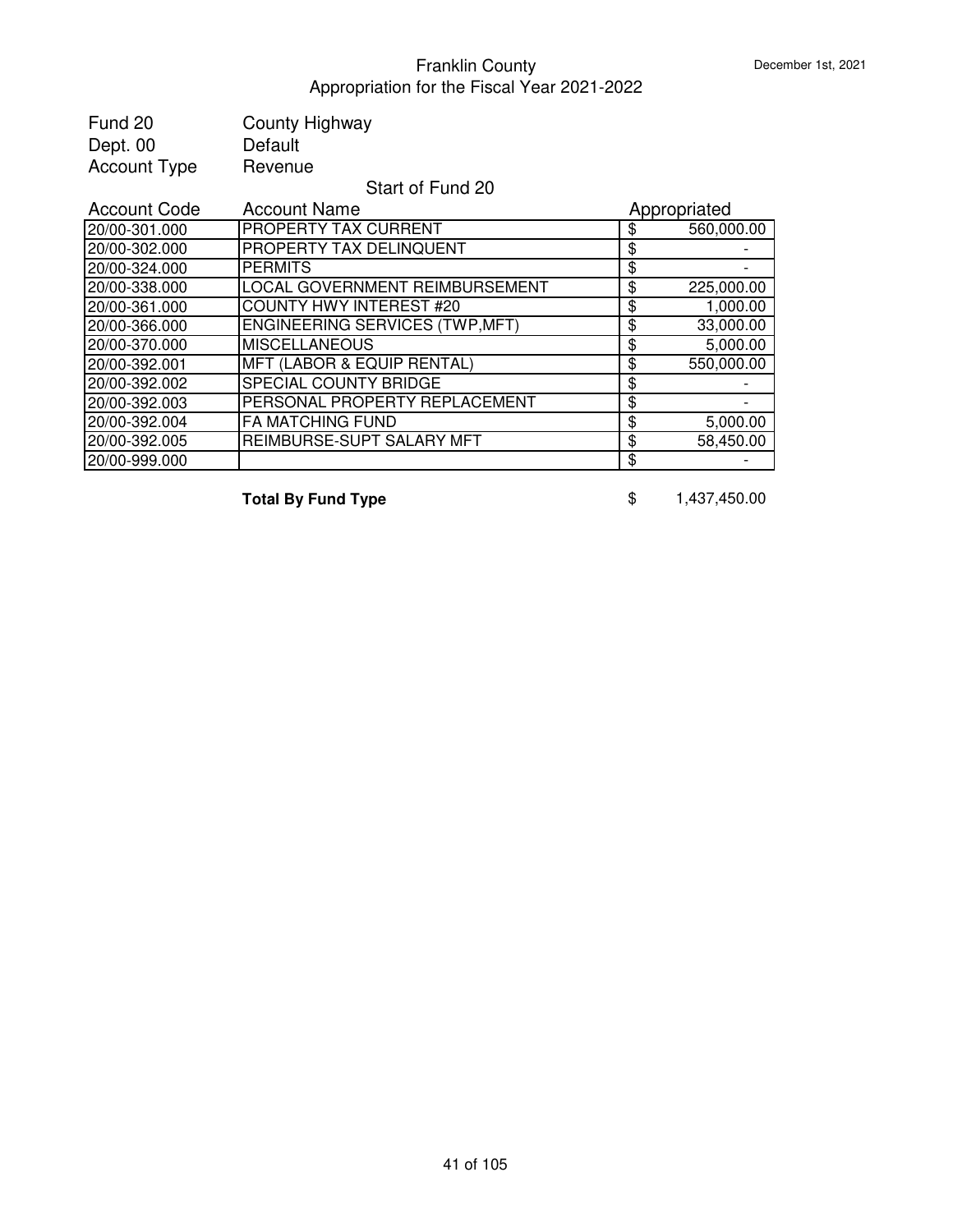# Franklin County

## Appropriation for the Fiscal Year 2021-2022

December 1st, 2021

Fund 20 County Highway
Dept. 00 Default
Account Type Revenue

Start of Fund 20

| Account Code | Account Name | Appropriated |
|---|---|---|
| 20/00-301.000 | PROPERTY TAX CURRENT | $ 560,000.00 |
| 20/00-302.000 | PROPERTY TAX DELINQUENT | $ - |
| 20/00-324.000 | PERMITS | $ - |
| 20/00-338.000 | LOCAL GOVERNMENT REIMBURSEMENT | $ 225,000.00 |
| 20/00-361.000 | COUNTY HWY INTEREST #20 | $ 1,000.00 |
| 20/00-366.000 | ENGINEERING SERVICES (TWP,MFT) | $ 33,000.00 |
| 20/00-370.000 | MISCELLANEOUS | $ 5,000.00 |
| 20/00-392.001 | MFT (LABOR & EQUIP RENTAL) | $ 550,000.00 |
| 20/00-392.002 | SPECIAL COUNTY BRIDGE | $ - |
| 20/00-392.003 | PERSONAL PROPERTY REPLACEMENT | $ - |
| 20/00-392.004 | FA MATCHING FUND | $ 5,000.00 |
| 20/00-392.005 | REIMBURSE-SUPT SALARY MFT | $ 58,450.00 |
| 20/00-999.000 | | $ - |

**Total By Fund Type** $ 1,437,450.00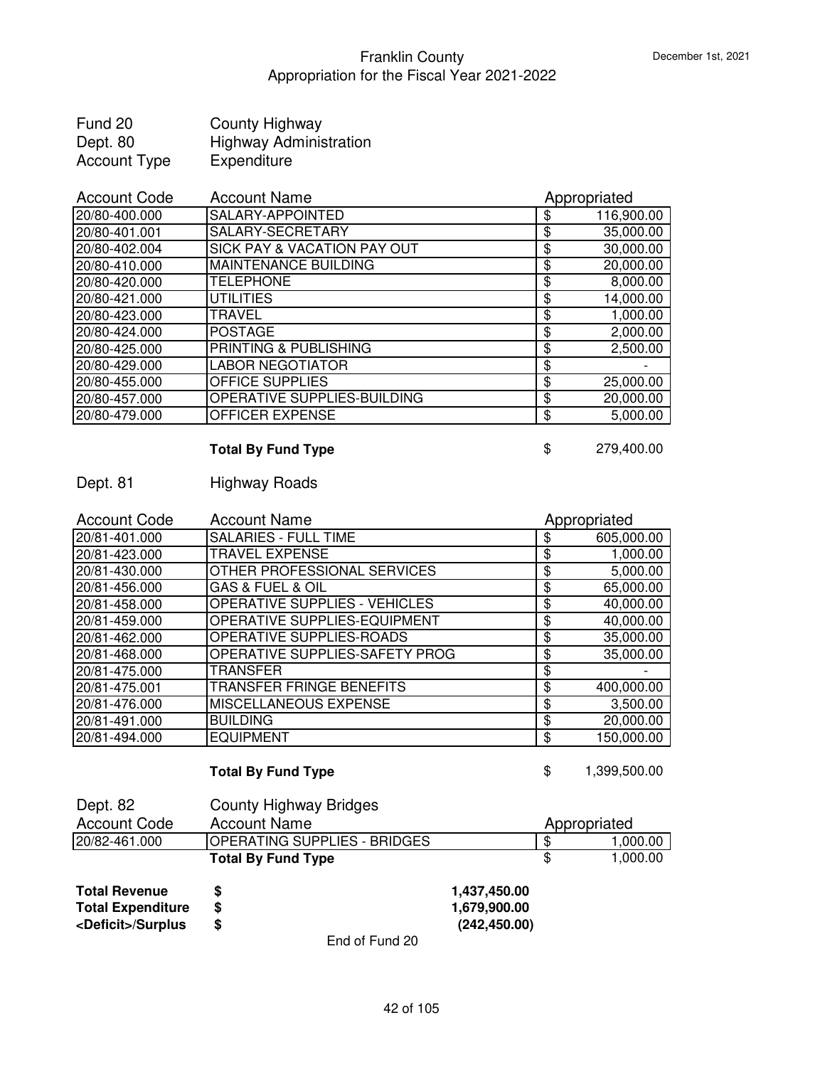# Franklin County
## Appropriation for the Fiscal Year 2021-2022

December 1st, 2021

Fund 20 — County Highway
Dept. 80 — Highway Administration
Account Type — Expenditure

| Account Code | Account Name | Appropriated |
|---|---|---|
| 20/80-400.000 | SALARY-APPOINTED | $ 116,900.00 |
| 20/80-401.001 | SALARY-SECRETARY | $ 35,000.00 |
| 20/80-402.004 | SICK PAY & VACATION PAY OUT | $ 30,000.00 |
| 20/80-410.000 | MAINTENANCE BUILDING | $ 20,000.00 |
| 20/80-420.000 | TELEPHONE | $ 8,000.00 |
| 20/80-421.000 | UTILITIES | $ 14,000.00 |
| 20/80-423.000 | TRAVEL | $ 1,000.00 |
| 20/80-424.000 | POSTAGE | $ 2,000.00 |
| 20/80-425.000 | PRINTING & PUBLISHING | $ 2,500.00 |
| 20/80-429.000 | LABOR NEGOTIATOR | $ - |
| 20/80-455.000 | OFFICE SUPPLIES | $ 25,000.00 |
| 20/80-457.000 | OPERATIVE SUPPLIES-BUILDING | $ 20,000.00 |
| 20/80-479.000 | OFFICER EXPENSE | $ 5,000.00 |
| | **Total By Fund Type** | $ 279,400.00 |

Dept. 81 — Highway Roads

| Account Code | Account Name | Appropriated |
|---|---|---|
| 20/81-401.000 | SALARIES - FULL TIME | $ 605,000.00 |
| 20/81-423.000 | TRAVEL EXPENSE | $ 1,000.00 |
| 20/81-430.000 | OTHER PROFESSIONAL SERVICES | $ 5,000.00 |
| 20/81-456.000 | GAS & FUEL & OIL | $ 65,000.00 |
| 20/81-458.000 | OPERATIVE SUPPLIES - VEHICLES | $ 40,000.00 |
| 20/81-459.000 | OPERATIVE SUPPLIES-EQUIPMENT | $ 40,000.00 |
| 20/81-462.000 | OPERATIVE SUPPLIES-ROADS | $ 35,000.00 |
| 20/81-468.000 | OPERATIVE SUPPLIES-SAFETY PROG | $ 35,000.00 |
| 20/81-475.000 | TRANSFER | $ - |
| 20/81-475.001 | TRANSFER FRINGE BENEFITS | $ 400,000.00 |
| 20/81-476.000 | MISCELLANEOUS EXPENSE | $ 3,500.00 |
| 20/81-491.000 | BUILDING | $ 20,000.00 |
| 20/81-494.000 | EQUIPMENT | $ 150,000.00 |
| | **Total By Fund Type** | $ 1,399,500.00 |

Dept. 82 — County Highway Bridges

| Account Code | Account Name | Appropriated |
|---|---|---|
| 20/82-461.000 | OPERATING SUPPLIES - BRIDGES | $ 1,000.00 |
| | **Total By Fund Type** | $ 1,000.00 |

| | | |
|---|---|---|
| **Total Revenue** | **$** | **1,437,450.00** |
| **Total Expenditure** | **$** | **1,679,900.00** |
| **<Deficit>/Surplus** | **$** | **(242,450.00)** |

End of Fund 20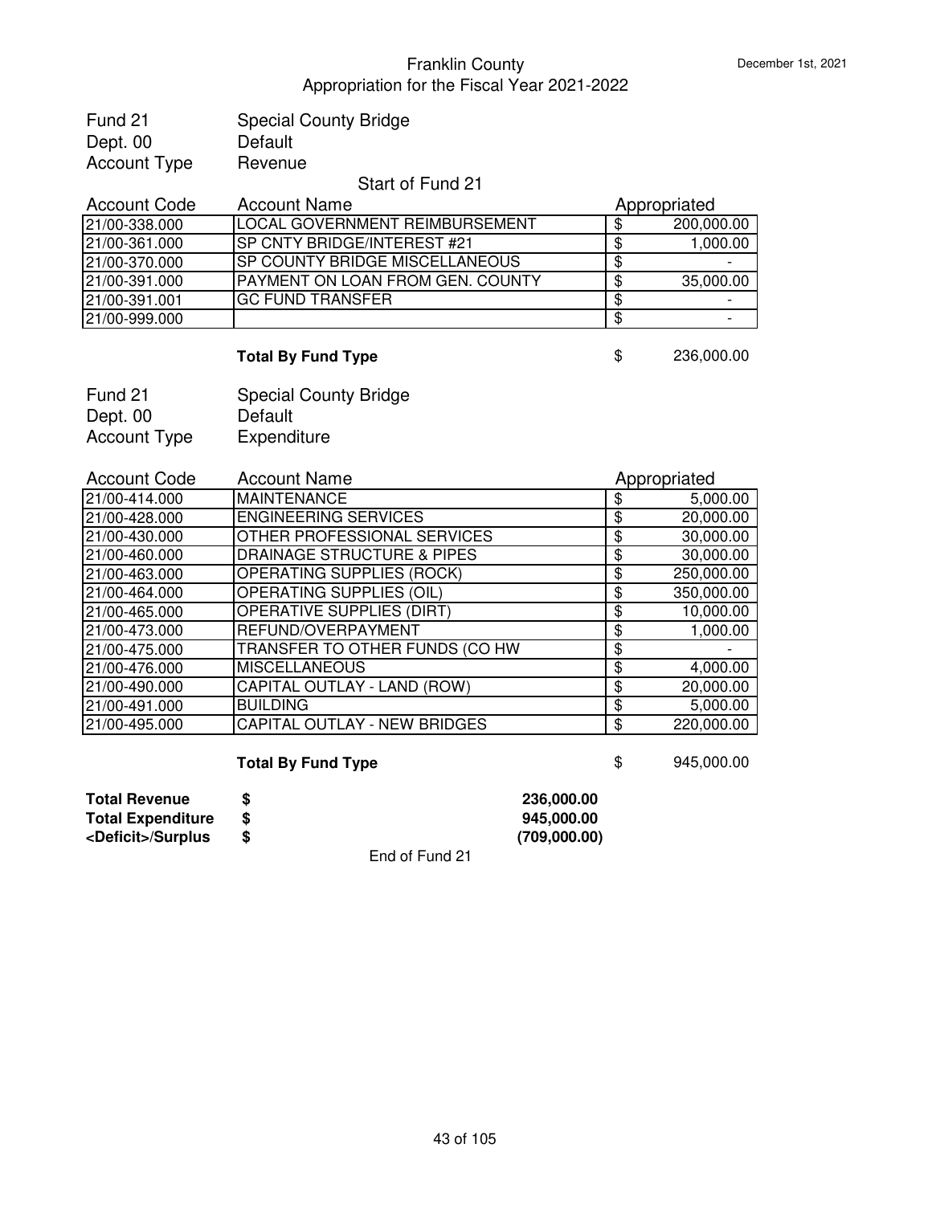# Franklin County

## Appropriation for the Fiscal Year 2021-2022

December 1st, 2021

Fund 21 — Special County Bridge
Dept. 00 — Default
Account Type — Revenue

Start of Fund 21

| Account Code | Account Name | Appropriated |
|---|---|---|
| 21/00-338.000 | LOCAL GOVERNMENT REIMBURSEMENT | $ 200,000.00 |
| 21/00-361.000 | SP CNTY BRIDGE/INTEREST #21 | $ 1,000.00 |
| 21/00-370.000 | SP COUNTY BRIDGE MISCELLANEOUS | $ - |
| 21/00-391.000 | PAYMENT ON LOAN FROM GEN. COUNTY | $ 35,000.00 |
| 21/00-391.001 | GC FUND TRANSFER | $ - |
| 21/00-999.000 | | $ - |
| | **Total By Fund Type** | $ 236,000.00 |

Fund 21 — Special County Bridge
Dept. 00 — Default
Account Type — Expenditure

| Account Code | Account Name | Appropriated |
|---|---|---|
| 21/00-414.000 | MAINTENANCE | $ 5,000.00 |
| 21/00-428.000 | ENGINEERING SERVICES | $ 20,000.00 |
| 21/00-430.000 | OTHER PROFESSIONAL SERVICES | $ 30,000.00 |
| 21/00-460.000 | DRAINAGE STRUCTURE & PIPES | $ 30,000.00 |
| 21/00-463.000 | OPERATING SUPPLIES (ROCK) | $ 250,000.00 |
| 21/00-464.000 | OPERATING SUPPLIES (OIL) | $ 350,000.00 |
| 21/00-465.000 | OPERATIVE SUPPLIES (DIRT) | $ 10,000.00 |
| 21/00-473.000 | REFUND/OVERPAYMENT | $ 1,000.00 |
| 21/00-475.000 | TRANSFER TO OTHER FUNDS (CO HW | $ - |
| 21/00-476.000 | MISCELLANEOUS | $ 4,000.00 |
| 21/00-490.000 | CAPITAL OUTLAY - LAND (ROW) | $ 20,000.00 |
| 21/00-491.000 | BUILDING | $ 5,000.00 |
| 21/00-495.000 | CAPITAL OUTLAY - NEW BRIDGES | $ 220,000.00 |
| | **Total By Fund Type** | $ 945,000.00 |

| | | |
|---|---|---|
| **Total Revenue** | **$** | **236,000.00** |
| **Total Expenditure** | **$** | **945,000.00** |
| **<Deficit>/Surplus** | **$** | **(709,000.00)** |

End of Fund 21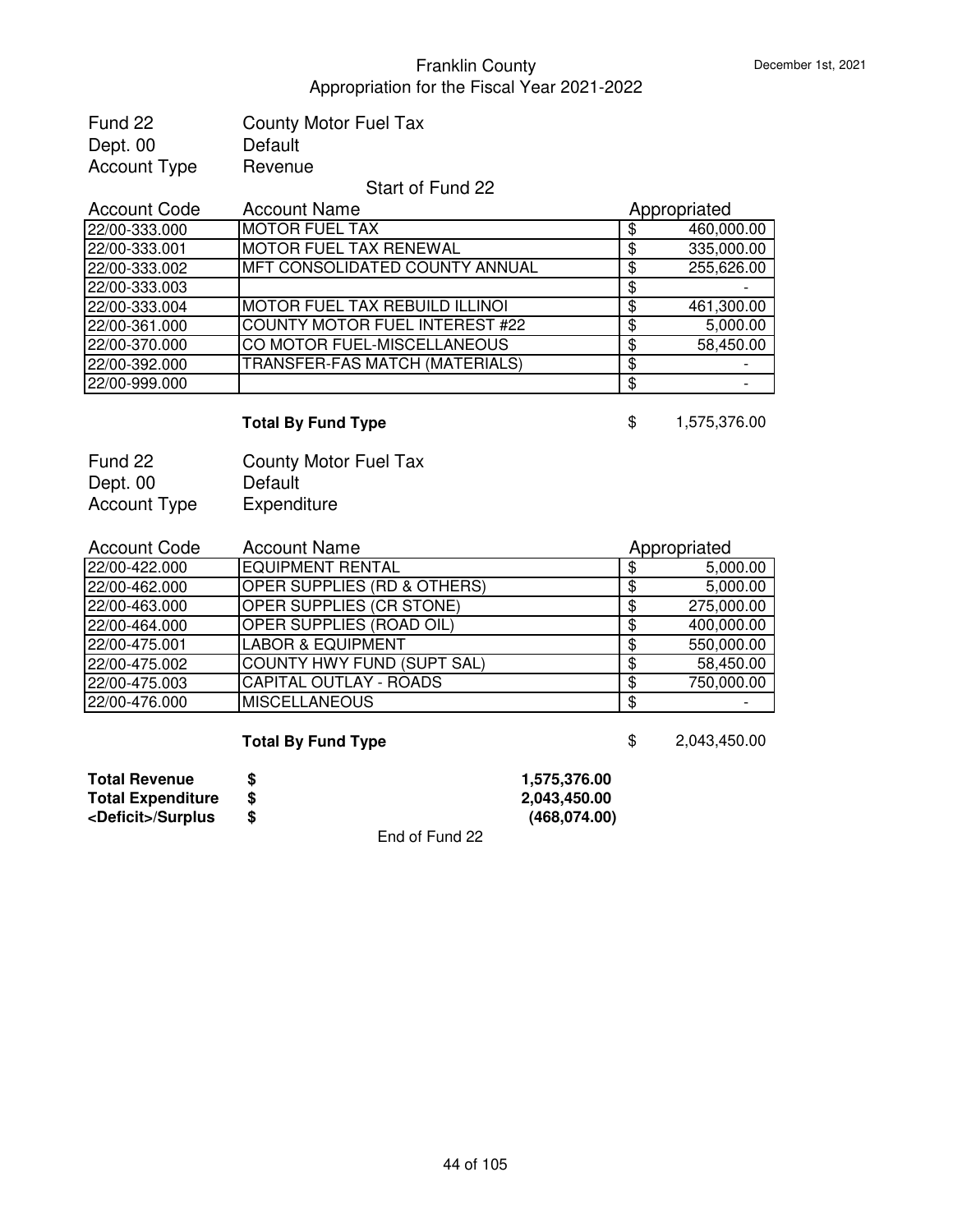# Franklin County
## Appropriation for the Fiscal Year 2021-2022

December 1st, 2021

Fund 22 County Motor Fuel Tax
Dept. 00 Default
Account Type Revenue

Start of Fund 22

| Account Code | Account Name | Appropriated |
|---|---|---|
| 22/00-333.000 | MOTOR FUEL TAX | $ 460,000.00 |
| 22/00-333.001 | MOTOR FUEL TAX RENEWAL | $ 335,000.00 |
| 22/00-333.002 | MFT CONSOLIDATED COUNTY ANNUAL | $ 255,626.00 |
| 22/00-333.003 | | $ - |
| 22/00-333.004 | MOTOR FUEL TAX REBUILD ILLINOI | $ 461,300.00 |
| 22/00-361.000 | COUNTY MOTOR FUEL INTEREST #22 | $ 5,000.00 |
| 22/00-370.000 | CO MOTOR FUEL-MISCELLANEOUS | $ 58,450.00 |
| 22/00-392.000 | TRANSFER-FAS MATCH (MATERIALS) | $ - |
| 22/00-999.000 | | $ - |

**Total By Fund Type** $ 1,575,376.00

Fund 22 County Motor Fuel Tax
Dept. 00 Default
Account Type Expenditure

| Account Code | Account Name | Appropriated |
|---|---|---|
| 22/00-422.000 | EQUIPMENT RENTAL | $ 5,000.00 |
| 22/00-462.000 | OPER SUPPLIES (RD & OTHERS) | $ 5,000.00 |
| 22/00-463.000 | OPER SUPPLIES (CR STONE) | $ 275,000.00 |
| 22/00-464.000 | OPER SUPPLIES (ROAD OIL) | $ 400,000.00 |
| 22/00-475.001 | LABOR & EQUIPMENT | $ 550,000.00 |
| 22/00-475.002 | COUNTY HWY FUND (SUPT SAL) | $ 58,450.00 |
| 22/00-475.003 | CAPITAL OUTLAY - ROADS | $ 750,000.00 |
| 22/00-476.000 | MISCELLANEOUS | $ - |

**Total By Fund Type** $ 2,043,450.00

| | | |
|---|---|---|
| **Total Revenue** | **$** | **1,575,376.00** |
| **Total Expenditure** | **$** | **2,043,450.00** |
| **<Deficit>/Surplus** | **$** | **(468,074.00)** |

End of Fund 22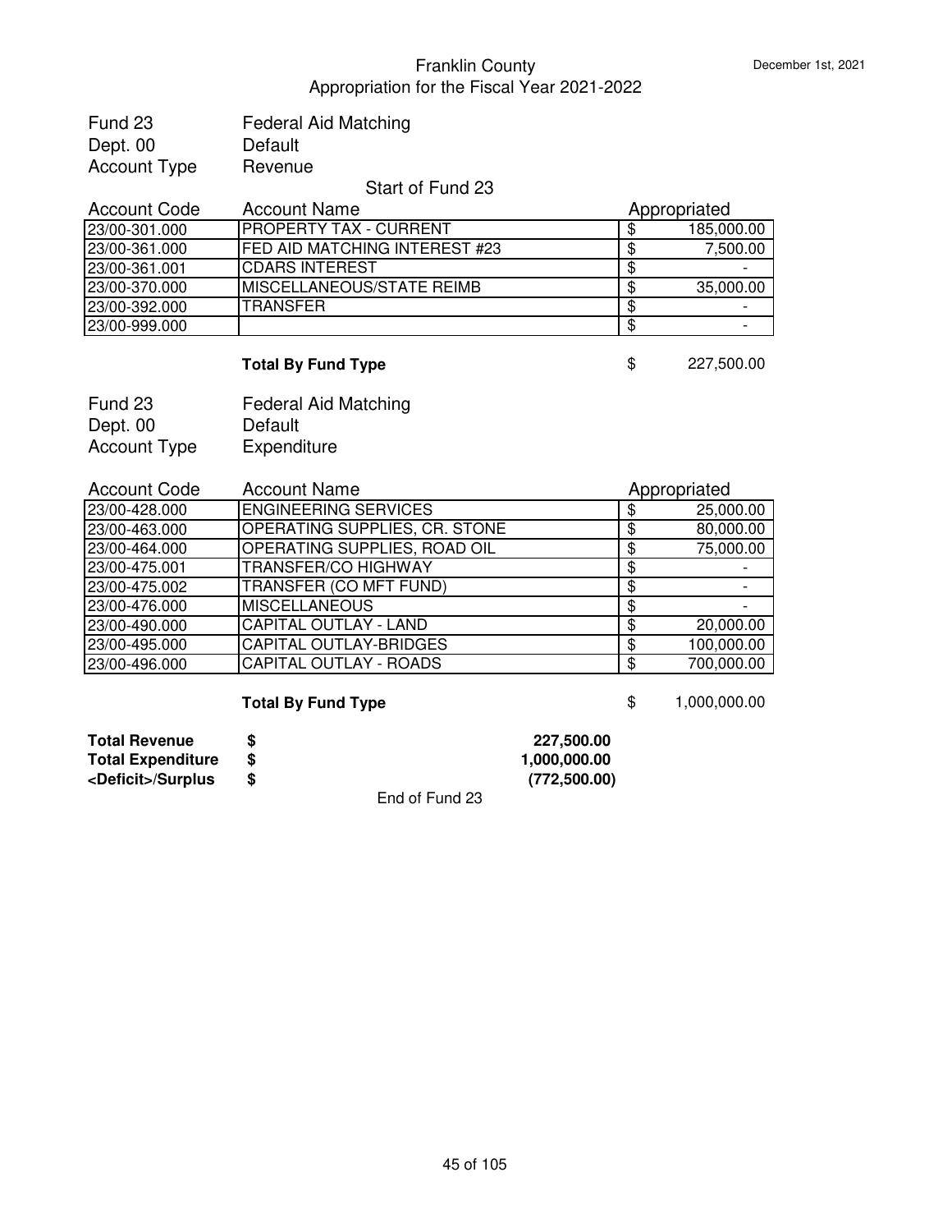# Franklin County
## Appropriation for the Fiscal Year 2021-2022

December 1st, 2021

Fund 23 Federal Aid Matching
Dept. 00 Default
Account Type Revenue

Start of Fund 23

| Account Code | Account Name | Appropriated |
|---|---|---|
| 23/00-301.000 | PROPERTY TAX - CURRENT | $ 185,000.00 |
| 23/00-361.000 | FED AID MATCHING INTEREST #23 | $ 7,500.00 |
| 23/00-361.001 | CDARS INTEREST | $ - |
| 23/00-370.000 | MISCELLANEOUS/STATE REIMB | $ 35,000.00 |
| 23/00-392.000 | TRANSFER | $ - |
| 23/00-999.000 | | $ - |

**Total By Fund Type** $ 227,500.00

Fund 23 Federal Aid Matching
Dept. 00 Default
Account Type Expenditure

| Account Code | Account Name | Appropriated |
|---|---|---|
| 23/00-428.000 | ENGINEERING SERVICES | $ 25,000.00 |
| 23/00-463.000 | OPERATING SUPPLIES, CR. STONE | $ 80,000.00 |
| 23/00-464.000 | OPERATING SUPPLIES, ROAD OIL | $ 75,000.00 |
| 23/00-475.001 | TRANSFER/CO HIGHWAY | $ - |
| 23/00-475.002 | TRANSFER (CO MFT FUND) | $ - |
| 23/00-476.000 | MISCELLANEOUS | $ - |
| 23/00-490.000 | CAPITAL OUTLAY - LAND | $ 20,000.00 |
| 23/00-495.000 | CAPITAL OUTLAY-BRIDGES | $ 100,000.00 |
| 23/00-496.000 | CAPITAL OUTLAY - ROADS | $ 700,000.00 |

**Total By Fund Type** $ 1,000,000.00

| | | |
|---|---|---|
| **Total Revenue** | **$** | **227,500.00** |
| **Total Expenditure** | **$** | **1,000,000.00** |
| **<Deficit>/Surplus** | **$** | **(772,500.00)** |

End of Fund 23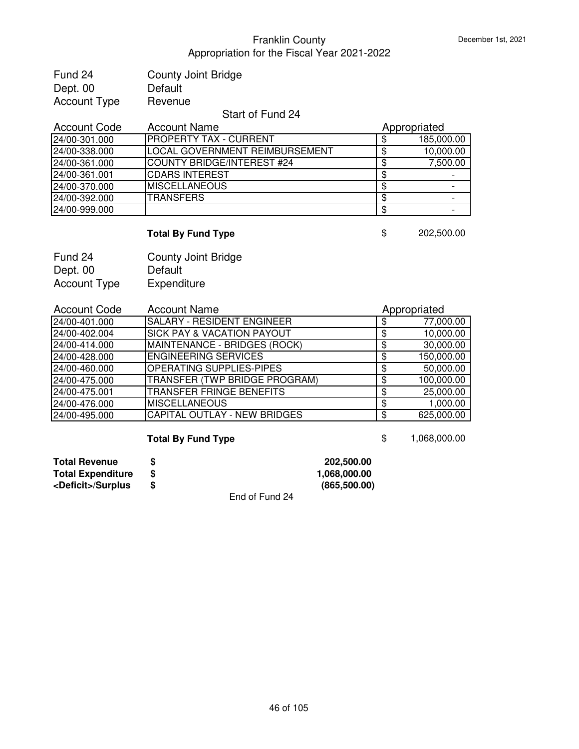Franklin County
Appropriation for the Fiscal Year 2021-2022

December 1st, 2021

Fund 24 County Joint Bridge
Dept. 00 Default
Account Type Revenue

Start of Fund 24

| Account Code | Account Name | Appropriated |
|---|---|---|
| 24/00-301.000 | PROPERTY TAX - CURRENT | $ 185,000.00 |
| 24/00-338.000 | LOCAL GOVERNMENT REIMBURSEMENT | $ 10,000.00 |
| 24/00-361.000 | COUNTY BRIDGE/INTEREST #24 | $ 7,500.00 |
| 24/00-361.001 | CDARS INTEREST | $ - |
| 24/00-370.000 | MISCELLANEOUS | $ - |
| 24/00-392.000 | TRANSFERS | $ - |
| 24/00-999.000 | | $ - |

**Total By Fund Type** $ 202,500.00

Fund 24 County Joint Bridge
Dept. 00 Default
Account Type Expenditure

| Account Code | Account Name | Appropriated |
|---|---|---|
| 24/00-401.000 | SALARY - RESIDENT ENGINEER | $ 77,000.00 |
| 24/00-402.004 | SICK PAY & VACATION PAYOUT | $ 10,000.00 |
| 24/00-414.000 | MAINTENANCE - BRIDGES (ROCK) | $ 30,000.00 |
| 24/00-428.000 | ENGINEERING SERVICES | $ 150,000.00 |
| 24/00-460.000 | OPERATING SUPPLIES-PIPES | $ 50,000.00 |
| 24/00-475.000 | TRANSFER (TWP BRIDGE PROGRAM) | $ 100,000.00 |
| 24/00-475.001 | TRANSFER FRINGE BENEFITS | $ 25,000.00 |
| 24/00-476.000 | MISCELLANEOUS | $ 1,000.00 |
| 24/00-495.000 | CAPITAL OUTLAY - NEW BRIDGES | $ 625,000.00 |

**Total By Fund Type** $ 1,068,000.00

| | | |
|---|---|---|
| **Total Revenue** | **$** | **202,500.00** |
| **Total Expenditure** | **$** | **1,068,000.00** |
| **<Deficit>/Surplus** | **$** | **(865,500.00)** |

End of Fund 24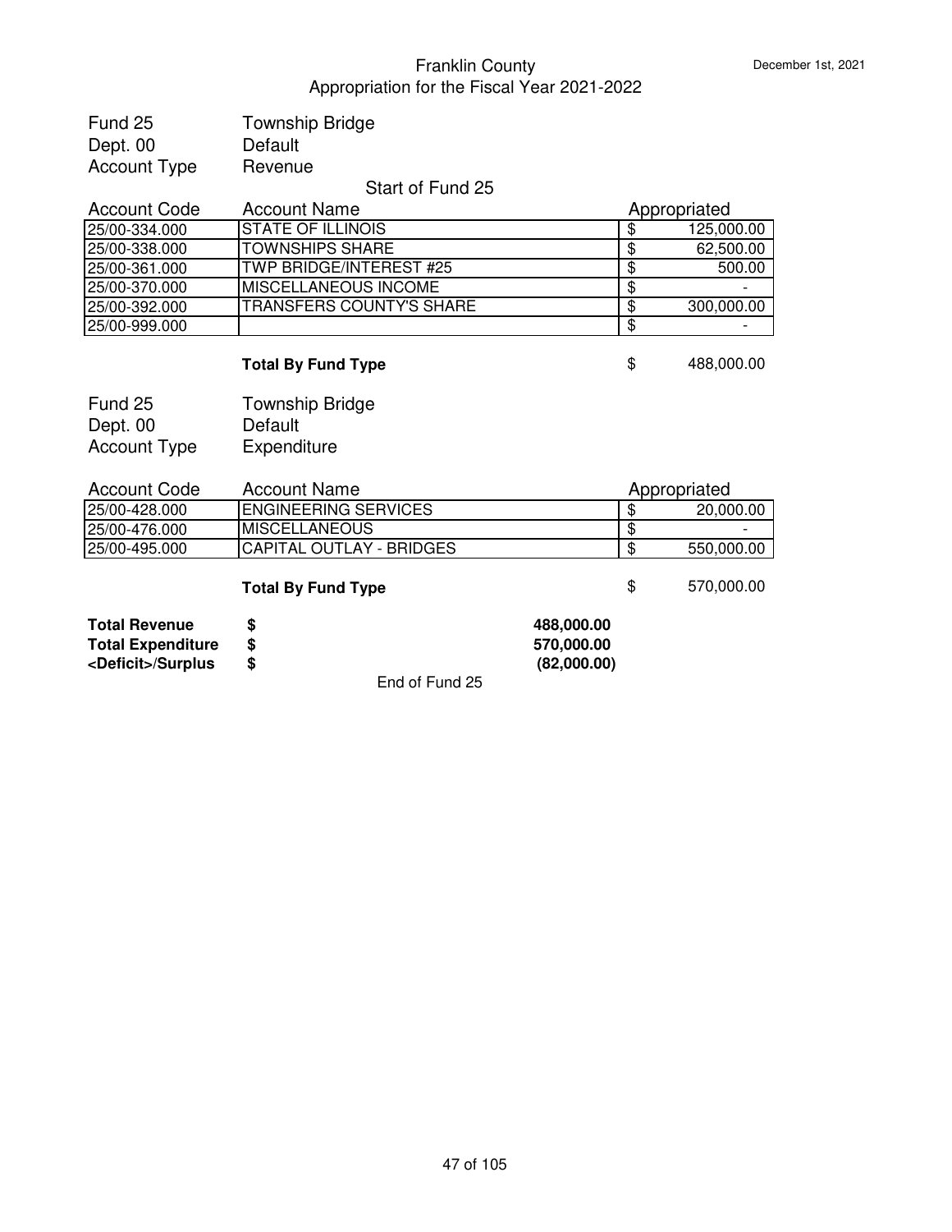# Franklin County
## Appropriation for the Fiscal Year 2021-2022

Fund 25 — Township Bridge
Dept. 00 — Default
Account Type — Revenue

Start of Fund 25

| Account Code | Account Name | Appropriated |
|---|---|---|
| 25/00-334.000 | STATE OF ILLINOIS | $ 125,000.00 |
| 25/00-338.000 | TOWNSHIPS SHARE | $ 62,500.00 |
| 25/00-361.000 | TWP BRIDGE/INTEREST #25 | $ 500.00 |
| 25/00-370.000 | MISCELLANEOUS INCOME | $ - |
| 25/00-392.000 | TRANSFERS COUNTY'S SHARE | $ 300,000.00 |
| 25/00-999.000 | | $ - |
| | **Total By Fund Type** | $ 488,000.00 |

Fund 25 — Township Bridge
Dept. 00 — Default
Account Type — Expenditure

| Account Code | Account Name | Appropriated |
|---|---|---|
| 25/00-428.000 | ENGINEERING SERVICES | $ 20,000.00 |
| 25/00-476.000 | MISCELLANEOUS | $ - |
| 25/00-495.000 | CAPITAL OUTLAY - BRIDGES | $ 550,000.00 |
| | **Total By Fund Type** | $ 570,000.00 |

| | | |
|---|---|---|
| **Total Revenue** | **$** | **488,000.00** |
| **Total Expenditure** | **$** | **570,000.00** |
| **<Deficit>/Surplus** | **$** | **(82,000.00)** |

End of Fund 25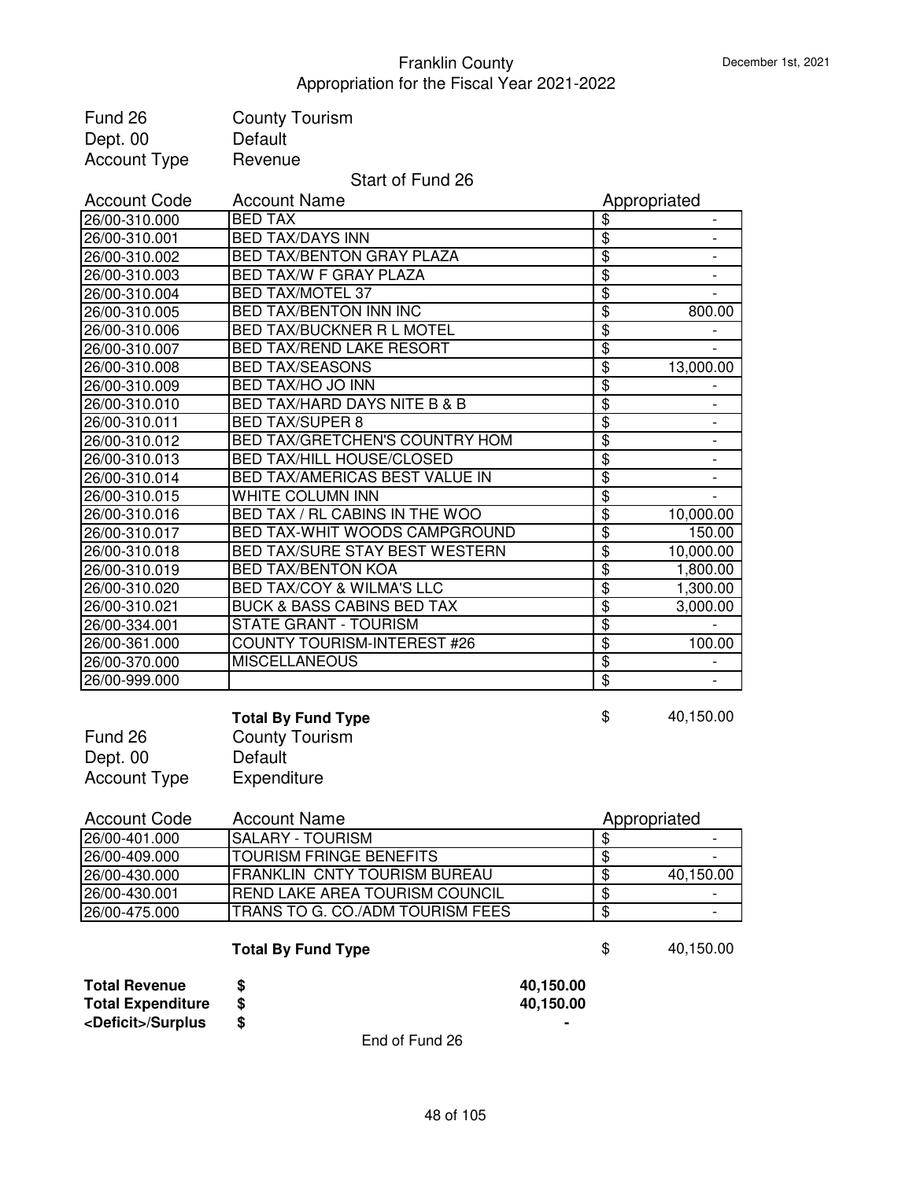# Franklin County
## Appropriation for the Fiscal Year 2021-2022

December 1st, 2021

Fund 26 County Tourism
Dept. 00 Default
Account Type Revenue

Start of Fund 26

| Account Code | Account Name | Appropriated |
|---|---|---|
| 26/00-310.000 | BED TAX | $ - |
| 26/00-310.001 | BED TAX/DAYS INN | $ - |
| 26/00-310.002 | BED TAX/BENTON GRAY PLAZA | $ - |
| 26/00-310.003 | BED TAX/W F GRAY PLAZA | $ - |
| 26/00-310.004 | BED TAX/MOTEL 37 | $ - |
| 26/00-310.005 | BED TAX/BENTON INN INC | $ 800.00 |
| 26/00-310.006 | BED TAX/BUCKNER R L MOTEL | $ - |
| 26/00-310.007 | BED TAX/REND LAKE RESORT | $ - |
| 26/00-310.008 | BED TAX/SEASONS | $ 13,000.00 |
| 26/00-310.009 | BED TAX/HO JO INN | $ - |
| 26/00-310.010 | BED TAX/HARD DAYS NITE B & B | $ - |
| 26/00-310.011 | BED TAX/SUPER 8 | $ - |
| 26/00-310.012 | BED TAX/GRETCHEN'S COUNTRY HOM | $ - |
| 26/00-310.013 | BED TAX/HILL HOUSE/CLOSED | $ - |
| 26/00-310.014 | BED TAX/AMERICAS BEST VALUE IN | $ - |
| 26/00-310.015 | WHITE COLUMN INN | $ - |
| 26/00-310.016 | BED TAX / RL CABINS IN THE WOO | $ 10,000.00 |
| 26/00-310.017 | BED TAX-WHIT WOODS CAMPGROUND | $ 150.00 |
| 26/00-310.018 | BED TAX/SURE STAY BEST WESTERN | $ 10,000.00 |
| 26/00-310.019 | BED TAX/BENTON KOA | $ 1,800.00 |
| 26/00-310.020 | BED TAX/COY & WILMA'S LLC | $ 1,300.00 |
| 26/00-310.021 | BUCK & BASS CABINS BED TAX | $ 3,000.00 |
| 26/00-334.001 | STATE GRANT - TOURISM | $ - |
| 26/00-361.000 | COUNTY TOURISM-INTEREST #26 | $ 100.00 |
| 26/00-370.000 | MISCELLANEOUS | $ - |
| 26/00-999.000 | | $ - |

**Total By Fund Type** $ 40,150.00

Fund 26 County Tourism
Dept. 00 Default
Account Type Expenditure

| Account Code | Account Name | Appropriated |
|---|---|---|
| 26/00-401.000 | SALARY - TOURISM | $ - |
| 26/00-409.000 | TOURISM FRINGE BENEFITS | $ - |
| 26/00-430.000 | FRANKLIN CNTY TOURISM BUREAU | $ 40,150.00 |
| 26/00-430.001 | REND LAKE AREA TOURISM COUNCIL | $ - |
| 26/00-475.000 | TRANS TO G. CO./ADM TOURISM FEES | $ - |

**Total By Fund Type** $ 40,150.00

| | | |
|---|---|---|
| **Total Revenue** | **$** | **40,150.00** |
| **Total Expenditure** | **$** | **40,150.00** |
| **<Deficit>/Surplus** | **$** | **-** |

End of Fund 26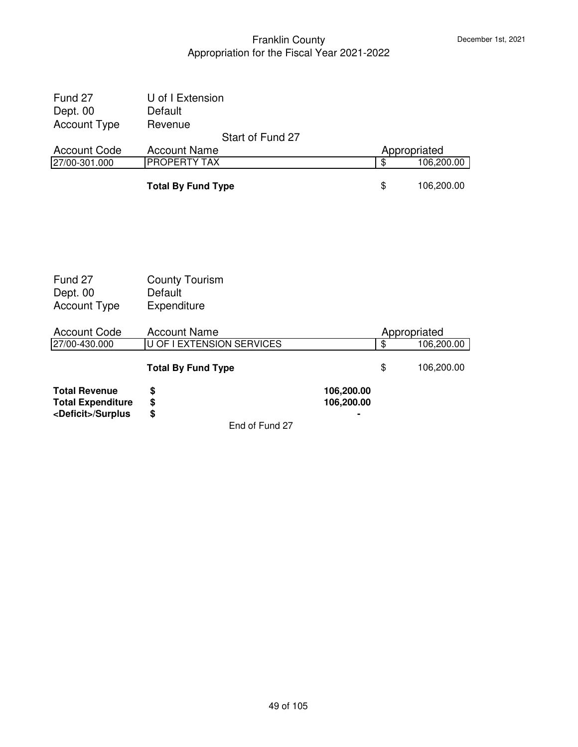# Franklin County
## Appropriation for the Fiscal Year 2021-2022

December 1st, 2021

Fund 27 — U of I Extension
Dept. 00 — Default
Account Type — Revenue

Start of Fund 27

| Account Code | Account Name | Appropriated |
|---|---|---|
| 27/00-301.000 | PROPERTY TAX | $ 106,200.00 |
| | **Total By Fund Type** | $ 106,200.00 |

Fund 27 — County Tourism
Dept. 00 — Default
Account Type — Expenditure

| Account Code | Account Name | Appropriated |
|---|---|---|
| 27/00-430.000 | U OF I EXTENSION SERVICES | $ 106,200.00 |
| | **Total By Fund Type** | $ 106,200.00 |

| | | |
|---|---|---|
| **Total Revenue** | **$** | **106,200.00** |
| **Total Expenditure** | **$** | **106,200.00** |
| **<Deficit>/Surplus** | **$** | **-** |

End of Fund 27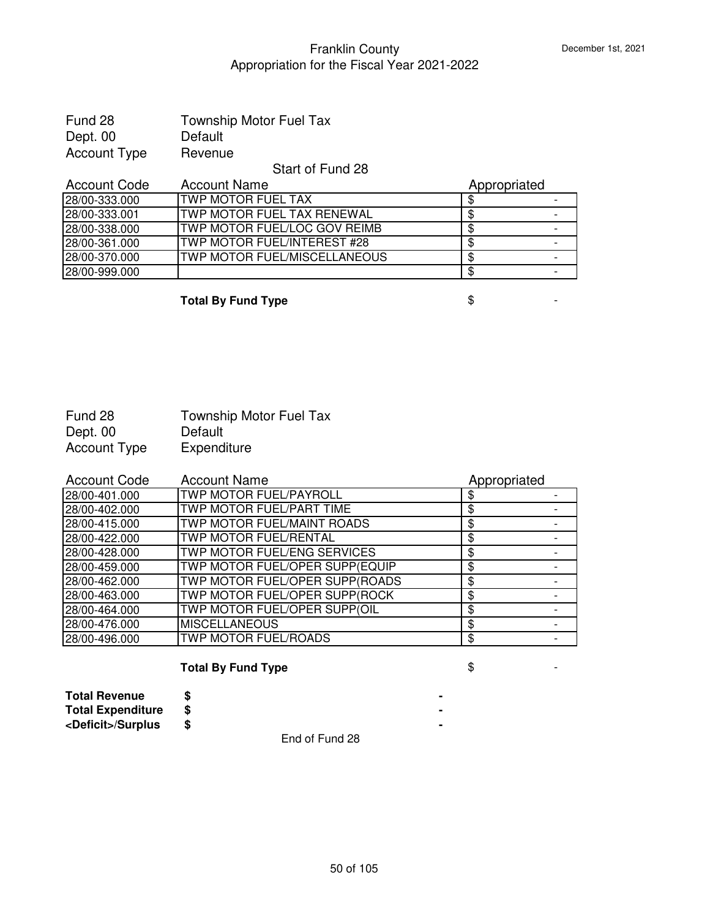Franklin County
Appropriation for the Fiscal Year 2021-2022

December 1st, 2021

Fund 28 Township Motor Fuel Tax
Dept. 00 Default
Account Type Revenue

Start of Fund 28

| Account Code | Account Name | Appropriated |
|---|---|---|
| 28/00-333.000 | TWP MOTOR FUEL TAX | $ - |
| 28/00-333.001 | TWP MOTOR FUEL TAX RENEWAL | $ - |
| 28/00-338.000 | TWP MOTOR FUEL/LOC GOV REIMB | $ - |
| 28/00-361.000 | TWP MOTOR FUEL/INTEREST #28 | $ - |
| 28/00-370.000 | TWP MOTOR FUEL/MISCELLANEOUS | $ - |
| 28/00-999.000 | | $ - |

**Total By Fund Type** $ -

Fund 28 Township Motor Fuel Tax
Dept. 00 Default
Account Type Expenditure

| Account Code | Account Name | Appropriated |
|---|---|---|
| 28/00-401.000 | TWP MOTOR FUEL/PAYROLL | $ - |
| 28/00-402.000 | TWP MOTOR FUEL/PART TIME | $ - |
| 28/00-415.000 | TWP MOTOR FUEL/MAINT ROADS | $ - |
| 28/00-422.000 | TWP MOTOR FUEL/RENTAL | $ - |
| 28/00-428.000 | TWP MOTOR FUEL/ENG SERVICES | $ - |
| 28/00-459.000 | TWP MOTOR FUEL/OPER SUPP(EQUIP | $ - |
| 28/00-462.000 | TWP MOTOR FUEL/OPER SUPP(ROADS | $ - |
| 28/00-463.000 | TWP MOTOR FUEL/OPER SUPP(ROCK | $ - |
| 28/00-464.000 | TWP MOTOR FUEL/OPER SUPP(OIL | $ - |
| 28/00-476.000 | MISCELLANEOUS | $ - |
| 28/00-496.000 | TWP MOTOR FUEL/ROADS | $ - |

**Total By Fund Type** $ -

| | | |
|---|---|---|
| **Total Revenue** | **$** | **-** |
| **Total Expenditure** | **$** | **-** |
| **<Deficit>/Surplus** | **$** | **-** |

End of Fund 28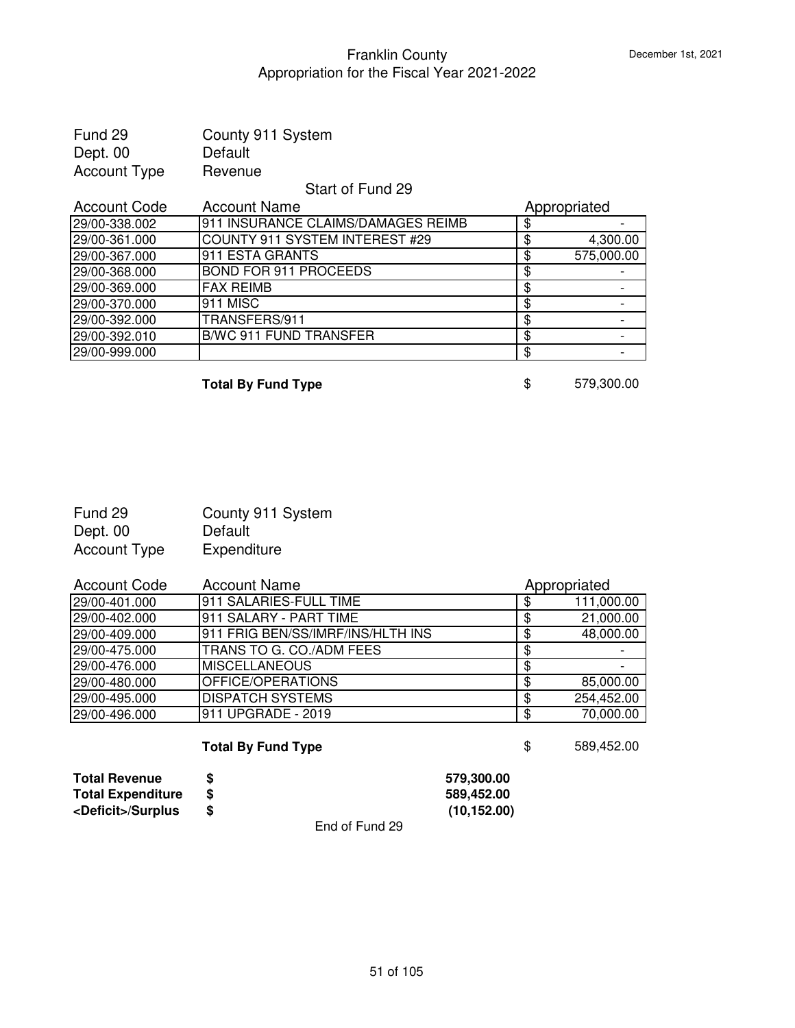# Franklin County
## Appropriation for the Fiscal Year 2021-2022

December 1st, 2021

| | |
|---|---|
| Fund 29 | County 911 System |
| Dept. 00 | Default |
| Account Type | Revenue |

Start of Fund 29

| Account Code | Account Name | Appropriated |
|---|---|---|
| 29/00-338.002 | 911 INSURANCE CLAIMS/DAMAGES REIMB | $ - |
| 29/00-361.000 | COUNTY 911 SYSTEM INTEREST #29 | $ 4,300.00 |
| 29/00-367.000 | 911 ESTA GRANTS | $ 575,000.00 |
| 29/00-368.000 | BOND FOR 911 PROCEEDS | $ - |
| 29/00-369.000 | FAX REIMB | $ - |
| 29/00-370.000 | 911 MISC | $ - |
| 29/00-392.000 | TRANSFERS/911 | $ - |
| 29/00-392.010 | B/WC 911 FUND TRANSFER | $ - |
| 29/00-999.000 | | $ - |

**Total By Fund Type** $ 579,300.00

| | |
|---|---|
| Fund 29 | County 911 System |
| Dept. 00 | Default |
| Account Type | Expenditure |

| Account Code | Account Name | Appropriated |
|---|---|---|
| 29/00-401.000 | 911 SALARIES-FULL TIME | $ 111,000.00 |
| 29/00-402.000 | 911 SALARY - PART TIME | $ 21,000.00 |
| 29/00-409.000 | 911 FRIG BEN/SS/IMRF/INS/HLTH INS | $ 48,000.00 |
| 29/00-475.000 | TRANS TO G. CO./ADM FEES | $ - |
| 29/00-476.000 | MISCELLANEOUS | $ - |
| 29/00-480.000 | OFFICE/OPERATIONS | $ 85,000.00 |
| 29/00-495.000 | DISPATCH SYSTEMS | $ 254,452.00 |
| 29/00-496.000 | 911 UPGRADE - 2019 | $ 70,000.00 |

**Total By Fund Type** $ 589,452.00

| | | |
|---|---|---|
| **Total Revenue** | **$** | **579,300.00** |
| **Total Expenditure** | **$** | **589,452.00** |
| **<Deficit>/Surplus** | **$** | **(10,152.00)** |

End of Fund 29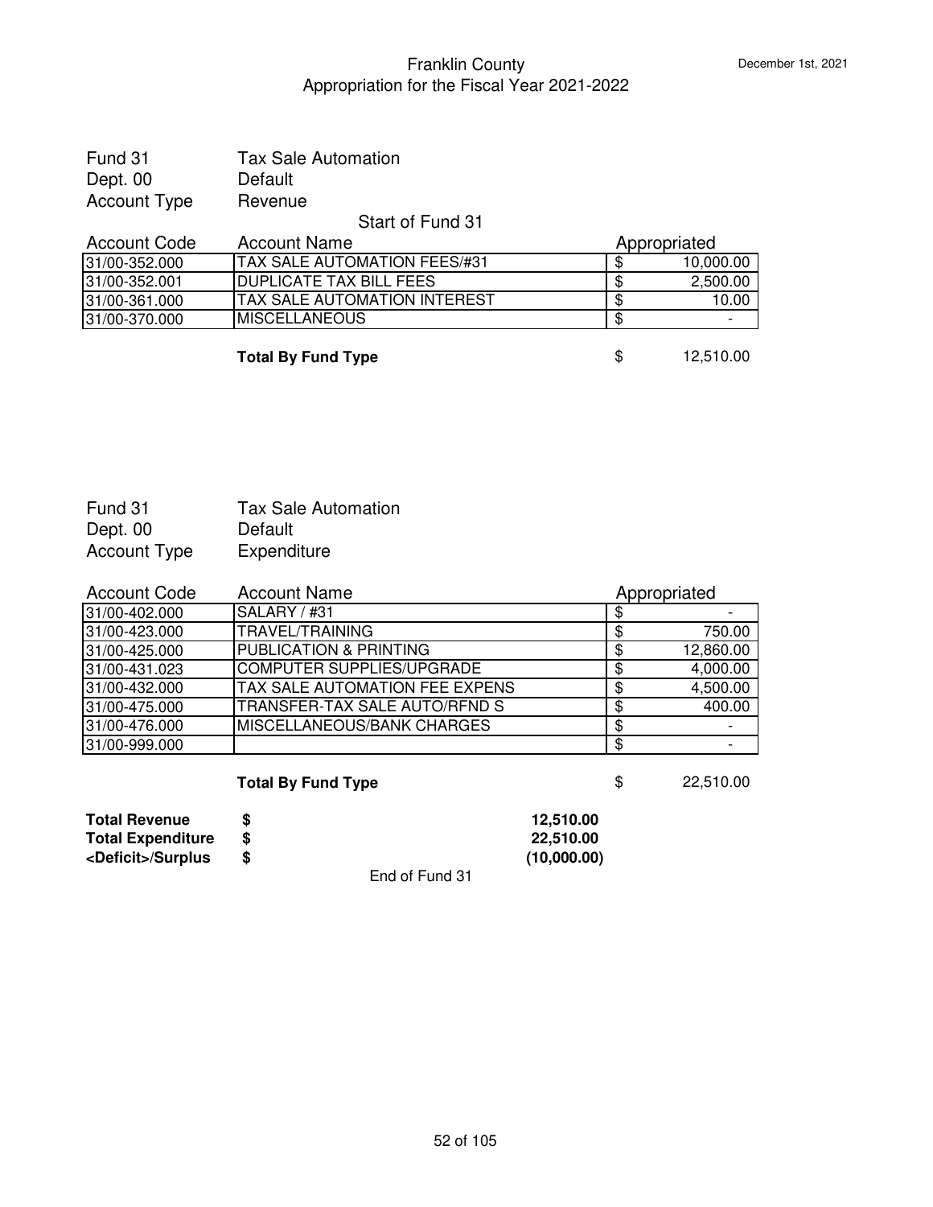# Franklin County
## Appropriation for the Fiscal Year 2021-2022

December 1st, 2021

Fund 31 — Tax Sale Automation
Dept. 00 — Default
Account Type — Revenue

Start of Fund 31

| Account Code | Account Name | Appropriated |
|---|---|---|
| 31/00-352.000 | TAX SALE AUTOMATION FEES/#31 | $ 10,000.00 |
| 31/00-352.001 | DUPLICATE TAX BILL FEES | $ 2,500.00 |
| 31/00-361.000 | TAX SALE AUTOMATION INTEREST | $ 10.00 |
| 31/00-370.000 | MISCELLANEOUS | $ - |
| | **Total By Fund Type** | $ 12,510.00 |

Fund 31 — Tax Sale Automation
Dept. 00 — Default
Account Type — Expenditure

| Account Code | Account Name | Appropriated |
|---|---|---|
| 31/00-402.000 | SALARY / #31 | $ - |
| 31/00-423.000 | TRAVEL/TRAINING | $ 750.00 |
| 31/00-425.000 | PUBLICATION & PRINTING | $ 12,860.00 |
| 31/00-431.023 | COMPUTER SUPPLIES/UPGRADE | $ 4,000.00 |
| 31/00-432.000 | TAX SALE AUTOMATION FEE EXPENS | $ 4,500.00 |
| 31/00-475.000 | TRANSFER-TAX SALE AUTO/RFND S | $ 400.00 |
| 31/00-476.000 | MISCELLANEOUS/BANK CHARGES | $ - |
| 31/00-999.000 | | $ - |
| | **Total By Fund Type** | $ 22,510.00 |

| | | |
|---|---|---|
| **Total Revenue** | **$** | **12,510.00** |
| **Total Expenditure** | **$** | **22,510.00** |
| **<Deficit>/Surplus** | **$** | **(10,000.00)** |

End of Fund 31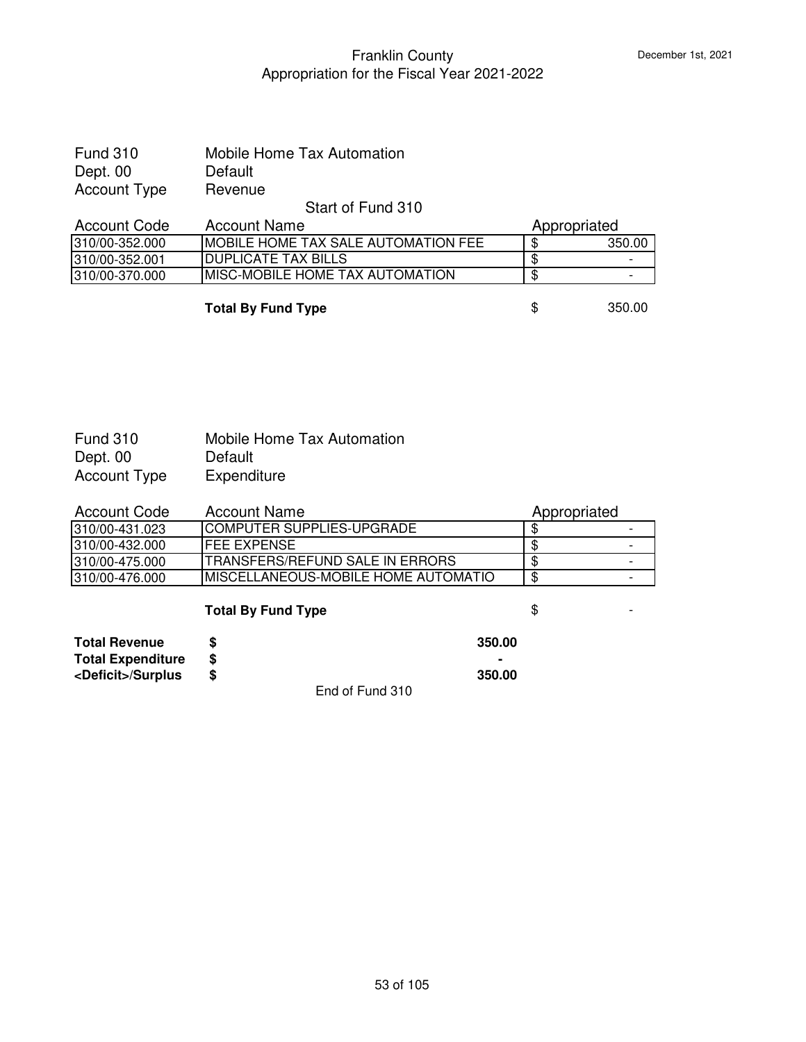Fund 310 — Mobile Home Tax Automation
Dept. 00 — Default
Account Type — Revenue

Start of Fund 310

| Account Code | Account Name | Appropriated |
|---|---|---|
| 310/00-352.000 | MOBILE HOME TAX SALE AUTOMATION FEE | $ 350.00 |
| 310/00-352.001 | DUPLICATE TAX BILLS | $ - |
| 310/00-370.000 | MISC-MOBILE HOME TAX AUTOMATION | $ - |

**Total By Fund Type** $ 350.00

Fund 310 — Mobile Home Tax Automation
Dept. 00 — Default
Account Type — Expenditure

| Account Code | Account Name | Appropriated |
|---|---|---|
| 310/00-431.023 | COMPUTER SUPPLIES-UPGRADE | $ - |
| 310/00-432.000 | FEE EXPENSE | $ - |
| 310/00-475.000 | TRANSFERS/REFUND SALE IN ERRORS | $ - |
| 310/00-476.000 | MISCELLANEOUS-MOBILE HOME AUTOMATIO | $ - |

**Total By Fund Type** $ -

| | | |
|---|---|---|
| **Total Revenue** | **$** | **350.00** |
| **Total Expenditure** | **$** | **-** |
| **<Deficit>/Surplus** | **$** | **350.00** |

End of Fund 310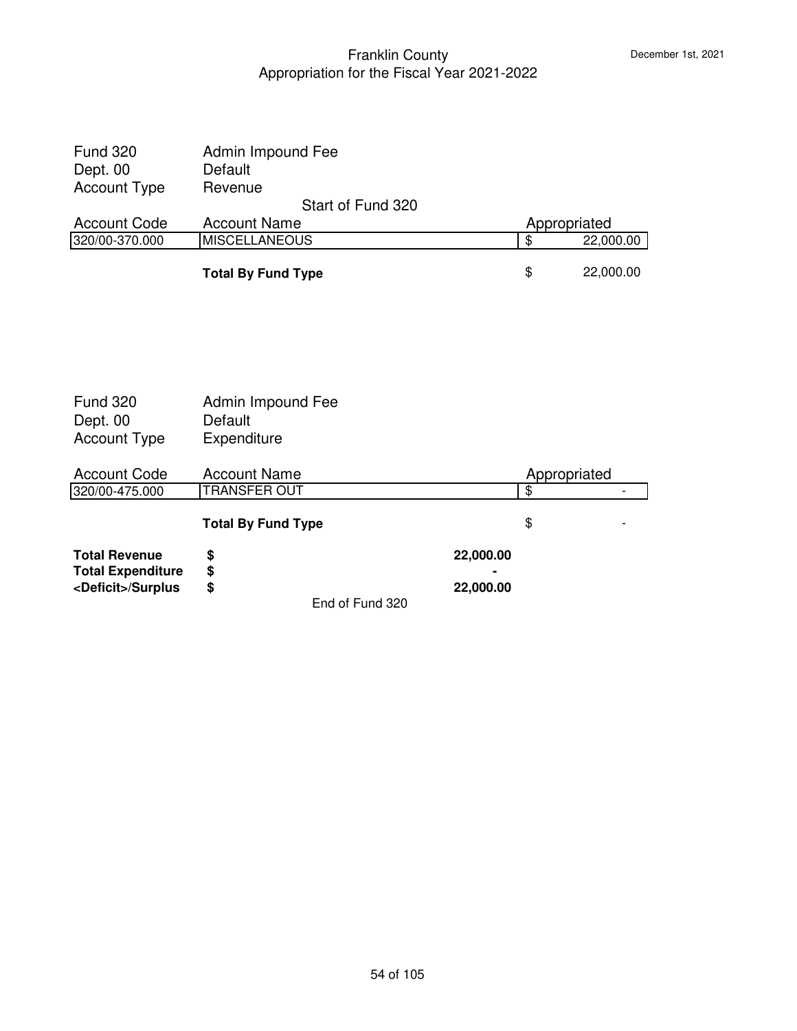Fund 320 Admin Impound Fee
Dept. 00 Default
Account Type Revenue

Start of Fund 320

| Account Code | Account Name | Appropriated |
|---|---|---|
| 320/00-370.000 | MISCELLANEOUS | $ 22,000.00 |
| | **Total By Fund Type** | $ 22,000.00 |

Fund 320 Admin Impound Fee
Dept. 00 Default
Account Type Expenditure

| Account Code | Account Name | Appropriated |
|---|---|---|
| 320/00-475.000 | TRANSFER OUT | $ - |
| | **Total By Fund Type** | $ - |

| | | |
|---|---|---|
| **Total Revenue** | **$** | **22,000.00** |
| **Total Expenditure** | **$** | **-** |
| **<Deficit>/Surplus** | **$** | **22,000.00** |

End of Fund 320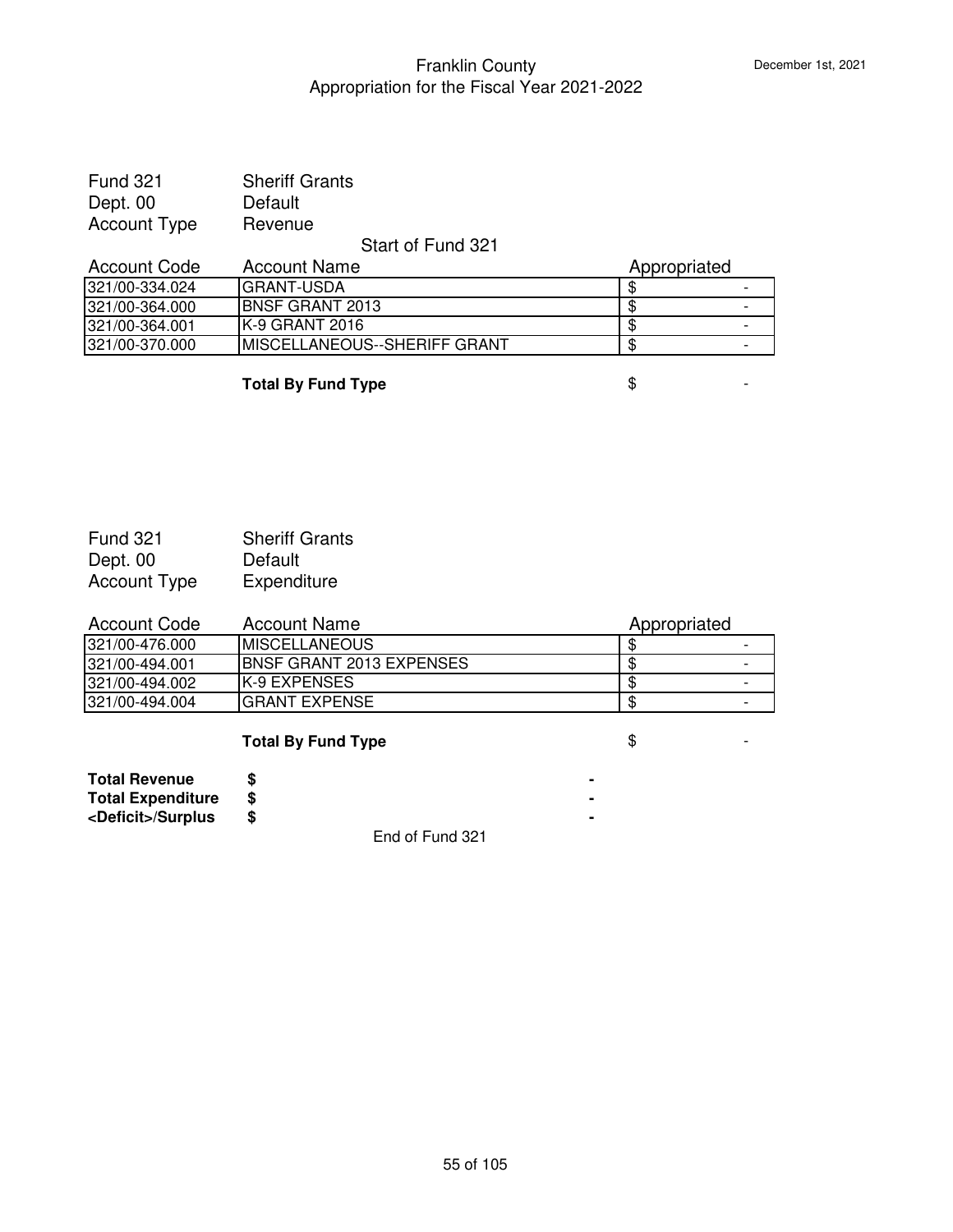Fund 321 Sheriff Grants
Dept. 00 Default
Account Type Revenue

Start of Fund 321

| Account Code | Account Name | Appropriated |
| --- | --- | --- |
| 321/00-334.024 | GRANT-USDA | $ - |
| 321/00-364.000 | BNSF GRANT 2013 | $ - |
| 321/00-364.001 | K-9 GRANT 2016 | $ - |
| 321/00-370.000 | MISCELLANEOUS--SHERIFF GRANT | $ - |

**Total By Fund Type** $ -

Fund 321 Sheriff Grants
Dept. 00 Default
Account Type Expenditure

| Account Code | Account Name | Appropriated |
| --- | --- | --- |
| 321/00-476.000 | MISCELLANEOUS | $ - |
| 321/00-494.001 | BNSF GRANT 2013 EXPENSES | $ - |
| 321/00-494.002 | K-9 EXPENSES | $ - |
| 321/00-494.004 | GRANT EXPENSE | $ - |

**Total By Fund Type** $ -

| | | |
| --- | --- | --- |
| **Total Revenue** | **$** | **-** |
| **Total Expenditure** | **$** | **-** |
| **<Deficit>/Surplus** | **$** | **-** |

End of Fund 321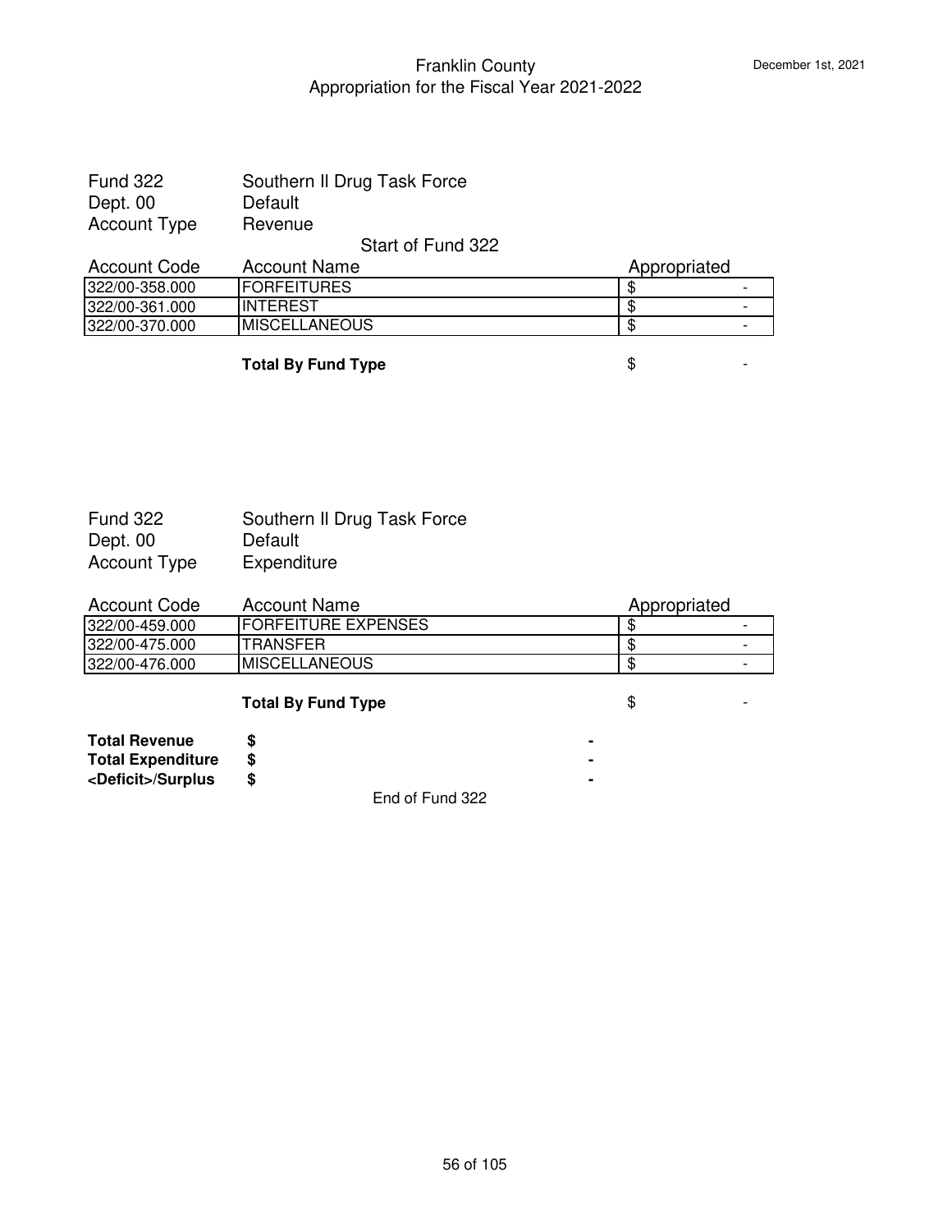# Franklin County
## Appropriation for the Fiscal Year 2021-2022

December 1st, 2021

Fund 322 Southern Il Drug Task Force
Dept. 00 Default
Account Type Revenue

Start of Fund 322

| Account Code | Account Name | Appropriated |
|---|---|---|
| 322/00-358.000 | FORFEITURES | $ - |
| 322/00-361.000 | INTEREST | $ - |
| 322/00-370.000 | MISCELLANEOUS | $ - |
| | **Total By Fund Type** | $ - |

Fund 322 Southern Il Drug Task Force
Dept. 00 Default
Account Type Expenditure

| Account Code | Account Name | Appropriated |
|---|---|---|
| 322/00-459.000 | FORFEITURE EXPENSES | $ - |
| 322/00-475.000 | TRANSFER | $ - |
| 322/00-476.000 | MISCELLANEOUS | $ - |
| | **Total By Fund Type** | $ - |

| | | |
|---|---|---|
| **Total Revenue** | **$** | **-** |
| **Total Expenditure** | **$** | **-** |
| **<Deficit>/Surplus** | **$** | **-** |

End of Fund 322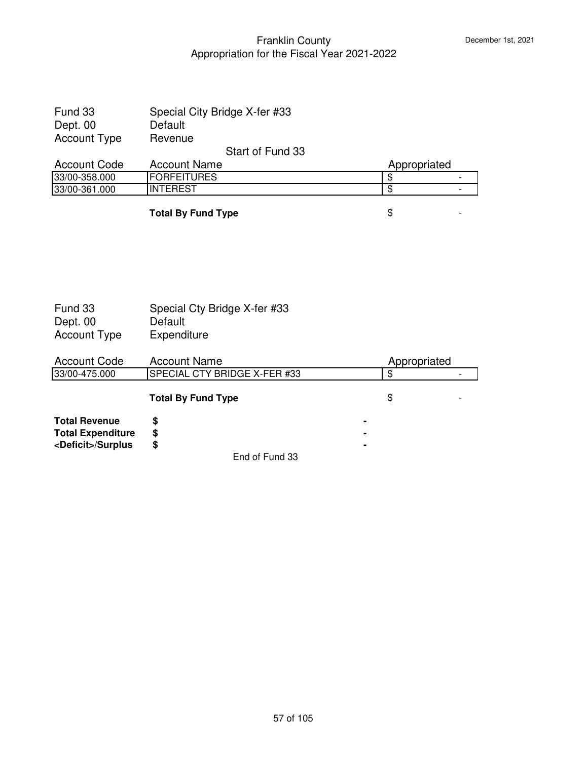# Franklin County
## Appropriation for the Fiscal Year 2021-2022

December 1st, 2021

Fund 33 — Special City Bridge X-fer #33
Dept. 00 — Default
Account Type — Revenue

Start of Fund 33

| Account Code | Account Name | Appropriated |
| --- | --- | --- |
| 33/00-358.000 | FORFEITURES | $ - |
| 33/00-361.000 | INTEREST | $ - |
| | **Total By Fund Type** | $ - |

Fund 33 — Special Cty Bridge X-fer #33
Dept. 00 — Default
Account Type — Expenditure

| Account Code | Account Name | Appropriated |
| --- | --- | --- |
| 33/00-475.000 | SPECIAL CTY BRIDGE X-FER #33 | $ - |
| | **Total By Fund Type** | $ - |

| | |
| --- | --- |
| **Total Revenue** | **$ -** |
| **Total Expenditure** | **$ -** |
| **<Deficit>/Surplus** | **$ -** |

End of Fund 33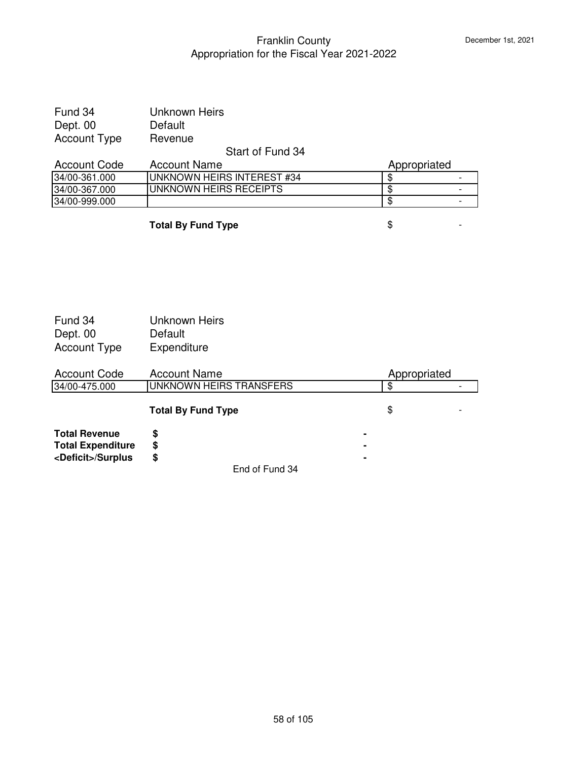# Franklin County
## Appropriation for the Fiscal Year 2021-2022

December 1st, 2021

Fund 34 Unknown Heirs
Dept. 00 Default
Account Type Revenue

Start of Fund 34

| Account Code | Account Name | Appropriated |
|---|---|---|
| 34/00-361.000 | UNKNOWN HEIRS INTEREST #34 | $ - |
| 34/00-367.000 | UNKNOWN HEIRS RECEIPTS | $ - |
| 34/00-999.000 | | $ - |
| | **Total By Fund Type** | $ - |

Fund 34 Unknown Heirs
Dept. 00 Default
Account Type Expenditure

| Account Code | Account Name | Appropriated |
|---|---|---|
| 34/00-475.000 | UNKNOWN HEIRS TRANSFERS | $ - |
| | **Total By Fund Type** | $ - |

| | | |
|---|---|---|
| **Total Revenue** | **$** | **-** |
| **Total Expenditure** | **$** | **-** |
| **<Deficit>/Surplus** | **$** | **-** |

End of Fund 34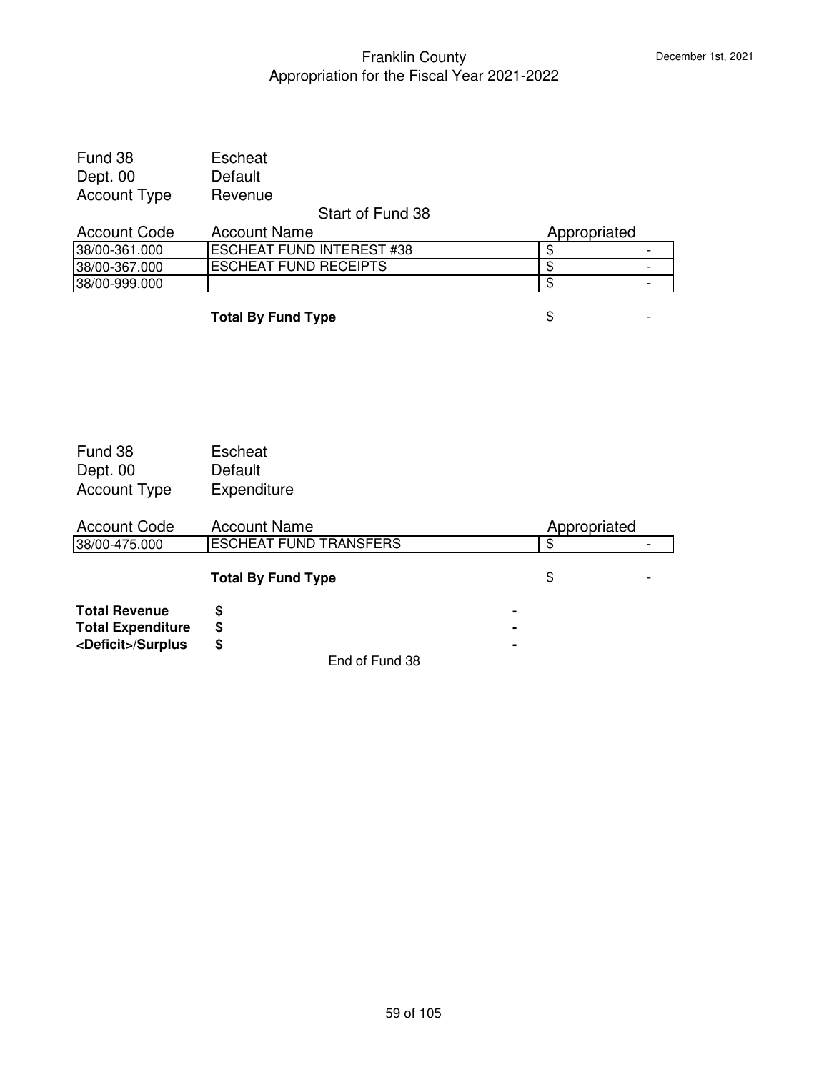# Franklin County
## Appropriation for the Fiscal Year 2021-2022

December 1st, 2021

Fund 38 Escheat
Dept. 00 Default
Account Type Revenue

Start of Fund 38

| Account Code | Account Name | Appropriated |
|---|---|---|
| 38/00-361.000 | ESCHEAT FUND INTEREST #38 | $ - |
| 38/00-367.000 | ESCHEAT FUND RECEIPTS | $ - |
| 38/00-999.000 | | $ - |
| | **Total By Fund Type** | $ - |

Fund 38 Escheat
Dept. 00 Default
Account Type Expenditure

| Account Code | Account Name | Appropriated |
|---|---|---|
| 38/00-475.000 | ESCHEAT FUND TRANSFERS | $ - |
| | **Total By Fund Type** | $ - |

| | |
|---|---|
| **Total Revenue** | **$ -** |
| **Total Expenditure** | **$ -** |
| **<Deficit>/Surplus** | **$ -** |

End of Fund 38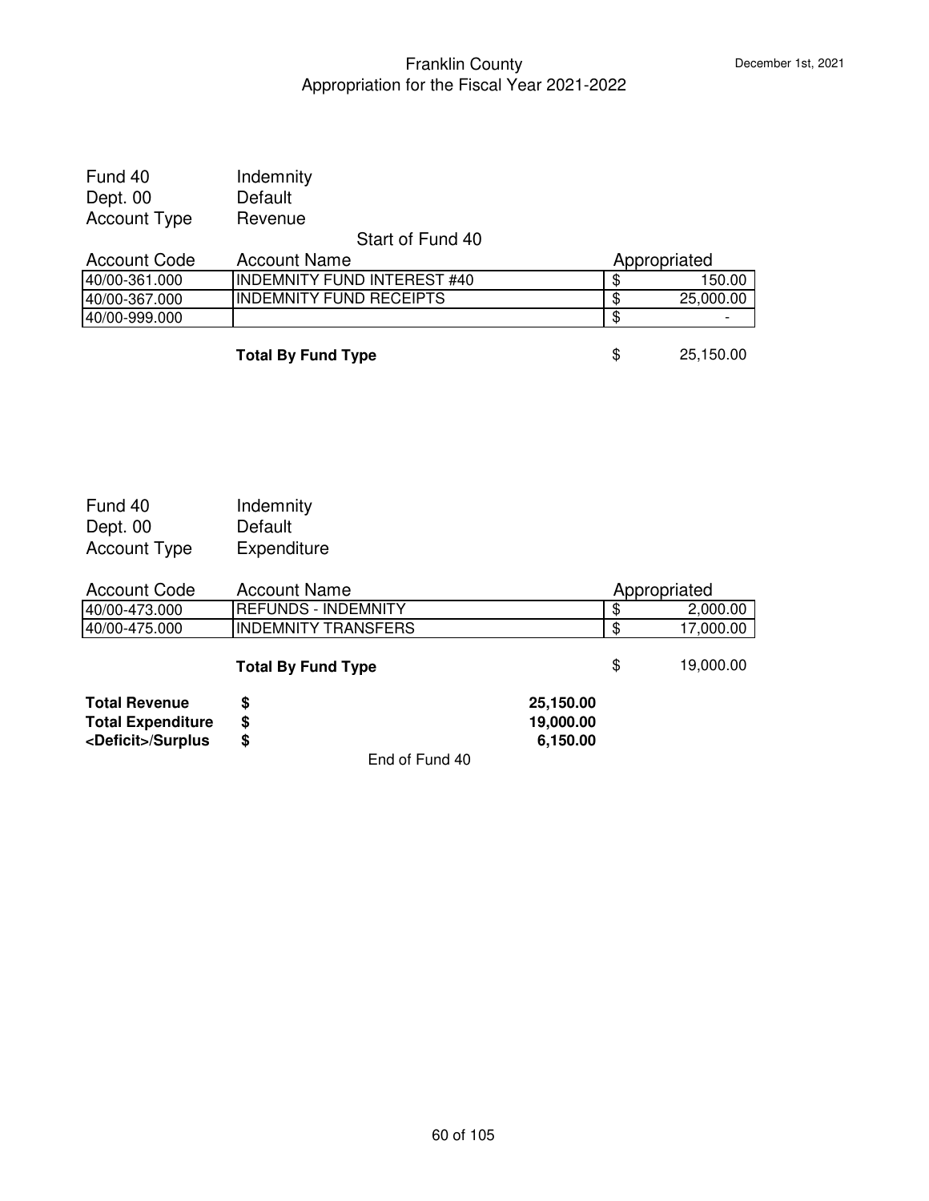# Franklin County
## Appropriation for the Fiscal Year 2021-2022

December 1st, 2021

Fund 40 Indemnity
Dept. 00 Default
Account Type Revenue

Start of Fund 40

| Account Code | Account Name | Appropriated |
|---|---|---|
| 40/00-361.000 | INDEMNITY FUND INTEREST #40 | $ 150.00 |
| 40/00-367.000 | INDEMNITY FUND RECEIPTS | $ 25,000.00 |
| 40/00-999.000 | | $ - |
| | **Total By Fund Type** | $ 25,150.00 |

Fund 40 Indemnity
Dept. 00 Default
Account Type Expenditure

| Account Code | Account Name | Appropriated |
|---|---|---|
| 40/00-473.000 | REFUNDS - INDEMNITY | $ 2,000.00 |
| 40/00-475.000 | INDEMNITY TRANSFERS | $ 17,000.00 |
| | **Total By Fund Type** | $ 19,000.00 |

| | | |
|---|---|---|
| **Total Revenue** | **$** | **25,150.00** |
| **Total Expenditure** | **$** | **19,000.00** |
| **<Deficit>/Surplus** | **$** | **6,150.00** |

End of Fund 40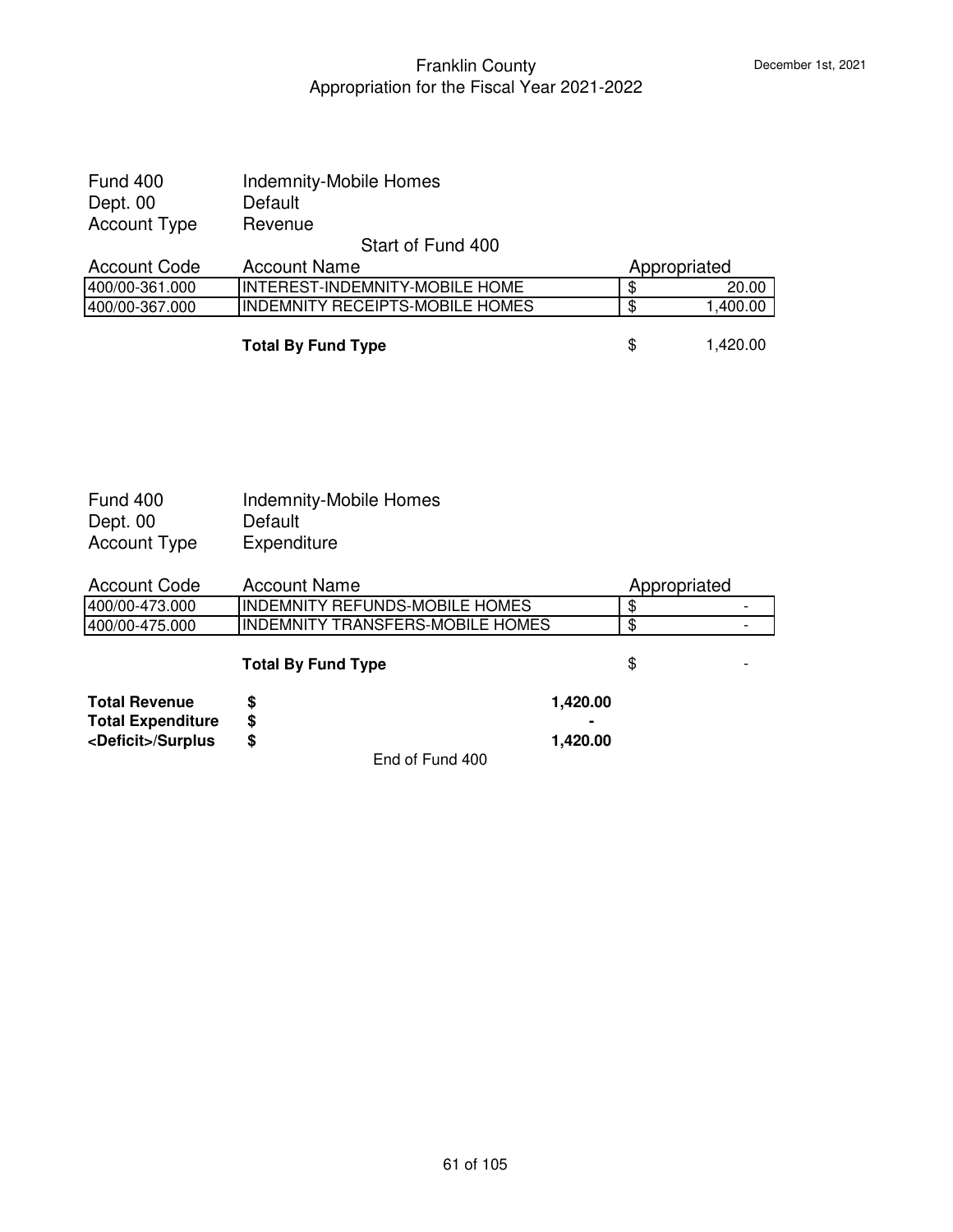Fund 400 Indemnity-Mobile Homes
Dept. 00 Default
Account Type Revenue

Start of Fund 400

| Account Code | Account Name | Appropriated |
|---|---|---|
| 400/00-361.000 | INTEREST-INDEMNITY-MOBILE HOME | $ 20.00 |
| 400/00-367.000 | INDEMNITY RECEIPTS-MOBILE HOMES | $ 1,400.00 |
| | **Total By Fund Type** | $ 1,420.00 |

Fund 400 Indemnity-Mobile Homes
Dept. 00 Default
Account Type Expenditure

| Account Code | Account Name | Appropriated |
|---|---|---|
| 400/00-473.000 | INDEMNITY REFUNDS-MOBILE HOMES | $ - |
| 400/00-475.000 | INDEMNITY TRANSFERS-MOBILE HOMES | $ - |
| | **Total By Fund Type** | $ - |

| | | |
|---|---|---|
| **Total Revenue** | **$** | **1,420.00** |
| **Total Expenditure** | **$** | **-** |
| **<Deficit>/Surplus** | **$** | **1,420.00** |

End of Fund 400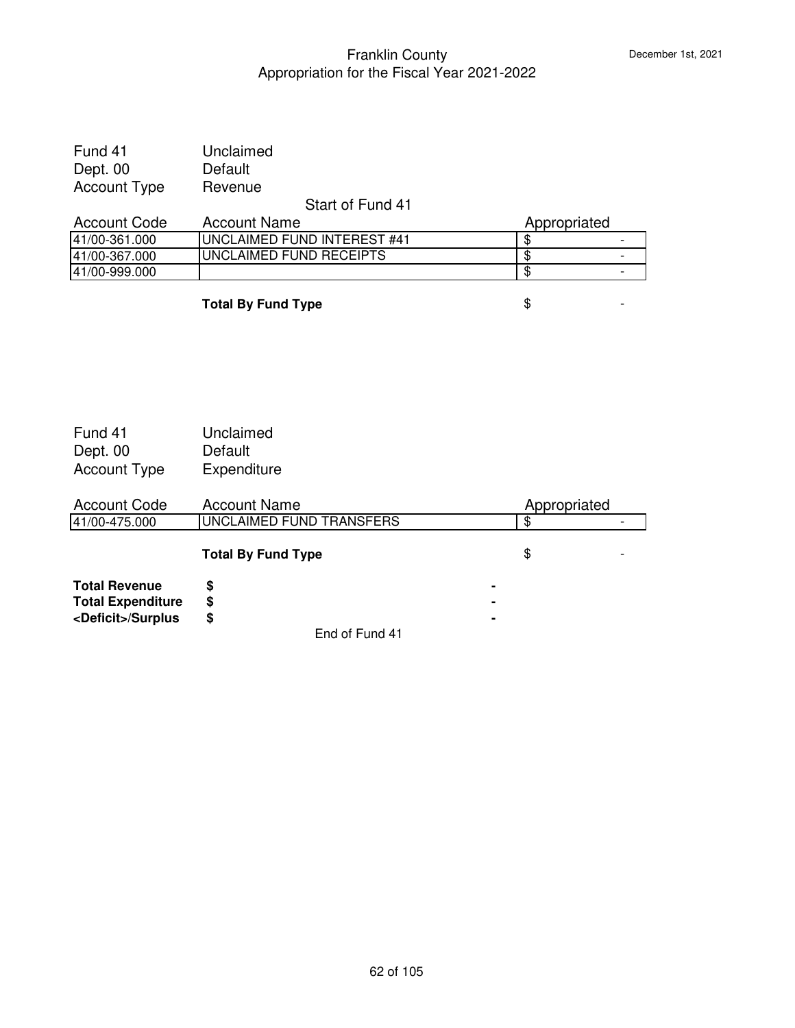# Franklin County
## Appropriation for the Fiscal Year 2021-2022

December 1st, 2021

Fund 41 Unclaimed
Dept. 00 Default
Account Type Revenue

Start of Fund 41

| Account Code | Account Name | Appropriated |
|---|---|---|
| 41/00-361.000 | UNCLAIMED FUND INTEREST #41 | $ - |
| 41/00-367.000 | UNCLAIMED FUND RECEIPTS | $ - |
| 41/00-999.000 | | $ - |

**Total By Fund Type** $ -

Fund 41 Unclaimed
Dept. 00 Default
Account Type Expenditure

| Account Code | Account Name | Appropriated |
|---|---|---|
| 41/00-475.000 | UNCLAIMED FUND TRANSFERS | $ - |

**Total By Fund Type** $ -

| | | |
|---|---|---|
| **Total Revenue** | **$** | **-** |
| **Total Expenditure** | **$** | **-** |
| **<Deficit>/Surplus** | **$** | **-** |

End of Fund 41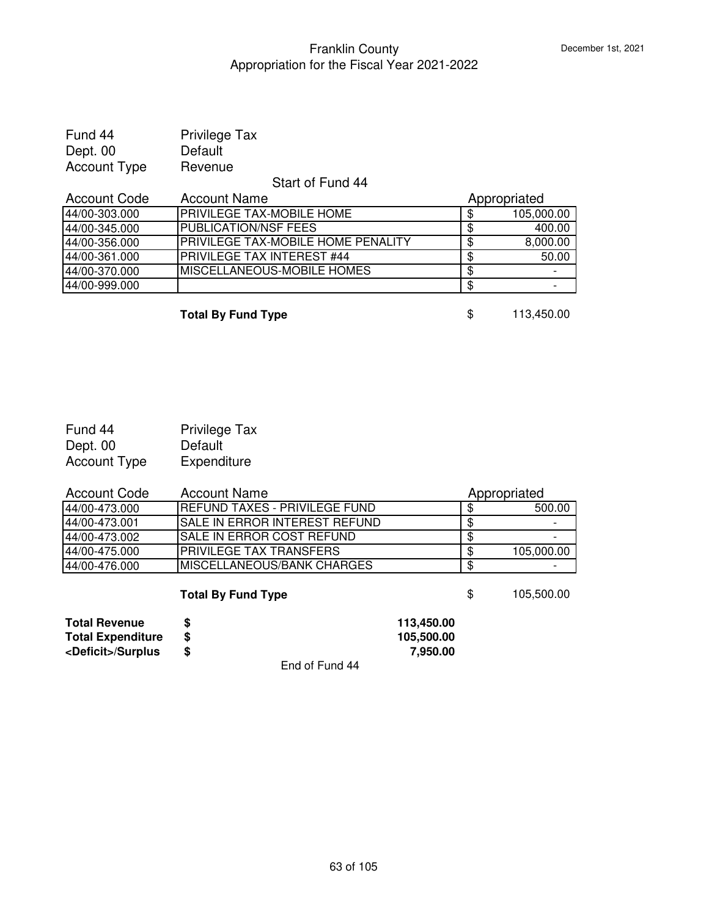# Franklin County
## Appropriation for the Fiscal Year 2021-2022

December 1st, 2021

Fund 44 Privilege Tax
Dept. 00 Default
Account Type Revenue

Start of Fund 44

| Account Code | Account Name | Appropriated |
|---|---|---|
| 44/00-303.000 | PRIVILEGE TAX-MOBILE HOME | $ 105,000.00 |
| 44/00-345.000 | PUBLICATION/NSF FEES | $ 400.00 |
| 44/00-356.000 | PRIVILEGE TAX-MOBILE HOME PENALITY | $ 8,000.00 |
| 44/00-361.000 | PRIVILEGE TAX INTEREST #44 | $ 50.00 |
| 44/00-370.000 | MISCELLANEOUS-MOBILE HOMES | $ - |
| 44/00-999.000 | | $ - |

**Total By Fund Type** $ 113,450.00

Fund 44 Privilege Tax
Dept. 00 Default
Account Type Expenditure

| Account Code | Account Name | Appropriated |
|---|---|---|
| 44/00-473.000 | REFUND TAXES - PRIVILEGE FUND | $ 500.00 |
| 44/00-473.001 | SALE IN ERROR INTEREST REFUND | $ - |
| 44/00-473.002 | SALE IN ERROR COST REFUND | $ - |
| 44/00-475.000 | PRIVILEGE TAX TRANSFERS | $ 105,000.00 |
| 44/00-476.000 | MISCELLANEOUS/BANK CHARGES | $ - |

**Total By Fund Type** $ 105,500.00

| | | |
|---|---|---|
| **Total Revenue** | **$** | **113,450.00** |
| **Total Expenditure** | **$** | **105,500.00** |
| **<Deficit>/Surplus** | **$** | **7,950.00** |

End of Fund 44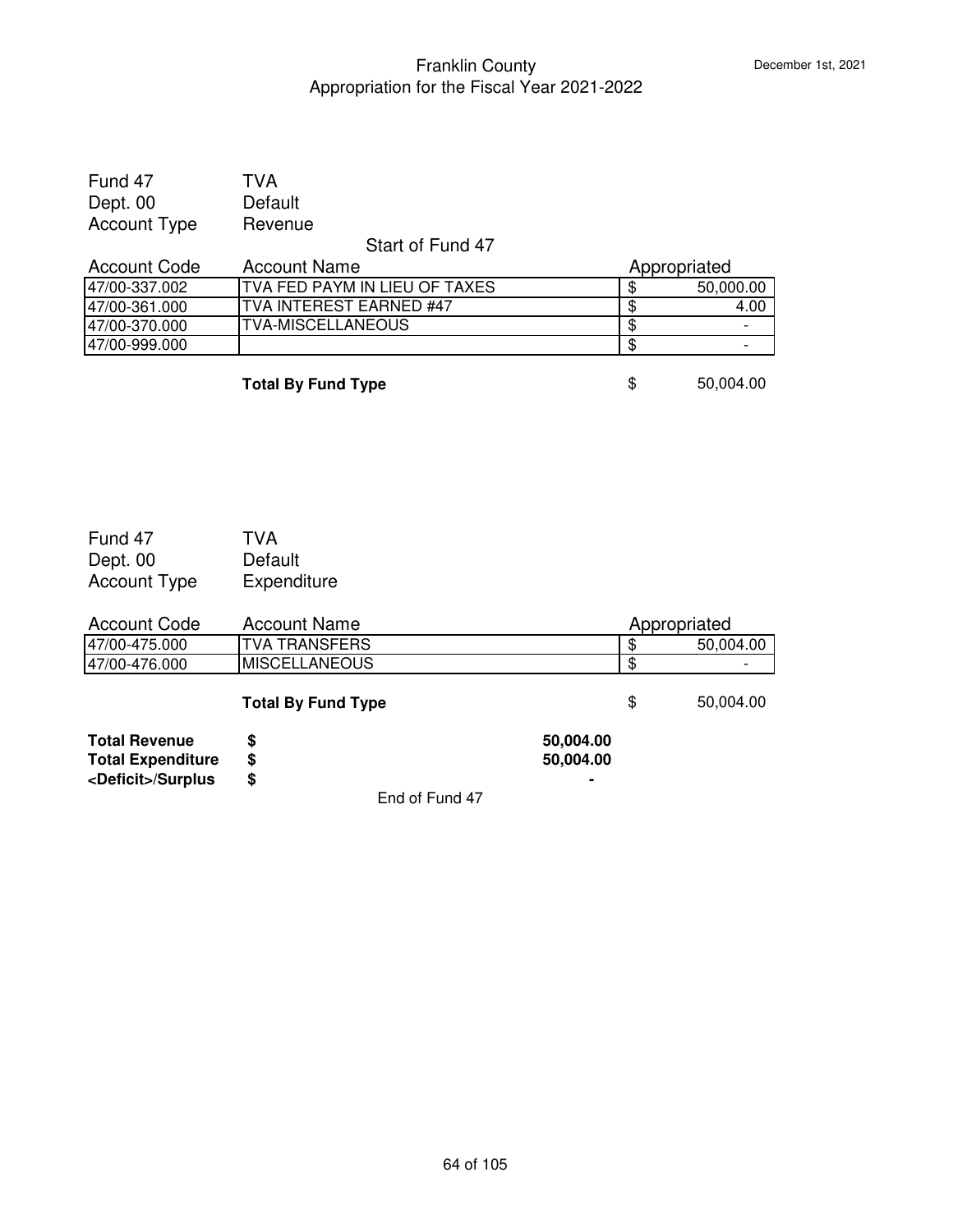# Franklin County
## Appropriation for the Fiscal Year 2021-2022

December 1st, 2021

Fund 47 TVA
Dept. 00 Default
Account Type Revenue

Start of Fund 47

| Account Code | Account Name | Appropriated |
|---|---|---|
| 47/00-337.002 | TVA FED PAYM IN LIEU OF TAXES | $ 50,000.00 |
| 47/00-361.000 | TVA INTEREST EARNED #47 | $ 4.00 |
| 47/00-370.000 | TVA-MISCELLANEOUS | $ - |
| 47/00-999.000 | | $ - |
| | **Total By Fund Type** | $ 50,004.00 |

Fund 47 TVA
Dept. 00 Default
Account Type Expenditure

| Account Code | Account Name | Appropriated |
|---|---|---|
| 47/00-475.000 | TVA TRANSFERS | $ 50,004.00 |
| 47/00-476.000 | MISCELLANEOUS | $ - |
| | **Total By Fund Type** | $ 50,004.00 |

| | | |
|---|---|---|
| **Total Revenue** | **$** | **50,004.00** |
| **Total Expenditure** | **$** | **50,004.00** |
| **<Deficit>/Surplus** | **$** | **-** |

End of Fund 47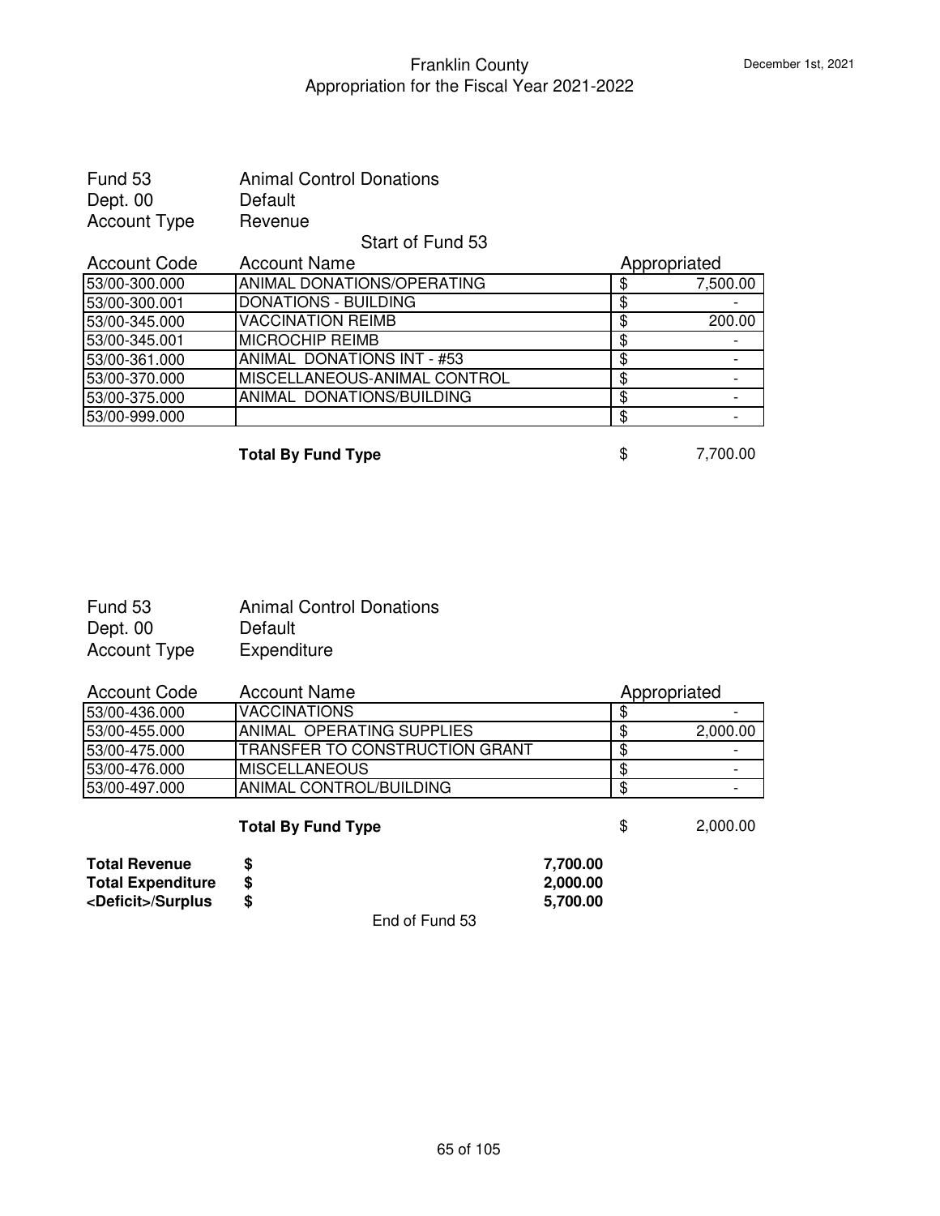Franklin County
Appropriation for the Fiscal Year 2021-2022

December 1st, 2021

Fund 53 Animal Control Donations
Dept. 00 Default
Account Type Revenue

Start of Fund 53

| Account Code | Account Name | Appropriated |
|---|---|---|
| 53/00-300.000 | ANIMAL DONATIONS/OPERATING | $ 7,500.00 |
| 53/00-300.001 | DONATIONS - BUILDING | $ - |
| 53/00-345.000 | VACCINATION REIMB | $ 200.00 |
| 53/00-345.001 | MICROCHIP REIMB | $ - |
| 53/00-361.000 | ANIMAL DONATIONS INT - #53 | $ - |
| 53/00-370.000 | MISCELLANEOUS-ANIMAL CONTROL | $ - |
| 53/00-375.000 | ANIMAL DONATIONS/BUILDING | $ - |
| 53/00-999.000 | | $ - |
| | **Total By Fund Type** | $ 7,700.00 |

Fund 53 Animal Control Donations
Dept. 00 Default
Account Type Expenditure

| Account Code | Account Name | Appropriated |
|---|---|---|
| 53/00-436.000 | VACCINATIONS | $ - |
| 53/00-455.000 | ANIMAL OPERATING SUPPLIES | $ 2,000.00 |
| 53/00-475.000 | TRANSFER TO CONSTRUCTION GRANT | $ - |
| 53/00-476.000 | MISCELLANEOUS | $ - |
| 53/00-497.000 | ANIMAL CONTROL/BUILDING | $ - |
| | **Total By Fund Type** | $ 2,000.00 |

| | | |
|---|---|---|
| **Total Revenue** | **$** | **7,700.00** |
| **Total Expenditure** | **$** | **2,000.00** |
| **<Deficit>/Surplus** | **$** | **5,700.00** |

End of Fund 53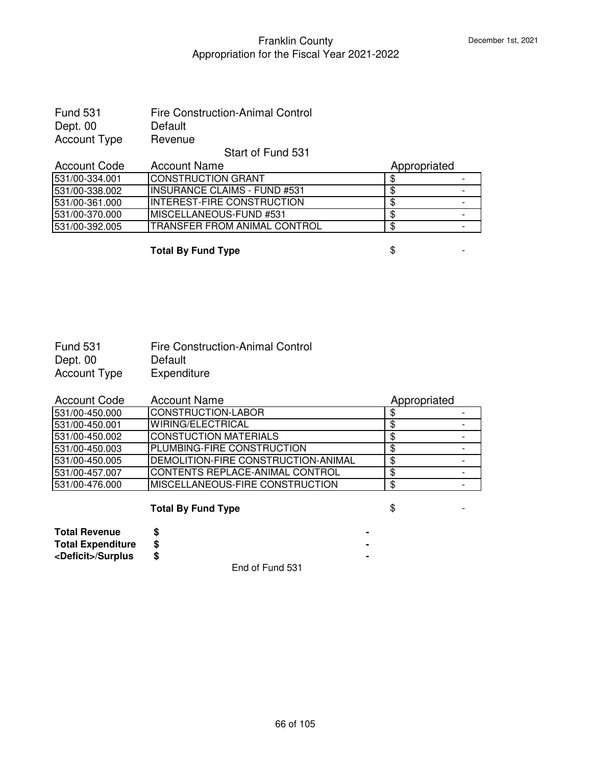# Franklin County
## Appropriation for the Fiscal Year 2021-2022

December 1st, 2021

Fund 531 Fire Construction-Animal Control
Dept. 00 Default
Account Type Revenue

Start of Fund 531

| Account Code | Account Name | Appropriated |
|---|---|---|
| 531/00-334.001 | CONSTRUCTION GRANT | $ - |
| 531/00-338.002 | INSURANCE CLAIMS - FUND #531 | $ - |
| 531/00-361.000 | INTEREST-FIRE CONSTRUCTION | $ - |
| 531/00-370.000 | MISCELLANEOUS-FUND #531 | $ - |
| 531/00-392.005 | TRANSFER FROM ANIMAL CONTROL | $ - |

**Total By Fund Type** $ -

Fund 531 Fire Construction-Animal Control
Dept. 00 Default
Account Type Expenditure

| Account Code | Account Name | Appropriated |
|---|---|---|
| 531/00-450.000 | CONSTRUCTION-LABOR | $ - |
| 531/00-450.001 | WIRING/ELECTRICAL | $ - |
| 531/00-450.002 | CONSTUCTION MATERIALS | $ - |
| 531/00-450.003 | PLUMBING-FIRE CONSTRUCTION | $ - |
| 531/00-450.005 | DEMOLITION-FIRE CONSTRUCTION-ANIMAL | $ - |
| 531/00-457.007 | CONTENTS REPLACE-ANIMAL CONTROL | $ - |
| 531/00-476.000 | MISCELLANEOUS-FIRE CONSTRUCTION | $ - |

**Total By Fund Type** $ -

| | | |
|---|---|---|
| **Total Revenue** | **$** | **-** |
| **Total Expenditure** | **$** | **-** |
| **<Deficit>/Surplus** | **$** | **-** |

End of Fund 531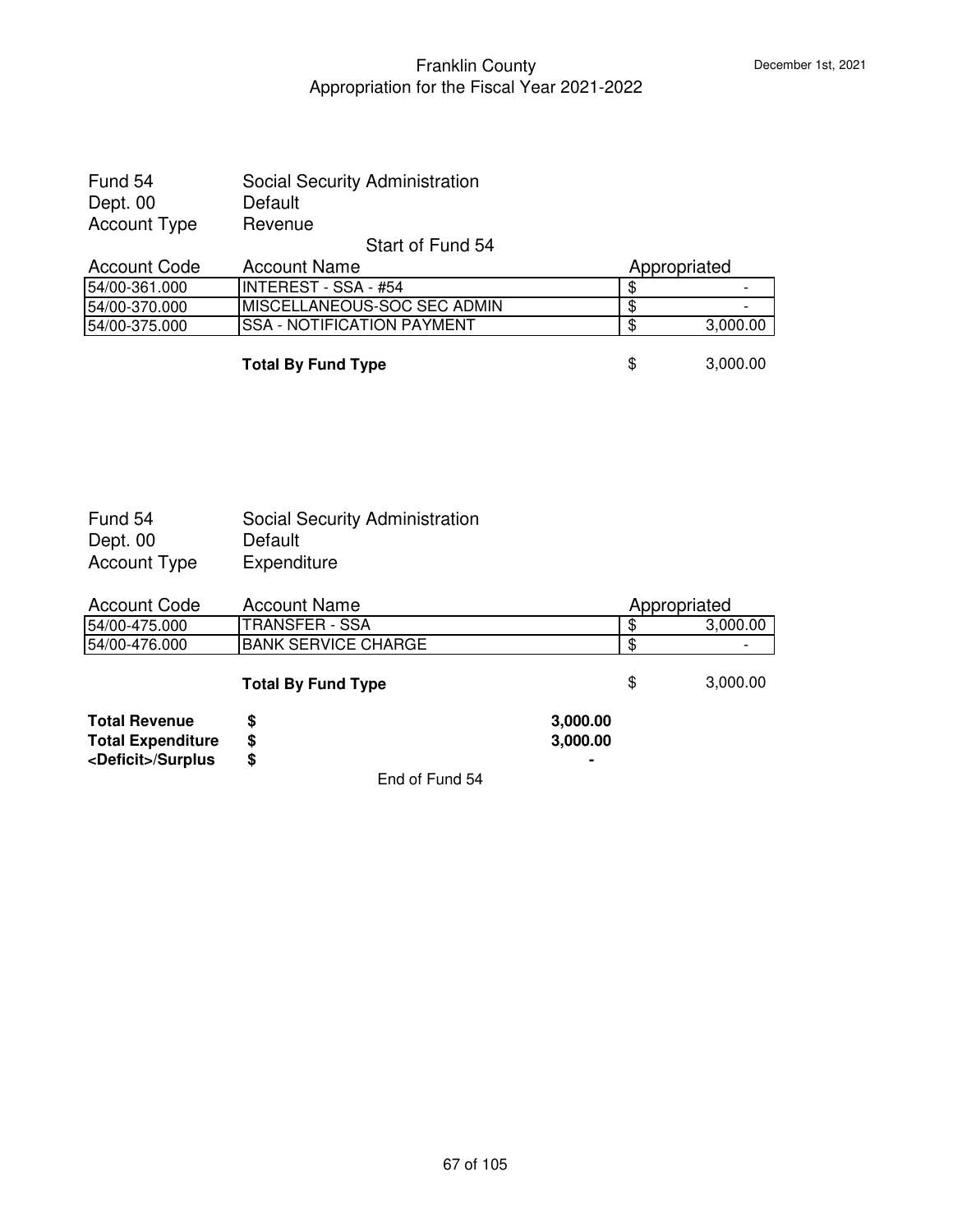# Franklin County
## Appropriation for the Fiscal Year 2021-2022

December 1st, 2021

Fund 54 — Social Security Administration
Dept. 00 — Default
Account Type — Revenue

Start of Fund 54

| Account Code | Account Name | Appropriated |
|---|---|---|
| 54/00-361.000 | INTEREST - SSA - #54 | $ - |
| 54/00-370.000 | MISCELLANEOUS-SOC SEC ADMIN | $ - |
| 54/00-375.000 | SSA - NOTIFICATION PAYMENT | $ 3,000.00 |
| | **Total By Fund Type** | $ 3,000.00 |

Fund 54 — Social Security Administration
Dept. 00 — Default
Account Type — Expenditure

| Account Code | Account Name | Appropriated |
|---|---|---|
| 54/00-475.000 | TRANSFER - SSA | $ 3,000.00 |
| 54/00-476.000 | BANK SERVICE CHARGE | $ - |
| | **Total By Fund Type** | $ 3,000.00 |

| | | |
|---|---|---|
| **Total Revenue** | **$** | **3,000.00** |
| **Total Expenditure** | **$** | **3,000.00** |
| **<Deficit>/Surplus** | **$** | **-** |

End of Fund 54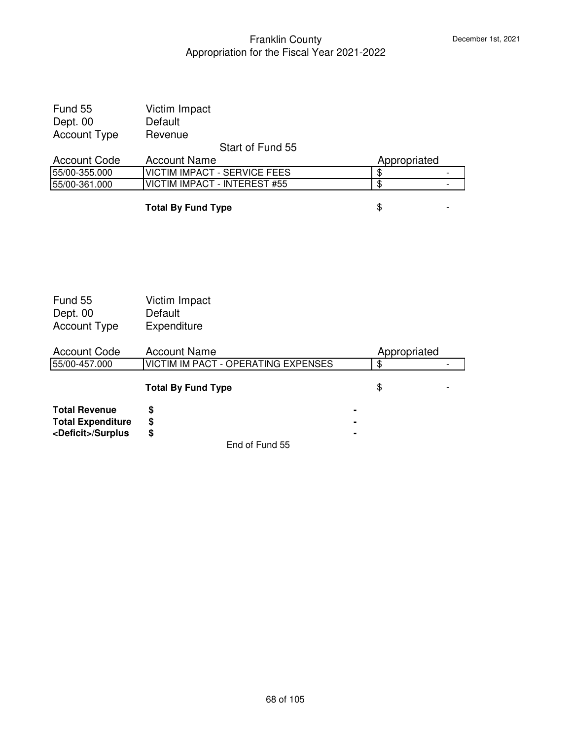Franklin County
Appropriation for the Fiscal Year 2021-2022

December 1st, 2021

Fund 55 Victim Impact
Dept. 00 Default
Account Type Revenue

Start of Fund 55

| Account Code | Account Name | Appropriated |
|---|---|---|
| 55/00-355.000 | VICTIM IMPACT - SERVICE FEES | $ - |
| 55/00-361.000 | VICTIM IMPACT - INTEREST #55 | $ - |
| | **Total By Fund Type** | $ - |

Fund 55 Victim Impact
Dept. 00 Default
Account Type Expenditure

| Account Code | Account Name | Appropriated |
|---|---|---|
| 55/00-457.000 | VICTIM IM PACT - OPERATING EXPENSES | $ - |
| | **Total By Fund Type** | $ - |

| | | |
|---|---|---|
| **Total Revenue** | **$** | **-** |
| **Total Expenditure** | **$** | **-** |
| **<Deficit>/Surplus** | **$** | **-** |

End of Fund 55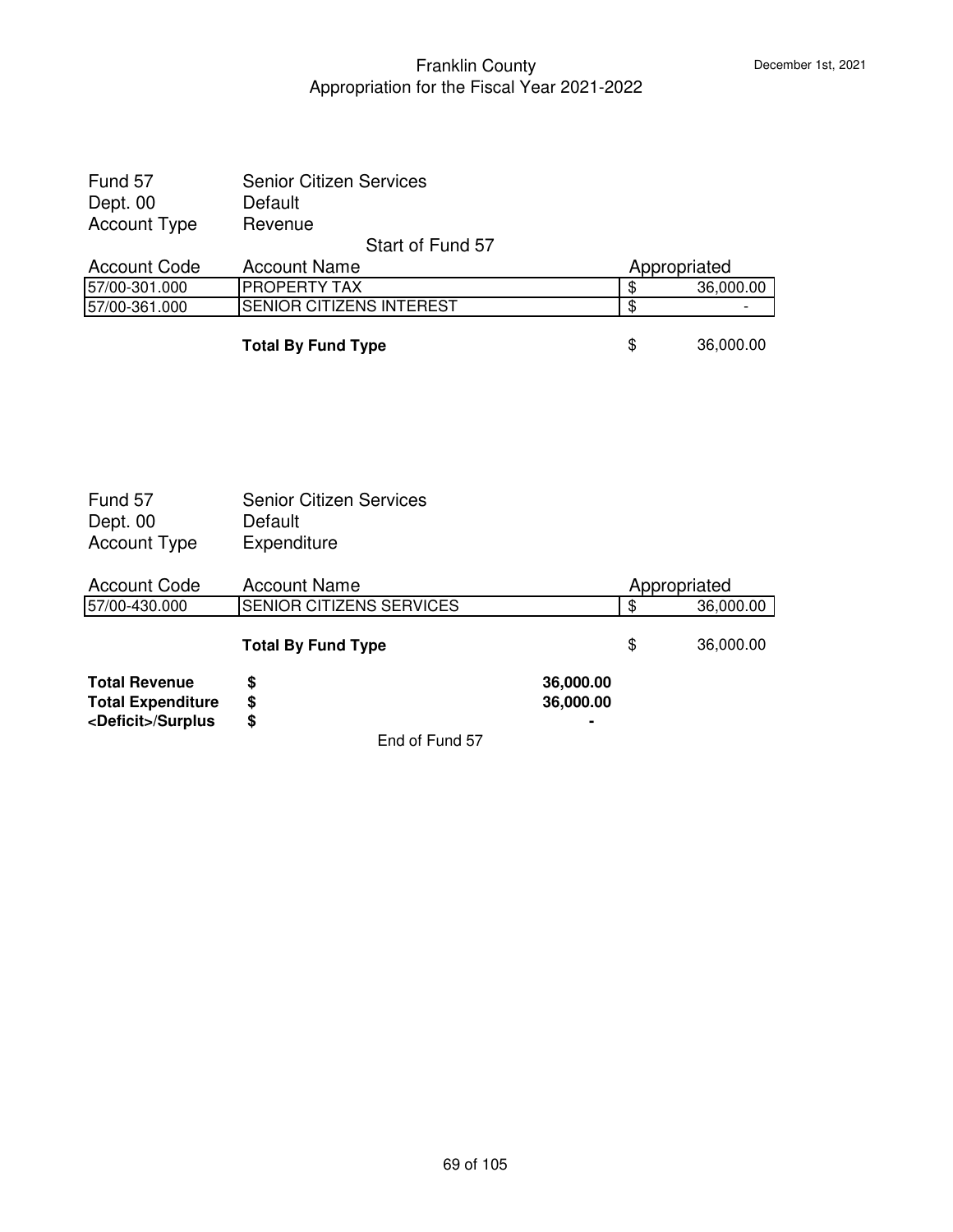Franklin County
Appropriation for the Fiscal Year 2021-2022

December 1st, 2021

Fund 57 — Senior Citizen Services
Dept. 00 — Default
Account Type — Revenue

Start of Fund 57

| Account Code | Account Name | Appropriated |
|---|---|---|
| 57/00-301.000 | PROPERTY TAX | $ 36,000.00 |
| 57/00-361.000 | SENIOR CITIZENS INTEREST | $ - |
| | **Total By Fund Type** | $ 36,000.00 |

Fund 57 — Senior Citizen Services
Dept. 00 — Default
Account Type — Expenditure

| Account Code | Account Name | Appropriated |
|---|---|---|
| 57/00-430.000 | SENIOR CITIZENS SERVICES | $ 36,000.00 |
| | **Total By Fund Type** | $ 36,000.00 |

| | | |
|---|---|---|
| **Total Revenue** | **$** | **36,000.00** |
| **Total Expenditure** | **$** | **36,000.00** |
| **<Deficit>/Surplus** | **$** | **-** |

End of Fund 57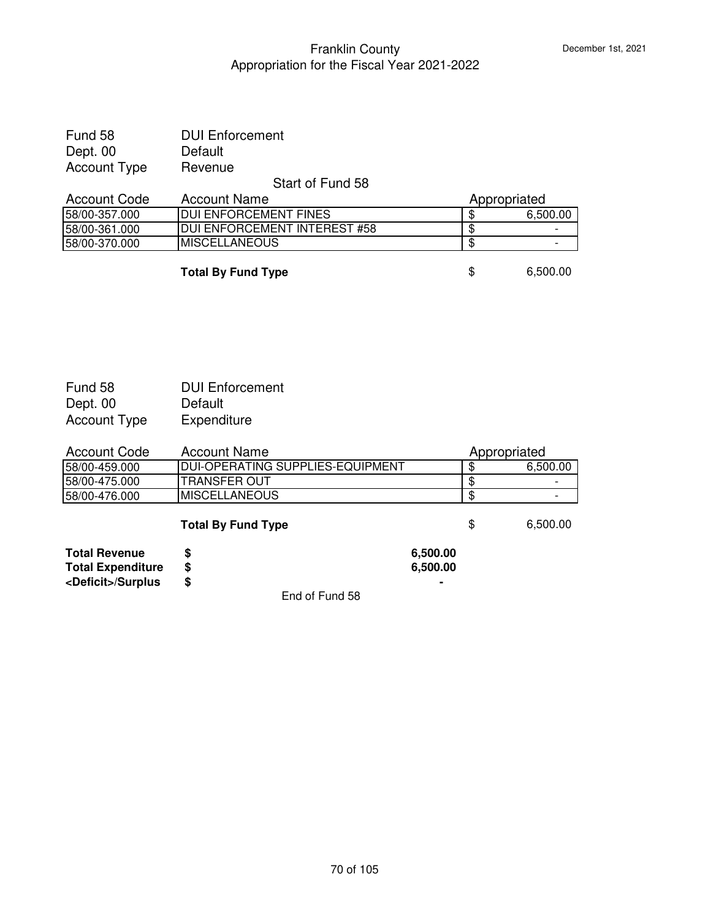Franklin County
Appropriation for the Fiscal Year 2021-2022

December 1st, 2021

Fund 58 DUI Enforcement
Dept. 00 Default
Account Type Revenue

Start of Fund 58

| Account Code | Account Name | Appropriated |
|---|---|---|
| 58/00-357.000 | DUI ENFORCEMENT FINES | $ 6,500.00 |
| 58/00-361.000 | DUI ENFORCEMENT INTEREST #58 | $ - |
| 58/00-370.000 | MISCELLANEOUS | $ - |
| | **Total By Fund Type** | $ 6,500.00 |

Fund 58 DUI Enforcement
Dept. 00 Default
Account Type Expenditure

| Account Code | Account Name | Appropriated |
|---|---|---|
| 58/00-459.000 | DUI-OPERATING SUPPLIES-EQUIPMENT | $ 6,500.00 |
| 58/00-475.000 | TRANSFER OUT | $ - |
| 58/00-476.000 | MISCELLANEOUS | $ - |
| | **Total By Fund Type** | $ 6,500.00 |

| | | |
|---|---|---|
| **Total Revenue** | **$** | **6,500.00** |
| **Total Expenditure** | **$** | **6,500.00** |
| **<Deficit>/Surplus** | **$** | **-** |

End of Fund 58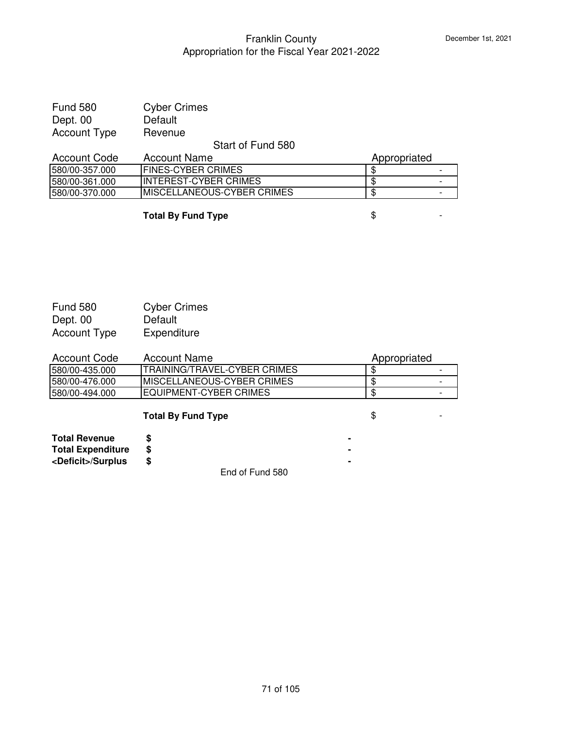# Franklin County
## Appropriation for the Fiscal Year 2021-2022

December 1st, 2021

Fund 580 Cyber Crimes
Dept. 00 Default
Account Type Revenue

Start of Fund 580

| Account Code | Account Name | Appropriated |
|---|---|---|
| 580/00-357.000 | FINES-CYBER CRIMES | $ - |
| 580/00-361.000 | INTEREST-CYBER CRIMES | $ - |
| 580/00-370.000 | MISCELLANEOUS-CYBER CRIMES | $ - |
| | **Total By Fund Type** | $ - |

Fund 580 Cyber Crimes
Dept. 00 Default
Account Type Expenditure

| Account Code | Account Name | Appropriated |
|---|---|---|
| 580/00-435.000 | TRAINING/TRAVEL-CYBER CRIMES | $ - |
| 580/00-476.000 | MISCELLANEOUS-CYBER CRIMES | $ - |
| 580/00-494.000 | EQUIPMENT-CYBER CRIMES | $ - |
| | **Total By Fund Type** | $ - |

| | | |
|---|---|---|
| **Total Revenue** | **$** | **-** |
| **Total Expenditure** | **$** | **-** |
| **<Deficit>/Surplus** | **$** | **-** |

End of Fund 580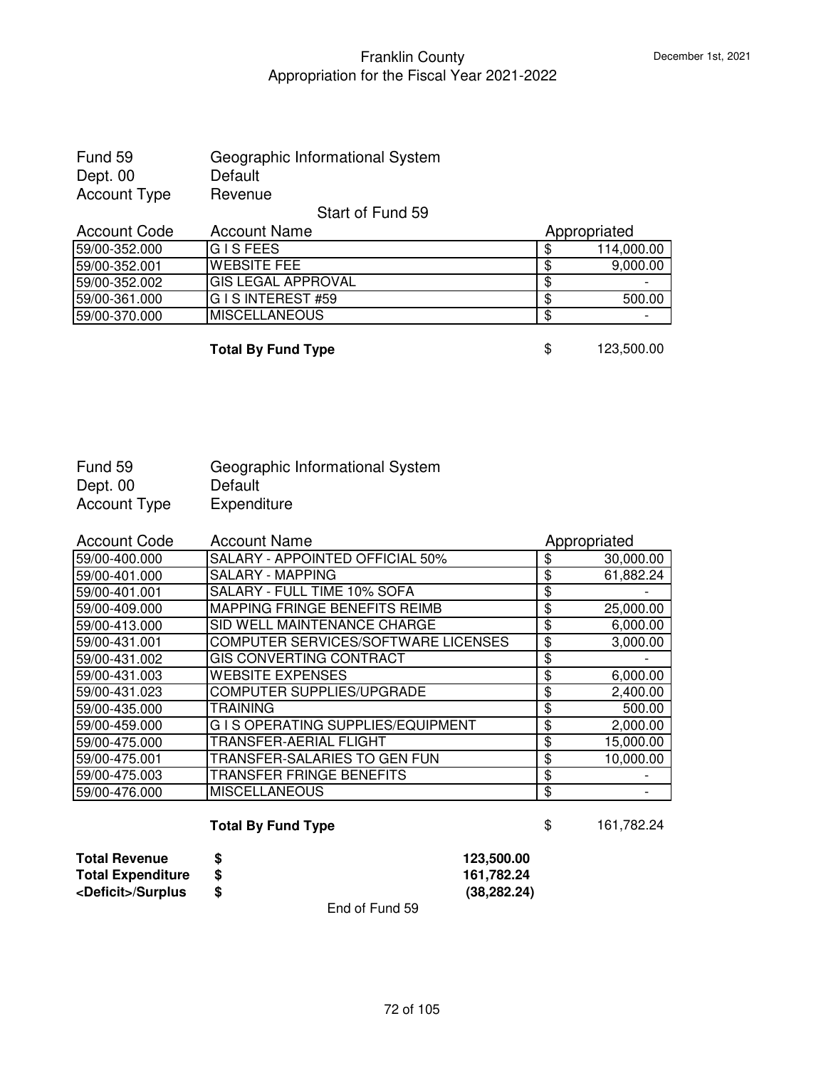# Franklin County
## Appropriation for the Fiscal Year 2021-2022

December 1st, 2021

Fund 59 Geographic Informational System
Dept. 00 Default
Account Type Revenue

Start of Fund 59

| Account Code | Account Name | Appropriated |
|---|---|---|
| 59/00-352.000 | G I S FEES | $ 114,000.00 |
| 59/00-352.001 | WEBSITE FEE | $ 9,000.00 |
| 59/00-352.002 | GIS LEGAL APPROVAL | $ - |
| 59/00-361.000 | G I S INTEREST #59 | $ 500.00 |
| 59/00-370.000 | MISCELLANEOUS | $ - |

**Total By Fund Type** $ 123,500.00

Fund 59 Geographic Informational System
Dept. 00 Default
Account Type Expenditure

| Account Code | Account Name | Appropriated |
|---|---|---|
| 59/00-400.000 | SALARY - APPOINTED OFFICIAL 50% | $ 30,000.00 |
| 59/00-401.000 | SALARY - MAPPING | $ 61,882.24 |
| 59/00-401.001 | SALARY - FULL TIME 10% SOFA | $ - |
| 59/00-409.000 | MAPPING FRINGE BENEFITS REIMB | $ 25,000.00 |
| 59/00-413.000 | SID WELL MAINTENANCE CHARGE | $ 6,000.00 |
| 59/00-431.001 | COMPUTER SERVICES/SOFTWARE LICENSES | $ 3,000.00 |
| 59/00-431.002 | GIS CONVERTING CONTRACT | $ - |
| 59/00-431.003 | WEBSITE EXPENSES | $ 6,000.00 |
| 59/00-431.023 | COMPUTER SUPPLIES/UPGRADE | $ 2,400.00 |
| 59/00-435.000 | TRAINING | $ 500.00 |
| 59/00-459.000 | G I S OPERATING SUPPLIES/EQUIPMENT | $ 2,000.00 |
| 59/00-475.000 | TRANSFER-AERIAL FLIGHT | $ 15,000.00 |
| 59/00-475.001 | TRANSFER-SALARIES TO GEN FUN | $ 10,000.00 |
| 59/00-475.003 | TRANSFER FRINGE BENEFITS | $ - |
| 59/00-476.000 | MISCELLANEOUS | $ - |

**Total By Fund Type** $ 161,782.24

| | | |
|---|---|---|
| **Total Revenue** | **$** | **123,500.00** |
| **Total Expenditure** | **$** | **161,782.24** |
| **<Deficit>/Surplus** | **$** | **(38,282.24)** |

End of Fund 59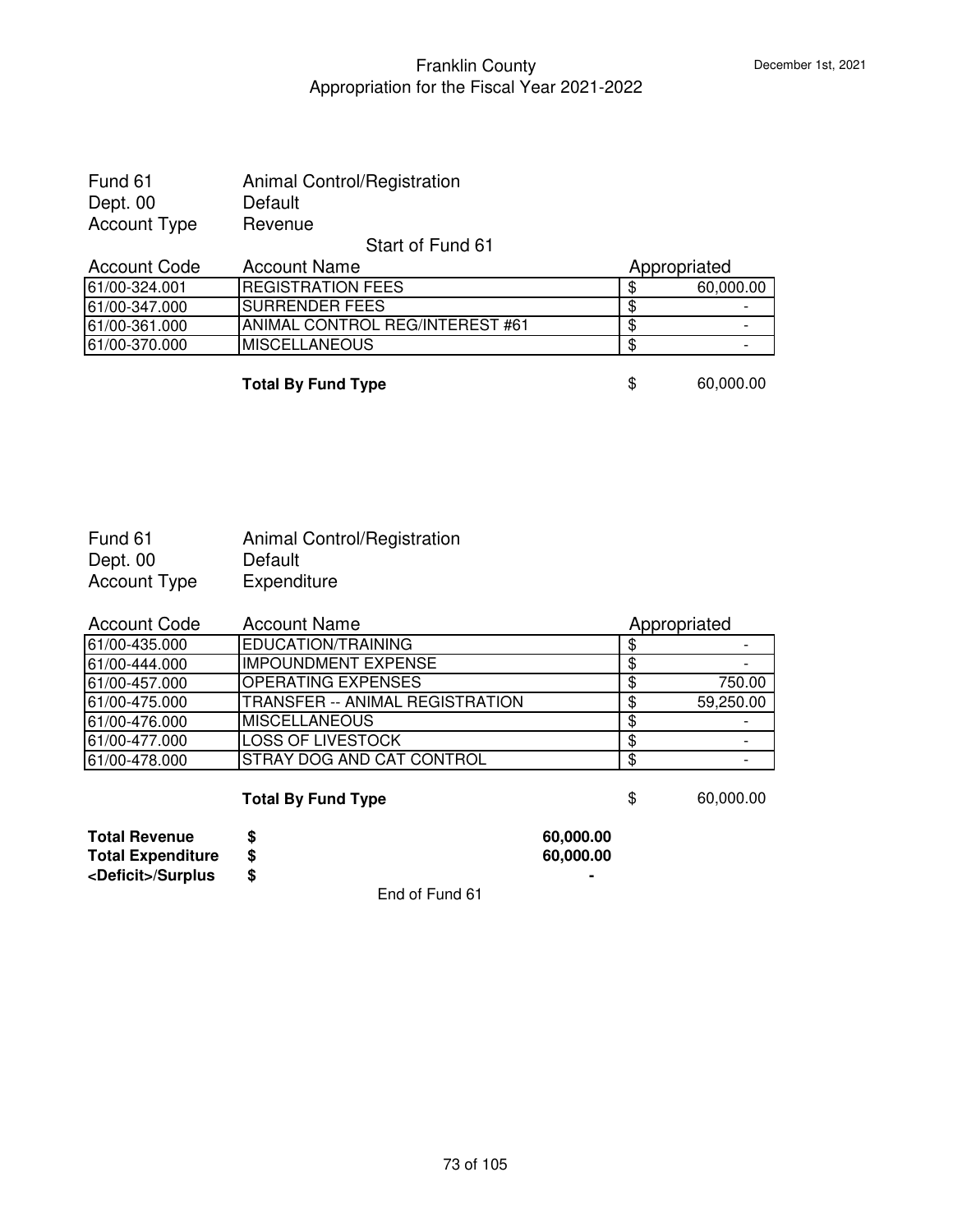# Franklin County
## Appropriation for the Fiscal Year 2021-2022

December 1st, 2021

Fund 61 Animal Control/Registration
Dept. 00 Default
Account Type Revenue

Start of Fund 61

| Account Code | Account Name | Appropriated |
|---|---|---|
| 61/00-324.001 | REGISTRATION FEES | $ 60,000.00 |
| 61/00-347.000 | SURRENDER FEES | $ - |
| 61/00-361.000 | ANIMAL CONTROL REG/INTEREST #61 | $ - |
| 61/00-370.000 | MISCELLANEOUS | $ - |
| | **Total By Fund Type** | $ 60,000.00 |

Fund 61 Animal Control/Registration
Dept. 00 Default
Account Type Expenditure

| Account Code | Account Name | Appropriated |
|---|---|---|
| 61/00-435.000 | EDUCATION/TRAINING | $ - |
| 61/00-444.000 | IMPOUNDMENT EXPENSE | $ - |
| 61/00-457.000 | OPERATING EXPENSES | $ 750.00 |
| 61/00-475.000 | TRANSFER -- ANIMAL REGISTRATION | $ 59,250.00 |
| 61/00-476.000 | MISCELLANEOUS | $ - |
| 61/00-477.000 | LOSS OF LIVESTOCK | $ - |
| 61/00-478.000 | STRAY DOG AND CAT CONTROL | $ - |
| | **Total By Fund Type** | $ 60,000.00 |

| | | |
|---|---|---|
| **Total Revenue** | **$** | **60,000.00** |
| **Total Expenditure** | **$** | **60,000.00** |
| **<Deficit>/Surplus** | **$** | **-** |

End of Fund 61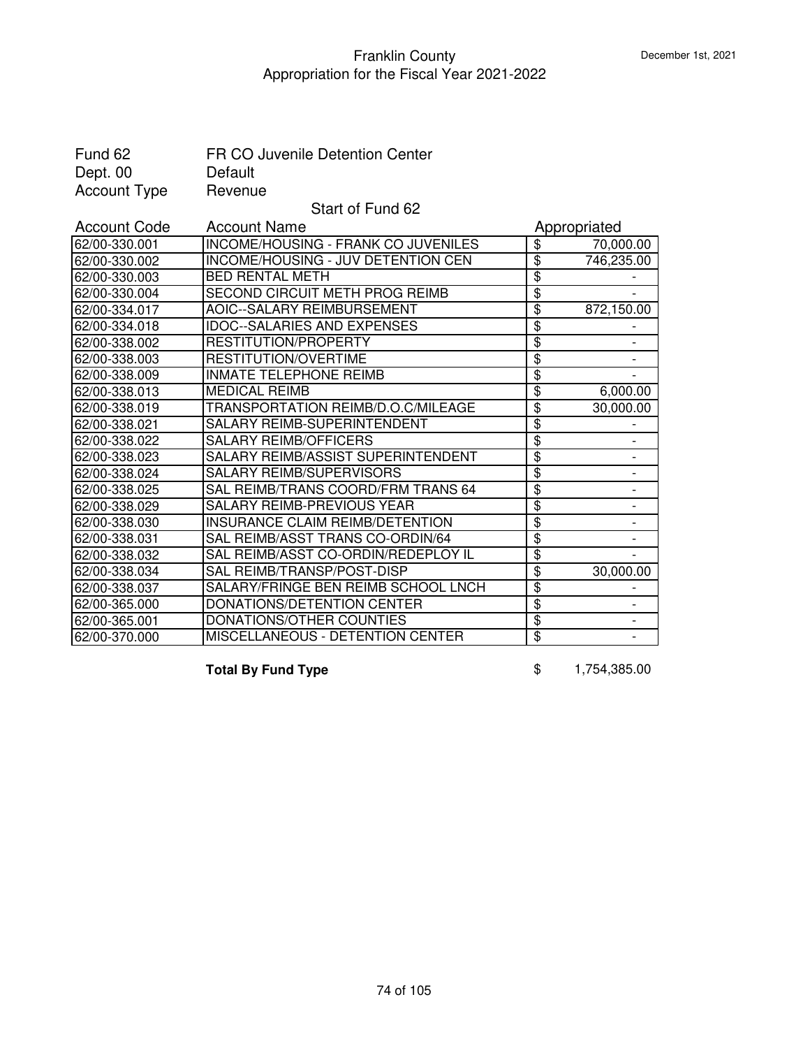# Franklin County
## Appropriation for the Fiscal Year 2021-2022

December 1st, 2021

Fund 62 FR CO Juvenile Detention Center
Dept. 00 Default
Account Type Revenue

Start of Fund 62

| Account Code | Account Name | Appropriated |
|---|---|---|
| 62/00-330.001 | INCOME/HOUSING - FRANK CO JUVENILES | $ 70,000.00 |
| 62/00-330.002 | INCOME/HOUSING - JUV DETENTION CEN | $ 746,235.00 |
| 62/00-330.003 | BED RENTAL METH | $ - |
| 62/00-330.004 | SECOND CIRCUIT METH PROG REIMB | $ - |
| 62/00-334.017 | AOIC--SALARY REIMBURSEMENT | $ 872,150.00 |
| 62/00-334.018 | IDOC--SALARIES AND EXPENSES | $ - |
| 62/00-338.002 | RESTITUTION/PROPERTY | $ - |
| 62/00-338.003 | RESTITUTION/OVERTIME | $ - |
| 62/00-338.009 | INMATE TELEPHONE REIMB | $ - |
| 62/00-338.013 | MEDICAL REIMB | $ 6,000.00 |
| 62/00-338.019 | TRANSPORTATION REIMB/D.O.C/MILEAGE | $ 30,000.00 |
| 62/00-338.021 | SALARY REIMB-SUPERINTENDENT | $ - |
| 62/00-338.022 | SALARY REIMB/OFFICERS | $ - |
| 62/00-338.023 | SALARY REIMB/ASSIST SUPERINTENDENT | $ - |
| 62/00-338.024 | SALARY REIMB/SUPERVISORS | $ - |
| 62/00-338.025 | SAL REIMB/TRANS COORD/FRM TRANS 64 | $ - |
| 62/00-338.029 | SALARY REIMB-PREVIOUS YEAR | $ - |
| 62/00-338.030 | INSURANCE CLAIM REIMB/DETENTION | $ - |
| 62/00-338.031 | SAL REIMB/ASST TRANS CO-ORDIN/64 | $ - |
| 62/00-338.032 | SAL REIMB/ASST CO-ORDIN/REDEPLOY IL | $ - |
| 62/00-338.034 | SAL REIMB/TRANSP/POST-DISP | $ 30,000.00 |
| 62/00-338.037 | SALARY/FRINGE BEN REIMB SCHOOL LNCH | $ - |
| 62/00-365.000 | DONATIONS/DETENTION CENTER | $ - |
| 62/00-365.001 | DONATIONS/OTHER COUNTIES | $ - |
| 62/00-370.000 | MISCELLANEOUS - DETENTION CENTER | $ - |

**Total By Fund Type** $ 1,754,385.00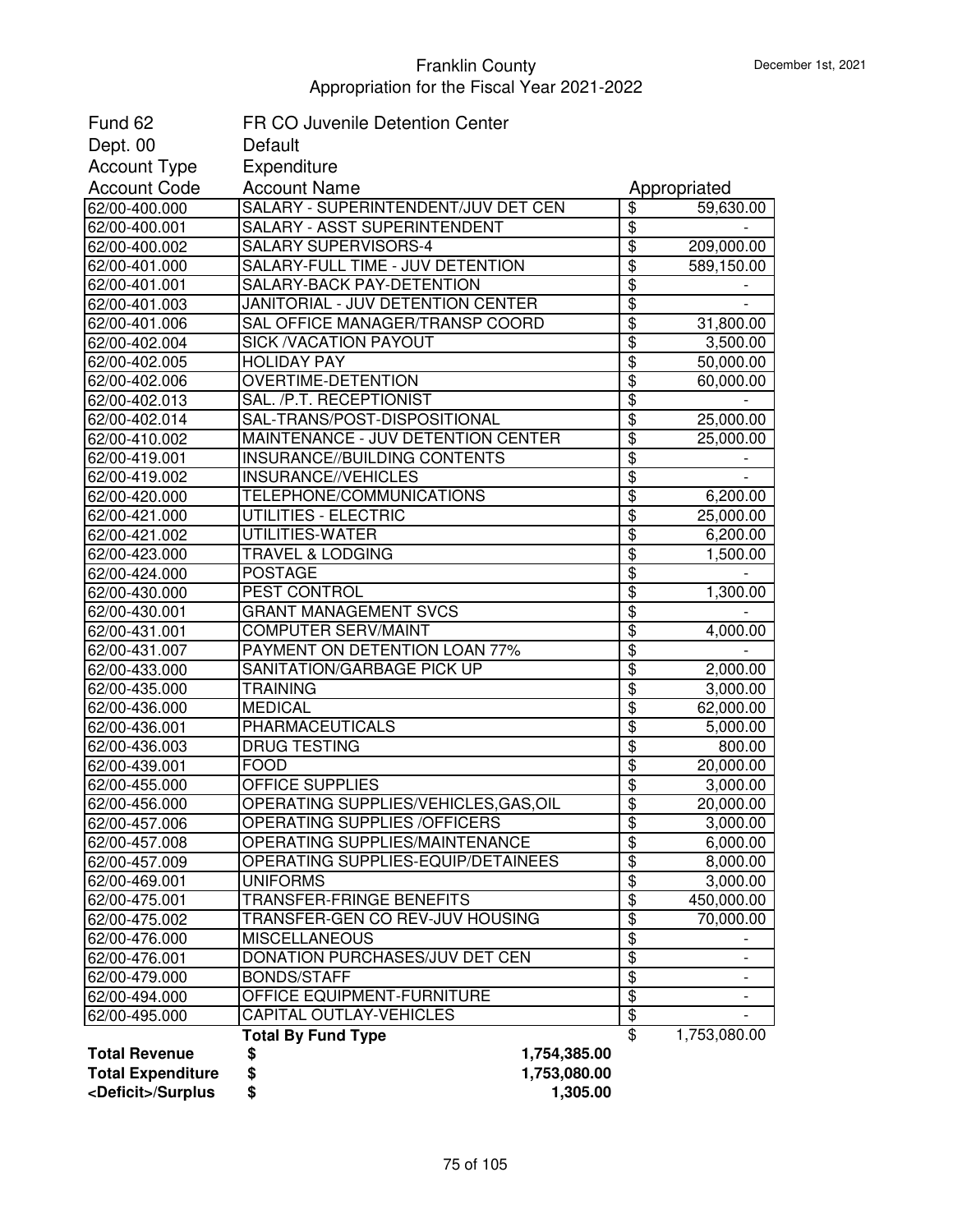# Franklin County
## Appropriation for the Fiscal Year 2021-2022

December 1st, 2021

| | |
|---|---|
| Fund 62 | FR CO Juvenile Detention Center |
| Dept. 00 | Default |
| Account Type | Expenditure |

| Account Code | Account Name | Appropriated |
|---|---|---|
| 62/00-400.000 | SALARY - SUPERINTENDENT/JUV DET CEN | $ 59,630.00 |
| 62/00-400.001 | SALARY - ASST SUPERINTENDENT | $ - |
| 62/00-400.002 | SALARY SUPERVISORS-4 | $ 209,000.00 |
| 62/00-401.000 | SALARY-FULL TIME - JUV DETENTION | $ 589,150.00 |
| 62/00-401.001 | SALARY-BACK PAY-DETENTION | $ - |
| 62/00-401.003 | JANITORIAL - JUV DETENTION CENTER | $ - |
| 62/00-401.006 | SAL OFFICE MANAGER/TRANSP COORD | $ 31,800.00 |
| 62/00-402.004 | SICK /VACATION PAYOUT | $ 3,500.00 |
| 62/00-402.005 | HOLIDAY PAY | $ 50,000.00 |
| 62/00-402.006 | OVERTIME-DETENTION | $ 60,000.00 |
| 62/00-402.013 | SAL. /P.T. RECEPTIONIST | $ - |
| 62/00-402.014 | SAL-TRANS/POST-DISPOSITIONAL | $ 25,000.00 |
| 62/00-410.002 | MAINTENANCE - JUV DETENTION CENTER | $ 25,000.00 |
| 62/00-419.001 | INSURANCE//BUILDING CONTENTS | $ - |
| 62/00-419.002 | INSURANCE//VEHICLES | $ - |
| 62/00-420.000 | TELEPHONE/COMMUNICATIONS | $ 6,200.00 |
| 62/00-421.000 | UTILITIES - ELECTRIC | $ 25,000.00 |
| 62/00-421.002 | UTILITIES-WATER | $ 6,200.00 |
| 62/00-423.000 | TRAVEL & LODGING | $ 1,500.00 |
| 62/00-424.000 | POSTAGE | $ - |
| 62/00-430.000 | PEST CONTROL | $ 1,300.00 |
| 62/00-430.001 | GRANT MANAGEMENT SVCS | $ - |
| 62/00-431.001 | COMPUTER SERV/MAINT | $ 4,000.00 |
| 62/00-431.007 | PAYMENT ON DETENTION LOAN 77% | $ - |
| 62/00-433.000 | SANITATION/GARBAGE PICK UP | $ 2,000.00 |
| 62/00-435.000 | TRAINING | $ 3,000.00 |
| 62/00-436.000 | MEDICAL | $ 62,000.00 |
| 62/00-436.001 | PHARMACEUTICALS | $ 5,000.00 |
| 62/00-436.003 | DRUG TESTING | $ 800.00 |
| 62/00-439.001 | FOOD | $ 20,000.00 |
| 62/00-455.000 | OFFICE SUPPLIES | $ 3,000.00 |
| 62/00-456.000 | OPERATING SUPPLIES/VEHICLES,GAS,OIL | $ 20,000.00 |
| 62/00-457.006 | OPERATING SUPPLIES /OFFICERS | $ 3,000.00 |
| 62/00-457.008 | OPERATING SUPPLIES/MAINTENANCE | $ 6,000.00 |
| 62/00-457.009 | OPERATING SUPPLIES-EQUIP/DETAINEES | $ 8,000.00 |
| 62/00-469.001 | UNIFORMS | $ 3,000.00 |
| 62/00-475.001 | TRANSFER-FRINGE BENEFITS | $ 450,000.00 |
| 62/00-475.002 | TRANSFER-GEN CO REV-JUV HOUSING | $ 70,000.00 |
| 62/00-476.000 | MISCELLANEOUS | $ - |
| 62/00-476.001 | DONATION PURCHASES/JUV DET CEN | $ - |
| 62/00-479.000 | BONDS/STAFF | $ - |
| 62/00-494.000 | OFFICE EQUIPMENT-FURNITURE | $ - |
| 62/00-495.000 | CAPITAL OUTLAY-VEHICLES | $ - |
| | **Total By Fund Type** | $ 1,753,080.00 |

| | | |
|---|---|---|
| **Total Revenue** | **$** | **1,754,385.00** |
| **Total Expenditure** | **$** | **1,753,080.00** |
| **<Deficit>/Surplus** | **$** | **1,305.00** |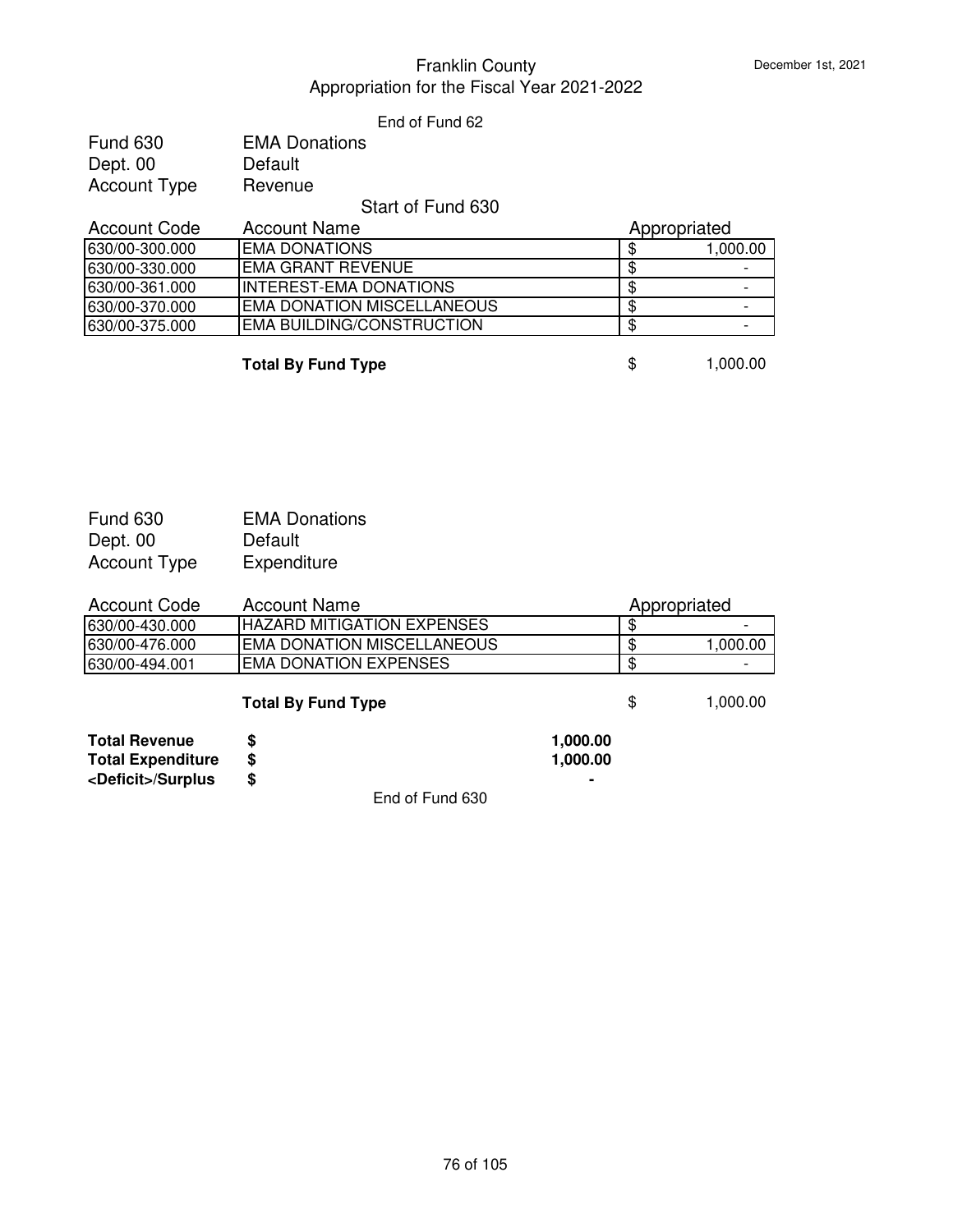End of Fund 62

Fund 630 EMA Donations
Dept. 00 Default
Account Type Revenue

Start of Fund 630

| Account Code | Account Name | Appropriated |
|---|---|---|
| 630/00-300.000 | EMA DONATIONS | $ 1,000.00 |
| 630/00-330.000 | EMA GRANT REVENUE | $ - |
| 630/00-361.000 | INTEREST-EMA DONATIONS | $ - |
| 630/00-370.000 | EMA DONATION MISCELLANEOUS | $ - |
| 630/00-375.000 | EMA BUILDING/CONSTRUCTION | $ - |

**Total By Fund Type** $ 1,000.00

Fund 630 EMA Donations
Dept. 00 Default
Account Type Expenditure

| Account Code | Account Name | Appropriated |
|---|---|---|
| 630/00-430.000 | HAZARD MITIGATION EXPENSES | $ - |
| 630/00-476.000 | EMA DONATION MISCELLANEOUS | $ 1,000.00 |
| 630/00-494.001 | EMA DONATION EXPENSES | $ - |

**Total By Fund Type** $ 1,000.00

| | | |
|---|---|---|
| **Total Revenue** | **$** | **1,000.00** |
| **Total Expenditure** | **$** | **1,000.00** |
| **<Deficit>/Surplus** | **$** | **-** |

End of Fund 630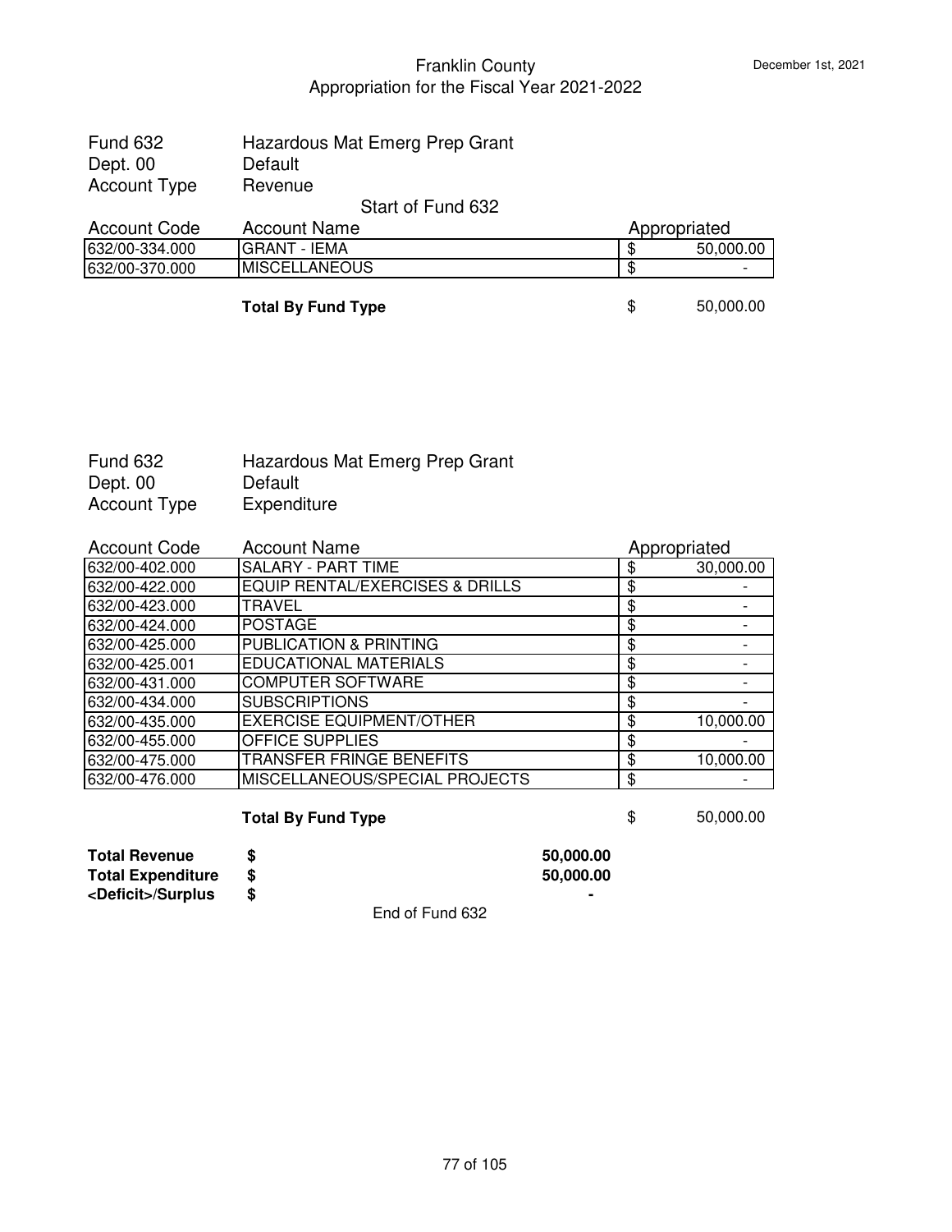# Franklin County
## Appropriation for the Fiscal Year 2021-2022

December 1st, 2021

Fund 632 — Hazardous Mat Emerg Prep Grant
Dept. 00 — Default
Account Type — Revenue

Start of Fund 632

| Account Code | Account Name | Appropriated |
|---|---|---|
| 632/00-334.000 | GRANT - IEMA | $ 50,000.00 |
| 632/00-370.000 | MISCELLANEOUS | $ - |
| | **Total By Fund Type** | $ 50,000.00 |

Fund 632 — Hazardous Mat Emerg Prep Grant
Dept. 00 — Default
Account Type — Expenditure

| Account Code | Account Name | Appropriated |
|---|---|---|
| 632/00-402.000 | SALARY - PART TIME | $ 30,000.00 |
| 632/00-422.000 | EQUIP RENTAL/EXERCISES & DRILLS | $ - |
| 632/00-423.000 | TRAVEL | $ - |
| 632/00-424.000 | POSTAGE | $ - |
| 632/00-425.000 | PUBLICATION & PRINTING | $ - |
| 632/00-425.001 | EDUCATIONAL MATERIALS | $ - |
| 632/00-431.000 | COMPUTER SOFTWARE | $ - |
| 632/00-434.000 | SUBSCRIPTIONS | $ - |
| 632/00-435.000 | EXERCISE EQUIPMENT/OTHER | $ 10,000.00 |
| 632/00-455.000 | OFFICE SUPPLIES | $ - |
| 632/00-475.000 | TRANSFER FRINGE BENEFITS | $ 10,000.00 |
| 632/00-476.000 | MISCELLANEOUS/SPECIAL PROJECTS | $ - |
| | **Total By Fund Type** | $ 50,000.00 |

| | | |
|---|---|---|
| **Total Revenue** | **$** | **50,000.00** |
| **Total Expenditure** | **$** | **50,000.00** |
| **<Deficit>/Surplus** | **$** | **-** |

End of Fund 632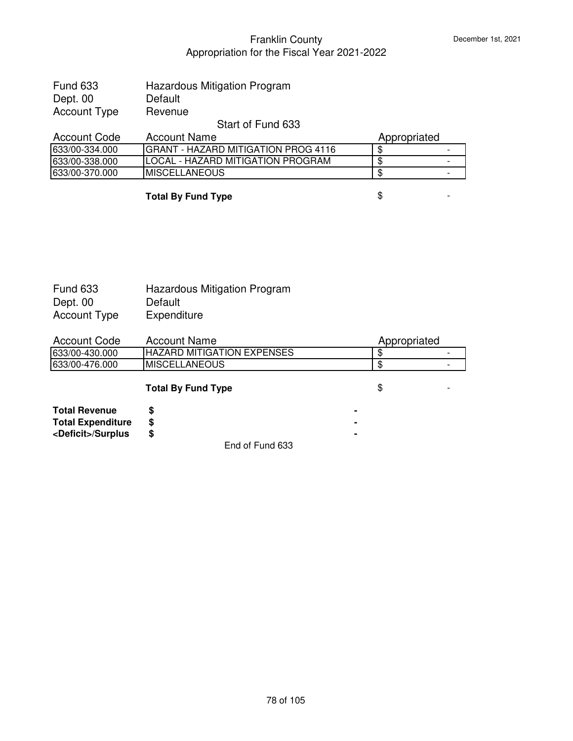## Franklin County
## Appropriation for the Fiscal Year 2021-2022

December 1st, 2021

| | |
|---|---|
| Fund 633 | Hazardous Mitigation Program |
| Dept. 00 | Default |
| Account Type | Revenue |

Start of Fund 633

| Account Code | Account Name | Appropriated |
|---|---|---|
| 633/00-334.000 | GRANT - HAZARD MITIGATION PROG 4116 | $ - |
| 633/00-338.000 | LOCAL - HAZARD MITIGATION PROGRAM | $ - |
| 633/00-370.000 | MISCELLANEOUS | $ - |
| | **Total By Fund Type** | $ - |

| | |
|---|---|
| Fund 633 | Hazardous Mitigation Program |
| Dept. 00 | Default |
| Account Type | Expenditure |

| Account Code | Account Name | Appropriated |
|---|---|---|
| 633/00-430.000 | HAZARD MITIGATION EXPENSES | $ - |
| 633/00-476.000 | MISCELLANEOUS | $ - |
| | **Total By Fund Type** | $ - |

| | |
|---|---|
| **Total Revenue** | **$ -** |
| **Total Expenditure** | **$ -** |
| **<Deficit>/Surplus** | **$ -** |

End of Fund 633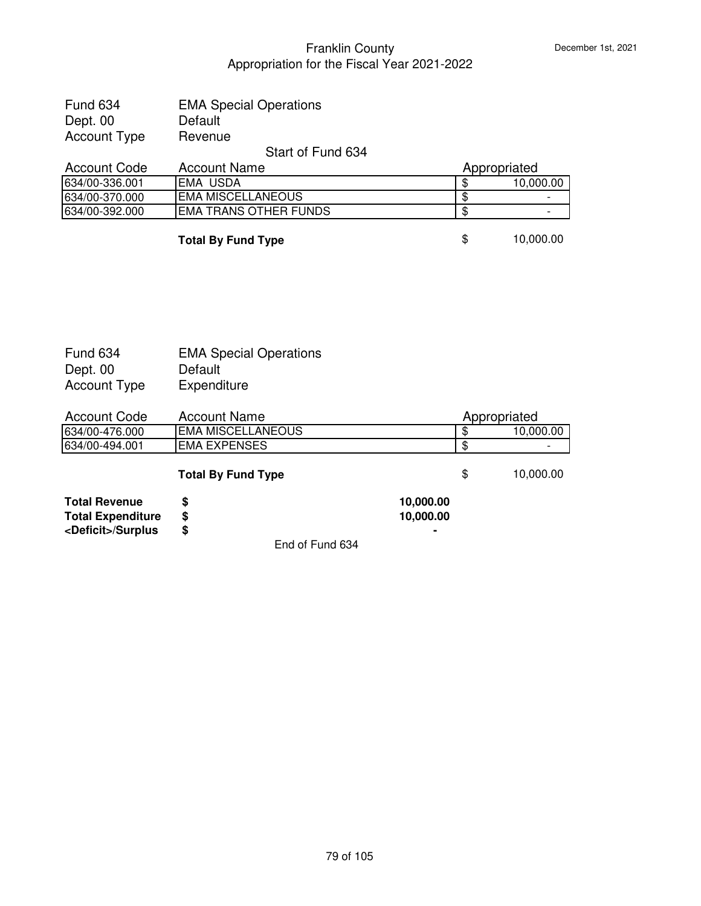# Franklin County
## Appropriation for the Fiscal Year 2021-2022

Fund 634 EMA Special Operations
Dept. 00 Default
Account Type Revenue

Start of Fund 634

| Account Code | Account Name | Appropriated |
|---|---|---|
| 634/00-336.001 | EMA USDA | $ 10,000.00 |
| 634/00-370.000 | EMA MISCELLANEOUS | $ - |
| 634/00-392.000 | EMA TRANS OTHER FUNDS | $ - |

**Total By Fund Type** $ 10,000.00

Fund 634 EMA Special Operations
Dept. 00 Default
Account Type Expenditure

| Account Code | Account Name | Appropriated |
|---|---|---|
| 634/00-476.000 | EMA MISCELLANEOUS | $ 10,000.00 |
| 634/00-494.001 | EMA EXPENSES | $ - |

**Total By Fund Type** $ 10,000.00

| | | |
|---|---|---|
| **Total Revenue** | **$** | **10,000.00** |
| **Total Expenditure** | **$** | **10,000.00** |
| **<Deficit>/Surplus** | **$** | **-** |

End of Fund 634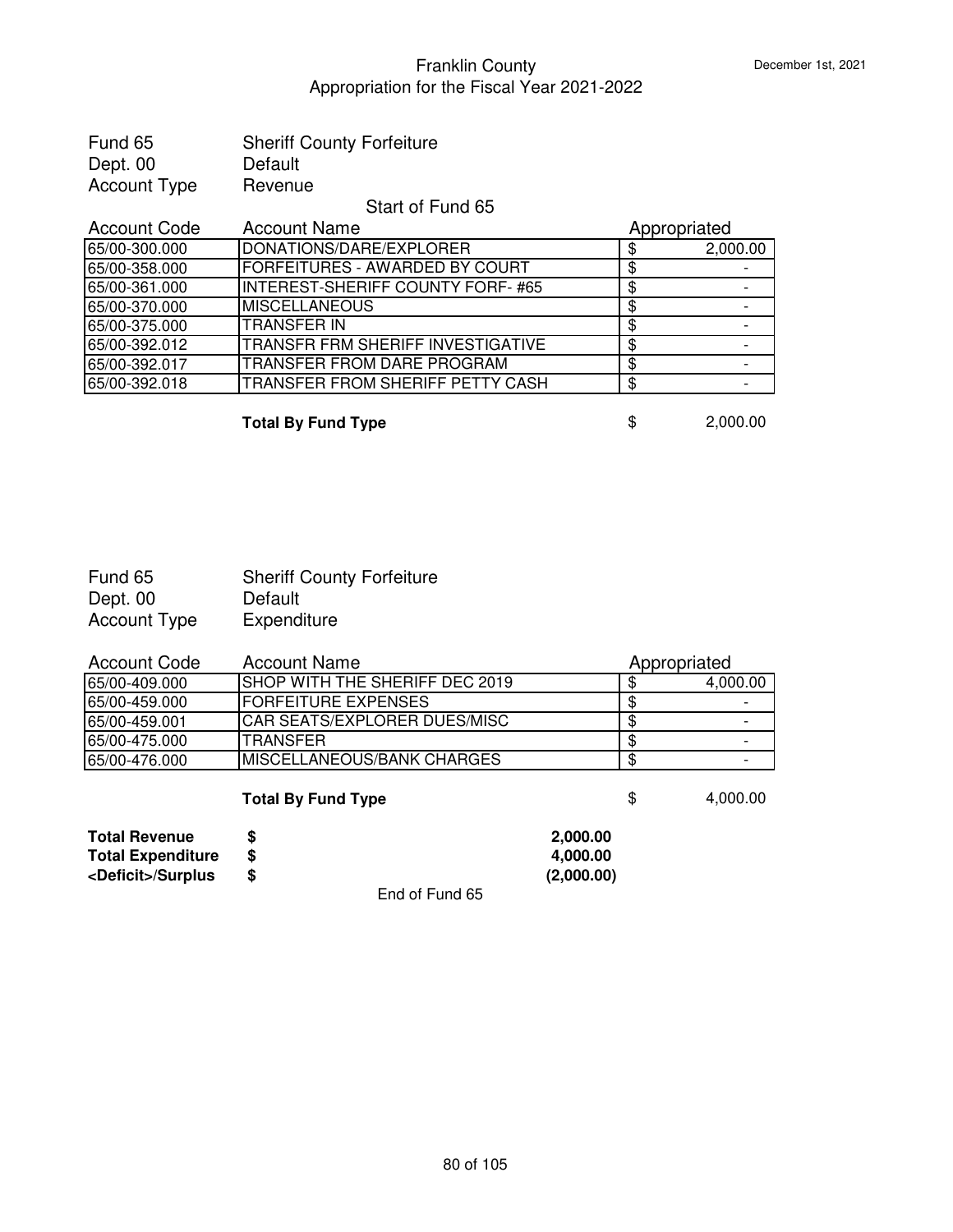# Franklin County
## Appropriation for the Fiscal Year 2021-2022

December 1st, 2021

Fund 65 Sheriff County Forfeiture
Dept. 00 Default
Account Type Revenue

Start of Fund 65

| Account Code | Account Name | Appropriated |
|---|---|---|
| 65/00-300.000 | DONATIONS/DARE/EXPLORER | $ 2,000.00 |
| 65/00-358.000 | FORFEITURES - AWARDED BY COURT | $ - |
| 65/00-361.000 | INTEREST-SHERIFF COUNTY FORF- #65 | $ - |
| 65/00-370.000 | MISCELLANEOUS | $ - |
| 65/00-375.000 | TRANSFER IN | $ - |
| 65/00-392.012 | TRANSFR FRM SHERIFF INVESTIGATIVE | $ - |
| 65/00-392.017 | TRANSFER FROM DARE PROGRAM | $ - |
| 65/00-392.018 | TRANSFER FROM SHERIFF PETTY CASH | $ - |

**Total By Fund Type** $ 2,000.00

Fund 65 Sheriff County Forfeiture
Dept. 00 Default
Account Type Expenditure

| Account Code | Account Name | Appropriated |
|---|---|---|
| 65/00-409.000 | SHOP WITH THE SHERIFF DEC 2019 | $ 4,000.00 |
| 65/00-459.000 | FORFEITURE EXPENSES | $ - |
| 65/00-459.001 | CAR SEATS/EXPLORER DUES/MISC | $ - |
| 65/00-475.000 | TRANSFER | $ - |
| 65/00-476.000 | MISCELLANEOUS/BANK CHARGES | $ - |

**Total By Fund Type** $ 4,000.00

| | | |
|---|---|---|
| **Total Revenue** | **$** | **2,000.00** |
| **Total Expenditure** | **$** | **4,000.00** |
| **<Deficit>/Surplus** | **$** | **(2,000.00)** |

End of Fund 65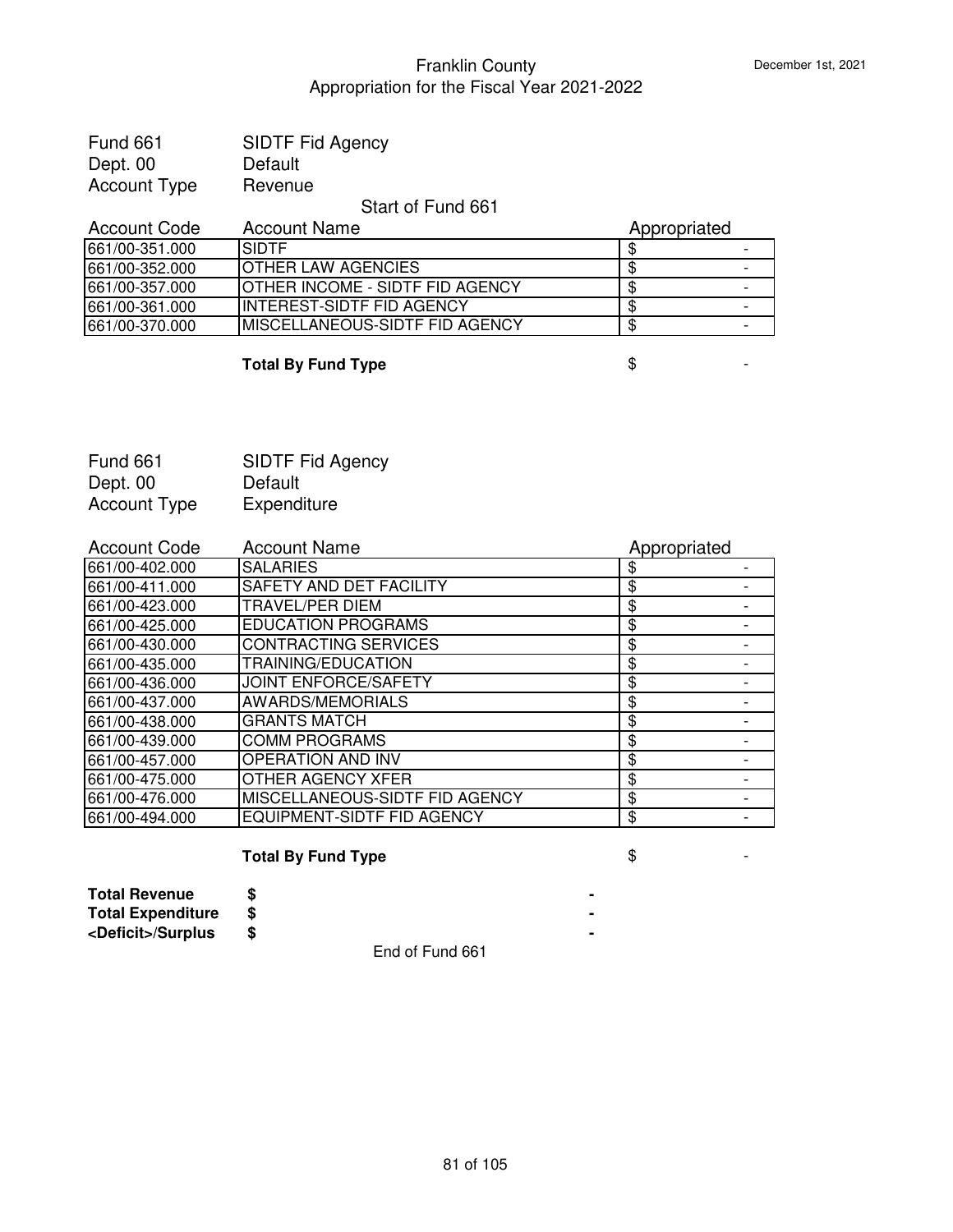# Franklin County
## Appropriation for the Fiscal Year 2021-2022

December 1st, 2021

Fund 661 SIDTF Fid Agency
Dept. 00 Default
Account Type Revenue

Start of Fund 661

| Account Code | Account Name | Appropriated |
|---|---|---|
| 661/00-351.000 | SIDTF | $ - |
| 661/00-352.000 | OTHER LAW AGENCIES | $ - |
| 661/00-357.000 | OTHER INCOME - SIDTF FID AGENCY | $ - |
| 661/00-361.000 | INTEREST-SIDTF FID AGENCY | $ - |
| 661/00-370.000 | MISCELLANEOUS-SIDTF FID AGENCY | $ - |

**Total By Fund Type** $ -

Fund 661 SIDTF Fid Agency
Dept. 00 Default
Account Type Expenditure

| Account Code | Account Name | Appropriated |
|---|---|---|
| 661/00-402.000 | SALARIES | $ - |
| 661/00-411.000 | SAFETY AND DET FACILITY | $ - |
| 661/00-423.000 | TRAVEL/PER DIEM | $ - |
| 661/00-425.000 | EDUCATION PROGRAMS | $ - |
| 661/00-430.000 | CONTRACTING SERVICES | $ - |
| 661/00-435.000 | TRAINING/EDUCATION | $ - |
| 661/00-436.000 | JOINT ENFORCE/SAFETY | $ - |
| 661/00-437.000 | AWARDS/MEMORIALS | $ - |
| 661/00-438.000 | GRANTS MATCH | $ - |
| 661/00-439.000 | COMM PROGRAMS | $ - |
| 661/00-457.000 | OPERATION AND INV | $ - |
| 661/00-475.000 | OTHER AGENCY XFER | $ - |
| 661/00-476.000 | MISCELLANEOUS-SIDTF FID AGENCY | $ - |
| 661/00-494.000 | EQUIPMENT-SIDTF FID AGENCY | $ - |

**Total By Fund Type** $ -

| | | |
|---|---|---|
| **Total Revenue** | **$** | **-** |
| **Total Expenditure** | **$** | **-** |
| **<Deficit>/Surplus** | **$** | **-** |

End of Fund 661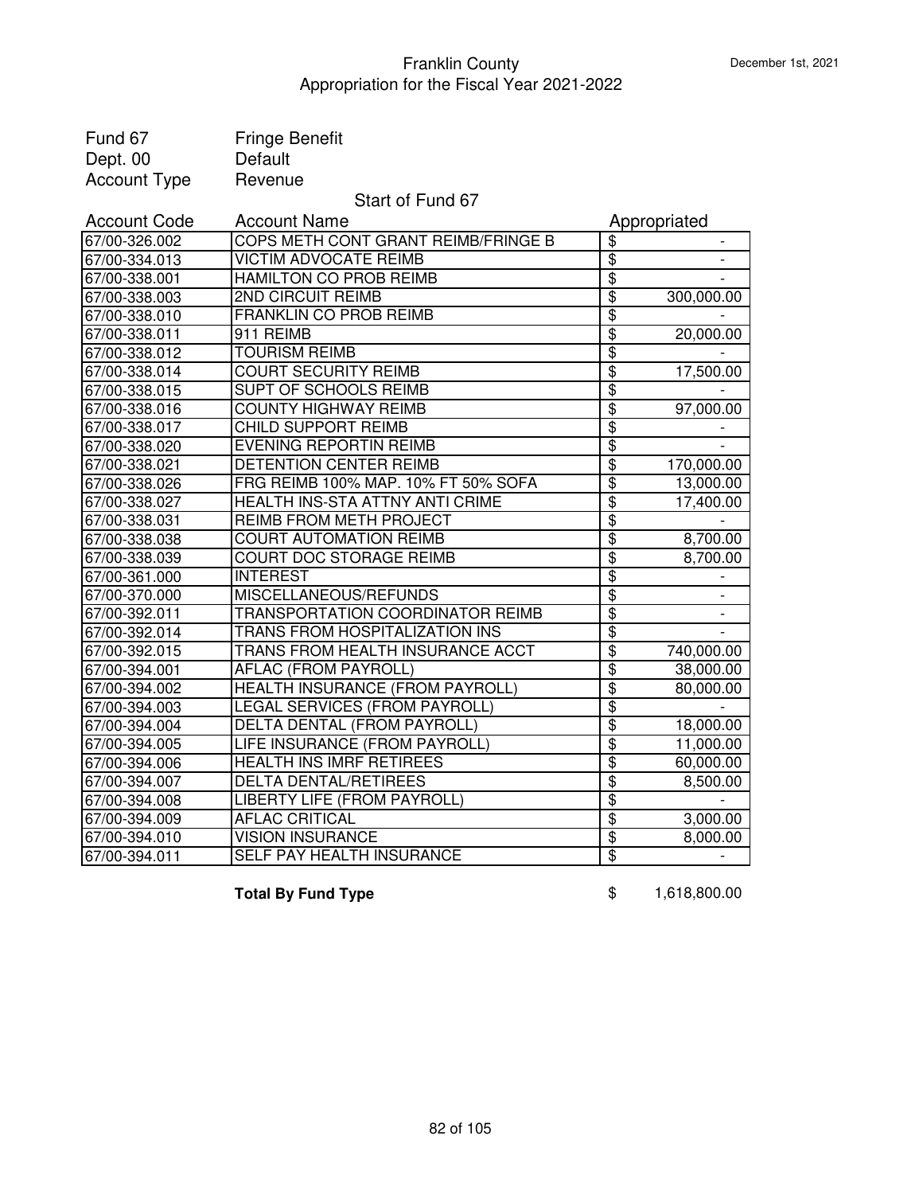# Franklin County
## Appropriation for the Fiscal Year 2021-2022

December 1st, 2021

| | |
|---|---|
| Fund 67 | Fringe Benefit |
| Dept. 00 | Default |
| Account Type | Revenue |

### Start of Fund 67

| Account Code | Account Name | Appropriated |
|---|---|---|
| 67/00-326.002 | COPS METH CONT GRANT REIMB/FRINGE B | $ - |
| 67/00-334.013 | VICTIM ADVOCATE REIMB | $ - |
| 67/00-338.001 | HAMILTON CO PROB REIMB | $ - |
| 67/00-338.003 | 2ND CIRCUIT REIMB | $ 300,000.00 |
| 67/00-338.010 | FRANKLIN CO PROB REIMB | $ - |
| 67/00-338.011 | 911 REIMB | $ 20,000.00 |
| 67/00-338.012 | TOURISM REIMB | $ - |
| 67/00-338.014 | COURT SECURITY REIMB | $ 17,500.00 |
| 67/00-338.015 | SUPT OF SCHOOLS REIMB | $ - |
| 67/00-338.016 | COUNTY HIGHWAY REIMB | $ 97,000.00 |
| 67/00-338.017 | CHILD SUPPORT REIMB | $ - |
| 67/00-338.020 | EVENING REPORTIN REIMB | $ - |
| 67/00-338.021 | DETENTION CENTER REIMB | $ 170,000.00 |
| 67/00-338.026 | FRG REIMB 100% MAP. 10% FT 50% SOFA | $ 13,000.00 |
| 67/00-338.027 | HEALTH INS-STA ATTNY ANTI CRIME | $ 17,400.00 |
| 67/00-338.031 | REIMB FROM METH PROJECT | $ - |
| 67/00-338.038 | COURT AUTOMATION REIMB | $ 8,700.00 |
| 67/00-338.039 | COURT DOC STORAGE REIMB | $ 8,700.00 |
| 67/00-361.000 | INTEREST | $ - |
| 67/00-370.000 | MISCELLANEOUS/REFUNDS | $ - |
| 67/00-392.011 | TRANSPORTATION COORDINATOR REIMB | $ - |
| 67/00-392.014 | TRANS FROM HOSPITALIZATION INS | $ - |
| 67/00-392.015 | TRANS FROM HEALTH INSURANCE ACCT | $ 740,000.00 |
| 67/00-394.001 | AFLAC (FROM PAYROLL) | $ 38,000.00 |
| 67/00-394.002 | HEALTH INSURANCE (FROM PAYROLL) | $ 80,000.00 |
| 67/00-394.003 | LEGAL SERVICES (FROM PAYROLL) | $ - |
| 67/00-394.004 | DELTA DENTAL (FROM PAYROLL) | $ 18,000.00 |
| 67/00-394.005 | LIFE INSURANCE (FROM PAYROLL) | $ 11,000.00 |
| 67/00-394.006 | HEALTH INS IMRF RETIREES | $ 60,000.00 |
| 67/00-394.007 | DELTA DENTAL/RETIREES | $ 8,500.00 |
| 67/00-394.008 | LIBERTY LIFE (FROM PAYROLL) | $ - |
| 67/00-394.009 | AFLAC CRITICAL | $ 3,000.00 |
| 67/00-394.010 | VISION INSURANCE | $ 8,000.00 |
| 67/00-394.011 | SELF PAY HEALTH INSURANCE | $ - |

**Total By Fund Type** $ 1,618,800.00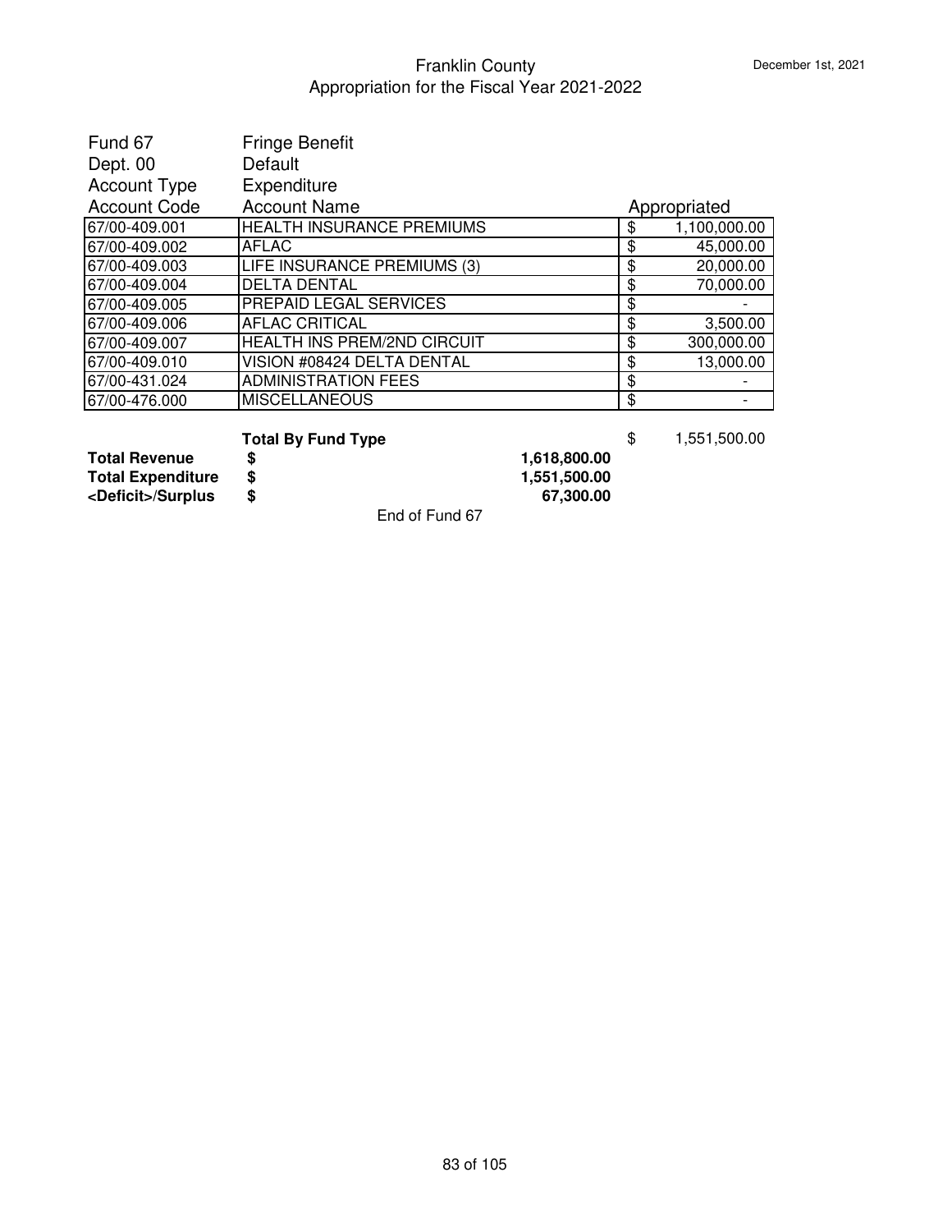# Franklin County
## Appropriation for the Fiscal Year 2021-2022

December 1st, 2021

| | |
|---|---|
| Fund 67 | Fringe Benefit |
| Dept. 00 | Default |
| Account Type | Expenditure |

| Account Code | Account Name | Appropriated |
|---|---|---|
| 67/00-409.001 | HEALTH INSURANCE PREMIUMS | $ 1,100,000.00 |
| 67/00-409.002 | AFLAC | $ 45,000.00 |
| 67/00-409.003 | LIFE INSURANCE PREMIUMS (3) | $ 20,000.00 |
| 67/00-409.004 | DELTA DENTAL | $ 70,000.00 |
| 67/00-409.005 | PREPAID LEGAL SERVICES | $ - |
| 67/00-409.006 | AFLAC CRITICAL | $ 3,500.00 |
| 67/00-409.007 | HEALTH INS PREM/2ND CIRCUIT | $ 300,000.00 |
| 67/00-409.010 | VISION #08424 DELTA DENTAL | $ 13,000.00 |
| 67/00-431.024 | ADMINISTRATION FEES | $ - |
| 67/00-476.000 | MISCELLANEOUS | $ - |

**Total By Fund Type** $ 1,551,500.00

| | | |
|---|---|---|
| **Total Revenue** | **$** | **1,618,800.00** |
| **Total Expenditure** | **$** | **1,551,500.00** |
| **<Deficit>/Surplus** | **$** | **67,300.00** |

End of Fund 67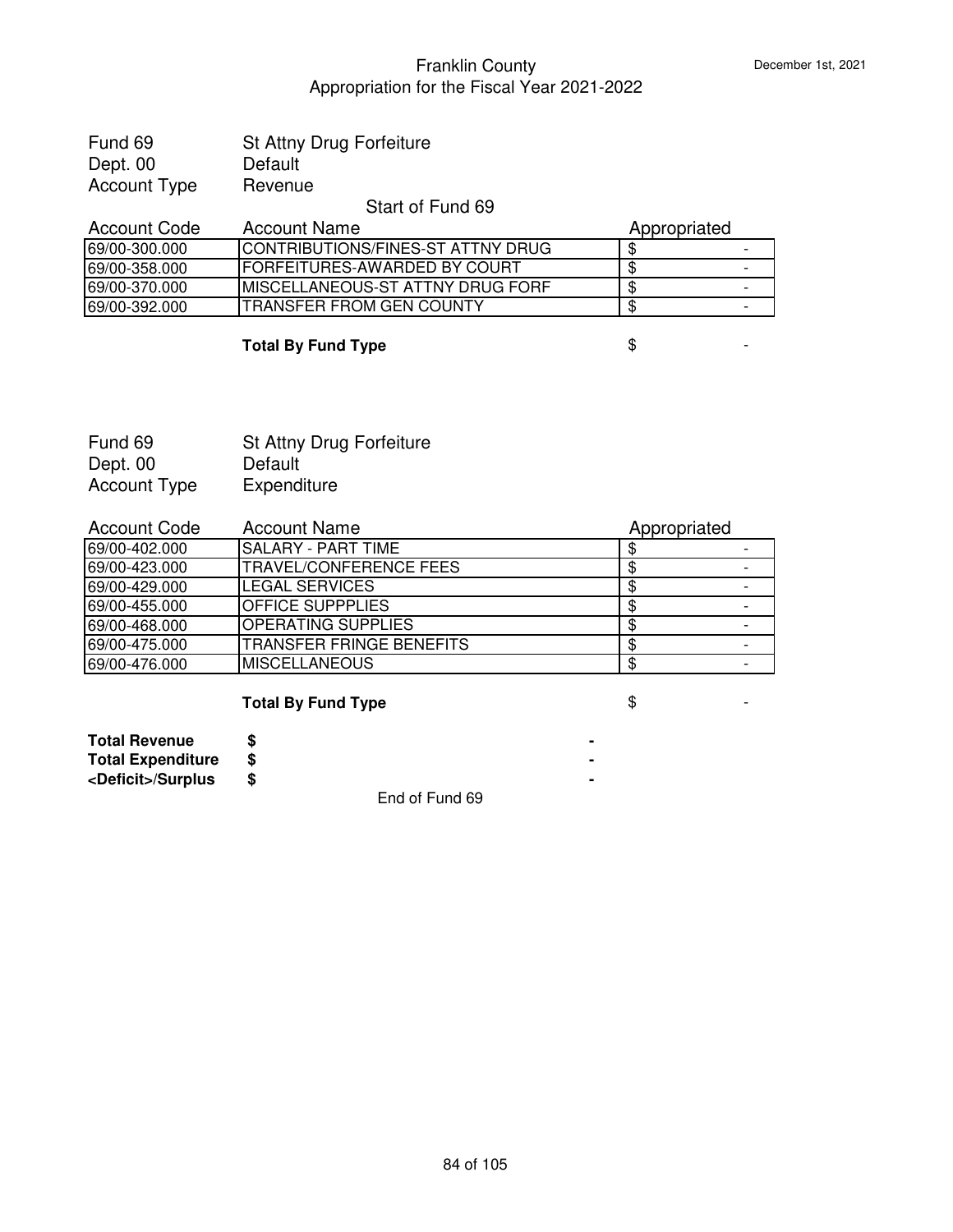Franklin County
Appropriation for the Fiscal Year 2021-2022

December 1st, 2021

Fund 69 St Attny Drug Forfeiture
Dept. 00 Default
Account Type Revenue

Start of Fund 69

| Account Code | Account Name | Appropriated |
|---|---|---|
| 69/00-300.000 | CONTRIBUTIONS/FINES-ST ATTNY DRUG | $ - |
| 69/00-358.000 | FORFEITURES-AWARDED BY COURT | $ - |
| 69/00-370.000 | MISCELLANEOUS-ST ATTNY DRUG FORF | $ - |
| 69/00-392.000 | TRANSFER FROM GEN COUNTY | $ - |

**Total By Fund Type** $ -

Fund 69 St Attny Drug Forfeiture
Dept. 00 Default
Account Type Expenditure

| Account Code | Account Name | Appropriated |
|---|---|---|
| 69/00-402.000 | SALARY - PART TIME | $ - |
| 69/00-423.000 | TRAVEL/CONFERENCE FEES | $ - |
| 69/00-429.000 | LEGAL SERVICES | $ - |
| 69/00-455.000 | OFFICE SUPPPLIES | $ - |
| 69/00-468.000 | OPERATING SUPPLIES | $ - |
| 69/00-475.000 | TRANSFER FRINGE BENEFITS | $ - |
| 69/00-476.000 | MISCELLANEOUS | $ - |

**Total By Fund Type** $ -

| | | |
|---|---|---|
| **Total Revenue** | **$** | **-** |
| **Total Expenditure** | **$** | **-** |
| **<Deficit>/Surplus** | **$** | **-** |

End of Fund 69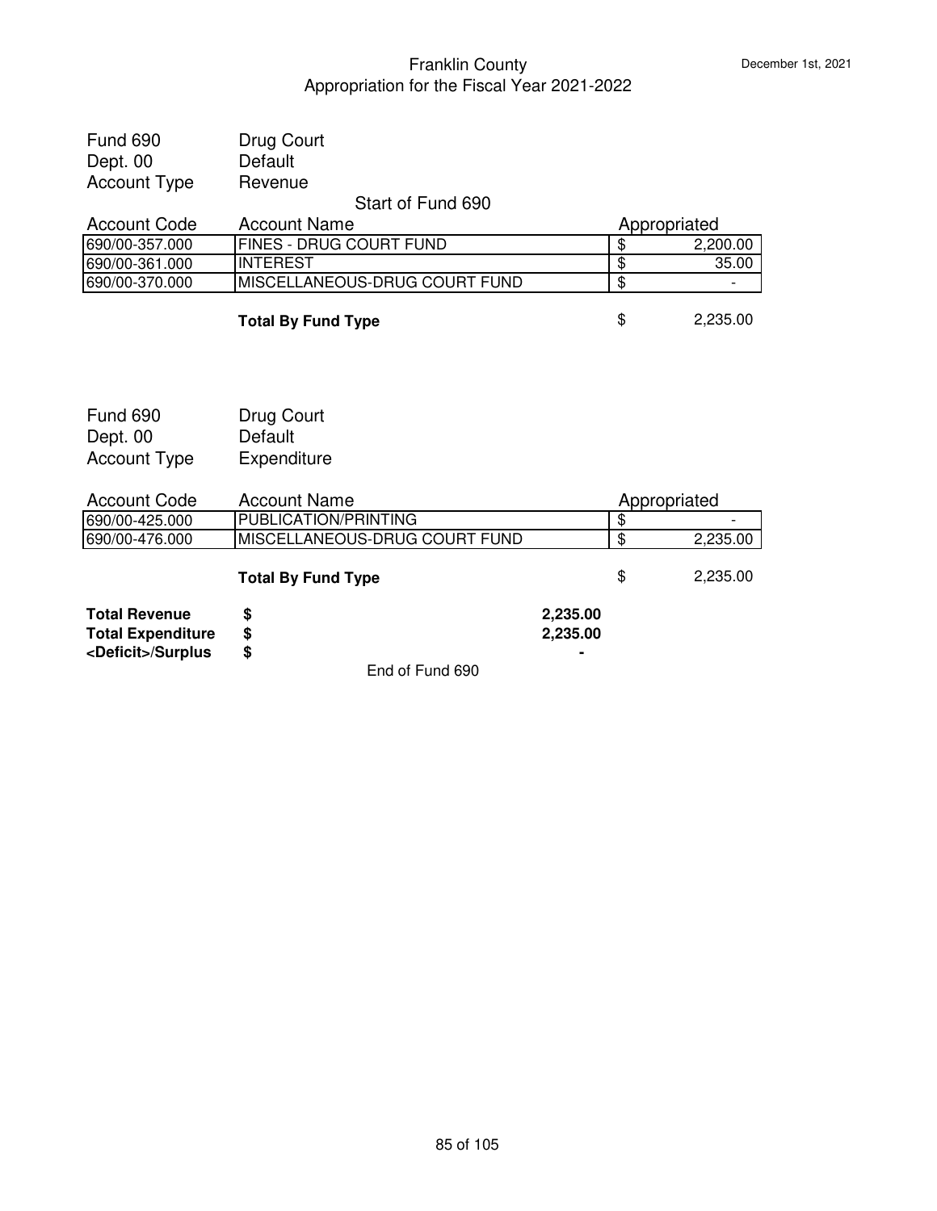Franklin County
Appropriation for the Fiscal Year 2021-2022

December 1st, 2021

Fund 690 — Drug Court
Dept. 00 — Default
Account Type — Revenue

Start of Fund 690

| Account Code | Account Name | Appropriated |
|---|---|---|
| 690/00-357.000 | FINES - DRUG COURT FUND | $ 2,200.00 |
| 690/00-361.000 | INTEREST | $ 35.00 |
| 690/00-370.000 | MISCELLANEOUS-DRUG COURT FUND | $ - |
| | **Total By Fund Type** | $ 2,235.00 |

Fund 690 — Drug Court
Dept. 00 — Default
Account Type — Expenditure

| Account Code | Account Name | Appropriated |
|---|---|---|
| 690/00-425.000 | PUBLICATION/PRINTING | $ - |
| 690/00-476.000 | MISCELLANEOUS-DRUG COURT FUND | $ 2,235.00 |
| | **Total By Fund Type** | $ 2,235.00 |

| | | |
|---|---|---|
| **Total Revenue** | **$** | **2,235.00** |
| **Total Expenditure** | **$** | **2,235.00** |
| **<Deficit>/Surplus** | **$** | **-** |

End of Fund 690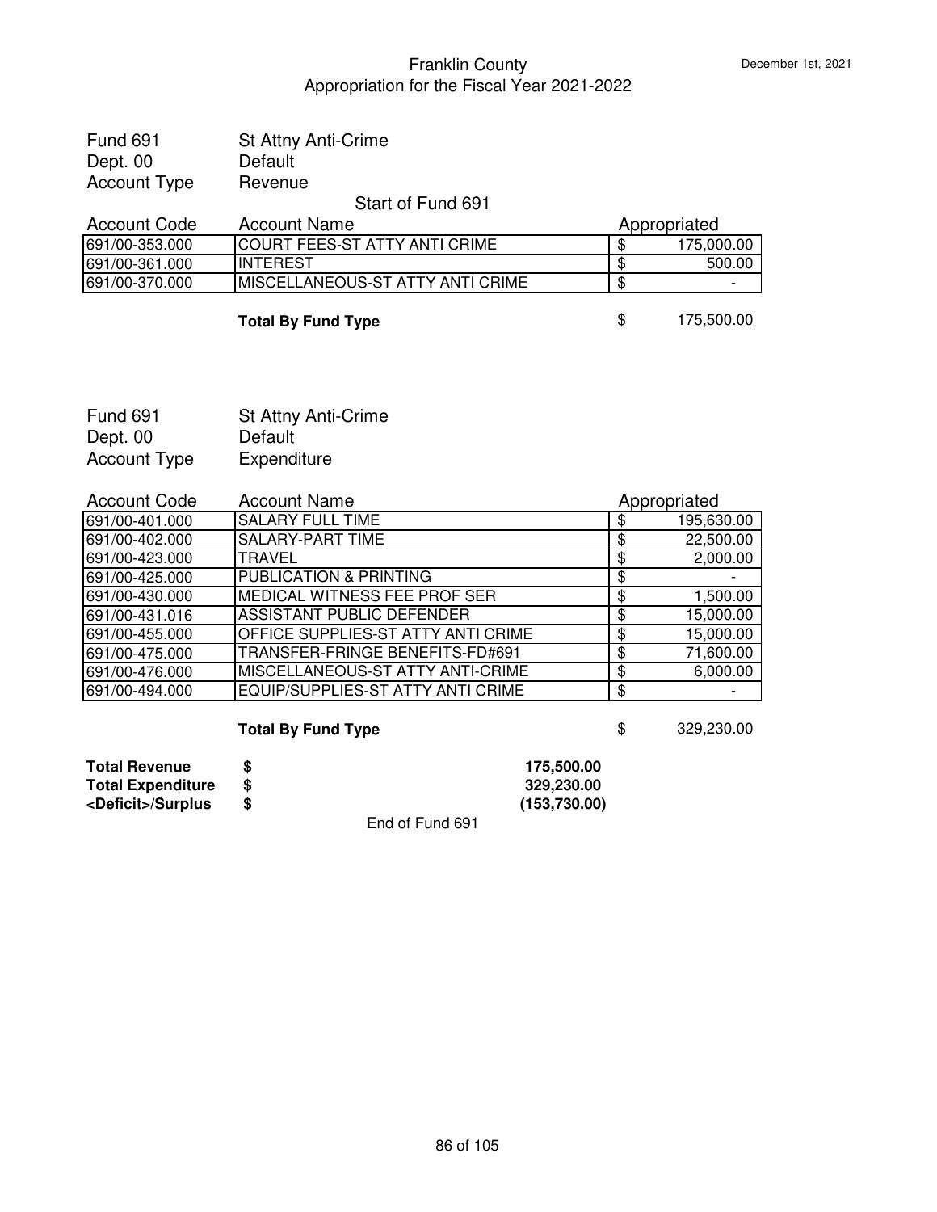# Franklin County
## Appropriation for the Fiscal Year 2021-2022

December 1st, 2021

Fund 691 St Attny Anti-Crime
Dept. 00 Default
Account Type Revenue

Start of Fund 691

| Account Code | Account Name | Appropriated |
|---|---|---|
| 691/00-353.000 | COURT FEES-ST ATTY ANTI CRIME | $ 175,000.00 |
| 691/00-361.000 | INTEREST | $ 500.00 |
| 691/00-370.000 | MISCELLANEOUS-ST ATTY ANTI CRIME | $ - |
| | **Total By Fund Type** | $ 175,500.00 |

Fund 691 St Attny Anti-Crime
Dept. 00 Default
Account Type Expenditure

| Account Code | Account Name | Appropriated |
|---|---|---|
| 691/00-401.000 | SALARY FULL TIME | $ 195,630.00 |
| 691/00-402.000 | SALARY-PART TIME | $ 22,500.00 |
| 691/00-423.000 | TRAVEL | $ 2,000.00 |
| 691/00-425.000 | PUBLICATION & PRINTING | $ - |
| 691/00-430.000 | MEDICAL WITNESS FEE PROF SER | $ 1,500.00 |
| 691/00-431.016 | ASSISTANT PUBLIC DEFENDER | $ 15,000.00 |
| 691/00-455.000 | OFFICE SUPPLIES-ST ATTY ANTI CRIME | $ 15,000.00 |
| 691/00-475.000 | TRANSFER-FRINGE BENEFITS-FD#691 | $ 71,600.00 |
| 691/00-476.000 | MISCELLANEOUS-ST ATTY ANTI-CRIME | $ 6,000.00 |
| 691/00-494.000 | EQUIP/SUPPLIES-ST ATTY ANTI CRIME | $ - |
| | **Total By Fund Type** | $ 329,230.00 |

| | | |
|---|---|---|
| **Total Revenue** | **$** | **175,500.00** |
| **Total Expenditure** | **$** | **329,230.00** |
| **<Deficit>/Surplus** | **$** | **(153,730.00)** |

End of Fund 691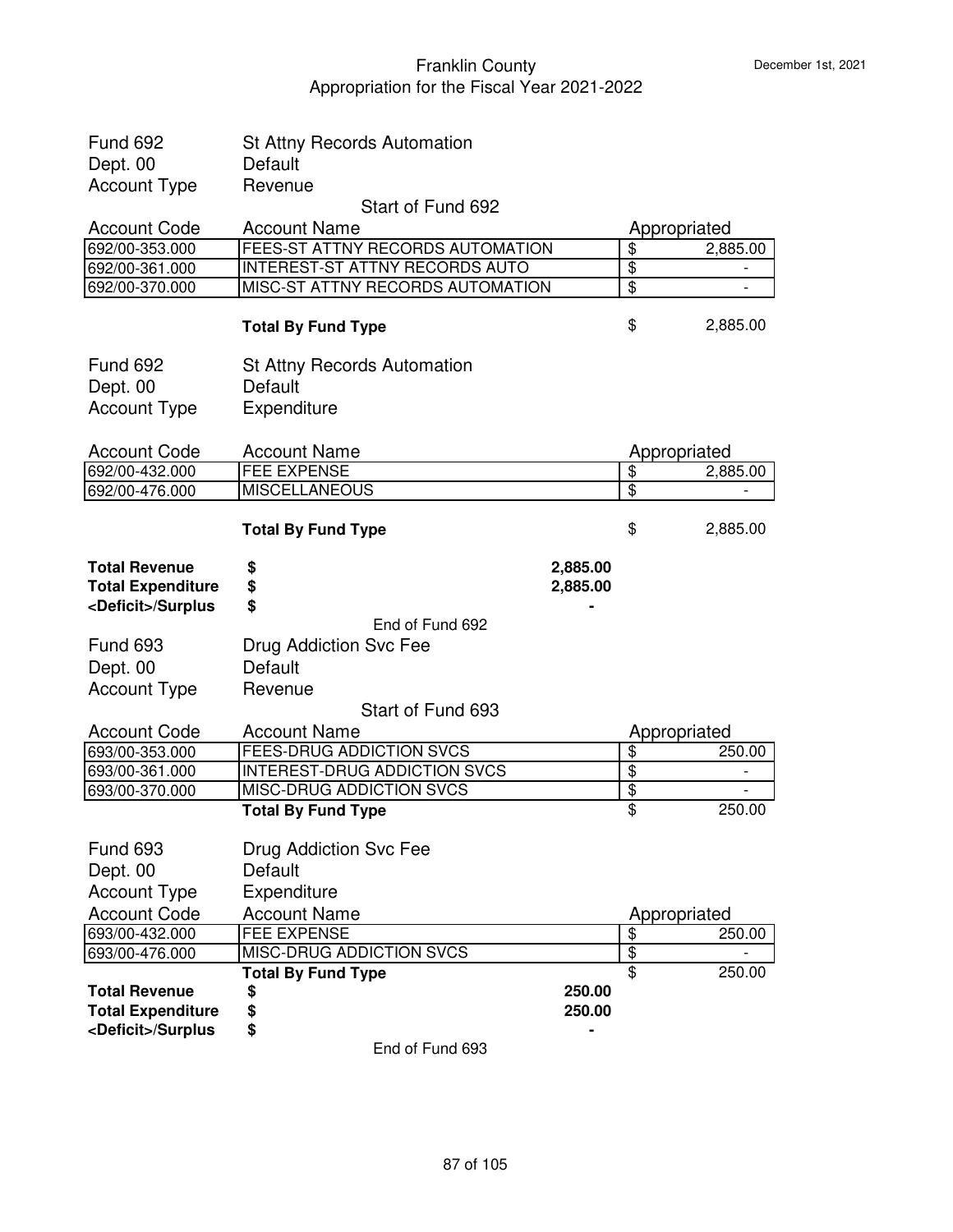Franklin County
Appropriation for the Fiscal Year 2021-2022

Fund 692 — St Attny Records Automation
Dept. 00 — Default
Account Type — Revenue

Start of Fund 692

| Account Code | Account Name | Appropriated |
|---|---|---|
| 692/00-353.000 | FEES-ST ATTNY RECORDS AUTOMATION | $ 2,885.00 |
| 692/00-361.000 | INTEREST-ST ATTNY RECORDS AUTO | $ - |
| 692/00-370.000 | MISC-ST ATTNY RECORDS AUTOMATION | $ - |
| | **Total By Fund Type** | $ 2,885.00 |

Fund 692 — St Attny Records Automation
Dept. 00 — Default
Account Type — Expenditure

| Account Code | Account Name | Appropriated |
|---|---|---|
| 692/00-432.000 | FEE EXPENSE | $ 2,885.00 |
| 692/00-476.000 | MISCELLANEOUS | $ - |
| | **Total By Fund Type** | $ 2,885.00 |

| | | |
|---|---|---|
| **Total Revenue** | **$** | **2,885.00** |
| **Total Expenditure** | **$** | **2,885.00** |
| **<Deficit>/Surplus** | **$** | **-** |

End of Fund 692

Fund 693 — Drug Addiction Svc Fee
Dept. 00 — Default
Account Type — Revenue

Start of Fund 693

| Account Code | Account Name | Appropriated |
|---|---|---|
| 693/00-353.000 | FEES-DRUG ADDICTION SVCS | $ 250.00 |
| 693/00-361.000 | INTEREST-DRUG ADDICTION SVCS | $ - |
| 693/00-370.000 | MISC-DRUG ADDICTION SVCS | $ - |
| | **Total By Fund Type** | $ 250.00 |

Fund 693 — Drug Addiction Svc Fee
Dept. 00 — Default
Account Type — Expenditure

| Account Code | Account Name | Appropriated |
|---|---|---|
| 693/00-432.000 | FEE EXPENSE | $ 250.00 |
| 693/00-476.000 | MISC-DRUG ADDICTION SVCS | $ - |
| | **Total By Fund Type** | $ 250.00 |

| | | |
|---|---|---|
| **Total Revenue** | **$** | **250.00** |
| **Total Expenditure** | **$** | **250.00** |
| **<Deficit>/Surplus** | **$** | **-** |

End of Fund 693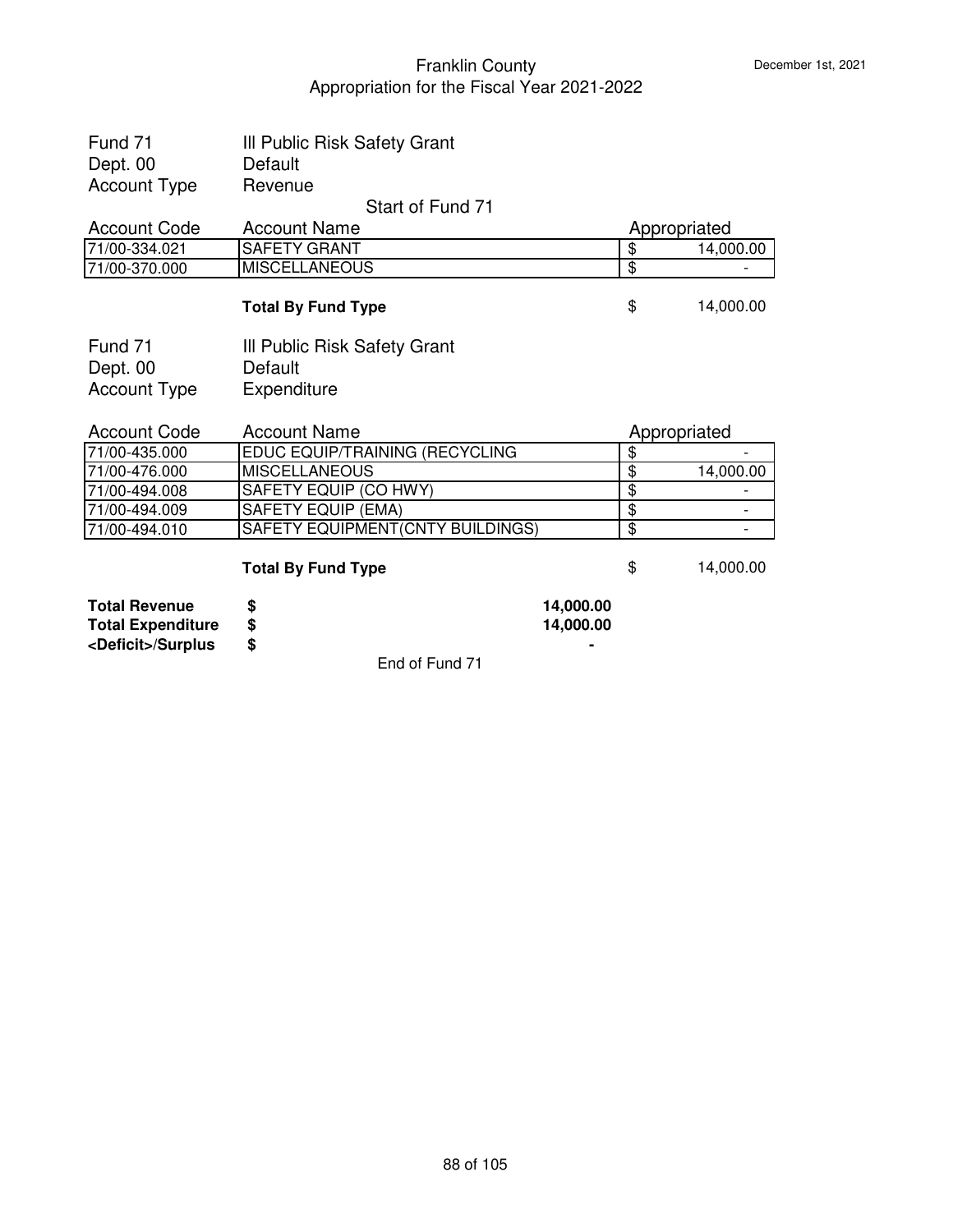# Franklin County
## Appropriation for the Fiscal Year 2021-2022

December 1st, 2021

Fund 71 — Ill Public Risk Safety Grant
Dept. 00 — Default
Account Type — Revenue

Start of Fund 71

| Account Code | Account Name | Appropriated |
|---|---|---|
| 71/00-334.021 | SAFETY GRANT | $ 14,000.00 |
| 71/00-370.000 | MISCELLANEOUS | $ - |
| | **Total By Fund Type** | $ 14,000.00 |

Fund 71 — Ill Public Risk Safety Grant
Dept. 00 — Default
Account Type — Expenditure

| Account Code | Account Name | Appropriated |
|---|---|---|
| 71/00-435.000 | EDUC EQUIP/TRAINING (RECYCLING | $ - |
| 71/00-476.000 | MISCELLANEOUS | $ 14,000.00 |
| 71/00-494.008 | SAFETY EQUIP (CO HWY) | $ - |
| 71/00-494.009 | SAFETY EQUIP (EMA) | $ - |
| 71/00-494.010 | SAFETY EQUIPMENT(CNTY BUILDINGS) | $ - |
| | **Total By Fund Type** | $ 14,000.00 |

| | | |
|---|---|---|
| **Total Revenue** | **$** | **14,000.00** |
| **Total Expenditure** | **$** | **14,000.00** |
| **<Deficit>/Surplus** | **$** | **-** |

End of Fund 71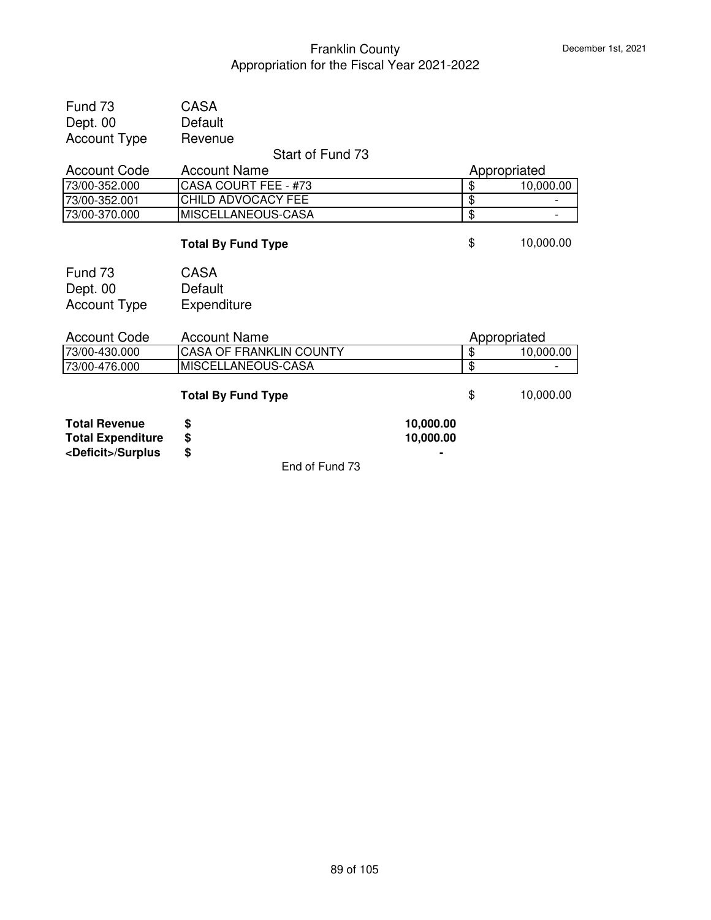Franklin County
Appropriation for the Fiscal Year 2021-2022

December 1st, 2021

Fund 73 CASA
Dept. 00 Default
Account Type Revenue

Start of Fund 73

| Account Code | Account Name | Appropriated |
|---|---|---|
| 73/00-352.000 | CASA COURT FEE - #73 | $ 10,000.00 |
| 73/00-352.001 | CHILD ADVOCACY FEE | $ - |
| 73/00-370.000 | MISCELLANEOUS-CASA | $ - |

**Total By Fund Type** $ 10,000.00

Fund 73 CASA
Dept. 00 Default
Account Type Expenditure

| Account Code | Account Name | Appropriated |
|---|---|---|
| 73/00-430.000 | CASA OF FRANKLIN COUNTY | $ 10,000.00 |
| 73/00-476.000 | MISCELLANEOUS-CASA | $ - |

**Total By Fund Type** $ 10,000.00

| | | |
|---|---|---|
| **Total Revenue** | **$** | **10,000.00** |
| **Total Expenditure** | **$** | **10,000.00** |
| **<Deficit>/Surplus** | **$** | **-** |

End of Fund 73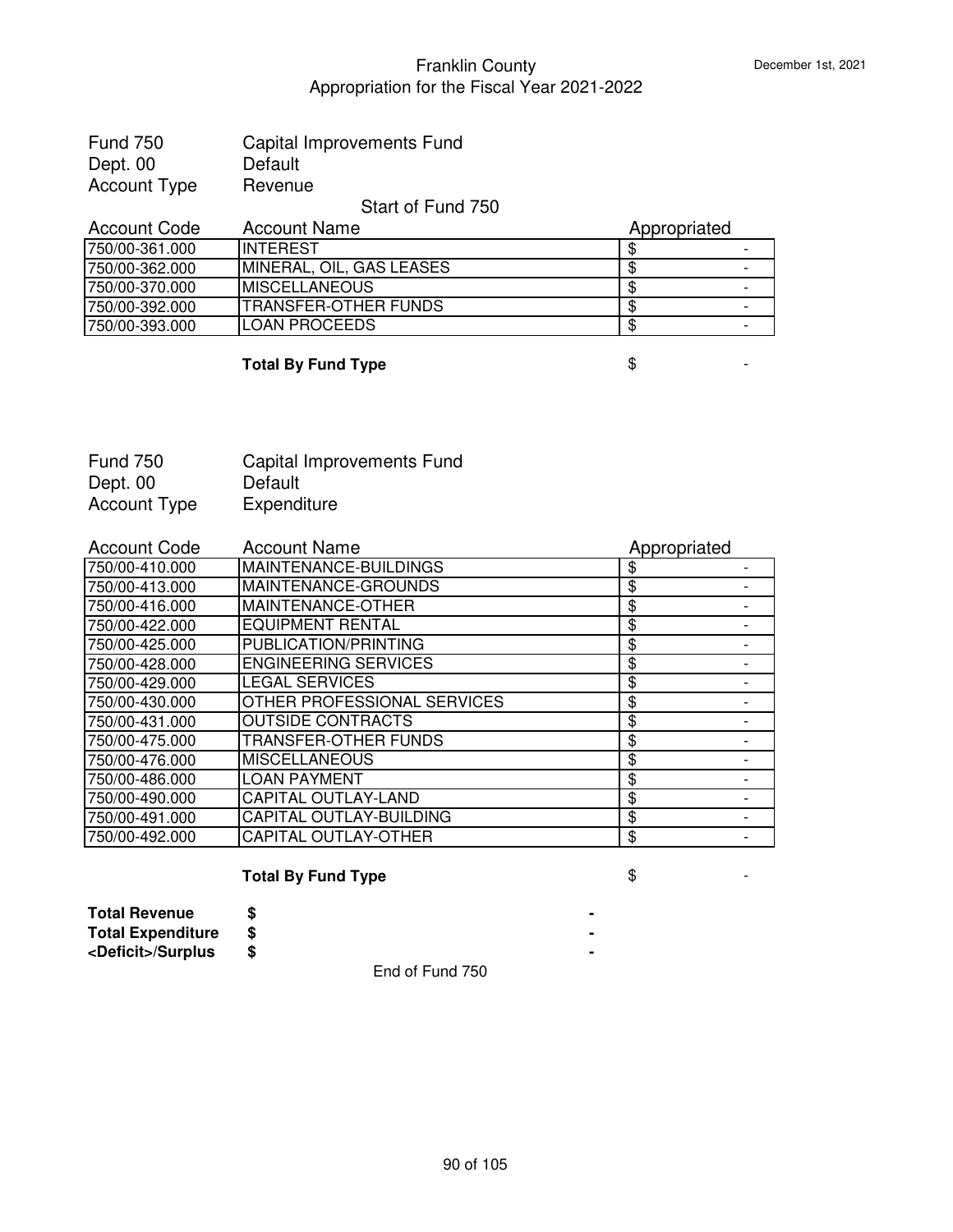# Franklin County
## Appropriation for the Fiscal Year 2021-2022

December 1st, 2021

Fund 750 Capital Improvements Fund
Dept. 00 Default
Account Type Revenue

Start of Fund 750

| Account Code | Account Name | Appropriated |
|---|---|---|
| 750/00-361.000 | INTEREST | $ - |
| 750/00-362.000 | MINERAL, OIL, GAS LEASES | $ - |
| 750/00-370.000 | MISCELLANEOUS | $ - |
| 750/00-392.000 | TRANSFER-OTHER FUNDS | $ - |
| 750/00-393.000 | LOAN PROCEEDS | $ - |

**Total By Fund Type** $ -

Fund 750 Capital Improvements Fund
Dept. 00 Default
Account Type Expenditure

| Account Code | Account Name | Appropriated |
|---|---|---|
| 750/00-410.000 | MAINTENANCE-BUILDINGS | $ - |
| 750/00-413.000 | MAINTENANCE-GROUNDS | $ - |
| 750/00-416.000 | MAINTENANCE-OTHER | $ - |
| 750/00-422.000 | EQUIPMENT RENTAL | $ - |
| 750/00-425.000 | PUBLICATION/PRINTING | $ - |
| 750/00-428.000 | ENGINEERING SERVICES | $ - |
| 750/00-429.000 | LEGAL SERVICES | $ - |
| 750/00-430.000 | OTHER PROFESSIONAL SERVICES | $ - |
| 750/00-431.000 | OUTSIDE CONTRACTS | $ - |
| 750/00-475.000 | TRANSFER-OTHER FUNDS | $ - |
| 750/00-476.000 | MISCELLANEOUS | $ - |
| 750/00-486.000 | LOAN PAYMENT | $ - |
| 750/00-490.000 | CAPITAL OUTLAY-LAND | $ - |
| 750/00-491.000 | CAPITAL OUTLAY-BUILDING | $ - |
| 750/00-492.000 | CAPITAL OUTLAY-OTHER | $ - |

**Total By Fund Type** $ -

| | | |
|---|---|---|
| **Total Revenue** | **$** | **-** |
| **Total Expenditure** | **$** | **-** |
| **<Deficit>/Surplus** | **$** | **-** |

End of Fund 750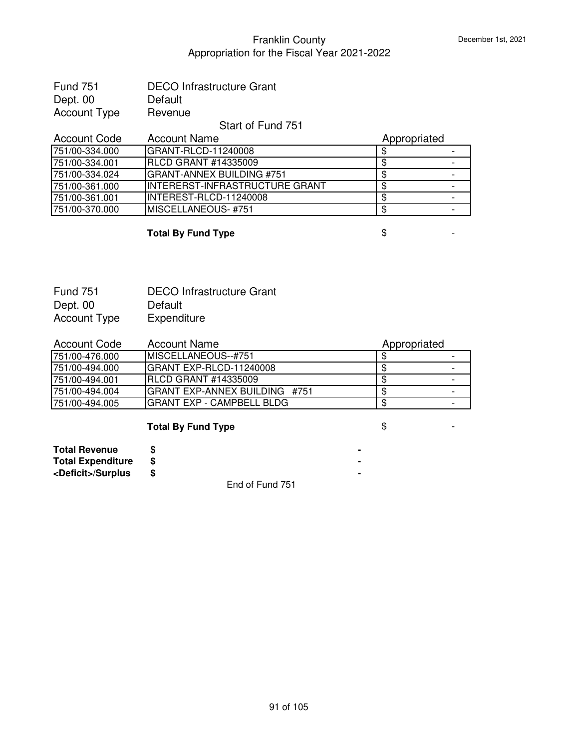# Franklin County
## Appropriation for the Fiscal Year 2021-2022

December 1st, 2021

Fund 751 DECO Infrastructure Grant
Dept. 00 Default
Account Type Revenue

Start of Fund 751

| Account Code | Account Name | Appropriated |
|---|---|---|
| 751/00-334.000 | GRANT-RLCD-11240008 | $ - |
| 751/00-334.001 | RLCD GRANT #14335009 | $ - |
| 751/00-334.024 | GRANT-ANNEX BUILDING #751 | $ - |
| 751/00-361.000 | INTERERST-INFRASTRUCTURE GRANT | $ - |
| 751/00-361.001 | INTEREST-RLCD-11240008 | $ - |
| 751/00-370.000 | MISCELLANEOUS- #751 | $ - |
| | **Total By Fund Type** | $ - |

Fund 751 DECO Infrastructure Grant
Dept. 00 Default
Account Type Expenditure

| Account Code | Account Name | Appropriated |
|---|---|---|
| 751/00-476.000 | MISCELLANEOUS--#751 | $ - |
| 751/00-494.000 | GRANT EXP-RLCD-11240008 | $ - |
| 751/00-494.001 | RLCD GRANT #14335009 | $ - |
| 751/00-494.004 | GRANT EXP-ANNEX BUILDING #751 | $ - |
| 751/00-494.005 | GRANT EXP - CAMPBELL BLDG | $ - |
| | **Total By Fund Type** | $ - |

| | | |
|---|---|---|
| **Total Revenue** | **$** | **-** |
| **Total Expenditure** | **$** | **-** |
| **<Deficit>/Surplus** | **$** | **-** |

End of Fund 751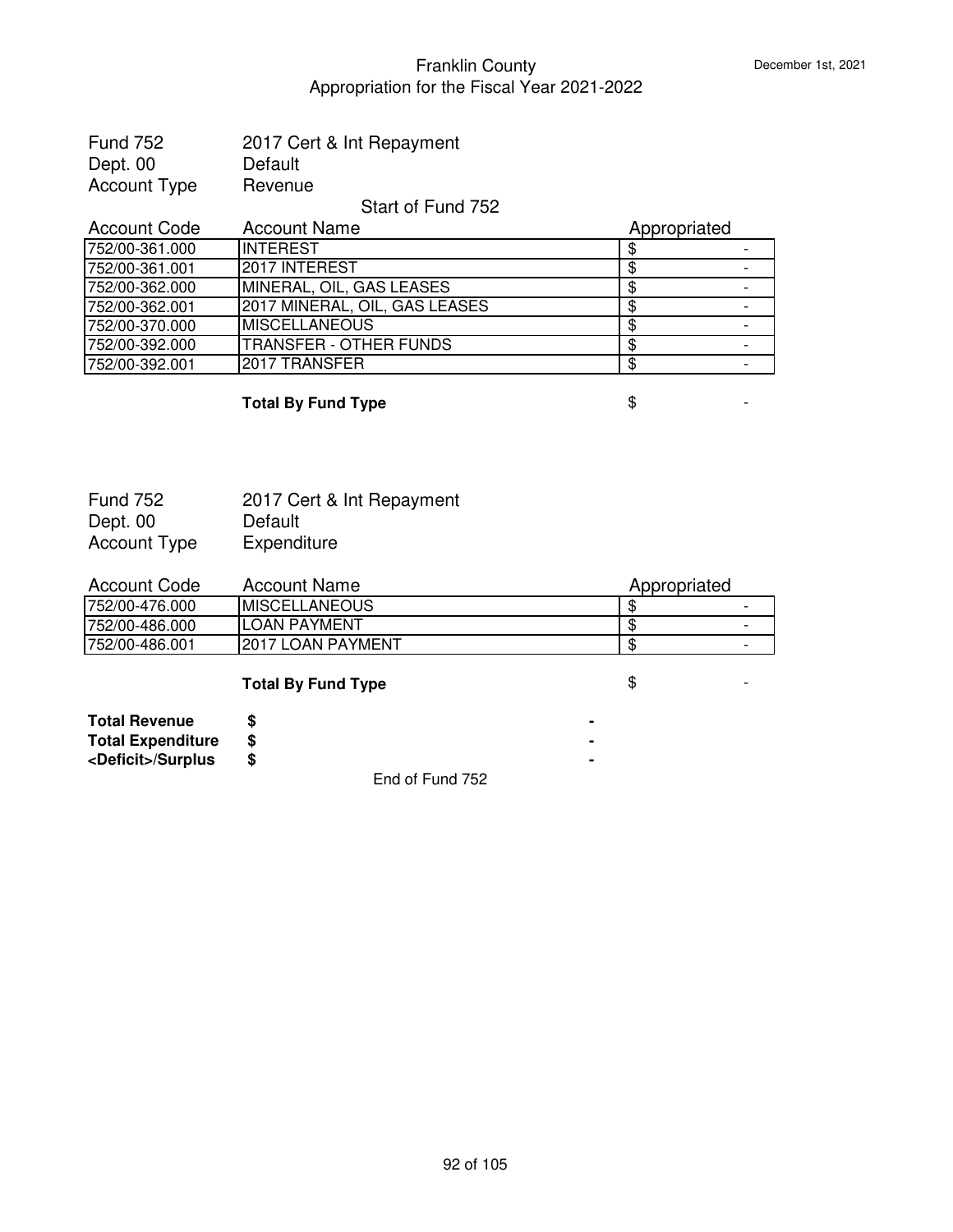Franklin County
Appropriation for the Fiscal Year 2021-2022

December 1st, 2021

Fund 752 — 2017 Cert & Int Repayment
Dept. 00 — Default
Account Type — Revenue

Start of Fund 752

| Account Code | Account Name | Appropriated |
|---|---|---|
| 752/00-361.000 | INTEREST | $ - |
| 752/00-361.001 | 2017 INTEREST | $ - |
| 752/00-362.000 | MINERAL, OIL, GAS LEASES | $ - |
| 752/00-362.001 | 2017 MINERAL, OIL, GAS LEASES | $ - |
| 752/00-370.000 | MISCELLANEOUS | $ - |
| 752/00-392.000 | TRANSFER - OTHER FUNDS | $ - |
| 752/00-392.001 | 2017 TRANSFER | $ - |

**Total By Fund Type** $ -

Fund 752 — 2017 Cert & Int Repayment
Dept. 00 — Default
Account Type — Expenditure

| Account Code | Account Name | Appropriated |
|---|---|---|
| 752/00-476.000 | MISCELLANEOUS | $ - |
| 752/00-486.000 | LOAN PAYMENT | $ - |
| 752/00-486.001 | 2017 LOAN PAYMENT | $ - |

**Total By Fund Type** $ -

| | | |
|---|---|---|
| **Total Revenue** | **$** | **-** |
| **Total Expenditure** | **$** | **-** |
| **<Deficit>/Surplus** | **$** | **-** |

End of Fund 752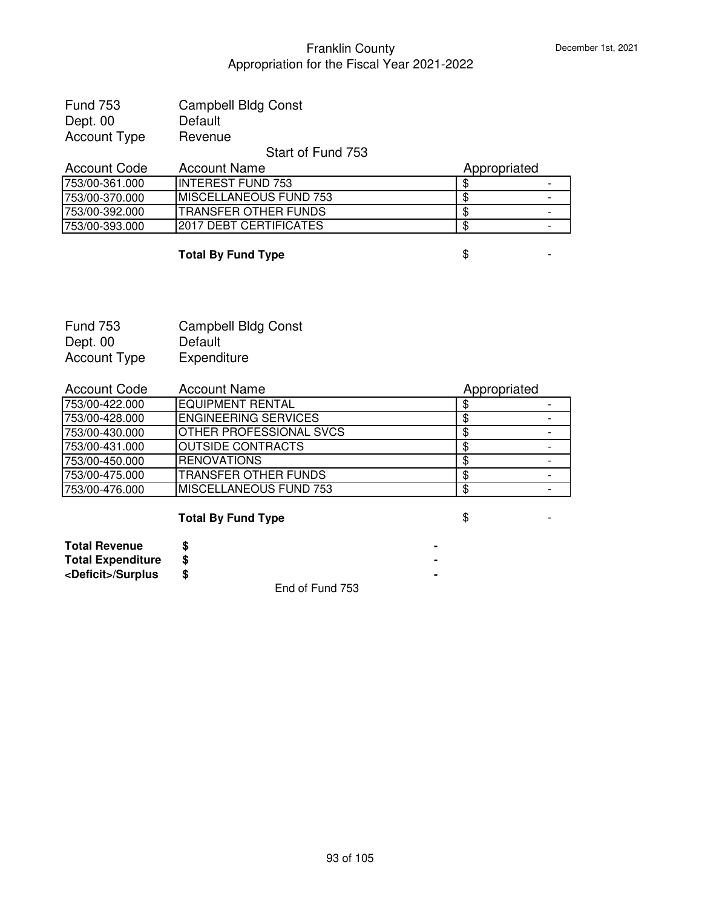Franklin County
Appropriation for the Fiscal Year 2021-2022

December 1st, 2021

Fund 753 Campbell Bldg Const
Dept. 00 Default
Account Type Revenue

Start of Fund 753

| Account Code | Account Name | Appropriated |
|---|---|---|
| 753/00-361.000 | INTEREST FUND 753 | $ - |
| 753/00-370.000 | MISCELLANEOUS FUND 753 | $ - |
| 753/00-392.000 | TRANSFER OTHER FUNDS | $ - |
| 753/00-393.000 | 2017 DEBT CERTIFICATES | $ - |

**Total By Fund Type** $ -

Fund 753 Campbell Bldg Const
Dept. 00 Default
Account Type Expenditure

| Account Code | Account Name | Appropriated |
|---|---|---|
| 753/00-422.000 | EQUIPMENT RENTAL | $ - |
| 753/00-428.000 | ENGINEERING SERVICES | $ - |
| 753/00-430.000 | OTHER PROFESSIONAL SVCS | $ - |
| 753/00-431.000 | OUTSIDE CONTRACTS | $ - |
| 753/00-450.000 | RENOVATIONS | $ - |
| 753/00-475.000 | TRANSFER OTHER FUNDS | $ - |
| 753/00-476.000 | MISCELLANEOUS FUND 753 | $ - |

**Total By Fund Type** $ -

| | | |
|---|---|---|
| **Total Revenue** | **$** | **-** |
| **Total Expenditure** | **$** | **-** |
| **<Deficit>/Surplus** | **$** | **-** |

End of Fund 753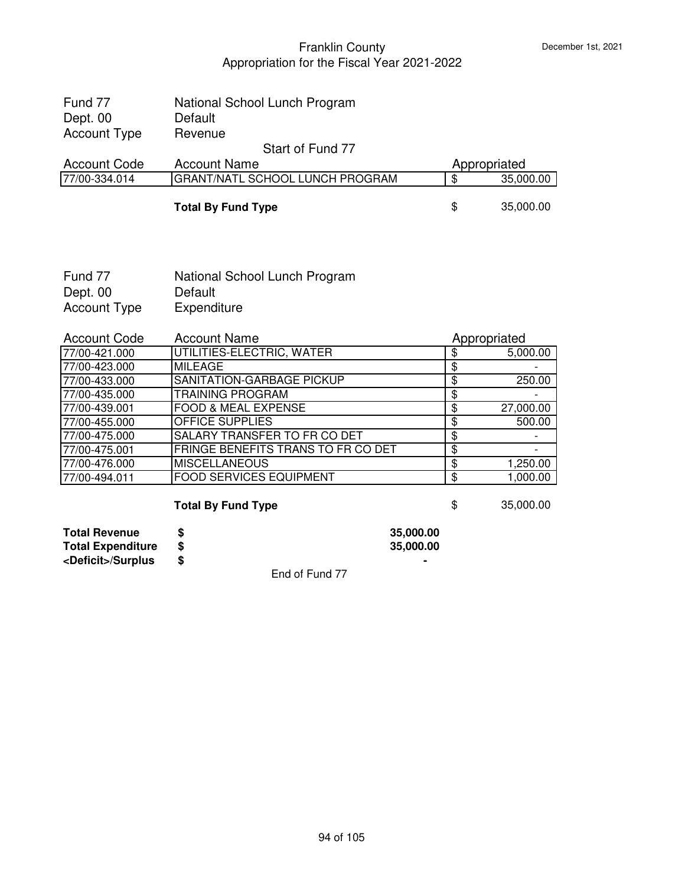Franklin County
Appropriation for the Fiscal Year 2021-2022

December 1st, 2021

Fund 77 National School Lunch Program
Dept. 00 Default
Account Type Revenue

Start of Fund 77

| Account Code | Account Name | Appropriated |
|---|---|---|
| 77/00-334.014 | GRANT/NATL SCHOOL LUNCH PROGRAM | $ 35,000.00 |
| | **Total By Fund Type** | $ 35,000.00 |

Fund 77 National School Lunch Program
Dept. 00 Default
Account Type Expenditure

| Account Code | Account Name | Appropriated |
|---|---|---|
| 77/00-421.000 | UTILITIES-ELECTRIC, WATER | $ 5,000.00 |
| 77/00-423.000 | MILEAGE | $ - |
| 77/00-433.000 | SANITATION-GARBAGE PICKUP | $ 250.00 |
| 77/00-435.000 | TRAINING PROGRAM | $ - |
| 77/00-439.001 | FOOD & MEAL EXPENSE | $ 27,000.00 |
| 77/00-455.000 | OFFICE SUPPLIES | $ 500.00 |
| 77/00-475.000 | SALARY TRANSFER TO FR CO DET | $ - |
| 77/00-475.001 | FRINGE BENEFITS TRANS TO FR CO DET | $ - |
| 77/00-476.000 | MISCELLANEOUS | $ 1,250.00 |
| 77/00-494.011 | FOOD SERVICES EQUIPMENT | $ 1,000.00 |
| | **Total By Fund Type** | $ 35,000.00 |

| | | |
|---|---|---|
| **Total Revenue** | **$** | **35,000.00** |
| **Total Expenditure** | **$** | **35,000.00** |
| **<Deficit>/Surplus** | **$** | **-** |

End of Fund 77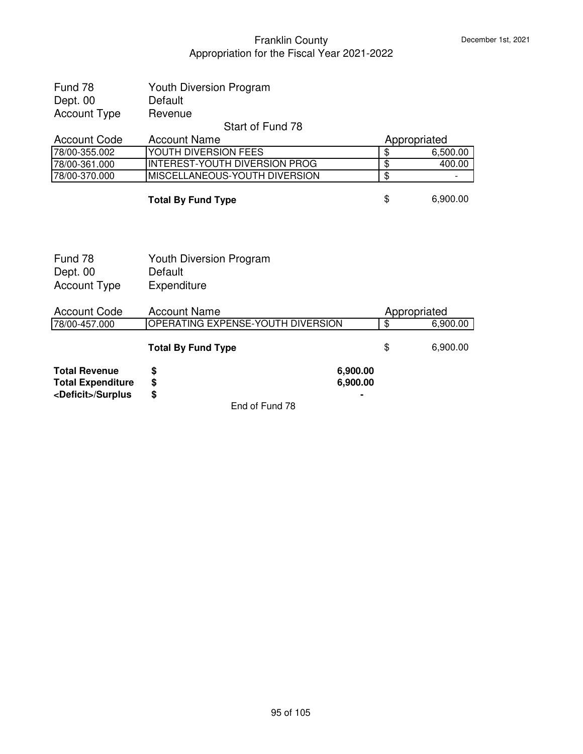# Franklin County
## Appropriation for the Fiscal Year 2021-2022

December 1st, 2021

Fund 78 — Youth Diversion Program
Dept. 00 — Default
Account Type — Revenue

Start of Fund 78

| Account Code | Account Name | Appropriated |
|---|---|---|
| 78/00-355.002 | YOUTH DIVERSION FEES | $ 6,500.00 |
| 78/00-361.000 | INTEREST-YOUTH DIVERSION PROG | $ 400.00 |
| 78/00-370.000 | MISCELLANEOUS-YOUTH DIVERSION | $ - |
| | **Total By Fund Type** | $ 6,900.00 |

Fund 78 — Youth Diversion Program
Dept. 00 — Default
Account Type — Expenditure

| Account Code | Account Name | Appropriated |
|---|---|---|
| 78/00-457.000 | OPERATING EXPENSE-YOUTH DIVERSION | $ 6,900.00 |
| | **Total By Fund Type** | $ 6,900.00 |

| | | |
|---|---|---|
| **Total Revenue** | **$** | **6,900.00** |
| **Total Expenditure** | **$** | **6,900.00** |
| **<Deficit>/Surplus** | **$** | **-** |

End of Fund 78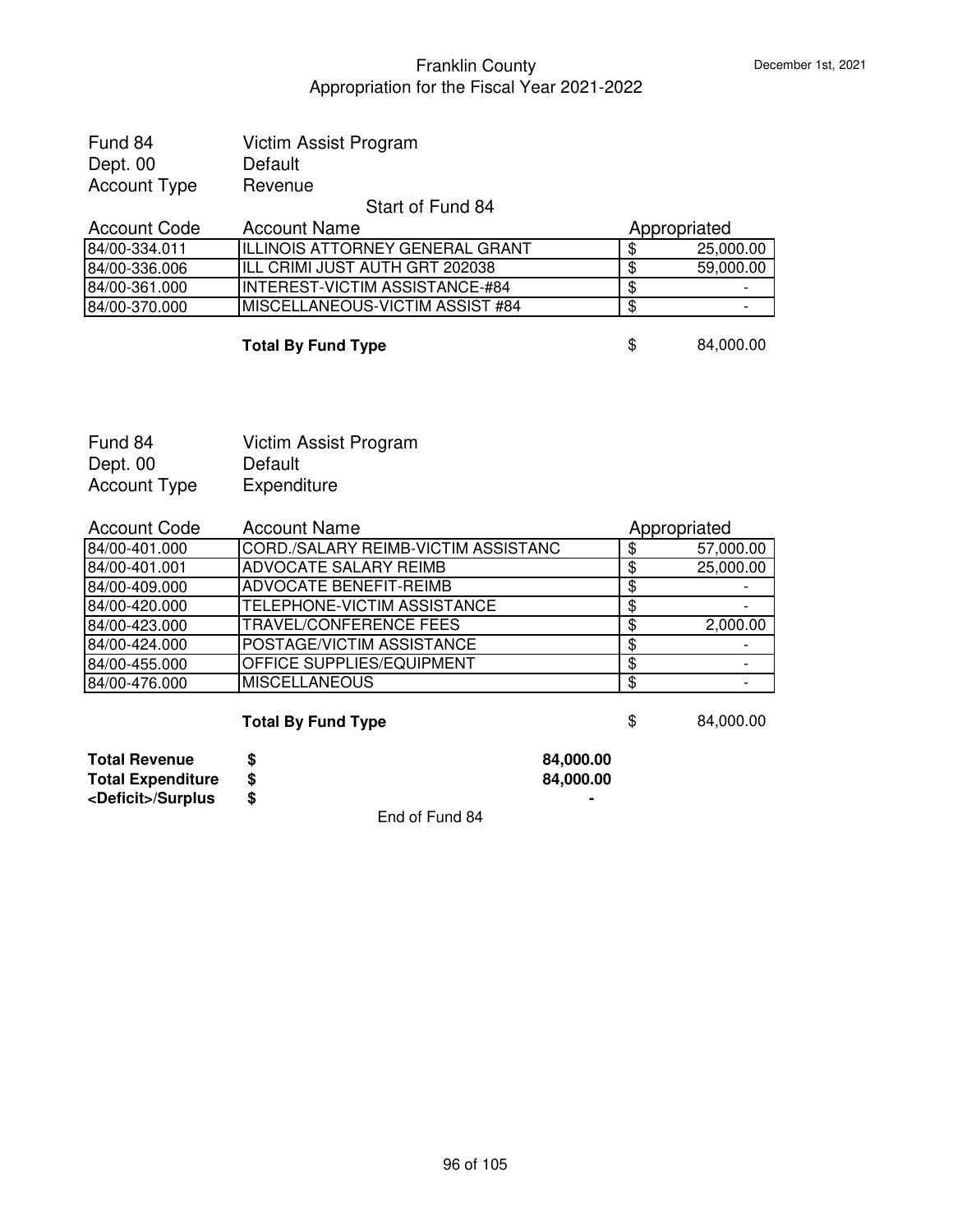# Franklin County
## Appropriation for the Fiscal Year 2021-2022

December 1st, 2021

Fund 84 Victim Assist Program
Dept. 00 Default
Account Type Revenue

Start of Fund 84

| Account Code | Account Name | Appropriated |
|---|---|---|
| 84/00-334.011 | ILLINOIS ATTORNEY GENERAL GRANT | $ 25,000.00 |
| 84/00-336.006 | ILL CRIMI JUST AUTH GRT 202038 | $ 59,000.00 |
| 84/00-361.000 | INTEREST-VICTIM ASSISTANCE-#84 | $ - |
| 84/00-370.000 | MISCELLANEOUS-VICTIM ASSIST #84 | $ - |

**Total By Fund Type** $ 84,000.00

Fund 84 Victim Assist Program
Dept. 00 Default
Account Type Expenditure

| Account Code | Account Name | Appropriated |
|---|---|---|
| 84/00-401.000 | CORD./SALARY REIMB-VICTIM ASSISTANC | $ 57,000.00 |
| 84/00-401.001 | ADVOCATE SALARY REIMB | $ 25,000.00 |
| 84/00-409.000 | ADVOCATE BENEFIT-REIMB | $ - |
| 84/00-420.000 | TELEPHONE-VICTIM ASSISTANCE | $ - |
| 84/00-423.000 | TRAVEL/CONFERENCE FEES | $ 2,000.00 |
| 84/00-424.000 | POSTAGE/VICTIM ASSISTANCE | $ - |
| 84/00-455.000 | OFFICE SUPPLIES/EQUIPMENT | $ - |
| 84/00-476.000 | MISCELLANEOUS | $ - |

**Total By Fund Type** $ 84,000.00

| | | |
|---|---|---|
| **Total Revenue** | **$** | **84,000.00** |
| **Total Expenditure** | **$** | **84,000.00** |
| **<Deficit>/Surplus** | **$** | **-** |

End of Fund 84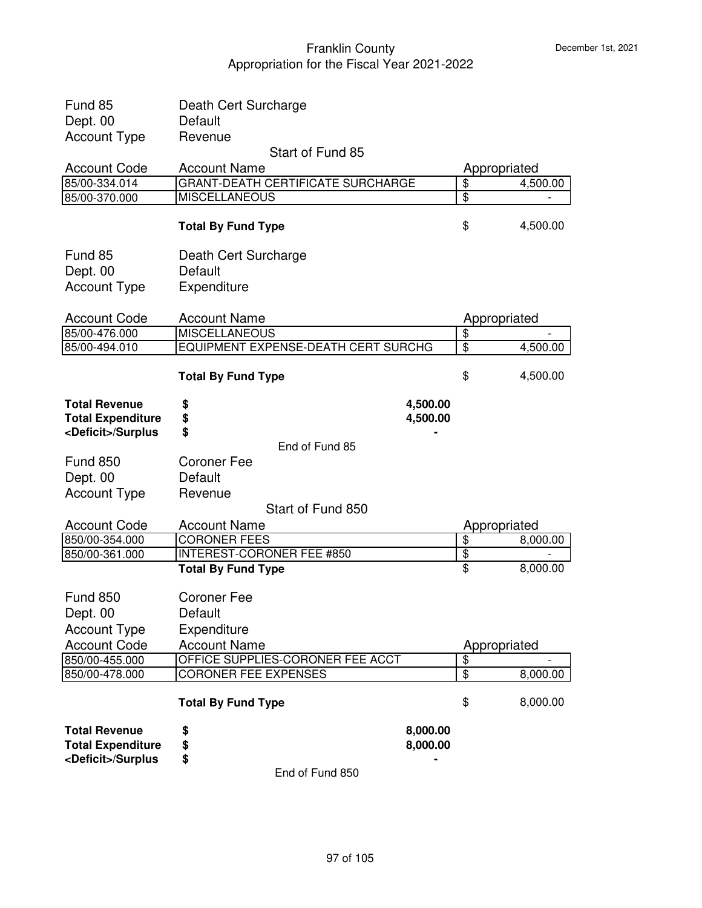# Franklin County
## Appropriation for the Fiscal Year 2021-2022

December 1st, 2021

Fund 85 Death Cert Surcharge
Dept. 00 Default
Account Type Revenue

Start of Fund 85

| Account Code | Account Name | Appropriated |
|---|---|---|
| 85/00-334.014 | GRANT-DEATH CERTIFICATE SURCHARGE | $ 4,500.00 |
| 85/00-370.000 | MISCELLANEOUS | $ - |
| | **Total By Fund Type** | $ 4,500.00 |

Fund 85 Death Cert Surcharge
Dept. 00 Default
Account Type Expenditure

| Account Code | Account Name | Appropriated |
|---|---|---|
| 85/00-476.000 | MISCELLANEOUS | $ - |
| 85/00-494.010 | EQUIPMENT EXPENSE-DEATH CERT SURCHG | $ 4,500.00 |
| | **Total By Fund Type** | $ 4,500.00 |

| | | |
|---|---|---|
| **Total Revenue** | **$** | **4,500.00** |
| **Total Expenditure** | **$** | **4,500.00** |
| **<Deficit>/Surplus** | **$** | **-** |

End of Fund 85

Fund 850 Coroner Fee
Dept. 00 Default
Account Type Revenue

Start of Fund 850

| Account Code | Account Name | Appropriated |
|---|---|---|
| 850/00-354.000 | CORONER FEES | $ 8,000.00 |
| 850/00-361.000 | INTEREST-CORONER FEE #850 | $ - |
| | **Total By Fund Type** | $ 8,000.00 |

Fund 850 Coroner Fee
Dept. 00 Default
Account Type Expenditure

| Account Code | Account Name | Appropriated |
|---|---|---|
| 850/00-455.000 | OFFICE SUPPLIES-CORONER FEE ACCT | $ - |
| 850/00-478.000 | CORONER FEE EXPENSES | $ 8,000.00 |
| | **Total By Fund Type** | $ 8,000.00 |

| | | |
|---|---|---|
| **Total Revenue** | **$** | **8,000.00** |
| **Total Expenditure** | **$** | **8,000.00** |
| **<Deficit>/Surplus** | **$** | **-** |

End of Fund 850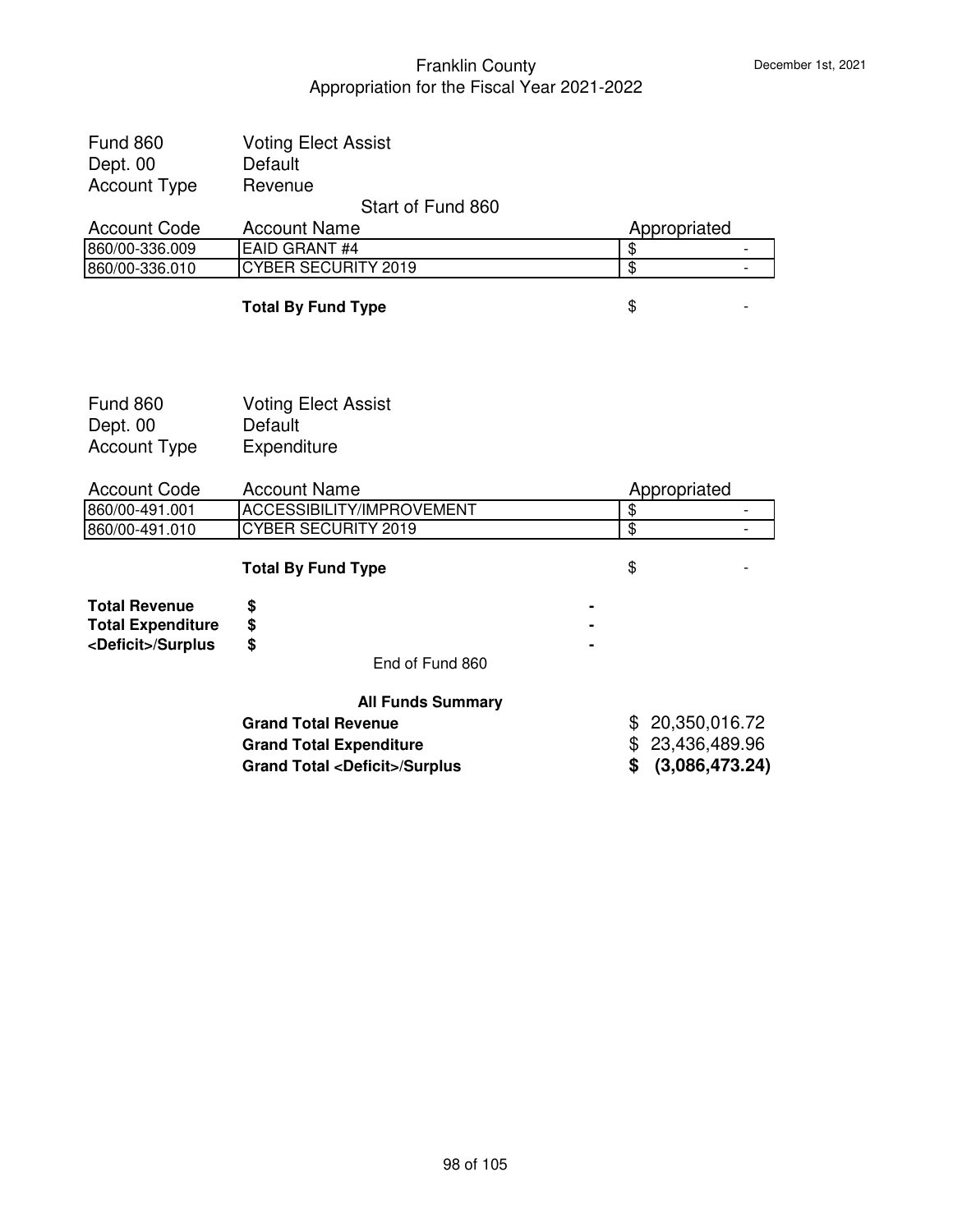Franklin County
Appropriation for the Fiscal Year 2021-2022

December 1st, 2021

Fund 860 Voting Elect Assist
Dept. 00 Default
Account Type Revenue

Start of Fund 860

| Account Code | Account Name | Appropriated |
|---|---|---|
| 860/00-336.009 | EAID GRANT #4 | $ - |
| 860/00-336.010 | CYBER SECURITY 2019 | $ - |

**Total By Fund Type** $ -

Fund 860 Voting Elect Assist
Dept. 00 Default
Account Type Expenditure

| Account Code | Account Name | Appropriated |
|---|---|---|
| 860/00-491.001 | ACCESSIBILITY/IMPROVEMENT | $ - |
| 860/00-491.010 | CYBER SECURITY 2019 | $ - |

**Total By Fund Type** $ -

| | |
|---|---|
| **Total Revenue** | **$ -** |
| **Total Expenditure** | **$ -** |
| **<Deficit>/Surplus** | **$ -** |

End of Fund 860

**All Funds Summary**

| | |
|---|---|
| **Grand Total Revenue** | $ 20,350,016.72 |
| **Grand Total Expenditure** | $ 23,436,489.96 |
| **Grand Total <Deficit>/Surplus** | **$ (3,086,473.24)** |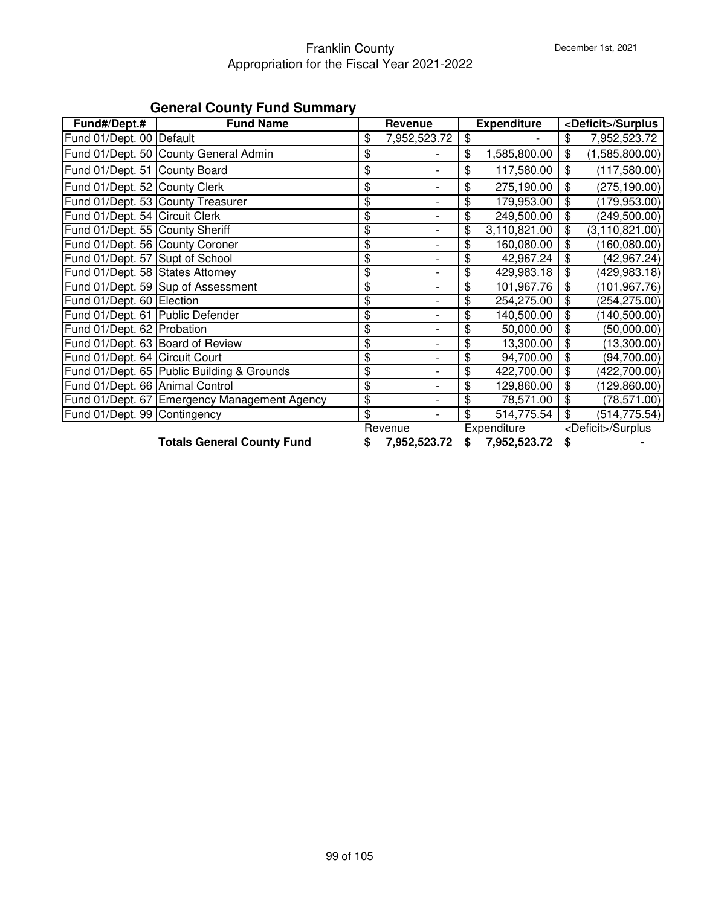Franklin County
Appropriation for the Fiscal Year 2021-2022

December 1st, 2021

## General County Fund Summary

| Fund#/Dept.# | Fund Name | Revenue | Expenditure | <Deficit>/Surplus |
|---|---|---|---|---|
| Fund 01/Dept. 00 | Default | $ 7,952,523.72 | $ - | $ 7,952,523.72 |
| Fund 01/Dept. 50 | County General Admin | $ - | $ 1,585,800.00 | $ (1,585,800.00) |
| Fund 01/Dept. 51 | County Board | $ - | $ 117,580.00 | $ (117,580.00) |
| Fund 01/Dept. 52 | County Clerk | $ - | $ 275,190.00 | $ (275,190.00) |
| Fund 01/Dept. 53 | County Treasurer | $ - | $ 179,953.00 | $ (179,953.00) |
| Fund 01/Dept. 54 | Circuit Clerk | $ - | $ 249,500.00 | $ (249,500.00) |
| Fund 01/Dept. 55 | County Sheriff | $ - | $ 3,110,821.00 | $ (3,110,821.00) |
| Fund 01/Dept. 56 | County Coroner | $ - | $ 160,080.00 | $ (160,080.00) |
| Fund 01/Dept. 57 | Supt of School | $ - | $ 42,967.24 | $ (42,967.24) |
| Fund 01/Dept. 58 | States Attorney | $ - | $ 429,983.18 | $ (429,983.18) |
| Fund 01/Dept. 59 | Sup of Assessment | $ - | $ 101,967.76 | $ (101,967.76) |
| Fund 01/Dept. 60 | Election | $ - | $ 254,275.00 | $ (254,275.00) |
| Fund 01/Dept. 61 | Public Defender | $ - | $ 140,500.00 | $ (140,500.00) |
| Fund 01/Dept. 62 | Probation | $ - | $ 50,000.00 | $ (50,000.00) |
| Fund 01/Dept. 63 | Board of Review | $ - | $ 13,300.00 | $ (13,300.00) |
| Fund 01/Dept. 64 | Circuit Court | $ - | $ 94,700.00 | $ (94,700.00) |
| Fund 01/Dept. 65 | Public Building & Grounds | $ - | $ 422,700.00 | $ (422,700.00) |
| Fund 01/Dept. 66 | Animal Control | $ - | $ 129,860.00 | $ (129,860.00) |
| Fund 01/Dept. 67 | Emergency Management Agency | $ - | $ 78,571.00 | $ (78,571.00) |
| Fund 01/Dept. 99 | Contingency | $ - | $ 514,775.54 | $ (514,775.54) |
| | | Revenue | Expenditure | <Deficit>/Surplus |
| | **Totals General County Fund** | **$ 7,952,523.72** | **$ 7,952,523.72** | **$ -** |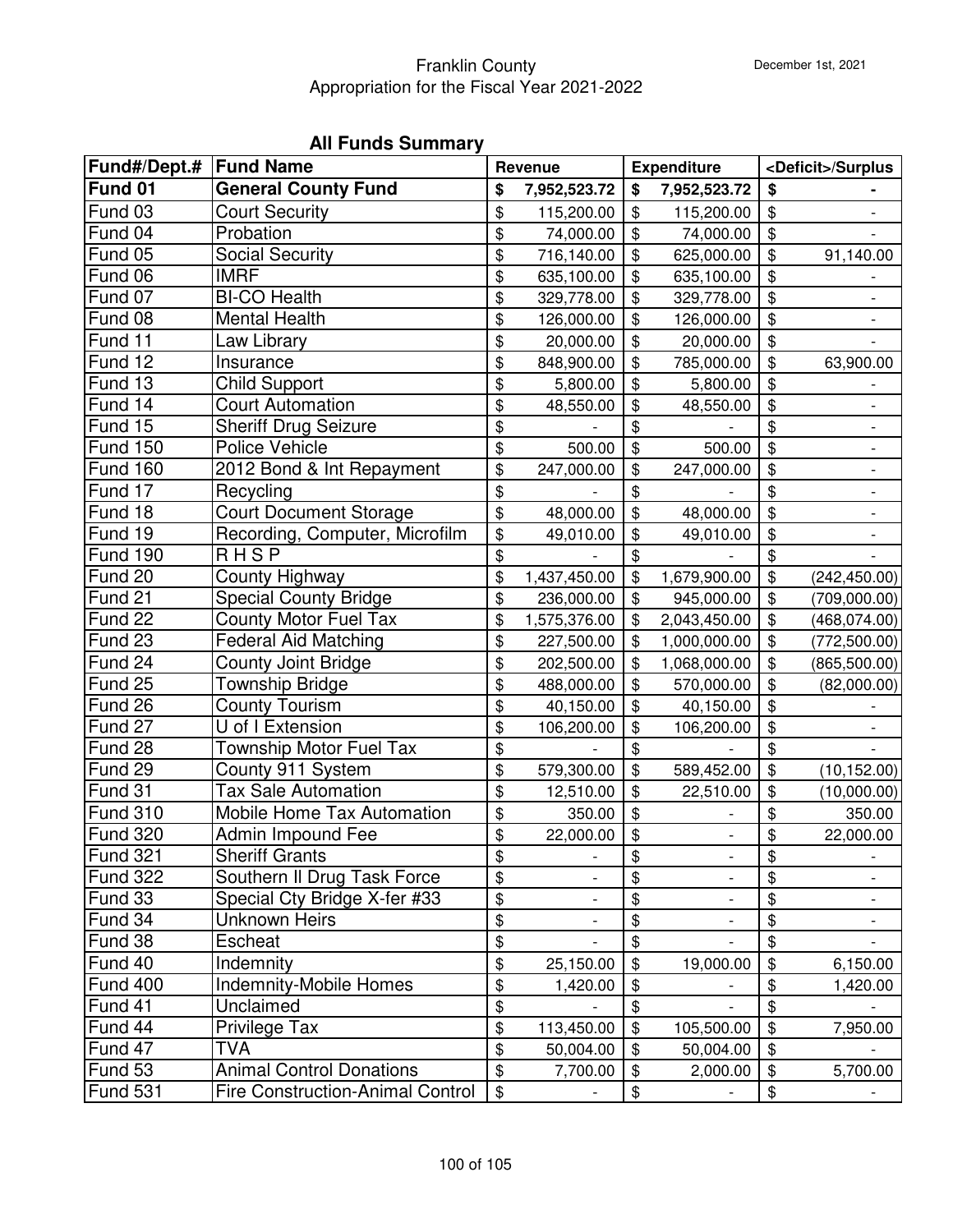Franklin County
Appropriation for the Fiscal Year 2021-2022

December 1st, 2021

## All Funds Summary

| Fund#/Dept.# | Fund Name | Revenue | Expenditure | <Deficit>/Surplus |
|---|---|---|---|---|
| **Fund 01** | **General County Fund** | **$ 7,952,523.72** | **$ 7,952,523.72** | **$ -** |
| Fund 03 | Court Security | $ 115,200.00 | $ 115,200.00 | $ - |
| Fund 04 | Probation | $ 74,000.00 | $ 74,000.00 | $ - |
| Fund 05 | Social Security | $ 716,140.00 | $ 625,000.00 | $ 91,140.00 |
| Fund 06 | IMRF | $ 635,100.00 | $ 635,100.00 | $ - |
| Fund 07 | BI-CO Health | $ 329,778.00 | $ 329,778.00 | $ - |
| Fund 08 | Mental Health | $ 126,000.00 | $ 126,000.00 | $ - |
| Fund 11 | Law Library | $ 20,000.00 | $ 20,000.00 | $ - |
| Fund 12 | Insurance | $ 848,900.00 | $ 785,000.00 | $ 63,900.00 |
| Fund 13 | Child Support | $ 5,800.00 | $ 5,800.00 | $ - |
| Fund 14 | Court Automation | $ 48,550.00 | $ 48,550.00 | $ - |
| Fund 15 | Sheriff Drug Seizure | $ - | $ - | $ - |
| Fund 150 | Police Vehicle | $ 500.00 | $ 500.00 | $ - |
| Fund 160 | 2012 Bond & Int Repayment | $ 247,000.00 | $ 247,000.00 | $ - |
| Fund 17 | Recycling | $ - | $ - | $ - |
| Fund 18 | Court Document Storage | $ 48,000.00 | $ 48,000.00 | $ - |
| Fund 19 | Recording, Computer, Microfilm | $ 49,010.00 | $ 49,010.00 | $ - |
| Fund 190 | R H S P | $ - | $ - | $ - |
| Fund 20 | County Highway | $ 1,437,450.00 | $ 1,679,900.00 | $ (242,450.00) |
| Fund 21 | Special County Bridge | $ 236,000.00 | $ 945,000.00 | $ (709,000.00) |
| Fund 22 | County Motor Fuel Tax | $ 1,575,376.00 | $ 2,043,450.00 | $ (468,074.00) |
| Fund 23 | Federal Aid Matching | $ 227,500.00 | $ 1,000,000.00 | $ (772,500.00) |
| Fund 24 | County Joint Bridge | $ 202,500.00 | $ 1,068,000.00 | $ (865,500.00) |
| Fund 25 | Township Bridge | $ 488,000.00 | $ 570,000.00 | $ (82,000.00) |
| Fund 26 | County Tourism | $ 40,150.00 | $ 40,150.00 | $ - |
| Fund 27 | U of I Extension | $ 106,200.00 | $ 106,200.00 | $ - |
| Fund 28 | Township Motor Fuel Tax | $ - | $ - | $ - |
| Fund 29 | County 911 System | $ 579,300.00 | $ 589,452.00 | $ (10,152.00) |
| Fund 31 | Tax Sale Automation | $ 12,510.00 | $ 22,510.00 | $ (10,000.00) |
| Fund 310 | Mobile Home Tax Automation | $ 350.00 | $ - | $ 350.00 |
| Fund 320 | Admin Impound Fee | $ 22,000.00 | $ - | $ 22,000.00 |
| Fund 321 | Sheriff Grants | $ - | $ - | $ - |
| Fund 322 | Southern Il Drug Task Force | $ - | $ - | $ - |
| Fund 33 | Special Cty Bridge X-fer #33 | $ - | $ - | $ - |
| Fund 34 | Unknown Heirs | $ - | $ - | $ - |
| Fund 38 | Escheat | $ - | $ - | $ - |
| Fund 40 | Indemnity | $ 25,150.00 | $ 19,000.00 | $ 6,150.00 |
| Fund 400 | Indemnity-Mobile Homes | $ 1,420.00 | $ - | $ 1,420.00 |
| Fund 41 | Unclaimed | $ - | $ - | $ - |
| Fund 44 | Privilege Tax | $ 113,450.00 | $ 105,500.00 | $ 7,950.00 |
| Fund 47 | TVA | $ 50,004.00 | $ 50,004.00 | $ - |
| Fund 53 | Animal Control Donations | $ 7,700.00 | $ 2,000.00 | $ 5,700.00 |
| Fund 531 | Fire Construction-Animal Control | $ - | $ - | $ - |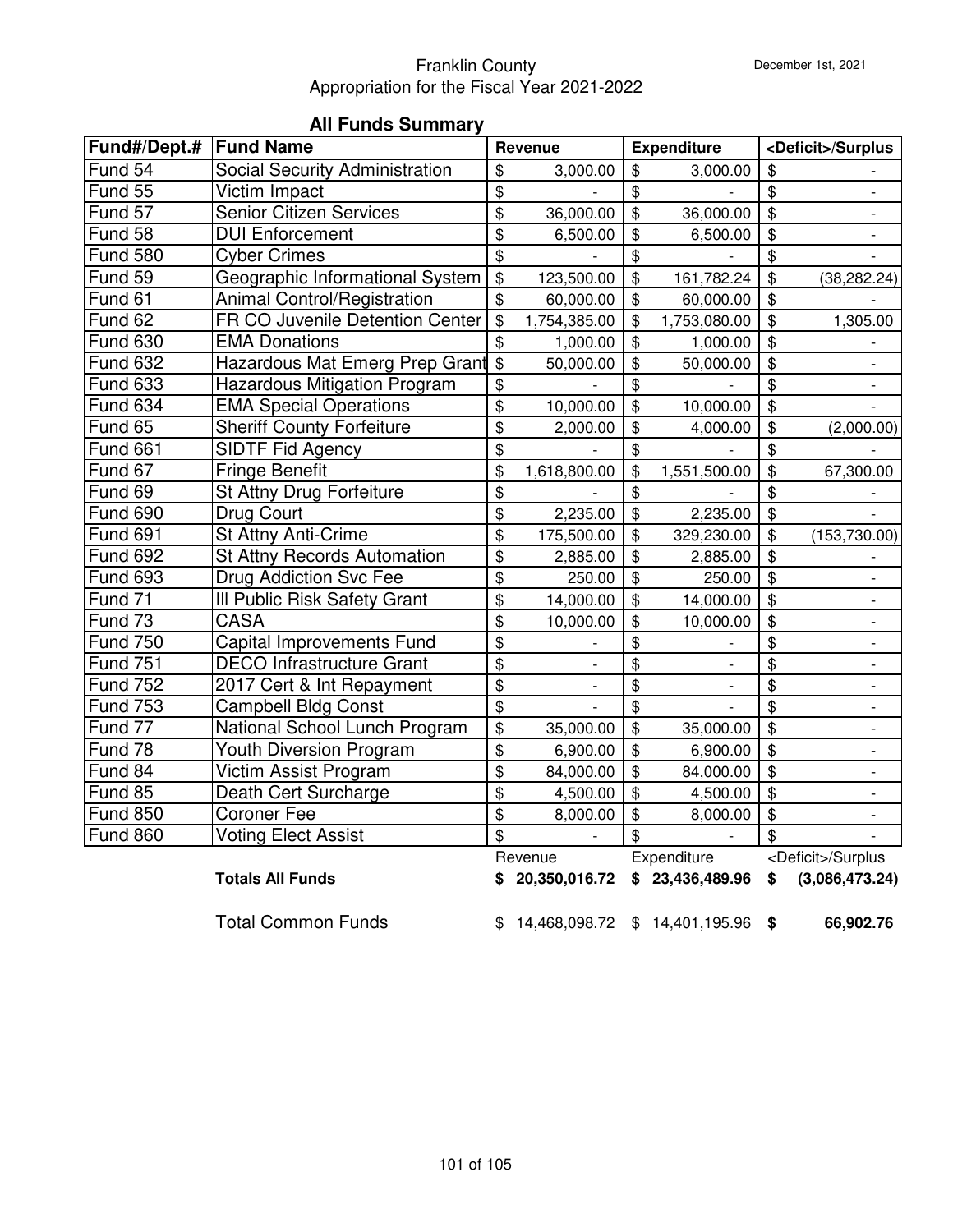Franklin County

Appropriation for the Fiscal Year 2021-2022

December 1st, 2021

## All Funds Summary

| Fund#/Dept.# | Fund Name | Revenue | Expenditure | <Deficit>/Surplus |
|---|---|---|---|---|
| Fund 54 | Social Security Administration | $ 3,000.00 | $ 3,000.00 | $ - |
| Fund 55 | Victim Impact | $ - | $ - | $ - |
| Fund 57 | Senior Citizen Services | $ 36,000.00 | $ 36,000.00 | $ - |
| Fund 58 | DUI Enforcement | $ 6,500.00 | $ 6,500.00 | $ - |
| Fund 580 | Cyber Crimes | $ - | $ - | $ - |
| Fund 59 | Geographic Informational System | $ 123,500.00 | $ 161,782.24 | $ (38,282.24) |
| Fund 61 | Animal Control/Registration | $ 60,000.00 | $ 60,000.00 | $ - |
| Fund 62 | FR CO Juvenile Detention Center | $ 1,754,385.00 | $ 1,753,080.00 | $ 1,305.00 |
| Fund 630 | EMA Donations | $ 1,000.00 | $ 1,000.00 | $ - |
| Fund 632 | Hazardous Mat Emerg Prep Grant | $ 50,000.00 | $ 50,000.00 | $ - |
| Fund 633 | Hazardous Mitigation Program | $ - | $ - | $ - |
| Fund 634 | EMA Special Operations | $ 10,000.00 | $ 10,000.00 | $ - |
| Fund 65 | Sheriff County Forfeiture | $ 2,000.00 | $ 4,000.00 | $ (2,000.00) |
| Fund 661 | SIDTF Fid Agency | $ - | $ - | $ - |
| Fund 67 | Fringe Benefit | $ 1,618,800.00 | $ 1,551,500.00 | $ 67,300.00 |
| Fund 69 | St Attny Drug Forfeiture | $ - | $ - | $ - |
| Fund 690 | Drug Court | $ 2,235.00 | $ 2,235.00 | $ - |
| Fund 691 | St Attny Anti-Crime | $ 175,500.00 | $ 329,230.00 | $ (153,730.00) |
| Fund 692 | St Attny Records Automation | $ 2,885.00 | $ 2,885.00 | $ - |
| Fund 693 | Drug Addiction Svc Fee | $ 250.00 | $ 250.00 | $ - |
| Fund 71 | Ill Public Risk Safety Grant | $ 14,000.00 | $ 14,000.00 | $ - |
| Fund 73 | CASA | $ 10,000.00 | $ 10,000.00 | $ - |
| Fund 750 | Capital Improvements Fund | $ - | $ - | $ - |
| Fund 751 | DECO Infrastructure Grant | $ - | $ - | $ - |
| Fund 752 | 2017 Cert & Int Repayment | $ - | $ - | $ - |
| Fund 753 | Campbell Bldg Const | $ - | $ - | $ - |
| Fund 77 | National School Lunch Program | $ 35,000.00 | $ 35,000.00 | $ - |
| Fund 78 | Youth Diversion Program | $ 6,900.00 | $ 6,900.00 | $ - |
| Fund 84 | Victim Assist Program | $ 84,000.00 | $ 84,000.00 | $ - |
| Fund 85 | Death Cert Surcharge | $ 4,500.00 | $ 4,500.00 | $ - |
| Fund 850 | Coroner Fee | $ 8,000.00 | $ 8,000.00 | $ - |
| Fund 860 | Voting Elect Assist | $ - | $ - | $ - |
| | | Revenue | Expenditure | <Deficit>/Surplus |
| | **Totals All Funds** | **$ 20,350,016.72** | **$ 23,436,489.96** | **$ (3,086,473.24)** |
| | Total Common Funds | $ 14,468,098.72 | $ 14,401,195.96 | **$ 66,902.76** |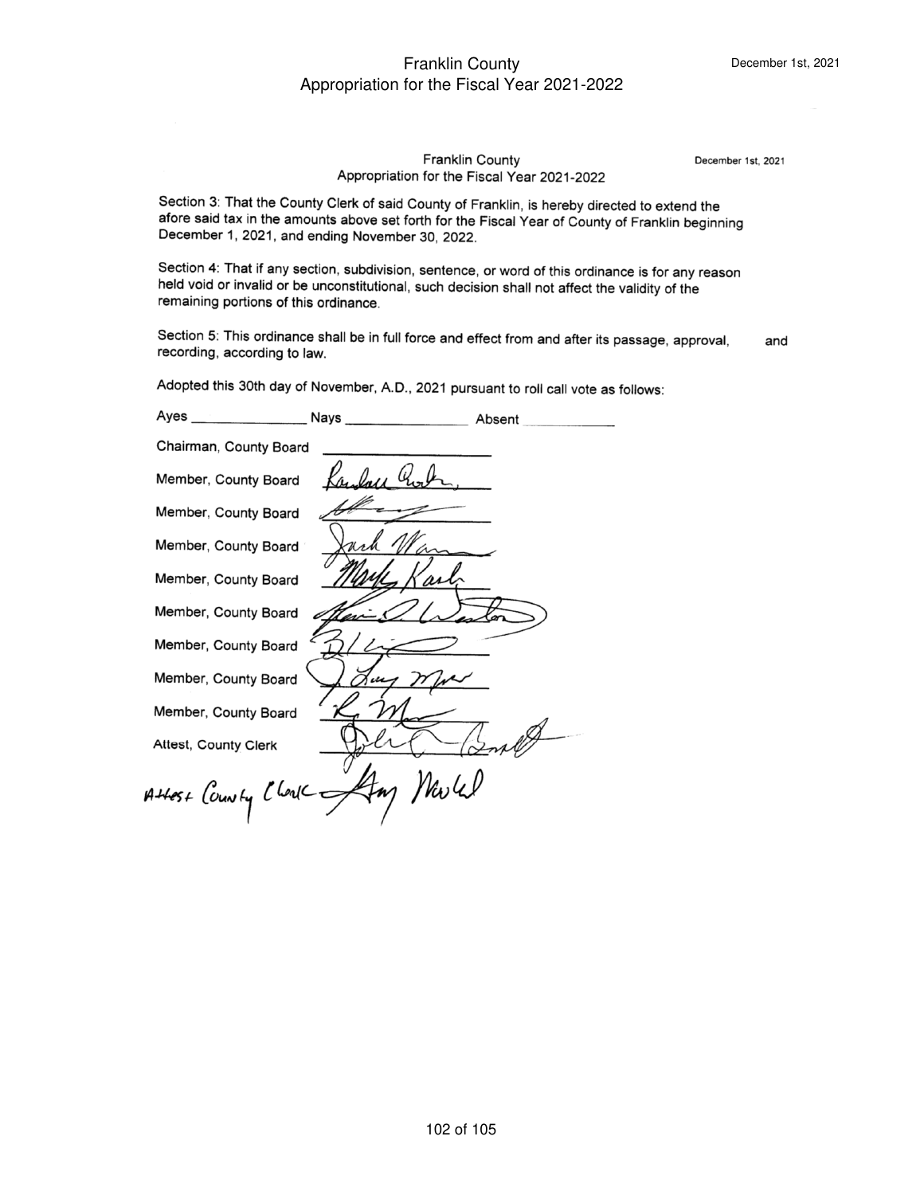Franklin County
Appropriation for the Fiscal Year 2021-2022

December 1st, 2021

Section 3: That the County Clerk of said County of Franklin, is hereby directed to extend the afore said tax in the amounts above set forth for the Fiscal Year of County of Franklin beginning December 1, 2021, and ending November 30, 2022.

Section 4: That if any section, subdivision, sentence, or word of this ordinance is for any reason held void or invalid or be unconstitutional, such decision shall not affect the validity of the remaining portions of this ordinance.

Section 5: This ordinance shall be in full force and effect from and after its passage, approval, and recording, according to law.

Adopted this 30th day of November, A.D., 2021 pursuant to roll call vote as follows:

Ayes _______________ Nays _______________ Absent ___________

Chairman, County Board _______________

Member, County Board _______________

Member, County Board _______________

Member, County Board _______________

Member, County Board _______________

Member, County Board _______________

Member, County Board _______________

Member, County Board _______________

Member, County Board _______________

Attest, County Clerk _______________

Attest County Clerk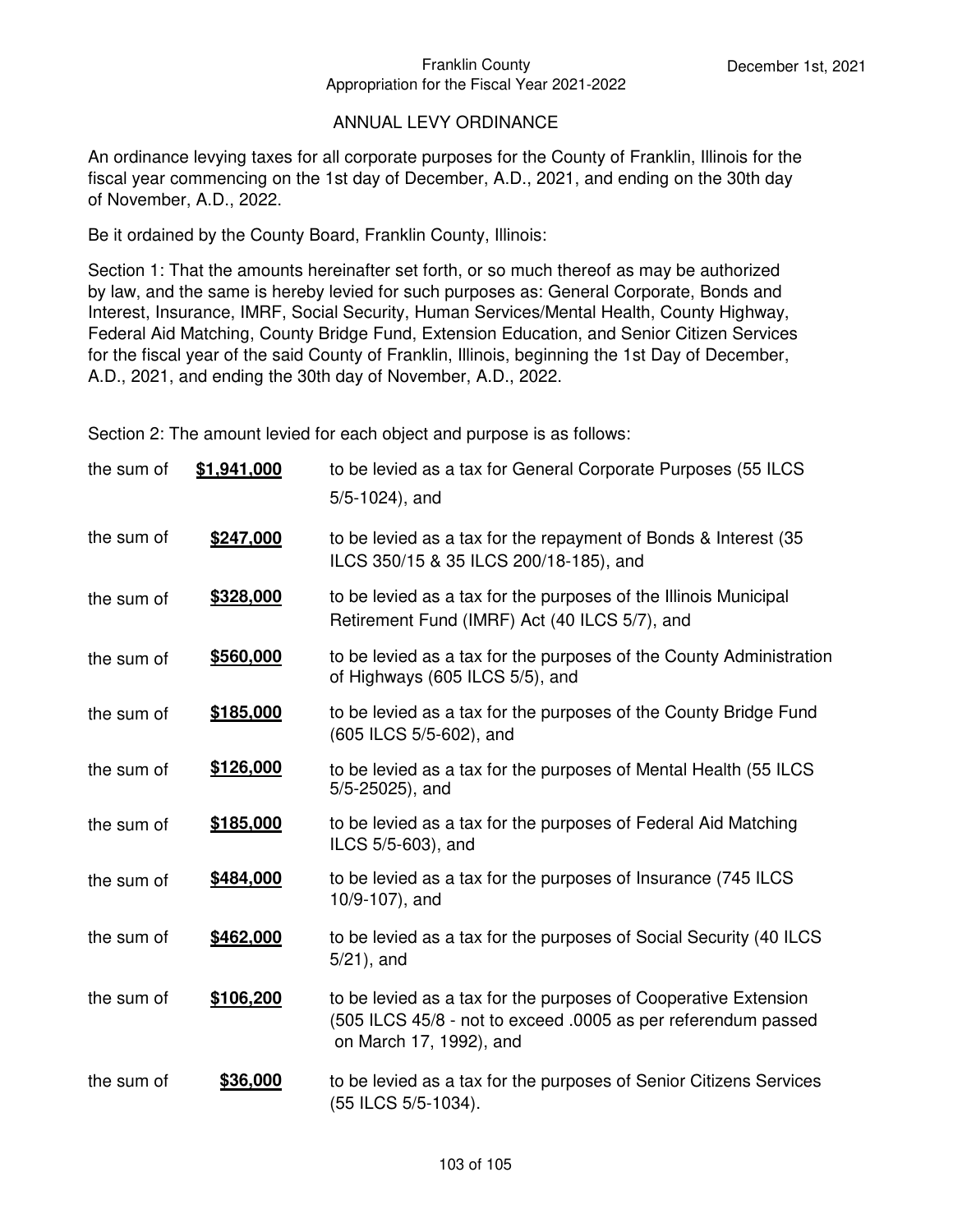Franklin County
Appropriation for the Fiscal Year 2021-2022

December 1st, 2021

## ANNUAL LEVY ORDINANCE

An ordinance levying taxes for all corporate purposes for the County of Franklin, Illinois for the fiscal year commencing on the 1st day of December, A.D., 2021, and ending on the 30th day of November, A.D., 2022.

Be it ordained by the County Board, Franklin County, Illinois:

Section 1: That the amounts hereinafter set forth, or so much thereof as may be authorized by law, and the same is hereby levied for such purposes as: General Corporate, Bonds and Interest, Insurance, IMRF, Social Security, Human Services/Mental Health, County Highway, Federal Aid Matching, County Bridge Fund, Extension Education, and Senior Citizen Services for the fiscal year of the said County of Franklin, Illinois, beginning the 1st Day of December, A.D., 2021, and ending the 30th day of November, A.D., 2022.

Section 2: The amount levied for each object and purpose is as follows:

| | | |
|---|---|---|
| the sum of | **$1,941,000** | to be levied as a tax for General Corporate Purposes (55 ILCS 5/5-1024), and |
| the sum of | **$247,000** | to be levied as a tax for the repayment of Bonds & Interest (35 ILCS 350/15 & 35 ILCS 200/18-185), and |
| the sum of | **$328,000** | to be levied as a tax for the purposes of the Illinois Municipal Retirement Fund (IMRF) Act (40 ILCS 5/7), and |
| the sum of | **$560,000** | to be levied as a tax for the purposes of the County Administration of Highways (605 ILCS 5/5), and |
| the sum of | **$185,000** | to be levied as a tax for the purposes of the County Bridge Fund (605 ILCS 5/5-602), and |
| the sum of | **$126,000** | to be levied as a tax for the purposes of Mental Health (55 ILCS 5/5-25025), and |
| the sum of | **$185,000** | to be levied as a tax for the purposes of Federal Aid Matching ILCS 5/5-603), and |
| the sum of | **$484,000** | to be levied as a tax for the purposes of Insurance (745 ILCS 10/9-107), and |
| the sum of | **$462,000** | to be levied as a tax for the purposes of Social Security (40 ILCS 5/21), and |
| the sum of | **$106,200** | to be levied as a tax for the purposes of Cooperative Extension (505 ILCS 45/8 - not to exceed .0005 as per referendum passed on March 17, 1992), and |
| the sum of | **$36,000** | to be levied as a tax for the purposes of Senior Citizens Services (55 ILCS 5/5-1034). |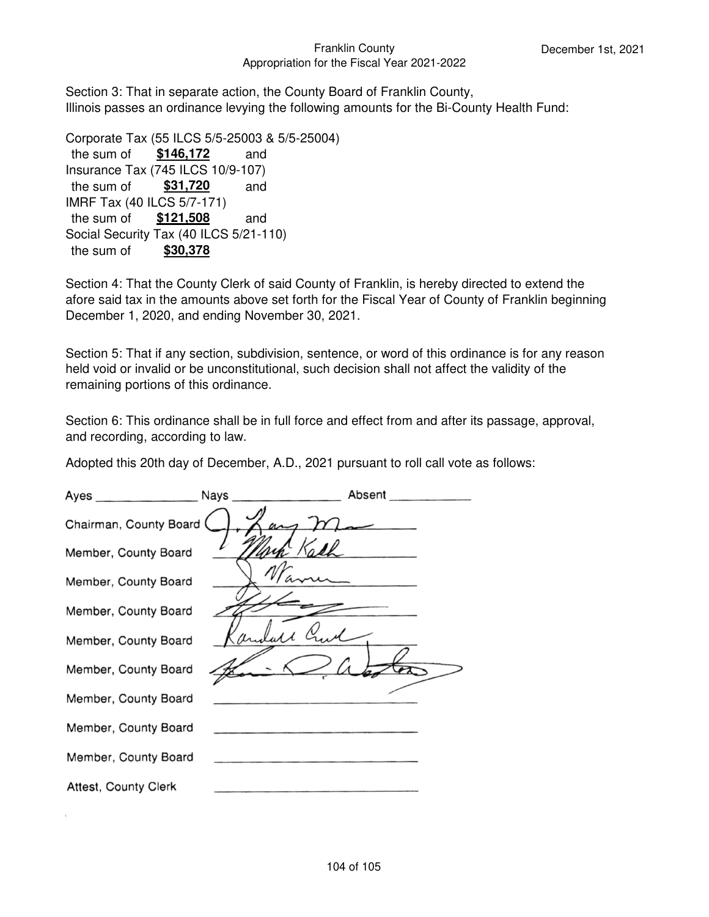Section 3: That in separate action, the County Board of Franklin County, Illinois passes an ordinance levying the following amounts for the Bi-County Health Fund:

Corporate Tax (55 ILCS 5/5-25003 & 5/5-25004)
 the sum of **$146,172** and
Insurance Tax (745 ILCS 10/9-107)
 the sum of **$31,720** and
IMRF Tax (40 ILCS 5/7-171)
 the sum of **$121,508** and
Social Security Tax (40 ILCS 5/21-110)
 the sum of **$30,378**

Section 4: That the County Clerk of said County of Franklin, is hereby directed to extend the afore said tax in the amounts above set forth for the Fiscal Year of County of Franklin beginning December 1, 2020, and ending November 30, 2021.

Section 5: That if any section, subdivision, sentence, or word of this ordinance is for any reason held void or invalid or be unconstitutional, such decision shall not affect the validity of the remaining portions of this ordinance.

Section 6: This ordinance shall be in full force and effect from and after its passage, approval, and recording, according to law.

Adopted this 20th day of December, A.D., 2021 pursuant to roll call vote as follows:

Ayes ______________ Nays ______________ Absent ____________

Chairman, County Board ______________

Member, County Board ______________

Member, County Board ______________

Member, County Board ______________

Member, County Board ______________

Member, County Board ______________

Member, County Board ______________

Member, County Board ______________

Member, County Board ______________

Attest, County Clerk ______________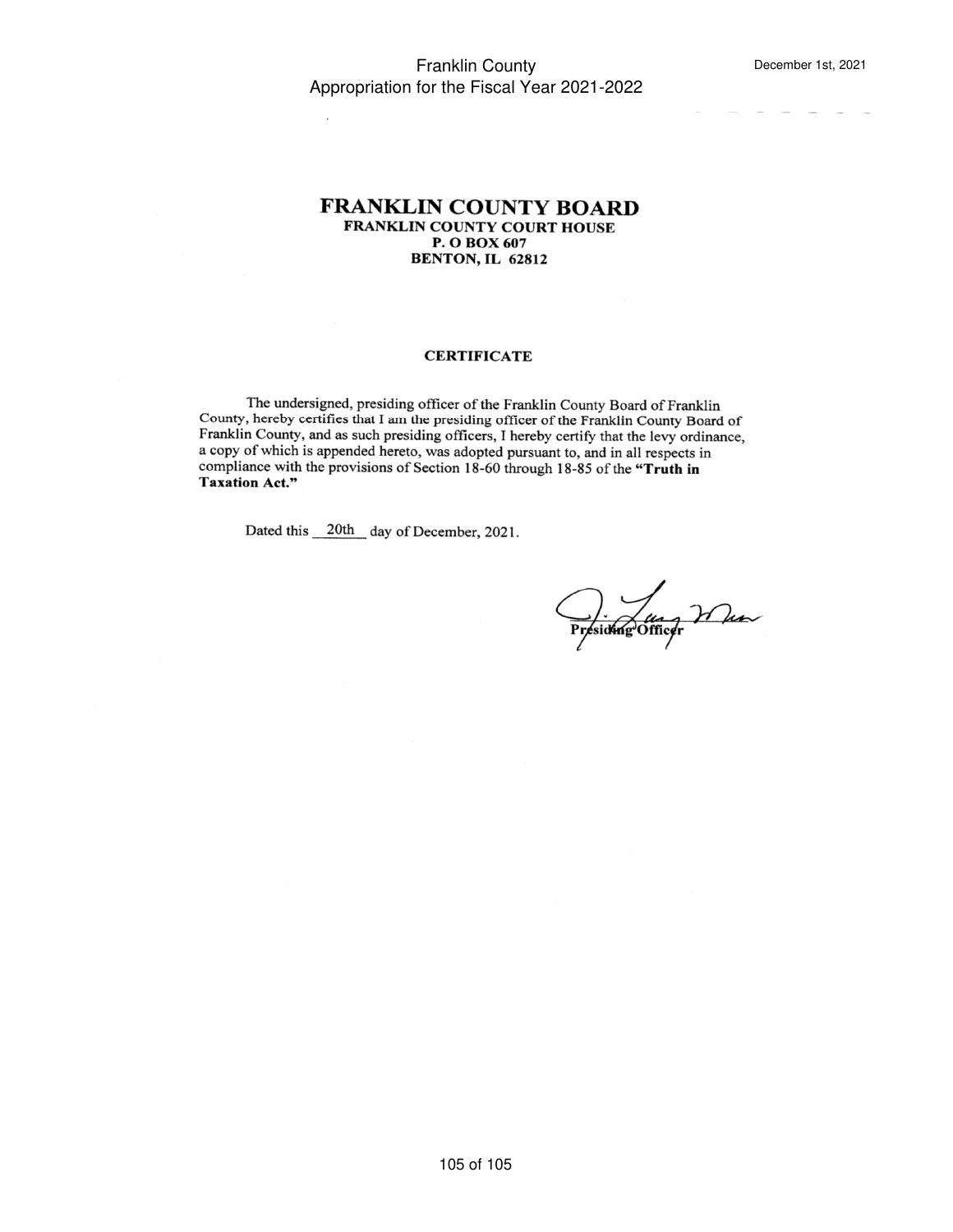# FRANKLIN COUNTY BOARD

**FRANKLIN COUNTY COURT HOUSE**
**P. O BOX 607**
**BENTON, IL 62812**

## CERTIFICATE

The undersigned, presiding officer of the Franklin County Board of Franklin County, hereby certifies that I am the presiding officer of the Franklin County Board of Franklin County, and as such presiding officers, I hereby certify that the levy ordinance, a copy of which is appended hereto, was adopted pursuant to, and in all respects in compliance with the provisions of Section 18-60 through 18-85 of the **"Truth in Taxation Act."**

Dated this 20th day of December, 2021.

Presiding Officer